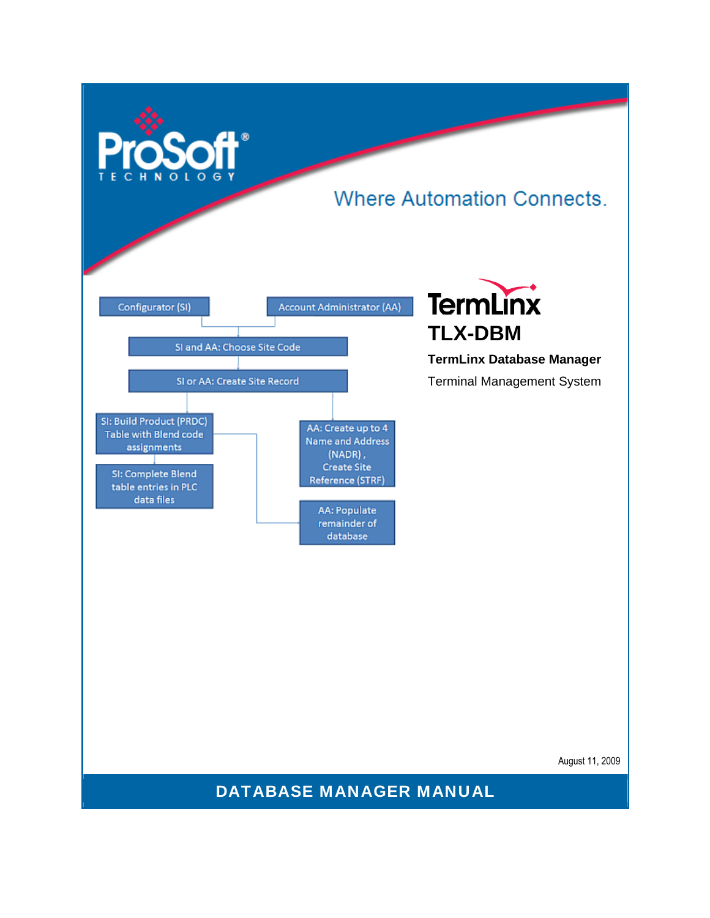ProSoft® TECHNOLOGY

Where Automation Connects.

Configurator (SI)

Account Administrator (AA)

SI and AA: Choose Site Code

SI or AA: Create Site Record

SI: Build Product (PRDC) Table with Blend code assignments

SI: Complete Blend table entries in PLC data files

AA: Create up to 4 Name and Address (NADR), Create Site Reference (STRF)

AA: Populate remainder of database

# TermLinx

## TLX-DBM

**TermLinx Database Manager**

Terminal Management System

August 11, 2009

**DATABASE MANAGER MANUAL**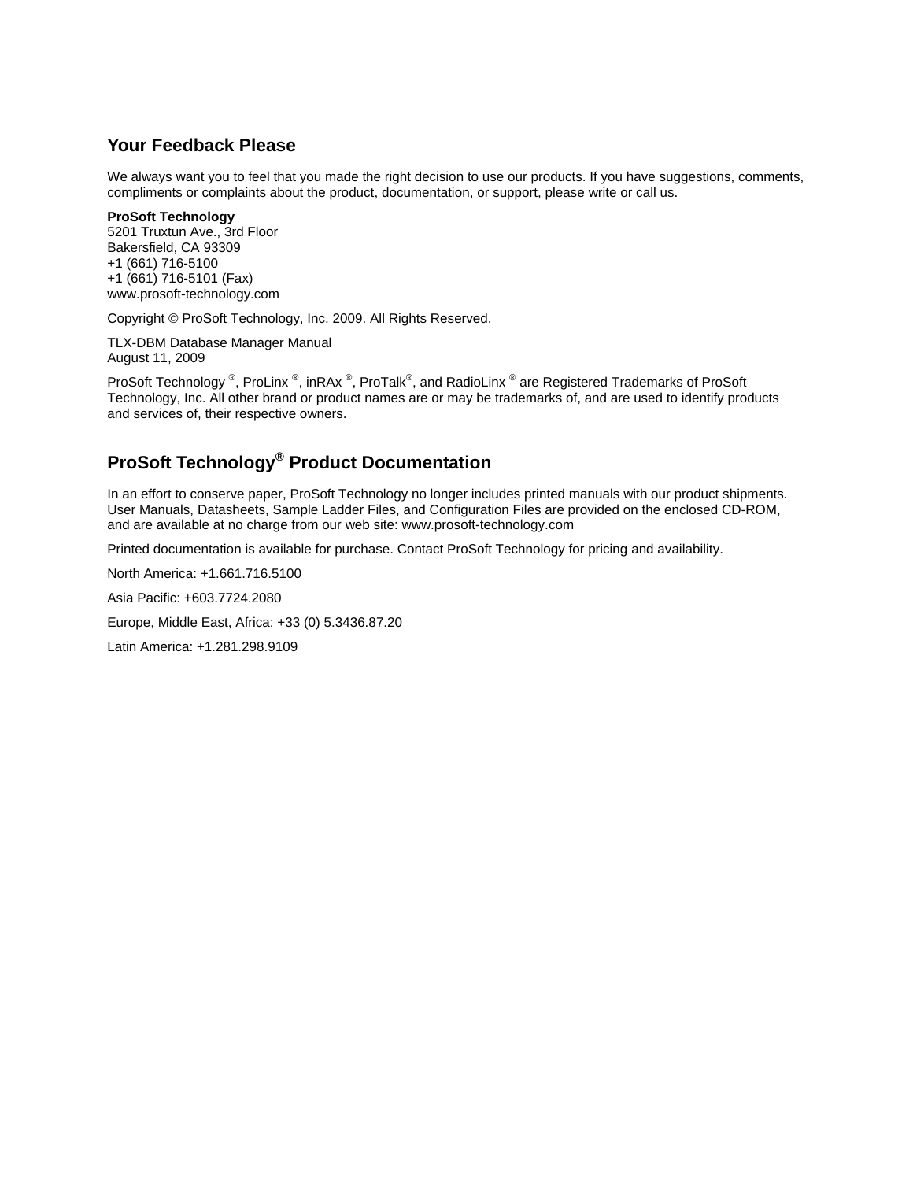## Your Feedback Please

We always want you to feel that you made the right decision to use our products. If you have suggestions, comments, compliments or complaints about the product, documentation, or support, please write or call us.

**ProSoft Technology**
5201 Truxtun Ave., 3rd Floor
Bakersfield, CA 93309
+1 (661) 716-5100
+1 (661) 716-5101 (Fax)
www.prosoft-technology.com

Copyright © ProSoft Technology, Inc. 2009. All Rights Reserved.

TLX-DBM Database Manager Manual
August 11, 2009

ProSoft Technology ®, ProLinx ®, inRAx ®, ProTalk®, and RadioLinx ® are Registered Trademarks of ProSoft Technology, Inc. All other brand or product names are or may be trademarks of, and are used to identify products and services of, their respective owners.

## ProSoft Technology® Product Documentation

In an effort to conserve paper, ProSoft Technology no longer includes printed manuals with our product shipments. User Manuals, Datasheets, Sample Ladder Files, and Configuration Files are provided on the enclosed CD-ROM, and are available at no charge from our web site: www.prosoft-technology.com

Printed documentation is available for purchase. Contact ProSoft Technology for pricing and availability.

North America: +1.661.716.5100

Asia Pacific: +603.7724.2080

Europe, Middle East, Africa: +33 (0) 5.3436.87.20

Latin America: +1.281.298.9109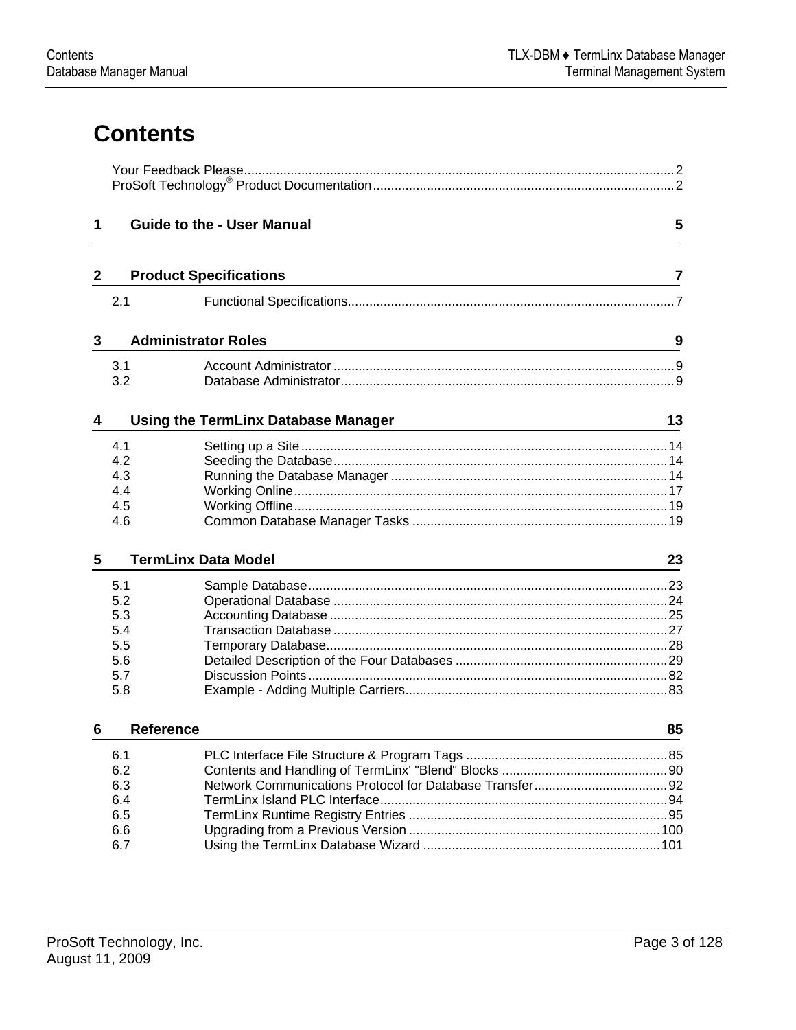# Contents

Your Feedback Please........................................................................................................................2
ProSoft Technology® Product Documentation....................................................................................2

**1 Guide to the - User Manual 5**

**2 Product Specifications 7**

2.1 Functional Specifications...........................................................................................7

**3 Administrator Roles 9**

3.1 Account Administrator ...............................................................................................9
3.2 Database Administrator.............................................................................................9

**4 Using the TermLinx Database Manager 13**

4.1 Setting up a Site......................................................................................................14
4.2 Seeding the Database.............................................................................................14
4.3 Running the Database Manager .............................................................................14
4.4 Working Online........................................................................................................17
4.5 Working Offline........................................................................................................19
4.6 Common Database Manager Tasks .......................................................................19

**5 TermLinx Data Model 23**

5.1 Sample Database....................................................................................................23
5.2 Operational Database .............................................................................................24
5.3 Accounting Database ..............................................................................................25
5.4 Transaction Database .............................................................................................27
5.5 Temporary Database...............................................................................................28
5.6 Detailed Description of the Four Databases ...........................................................29
5.7 Discussion Points....................................................................................................82
5.8 Example - Adding Multiple Carriers.........................................................................83

**6 Reference 85**

6.1 PLC Interface File Structure & Program Tags ........................................................85
6.2 Contents and Handling of TermLinx' "Blend" Blocks ..............................................90
6.3 Network Communications Protocol for Database Transfer.....................................92
6.4 TermLinx Island PLC Interface................................................................................94
6.5 TermLinx Runtime Registry Entries ........................................................................95
6.6 Upgrading from a Previous Version ......................................................................100
6.7 Using the TermLinx Database Wizard ..................................................................101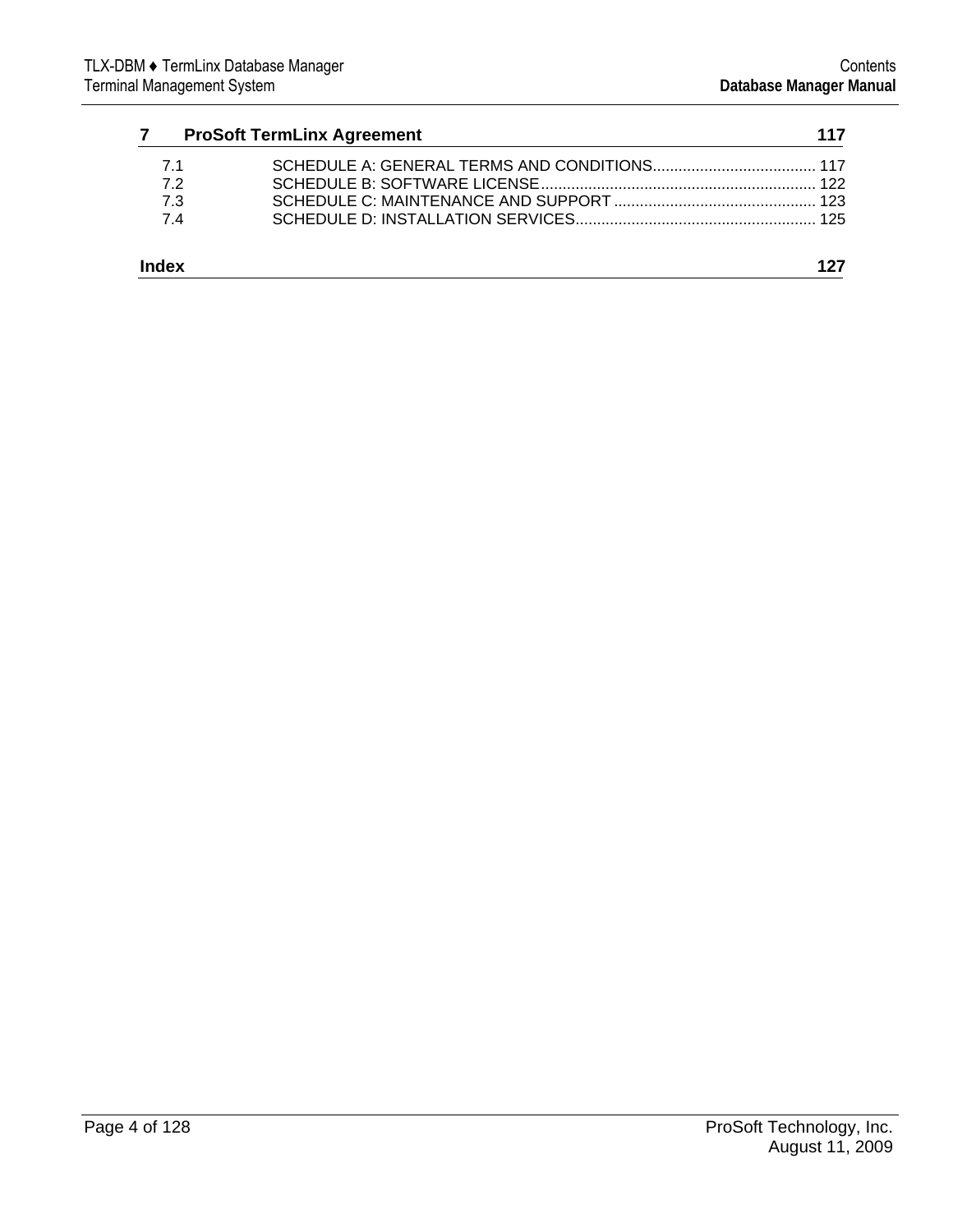**7 ProSoft TermLinx Agreement 117**

7.1 SCHEDULE A: GENERAL TERMS AND CONDITIONS...................................... 117
7.2 SCHEDULE B: SOFTWARE LICENSE................................................................ 122
7.3 SCHEDULE C: MAINTENANCE AND SUPPORT ............................................... 123
7.4 SCHEDULE D: INSTALLATION SERVICES........................................................ 125

**Index 127**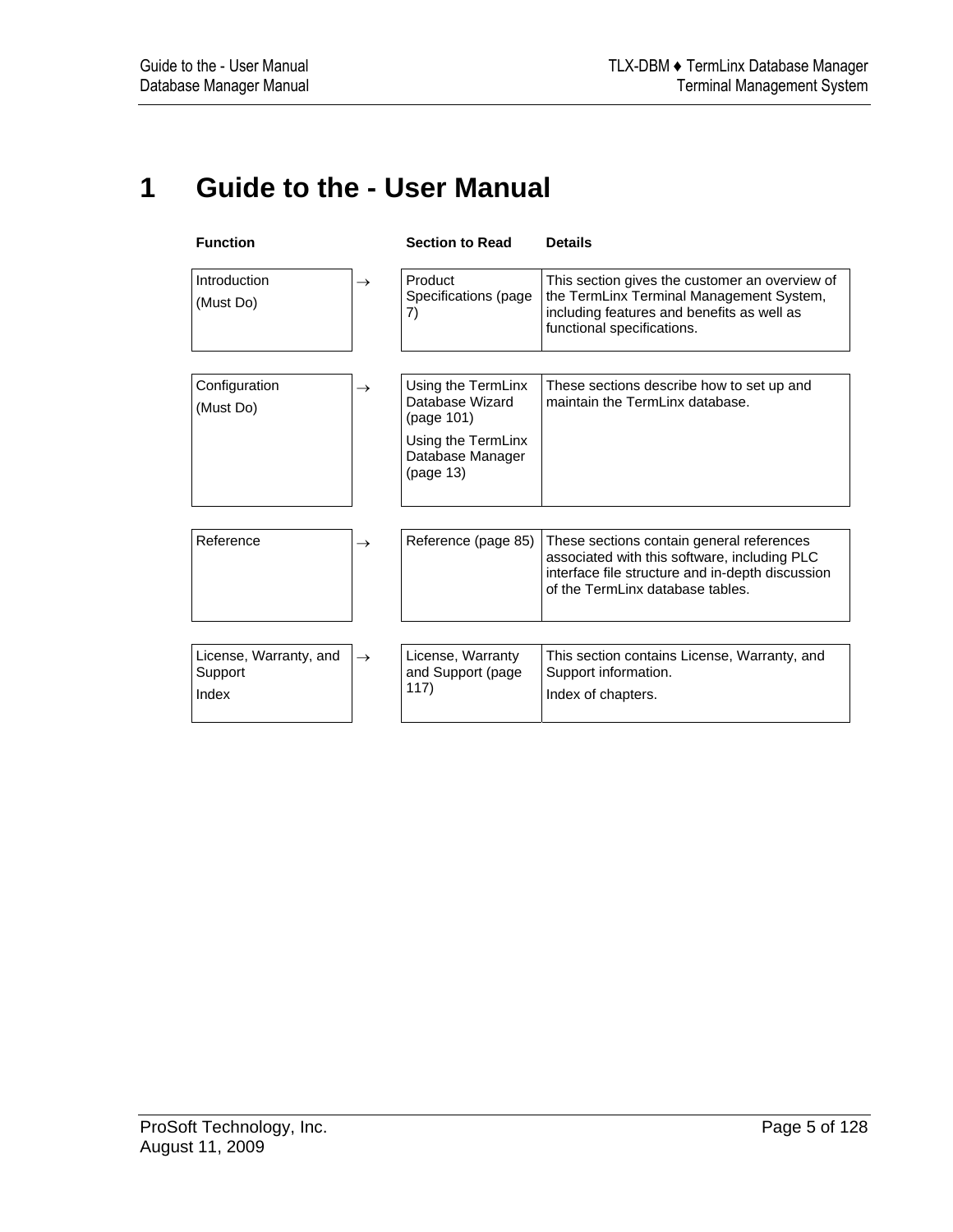# 1 Guide to the - User Manual

| Function | | Section to Read | Details |
|---|---|---|---|
| Introduction<br>(Must Do) | → | Product Specifications (page 7) | This section gives the customer an overview of the TermLinx Terminal Management System, including features and benefits as well as functional specifications. |
| Configuration<br>(Must Do) | → | Using the TermLinx Database Wizard (page 101)<br>Using the TermLinx Database Manager (page 13) | These sections describe how to set up and maintain the TermLinx database. |
| Reference | → | Reference (page 85) | These sections contain general references associated with this software, including PLC interface file structure and in-depth discussion of the TermLinx database tables. |
| License, Warranty, and Support<br>Index | → | License, Warranty and Support (page 117) | This section contains License, Warranty, and Support information.<br>Index of chapters. |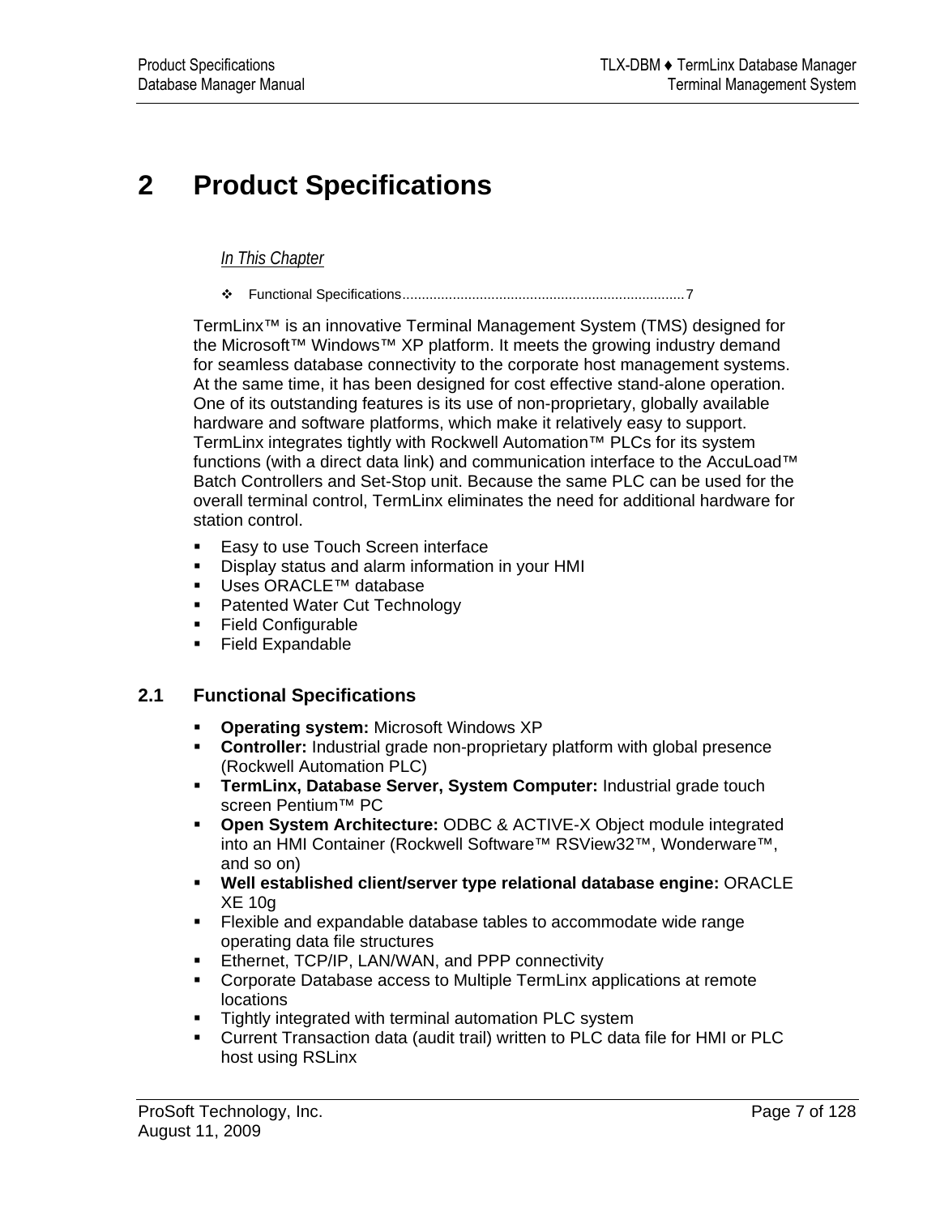# 2 Product Specifications

*In This Chapter*

- Functional Specifications........................................................................7

TermLinx™ is an innovative Terminal Management System (TMS) designed for the Microsoft™ Windows™ XP platform. It meets the growing industry demand for seamless database connectivity to the corporate host management systems. At the same time, it has been designed for cost effective stand-alone operation. One of its outstanding features is its use of non-proprietary, globally available hardware and software platforms, which make it relatively easy to support. TermLinx integrates tightly with Rockwell Automation™ PLCs for its system functions (with a direct data link) and communication interface to the AccuLoad™ Batch Controllers and Set-Stop unit. Because the same PLC can be used for the overall terminal control, TermLinx eliminates the need for additional hardware for station control.

- Easy to use Touch Screen interface
- Display status and alarm information in your HMI
- Uses ORACLE™ database
- Patented Water Cut Technology
- Field Configurable
- Field Expandable

## 2.1 Functional Specifications

- **Operating system:** Microsoft Windows XP
- **Controller:** Industrial grade non-proprietary platform with global presence (Rockwell Automation PLC)
- **TermLinx, Database Server, System Computer:** Industrial grade touch screen Pentium™ PC
- **Open System Architecture:** ODBC & ACTIVE-X Object module integrated into an HMI Container (Rockwell Software™ RSView32™, Wonderware™, and so on)
- **Well established client/server type relational database engine:** ORACLE XE 10g
- Flexible and expandable database tables to accommodate wide range operating data file structures
- Ethernet, TCP/IP, LAN/WAN, and PPP connectivity
- Corporate Database access to Multiple TermLinx applications at remote locations
- Tightly integrated with terminal automation PLC system
- Current Transaction data (audit trail) written to PLC data file for HMI or PLC host using RSLinx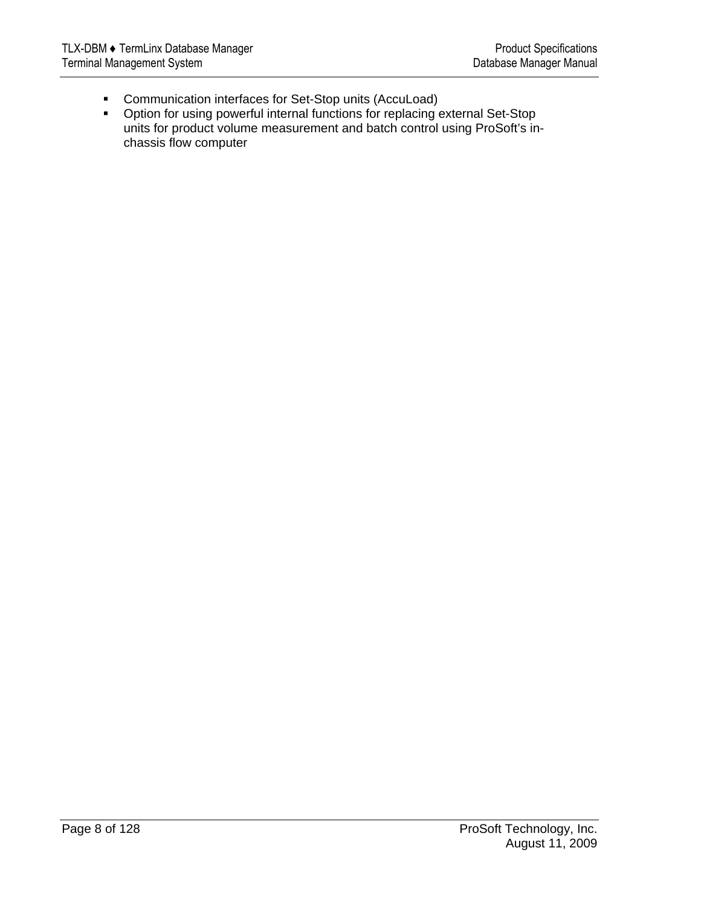- Communication interfaces for Set-Stop units (AccuLoad)
- Option for using powerful internal functions for replacing external Set-Stop units for product volume measurement and batch control using ProSoft's in-chassis flow computer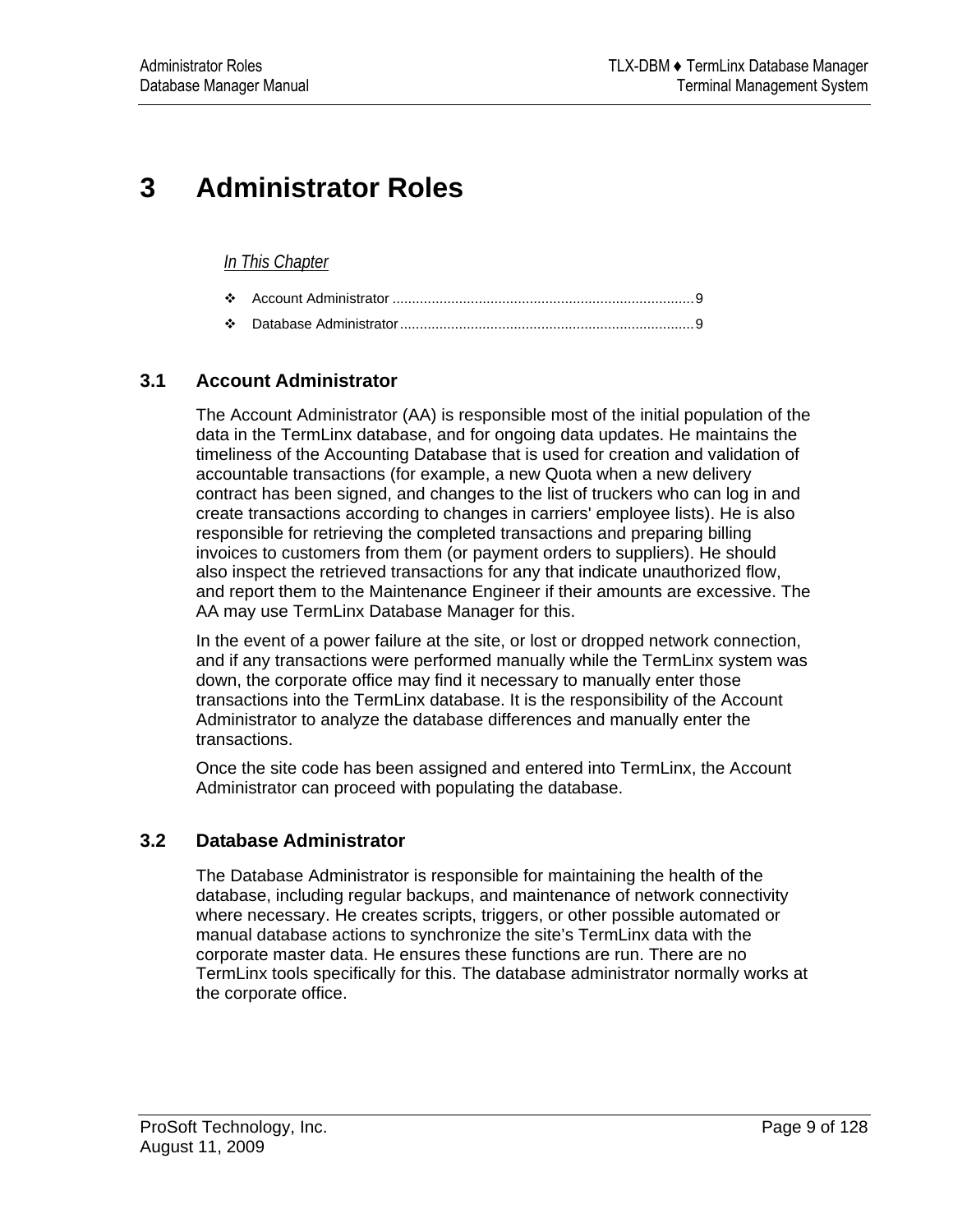# 3 Administrator Roles

*In This Chapter*

- ❖ Account Administrator ............................................................................ 9
- ❖ Database Administrator .......................................................................... 9

## 3.1 Account Administrator

The Account Administrator (AA) is responsible most of the initial population of the data in the TermLinx database, and for ongoing data updates. He maintains the timeliness of the Accounting Database that is used for creation and validation of accountable transactions (for example, a new Quota when a new delivery contract has been signed, and changes to the list of truckers who can log in and create transactions according to changes in carriers' employee lists). He is also responsible for retrieving the completed transactions and preparing billing invoices to customers from them (or payment orders to suppliers). He should also inspect the retrieved transactions for any that indicate unauthorized flow, and report them to the Maintenance Engineer if their amounts are excessive. The AA may use TermLinx Database Manager for this.

In the event of a power failure at the site, or lost or dropped network connection, and if any transactions were performed manually while the TermLinx system was down, the corporate office may find it necessary to manually enter those transactions into the TermLinx database. It is the responsibility of the Account Administrator to analyze the database differences and manually enter the transactions.

Once the site code has been assigned and entered into TermLinx, the Account Administrator can proceed with populating the database.

## 3.2 Database Administrator

The Database Administrator is responsible for maintaining the health of the database, including regular backups, and maintenance of network connectivity where necessary. He creates scripts, triggers, or other possible automated or manual database actions to synchronize the site's TermLinx data with the corporate master data. He ensures these functions are run. There are no TermLinx tools specifically for this. The database administrator normally works at the corporate office.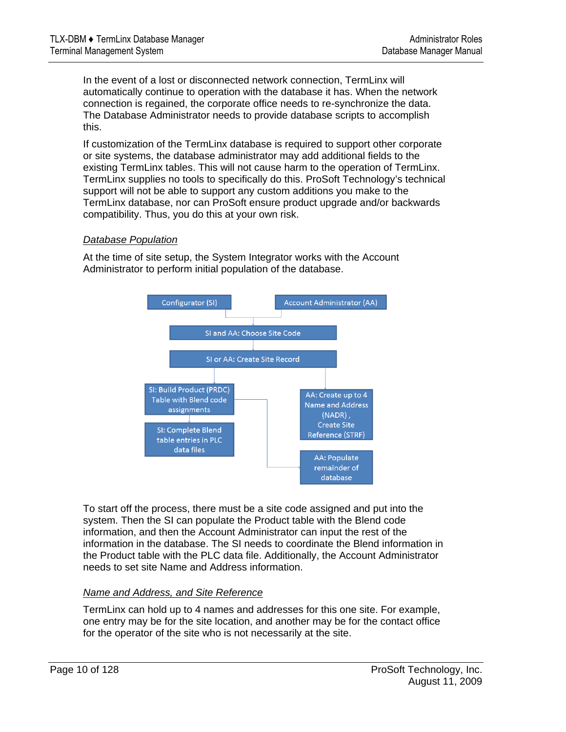In the event of a lost or disconnected network connection, TermLinx will automatically continue to operation with the database it has. When the network connection is regained, the corporate office needs to re-synchronize the data. The Database Administrator needs to provide database scripts to accomplish this.

If customization of the TermLinx database is required to support other corporate or site systems, the database administrator may add additional fields to the existing TermLinx tables. This will not cause harm to the operation of TermLinx. TermLinx supplies no tools to specifically do this. ProSoft Technology's technical support will not be able to support any custom additions you make to the TermLinx database, nor can ProSoft ensure product upgrade and/or backwards compatibility. Thus, you do this at your own risk.

*Database Population*

At the time of site setup, the System Integrator works with the Account Administrator to perform initial population of the database.

Configurator (SI)

Account Administrator (AA)

SI and AA: Choose Site Code

SI or AA: Create Site Record

SI: Build Product (PRDC) Table with Blend code assignments

SI: Complete Blend table entries in PLC data files

AA: Create up to 4 Name and Address (NADR) , Create Site Reference (STRF)

AA: Populate remainder of database

To start off the process, there must be a site code assigned and put into the system. Then the SI can populate the Product table with the Blend code information, and then the Account Administrator can input the rest of the information in the database. The SI needs to coordinate the Blend information in the Product table with the PLC data file. Additionally, the Account Administrator needs to set site Name and Address information.

*Name and Address, and Site Reference*

TermLinx can hold up to 4 names and addresses for this one site. For example, one entry may be for the site location, and another may be for the contact office for the operator of the site who is not necessarily at the site.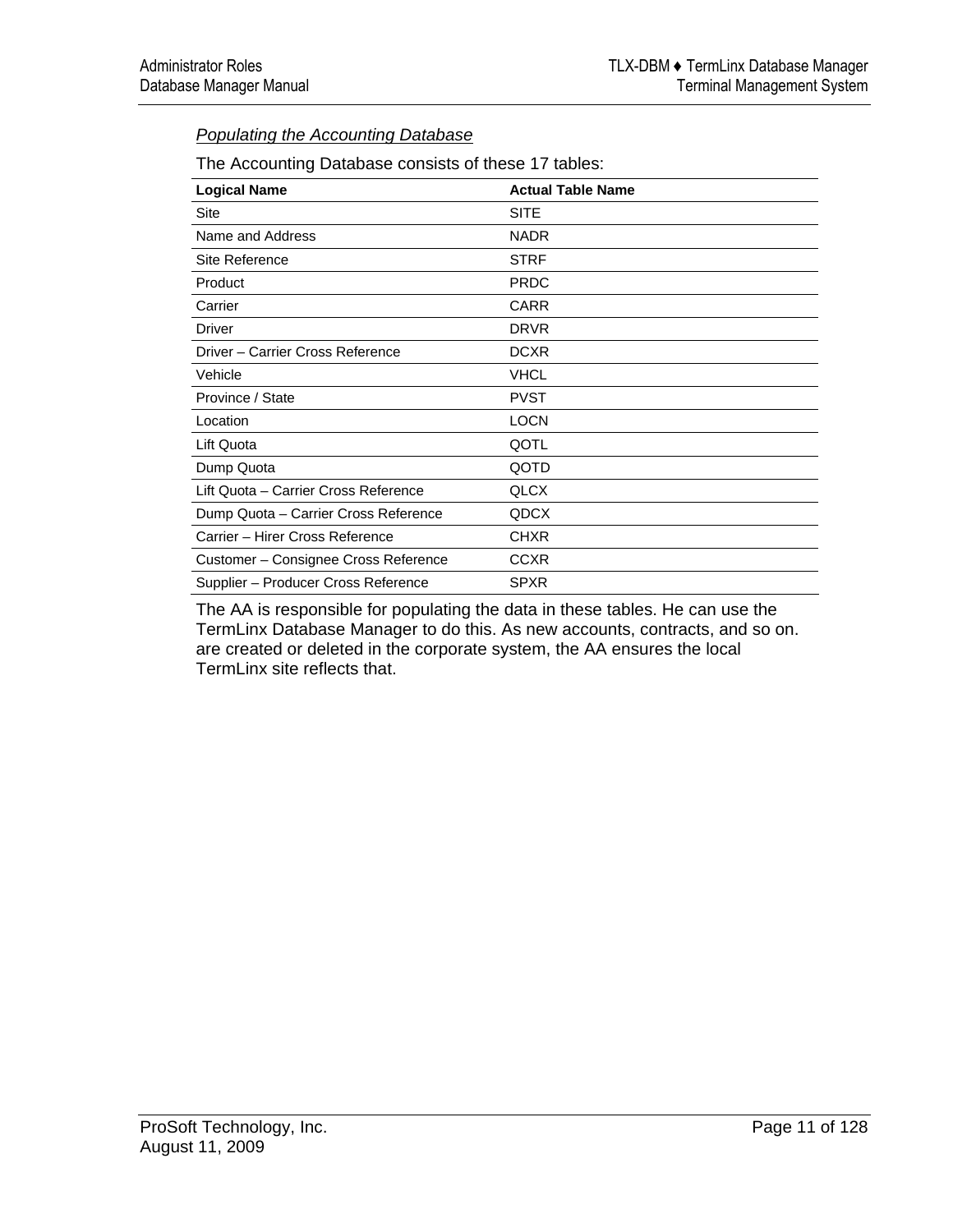*Populating the Accounting Database*

The Accounting Database consists of these 17 tables:

| Logical Name | Actual Table Name |
|---|---|
| Site | SITE |
| Name and Address | NADR |
| Site Reference | STRF |
| Product | PRDC |
| Carrier | CARR |
| Driver | DRVR |
| Driver – Carrier Cross Reference | DCXR |
| Vehicle | VHCL |
| Province / State | PVST |
| Location | LOCN |
| Lift Quota | QOTL |
| Dump Quota | QOTD |
| Lift Quota – Carrier Cross Reference | QLCX |
| Dump Quota – Carrier Cross Reference | QDCX |
| Carrier – Hirer Cross Reference | CHXR |
| Customer – Consignee Cross Reference | CCXR |
| Supplier – Producer Cross Reference | SPXR |

The AA is responsible for populating the data in these tables. He can use the TermLinx Database Manager to do this. As new accounts, contracts, and so on. are created or deleted in the corporate system, the AA ensures the local TermLinx site reflects that.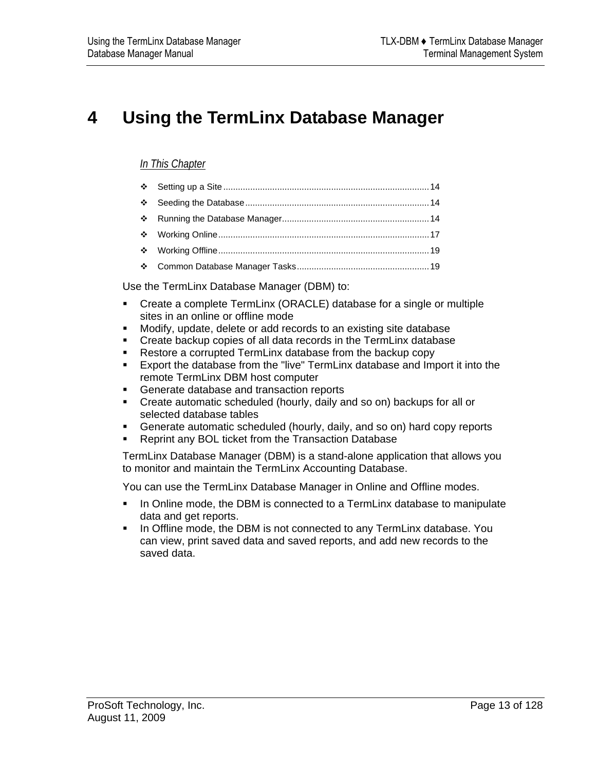# 4 Using the TermLinx Database Manager

*In This Chapter*

- Setting up a Site .......... 14
- Seeding the Database .......... 14
- Running the Database Manager .......... 14
- Working Online .......... 17
- Working Offline .......... 19
- Common Database Manager Tasks .......... 19

Use the TermLinx Database Manager (DBM) to:

- Create a complete TermLinx (ORACLE) database for a single or multiple sites in an online or offline mode
- Modify, update, delete or add records to an existing site database
- Create backup copies of all data records in the TermLinx database
- Restore a corrupted TermLinx database from the backup copy
- Export the database from the "live" TermLinx database and Import it into the remote TermLinx DBM host computer
- Generate database and transaction reports
- Create automatic scheduled (hourly, daily and so on) backups for all or selected database tables
- Generate automatic scheduled (hourly, daily, and so on) hard copy reports
- Reprint any BOL ticket from the Transaction Database

TermLinx Database Manager (DBM) is a stand-alone application that allows you to monitor and maintain the TermLinx Accounting Database.

You can use the TermLinx Database Manager in Online and Offline modes.

- In Online mode, the DBM is connected to a TermLinx database to manipulate data and get reports.
- In Offline mode, the DBM is not connected to any TermLinx database. You can view, print saved data and saved reports, and add new records to the saved data.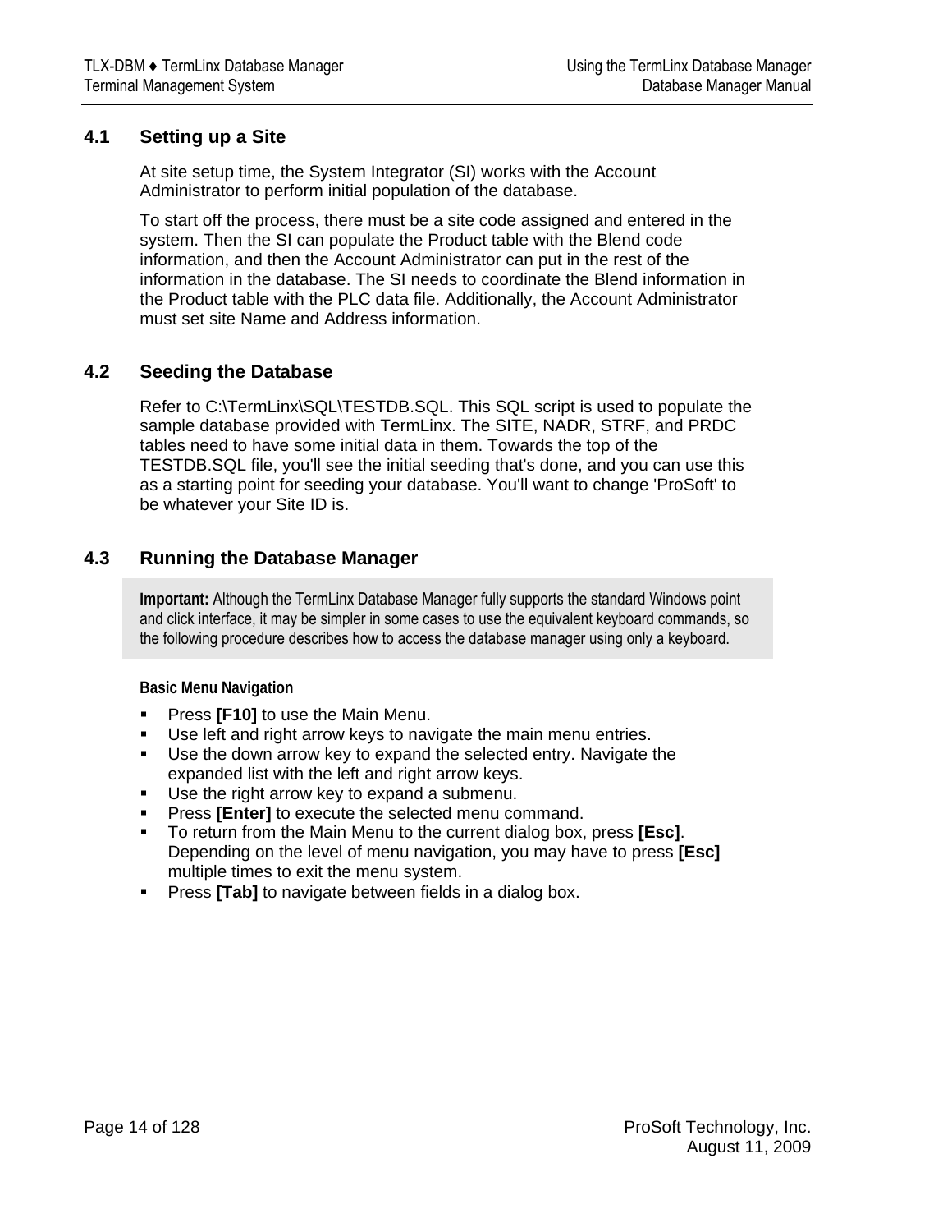## 4.1 Setting up a Site

At site setup time, the System Integrator (SI) works with the Account Administrator to perform initial population of the database.

To start off the process, there must be a site code assigned and entered in the system. Then the SI can populate the Product table with the Blend code information, and then the Account Administrator can put in the rest of the information in the database. The SI needs to coordinate the Blend information in the Product table with the PLC data file. Additionally, the Account Administrator must set site Name and Address information.

## 4.2 Seeding the Database

Refer to C:\TermLinx\SQL\TESTDB.SQL. This SQL script is used to populate the sample database provided with TermLinx. The SITE, NADR, STRF, and PRDC tables need to have some initial data in them. Towards the top of the TESTDB.SQL file, you'll see the initial seeding that's done, and you can use this as a starting point for seeding your database. You'll want to change 'ProSoft' to be whatever your Site ID is.

## 4.3 Running the Database Manager

> **Important:** Although the TermLinx Database Manager fully supports the standard Windows point and click interface, it may be simpler in some cases to use the equivalent keyboard commands, so the following procedure describes how to access the database manager using only a keyboard.

**Basic Menu Navigation**

- Press **[F10]** to use the Main Menu.
- Use left and right arrow keys to navigate the main menu entries.
- Use the down arrow key to expand the selected entry. Navigate the expanded list with the left and right arrow keys.
- Use the right arrow key to expand a submenu.
- Press **[Enter]** to execute the selected menu command.
- To return from the Main Menu to the current dialog box, press **[Esc]**. Depending on the level of menu navigation, you may have to press **[Esc]** multiple times to exit the menu system.
- Press **[Tab]** to navigate between fields in a dialog box.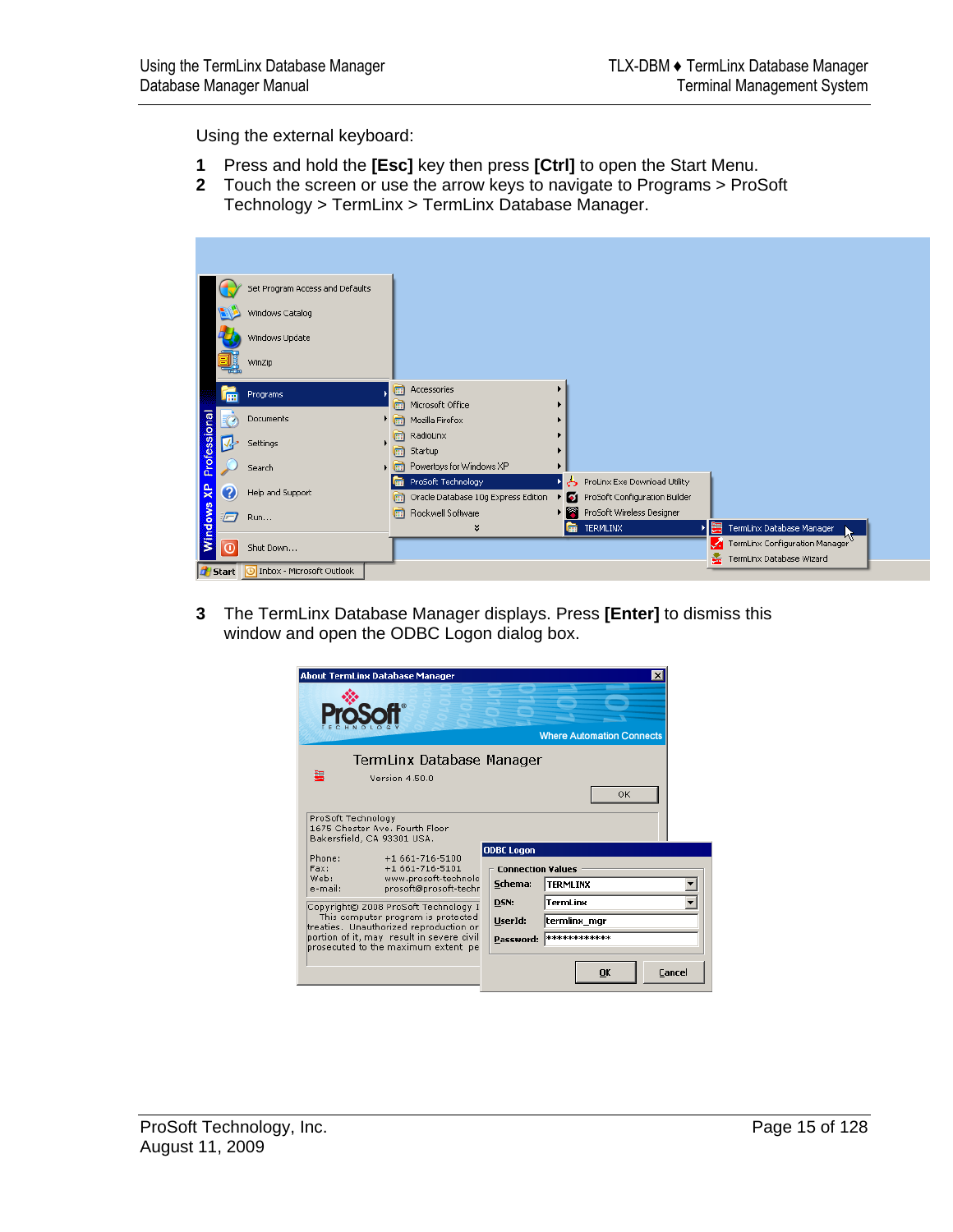Using the external keyboard:

**1** Press and hold the **[Esc]** key then press **[Ctrl]** to open the Start Menu.

**2** Touch the screen or use the arrow keys to navigate to Programs > ProSoft Technology > TermLinx > TermLinx Database Manager.

**3** The TermLinx Database Manager displays. Press **[Enter]** to dismiss this window and open the ODBC Logon dialog box.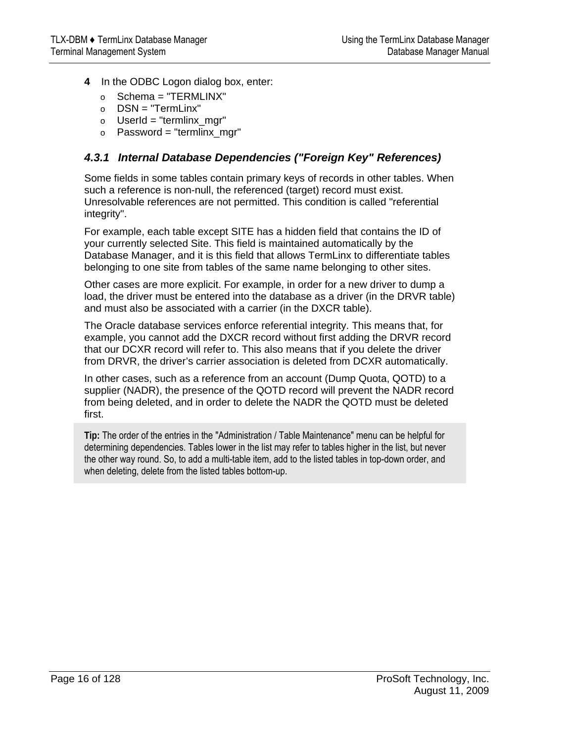**4** In the ODBC Logon dialog box, enter:

- Schema = "TERMLINX"
- DSN = "TermLinx"
- UserId = "termlinx_mgr"
- Password = "termlinx_mgr"

### 4.3.1 Internal Database Dependencies ("Foreign Key" References)

Some fields in some tables contain primary keys of records in other tables. When such a reference is non-null, the referenced (target) record must exist. Unresolvable references are not permitted. This condition is called "referential integrity".

For example, each table except SITE has a hidden field that contains the ID of your currently selected Site. This field is maintained automatically by the Database Manager, and it is this field that allows TermLinx to differentiate tables belonging to one site from tables of the same name belonging to other sites.

Other cases are more explicit. For example, in order for a new driver to dump a load, the driver must be entered into the database as a driver (in the DRVR table) and must also be associated with a carrier (in the DXCR table).

The Oracle database services enforce referential integrity. This means that, for example, you cannot add the DXCR record without first adding the DRVR record that our DCXR record will refer to. This also means that if you delete the driver from DRVR, the driver's carrier association is deleted from DCXR automatically.

In other cases, such as a reference from an account (Dump Quota, QOTD) to a supplier (NADR), the presence of the QOTD record will prevent the NADR record from being deleted, and in order to delete the NADR the QOTD must be deleted first.

**Tip:** The order of the entries in the "Administration / Table Maintenance" menu can be helpful for determining dependencies. Tables lower in the list may refer to tables higher in the list, but never the other way round. So, to add a multi-table item, add to the listed tables in top-down order, and when deleting, delete from the listed tables bottom-up.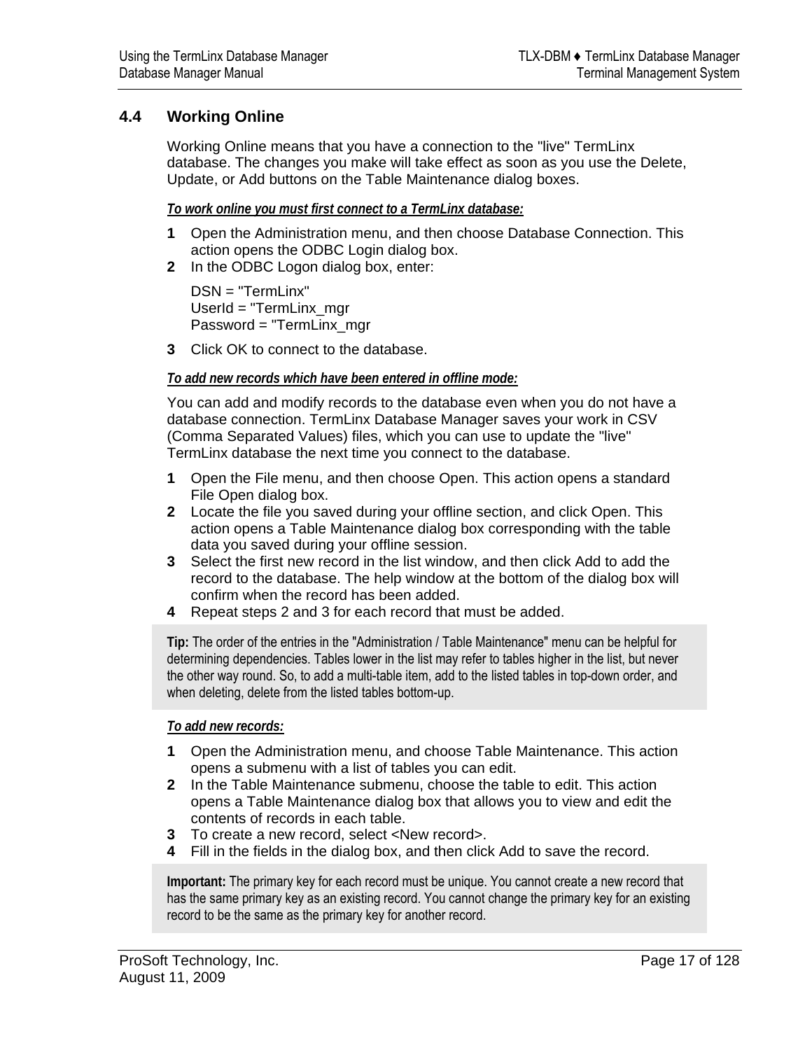## 4.4 Working Online

Working Online means that you have a connection to the "live" TermLinx database. The changes you make will take effect as soon as you use the Delete, Update, or Add buttons on the Table Maintenance dialog boxes.

***To work online you must first connect to a TermLinx database:***

**1** Open the Administration menu, and then choose Database Connection. This action opens the ODBC Login dialog box.
**2** In the ODBC Logon dialog box, enter:

DSN = "TermLinx"
UserId = "TermLinx_mgr
Password = "TermLinx_mgr

**3** Click OK to connect to the database.

***To add new records which have been entered in offline mode:***

You can add and modify records to the database even when you do not have a database connection. TermLinx Database Manager saves your work in CSV (Comma Separated Values) files, which you can use to update the "live" TermLinx database the next time you connect to the database.

**1** Open the File menu, and then choose Open. This action opens a standard File Open dialog box.
**2** Locate the file you saved during your offline section, and click Open. This action opens a Table Maintenance dialog box corresponding with the table data you saved during your offline session.
**3** Select the first new record in the list window, and then click Add to add the record to the database. The help window at the bottom of the dialog box will confirm when the record has been added.
**4** Repeat steps 2 and 3 for each record that must be added.

**Tip:** The order of the entries in the "Administration / Table Maintenance" menu can be helpful for determining dependencies. Tables lower in the list may refer to tables higher in the list, but never the other way round. So, to add a multi-table item, add to the listed tables in top-down order, and when deleting, delete from the listed tables bottom-up.

***To add new records:***

**1** Open the Administration menu, and choose Table Maintenance. This action opens a submenu with a list of tables you can edit.
**2** In the Table Maintenance submenu, choose the table to edit. This action opens a Table Maintenance dialog box that allows you to view and edit the contents of records in each table.
**3** To create a new record, select <New record>.
**4** Fill in the fields in the dialog box, and then click Add to save the record.

**Important:** The primary key for each record must be unique. You cannot create a new record that has the same primary key as an existing record. You cannot change the primary key for an existing record to be the same as the primary key for another record.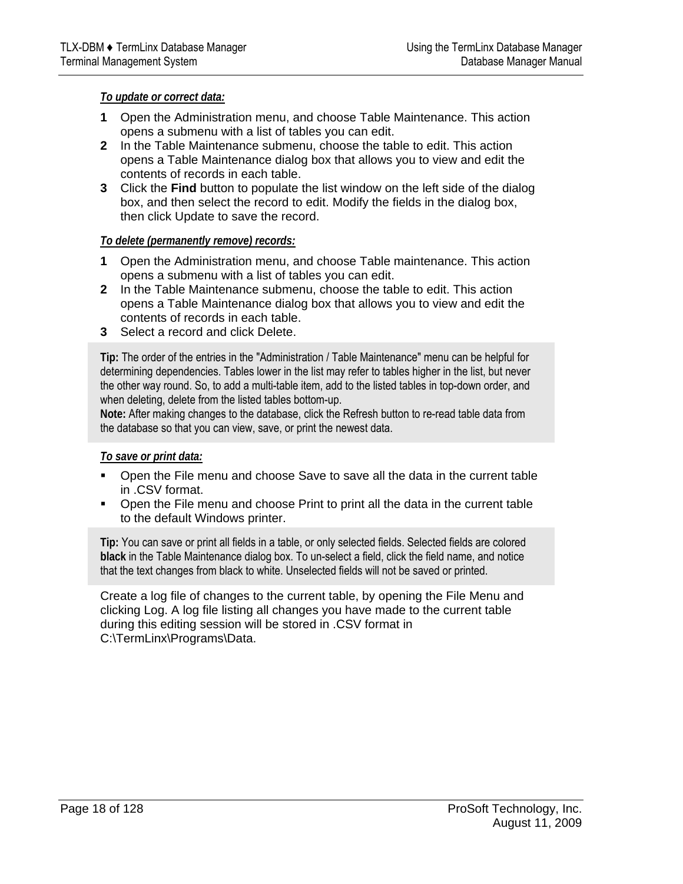***To update or correct data:***

1. Open the Administration menu, and choose Table Maintenance. This action opens a submenu with a list of tables you can edit.
2. In the Table Maintenance submenu, choose the table to edit. This action opens a Table Maintenance dialog box that allows you to view and edit the contents of records in each table.
3. Click the **Find** button to populate the list window on the left side of the dialog box, and then select the record to edit. Modify the fields in the dialog box, then click Update to save the record.

***To delete (permanently remove) records:***

1. Open the Administration menu, and choose Table maintenance. This action opens a submenu with a list of tables you can edit.
2. In the Table Maintenance submenu, choose the table to edit. This action opens a Table Maintenance dialog box that allows you to view and edit the contents of records in each table.
3. Select a record and click Delete.

> **Tip:** The order of the entries in the "Administration / Table Maintenance" menu can be helpful for determining dependencies. Tables lower in the list may refer to tables higher in the list, but never the other way round. So, to add a multi-table item, add to the listed tables in top-down order, and when deleting, delete from the listed tables bottom-up.
> **Note:** After making changes to the database, click the Refresh button to re-read table data from the database so that you can view, save, or print the newest data.

***To save or print data:***

- Open the File menu and choose Save to save all the data in the current table in .CSV format.
- Open the File menu and choose Print to print all the data in the current table to the default Windows printer.

> **Tip:** You can save or print all fields in a table, or only selected fields. Selected fields are colored **black** in the Table Maintenance dialog box. To un-select a field, click the field name, and notice that the text changes from black to white. Unselected fields will not be saved or printed.

Create a log file of changes to the current table, by opening the File Menu and clicking Log. A log file listing all changes you have made to the current table during this editing session will be stored in .CSV format in C:\TermLinx\Programs\Data.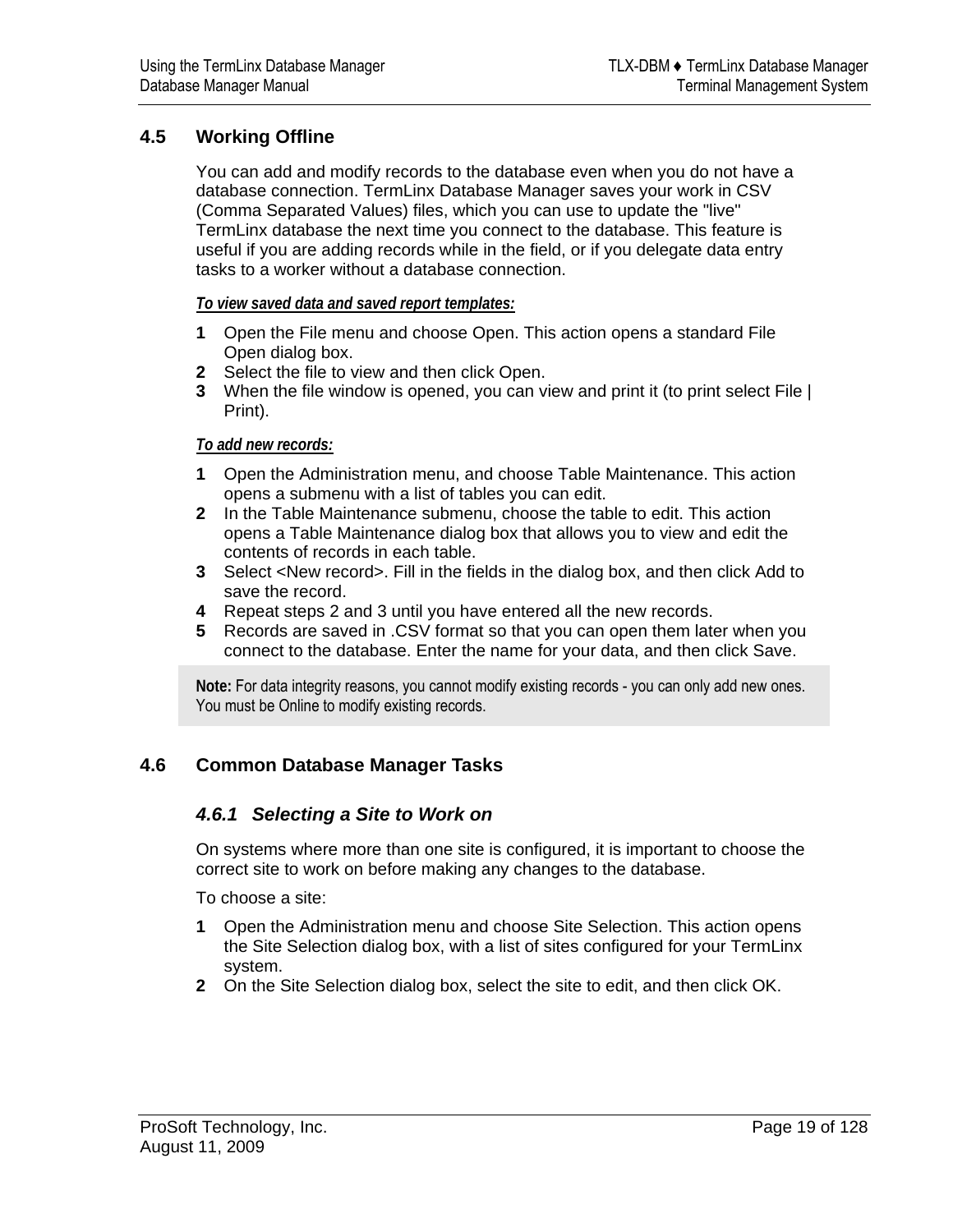## 4.5 Working Offline

You can add and modify records to the database even when you do not have a database connection. TermLinx Database Manager saves your work in CSV (Comma Separated Values) files, which you can use to update the "live" TermLinx database the next time you connect to the database. This feature is useful if you are adding records while in the field, or if you delegate data entry tasks to a worker without a database connection.

***To view saved data and saved report templates:***

1. Open the File menu and choose Open. This action opens a standard File Open dialog box.
2. Select the file to view and then click Open.
3. When the file window is opened, you can view and print it (to print select File | Print).

***To add new records:***

1. Open the Administration menu, and choose Table Maintenance. This action opens a submenu with a list of tables you can edit.
2. In the Table Maintenance submenu, choose the table to edit. This action opens a Table Maintenance dialog box that allows you to view and edit the contents of records in each table.
3. Select <New record>. Fill in the fields in the dialog box, and then click Add to save the record.
4. Repeat steps 2 and 3 until you have entered all the new records.
5. Records are saved in .CSV format so that you can open them later when you connect to the database. Enter the name for your data, and then click Save.

> **Note:** For data integrity reasons, you cannot modify existing records - you can only add new ones. You must be Online to modify existing records.

## 4.6 Common Database Manager Tasks

### *4.6.1 Selecting a Site to Work on*

On systems where more than one site is configured, it is important to choose the correct site to work on before making any changes to the database.

To choose a site:

1. Open the Administration menu and choose Site Selection. This action opens the Site Selection dialog box, with a list of sites configured for your TermLinx system.
2. On the Site Selection dialog box, select the site to edit, and then click OK.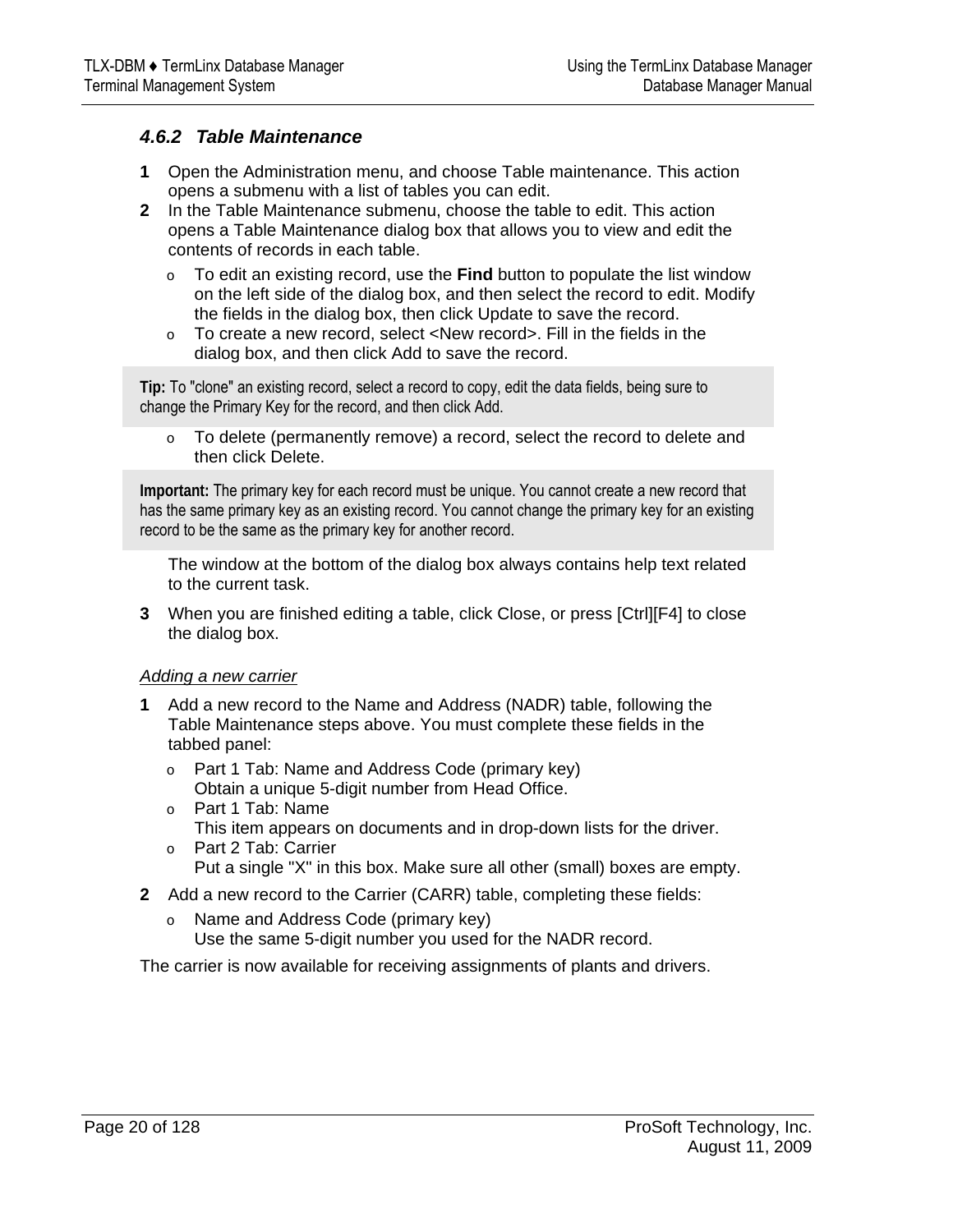### 4.6.2 Table Maintenance

**1** Open the Administration menu, and choose Table maintenance. This action opens a submenu with a list of tables you can edit.

**2** In the Table Maintenance submenu, choose the table to edit. This action opens a Table Maintenance dialog box that allows you to view and edit the contents of records in each table.

- To edit an existing record, use the **Find** button to populate the list window on the left side of the dialog box, and then select the record to edit. Modify the fields in the dialog box, then click Update to save the record.
- To create a new record, select <New record>. Fill in the fields in the dialog box, and then click Add to save the record.

> **Tip:** To "clone" an existing record, select a record to copy, edit the data fields, being sure to change the Primary Key for the record, and then click Add.

- To delete (permanently remove) a record, select the record to delete and then click Delete.

> **Important:** The primary key for each record must be unique. You cannot create a new record that has the same primary key as an existing record. You cannot change the primary key for an existing record to be the same as the primary key for another record.

The window at the bottom of the dialog box always contains help text related to the current task.

**3** When you are finished editing a table, click Close, or press [Ctrl][F4] to close the dialog box.

*Adding a new carrier*

**1** Add a new record to the Name and Address (NADR) table, following the Table Maintenance steps above. You must complete these fields in the tabbed panel:

- Part 1 Tab: Name and Address Code (primary key)
  Obtain a unique 5-digit number from Head Office.
- Part 1 Tab: Name
  This item appears on documents and in drop-down lists for the driver.
- Part 2 Tab: Carrier
  Put a single "X" in this box. Make sure all other (small) boxes are empty.

**2** Add a new record to the Carrier (CARR) table, completing these fields:

- Name and Address Code (primary key)
  Use the same 5-digit number you used for the NADR record.

The carrier is now available for receiving assignments of plants and drivers.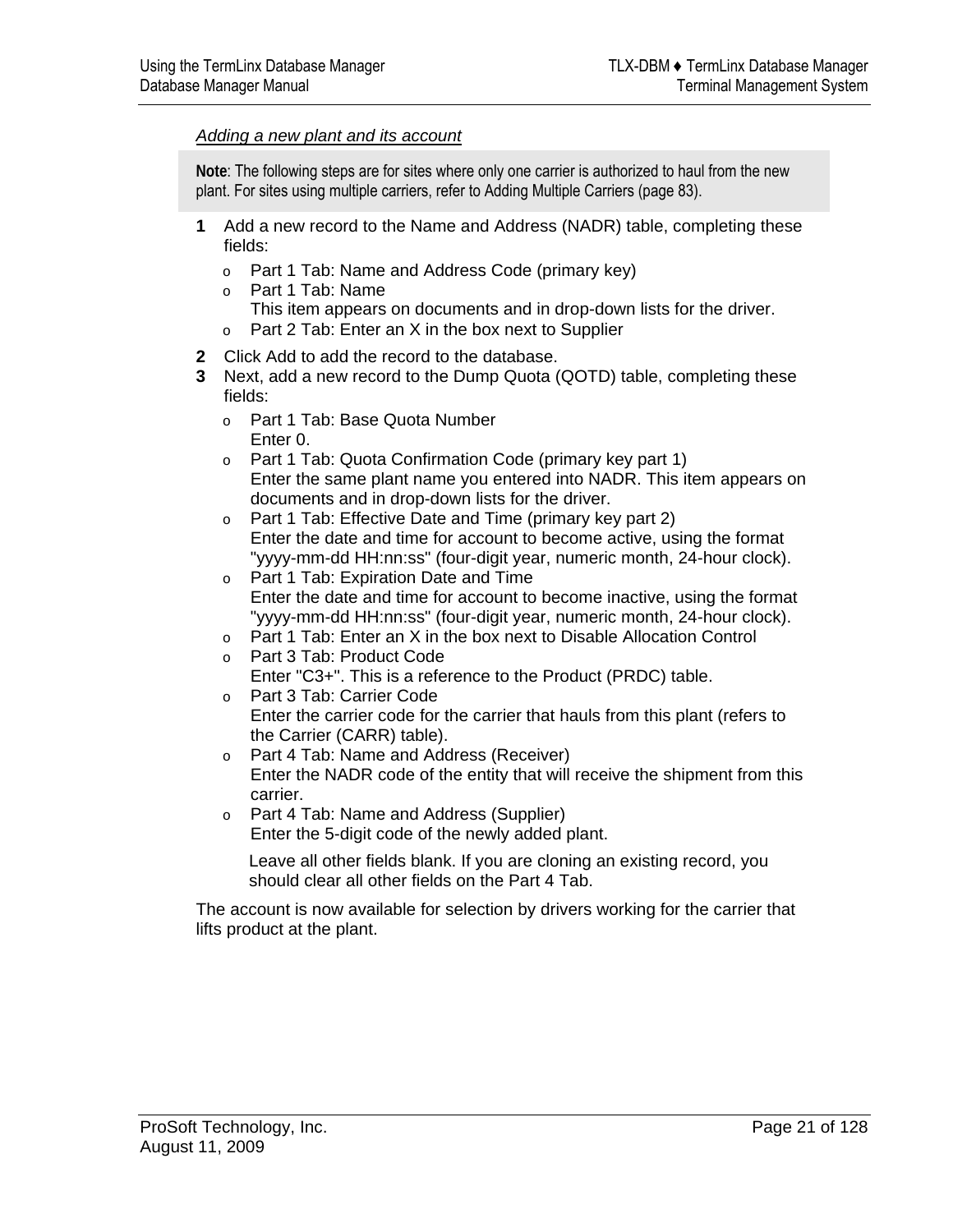*Adding a new plant and its account*

> **Note**: The following steps are for sites where only one carrier is authorized to haul from the new plant. For sites using multiple carriers, refer to Adding Multiple Carriers (page 83).

**1** Add a new record to the Name and Address (NADR) table, completing these fields:

- Part 1 Tab: Name and Address Code (primary key)
- Part 1 Tab: Name
  This item appears on documents and in drop-down lists for the driver.
- Part 2 Tab: Enter an X in the box next to Supplier

**2** Click Add to add the record to the database.

**3** Next, add a new record to the Dump Quota (QOTD) table, completing these fields:

- Part 1 Tab: Base Quota Number
  Enter 0.
- Part 1 Tab: Quota Confirmation Code (primary key part 1)
  Enter the same plant name you entered into NADR. This item appears on documents and in drop-down lists for the driver.
- Part 1 Tab: Effective Date and Time (primary key part 2)
  Enter the date and time for account to become active, using the format "yyyy-mm-dd HH:nn:ss" (four-digit year, numeric month, 24-hour clock).
- Part 1 Tab: Expiration Date and Time
  Enter the date and time for account to become inactive, using the format "yyyy-mm-dd HH:nn:ss" (four-digit year, numeric month, 24-hour clock).
- Part 1 Tab: Enter an X in the box next to Disable Allocation Control
- Part 3 Tab: Product Code
  Enter "C3+". This is a reference to the Product (PRDC) table.
- Part 3 Tab: Carrier Code
  Enter the carrier code for the carrier that hauls from this plant (refers to the Carrier (CARR) table).
- Part 4 Tab: Name and Address (Receiver)
  Enter the NADR code of the entity that will receive the shipment from this carrier.
- Part 4 Tab: Name and Address (Supplier)
  Enter the 5-digit code of the newly added plant.

  Leave all other fields blank. If you are cloning an existing record, you should clear all other fields on the Part 4 Tab.

The account is now available for selection by drivers working for the carrier that lifts product at the plant.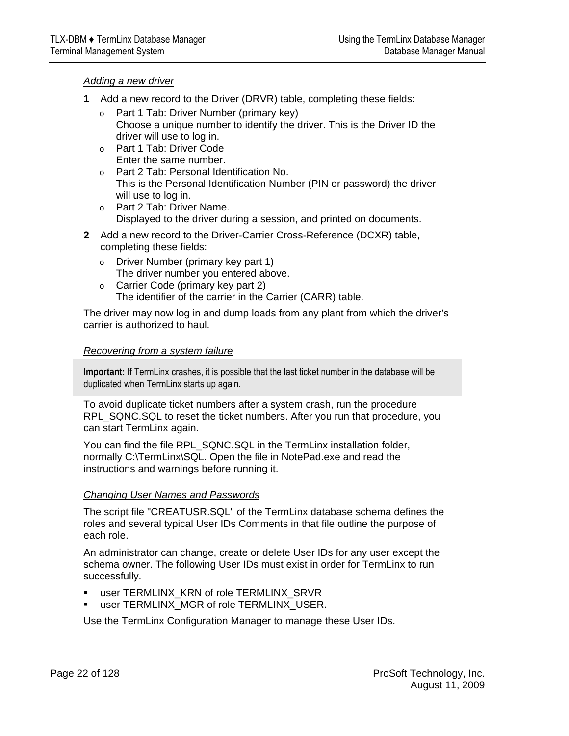*Adding a new driver*

**1** Add a new record to the Driver (DRVR) table, completing these fields:

- Part 1 Tab: Driver Number (primary key)
  Choose a unique number to identify the driver. This is the Driver ID the driver will use to log in.
- Part 1 Tab: Driver Code
  Enter the same number.
- Part 2 Tab: Personal Identification No.
  This is the Personal Identification Number (PIN or password) the driver will use to log in.
- Part 2 Tab: Driver Name.
  Displayed to the driver during a session, and printed on documents.

**2** Add a new record to the Driver-Carrier Cross-Reference (DCXR) table, completing these fields:

- Driver Number (primary key part 1)
  The driver number you entered above.
- Carrier Code (primary key part 2)
  The identifier of the carrier in the Carrier (CARR) table.

The driver may now log in and dump loads from any plant from which the driver's carrier is authorized to haul.

*Recovering from a system failure*

> **Important:** If TermLinx crashes, it is possible that the last ticket number in the database will be duplicated when TermLinx starts up again.

To avoid duplicate ticket numbers after a system crash, run the procedure RPL_SQNC.SQL to reset the ticket numbers. After you run that procedure, you can start TermLinx again.

You can find the file RPL_SQNC.SQL in the TermLinx installation folder, normally C:\TermLinx\SQL. Open the file in NotePad.exe and read the instructions and warnings before running it.

*Changing User Names and Passwords*

The script file "CREATUSR.SQL" of the TermLinx database schema defines the roles and several typical User IDs Comments in that file outline the purpose of each role.

An administrator can change, create or delete User IDs for any user except the schema owner. The following User IDs must exist in order for TermLinx to run successfully.

- user TERMLINX_KRN of role TERMLINX_SRVR
- user TERMLINX_MGR of role TERMLINX_USER.

Use the TermLinx Configuration Manager to manage these User IDs.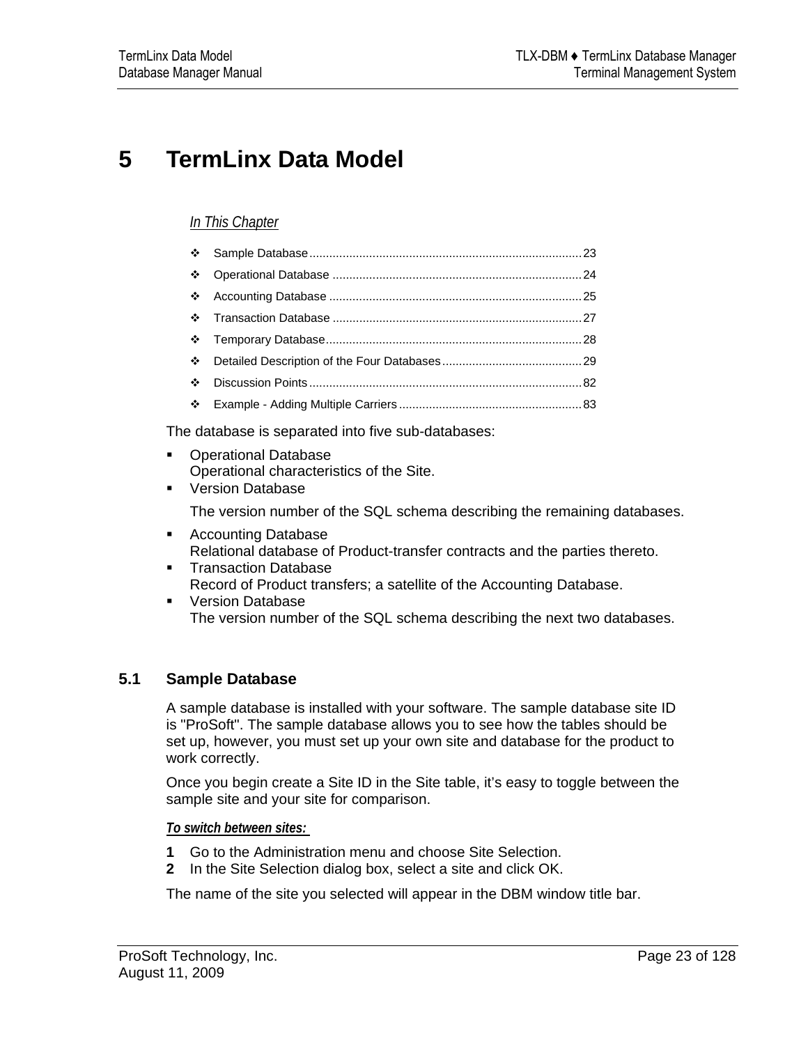# 5 TermLinx Data Model

*In This Chapter*

- Sample Database ........................................................................ 23
- Operational Database .................................................................. 24
- Accounting Database ................................................................... 25
- Transaction Database .................................................................. 27
- Temporary Database .................................................................... 28
- Detailed Description of the Four Databases ........................................ 29
- Discussion Points ........................................................................ 82
- Example - Adding Multiple Carriers ..................................................... 83

The database is separated into five sub-databases:

- Operational Database
  Operational characteristics of the Site.
- Version Database

  The version number of the SQL schema describing the remaining databases.
- Accounting Database
  Relational database of Product-transfer contracts and the parties thereto.
- Transaction Database
  Record of Product transfers; a satellite of the Accounting Database.
- Version Database
  The version number of the SQL schema describing the next two databases.

## 5.1 Sample Database

A sample database is installed with your software. The sample database site ID is "ProSoft". The sample database allows you to see how the tables should be set up, however, you must set up your own site and database for the product to work correctly.

Once you begin create a Site ID in the Site table, it's easy to toggle between the sample site and your site for comparison.

***To switch between sites:***

**1** Go to the Administration menu and choose Site Selection.
**2** In the Site Selection dialog box, select a site and click OK.

The name of the site you selected will appear in the DBM window title bar.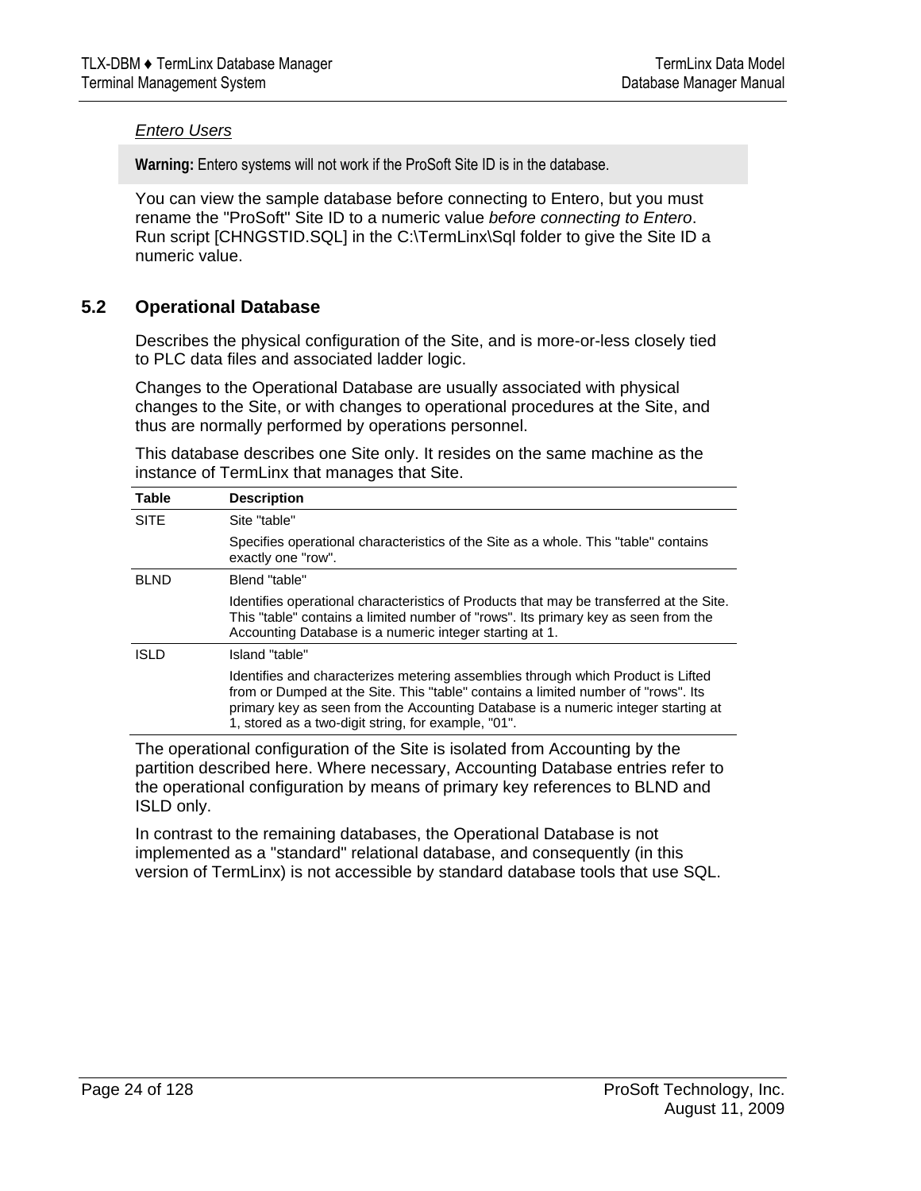*Entero Users*

> **Warning:** Entero systems will not work if the ProSoft Site ID is in the database.

You can view the sample database before connecting to Entero, but you must rename the "ProSoft" Site ID to a numeric value *before connecting to Entero*. Run script [CHNGSTID.SQL] in the C:\TermLinx\Sql folder to give the Site ID a numeric value.

## 5.2 Operational Database

Describes the physical configuration of the Site, and is more-or-less closely tied to PLC data files and associated ladder logic.

Changes to the Operational Database are usually associated with physical changes to the Site, or with changes to operational procedures at the Site, and thus are normally performed by operations personnel.

This database describes one Site only. It resides on the same machine as the instance of TermLinx that manages that Site.

| Table | Description |
|---|---|
| SITE | Site "table"<br><br>Specifies operational characteristics of the Site as a whole. This "table" contains exactly one "row". |
| BLND | Blend "table"<br><br>Identifies operational characteristics of Products that may be transferred at the Site. This "table" contains a limited number of "rows". Its primary key as seen from the Accounting Database is a numeric integer starting at 1. |
| ISLD | Island "table"<br><br>Identifies and characterizes metering assemblies through which Product is Lifted from or Dumped at the Site. This "table" contains a limited number of "rows". Its primary key as seen from the Accounting Database is a numeric integer starting at 1, stored as a two-digit string, for example, "01". |

The operational configuration of the Site is isolated from Accounting by the partition described here. Where necessary, Accounting Database entries refer to the operational configuration by means of primary key references to BLND and ISLD only.

In contrast to the remaining databases, the Operational Database is not implemented as a "standard" relational database, and consequently (in this version of TermLinx) is not accessible by standard database tools that use SQL.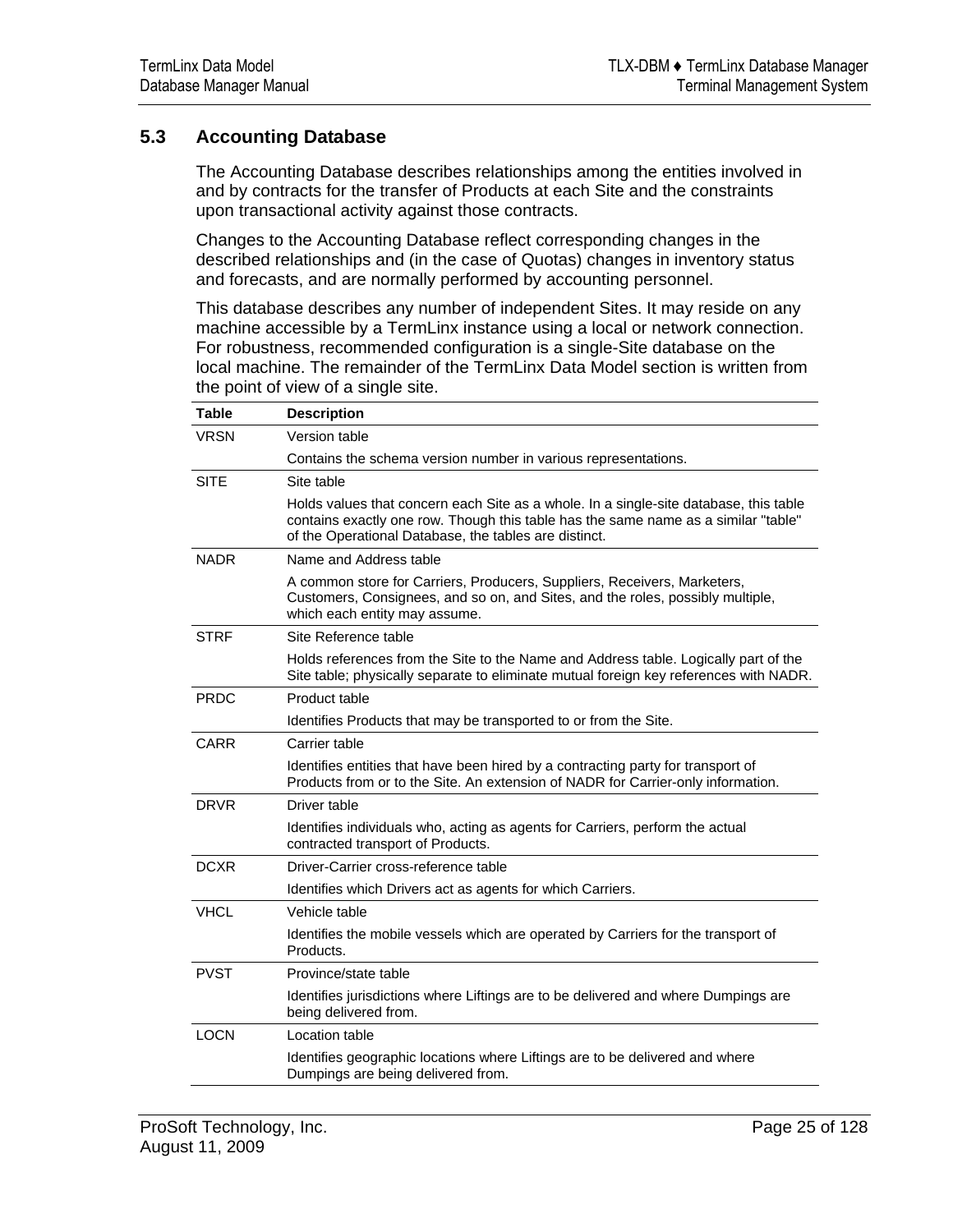## 5.3 Accounting Database

The Accounting Database describes relationships among the entities involved in and by contracts for the transfer of Products at each Site and the constraints upon transactional activity against those contracts.

Changes to the Accounting Database reflect corresponding changes in the described relationships and (in the case of Quotas) changes in inventory status and forecasts, and are normally performed by accounting personnel.

This database describes any number of independent Sites. It may reside on any machine accessible by a TermLinx instance using a local or network connection. For robustness, recommended configuration is a single-Site database on the local machine. The remainder of the TermLinx Data Model section is written from the point of view of a single site.

| Table | Description |
|---|---|
| VRSN | Version table<br>Contains the schema version number in various representations. |
| SITE | Site table<br>Holds values that concern each Site as a whole. In a single-site database, this table contains exactly one row. Though this table has the same name as a similar "table" of the Operational Database, the tables are distinct. |
| NADR | Name and Address table<br>A common store for Carriers, Producers, Suppliers, Receivers, Marketers, Customers, Consignees, and so on, and Sites, and the roles, possibly multiple, which each entity may assume. |
| STRF | Site Reference table<br>Holds references from the Site to the Name and Address table. Logically part of the Site table; physically separate to eliminate mutual foreign key references with NADR. |
| PRDC | Product table<br>Identifies Products that may be transported to or from the Site. |
| CARR | Carrier table<br>Identifies entities that have been hired by a contracting party for transport of Products from or to the Site. An extension of NADR for Carrier-only information. |
| DRVR | Driver table<br>Identifies individuals who, acting as agents for Carriers, perform the actual contracted transport of Products. |
| DCXR | Driver-Carrier cross-reference table<br>Identifies which Drivers act as agents for which Carriers. |
| VHCL | Vehicle table<br>Identifies the mobile vessels which are operated by Carriers for the transport of Products. |
| PVST | Province/state table<br>Identifies jurisdictions where Liftings are to be delivered and where Dumpings are being delivered from. |
| LOCN | Location table<br>Identifies geographic locations where Liftings are to be delivered and where Dumpings are being delivered from. |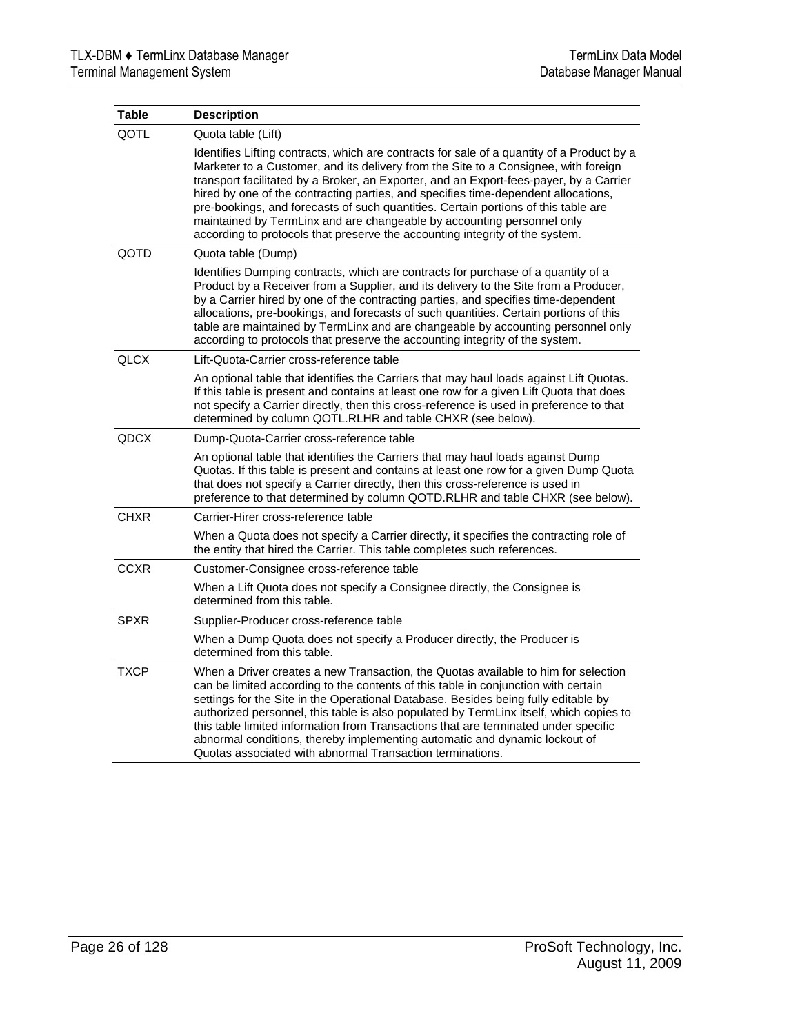| Table | Description |
|---|---|
| QOTL | Quota table (Lift)<br><br>Identifies Lifting contracts, which are contracts for sale of a quantity of a Product by a Marketer to a Customer, and its delivery from the Site to a Consignee, with foreign transport facilitated by a Broker, an Exporter, and an Export-fees-payer, by a Carrier hired by one of the contracting parties, and specifies time-dependent allocations, pre-bookings, and forecasts of such quantities. Certain portions of this table are maintained by TermLinx and are changeable by accounting personnel only according to protocols that preserve the accounting integrity of the system. |
| QOTD | Quota table (Dump)<br><br>Identifies Dumping contracts, which are contracts for purchase of a quantity of a Product by a Receiver from a Supplier, and its delivery to the Site from a Producer, by a Carrier hired by one of the contracting parties, and specifies time-dependent allocations, pre-bookings, and forecasts of such quantities. Certain portions of this table are maintained by TermLinx and are changeable by accounting personnel only according to protocols that preserve the accounting integrity of the system. |
| QLCX | Lift-Quota-Carrier cross-reference table<br><br>An optional table that identifies the Carriers that may haul loads against Lift Quotas. If this table is present and contains at least one row for a given Lift Quota that does not specify a Carrier directly, then this cross-reference is used in preference to that determined by column QOTL.RLHR and table CHXR (see below). |
| QDCX | Dump-Quota-Carrier cross-reference table<br><br>An optional table that identifies the Carriers that may haul loads against Dump Quotas. If this table is present and contains at least one row for a given Dump Quota that does not specify a Carrier directly, then this cross-reference is used in preference to that determined by column QOTD.RLHR and table CHXR (see below). |
| CHXR | Carrier-Hirer cross-reference table<br><br>When a Quota does not specify a Carrier directly, it specifies the contracting role of the entity that hired the Carrier. This table completes such references. |
| CCXR | Customer-Consignee cross-reference table<br><br>When a Lift Quota does not specify a Consignee directly, the Consignee is determined from this table. |
| SPXR | Supplier-Producer cross-reference table<br><br>When a Dump Quota does not specify a Producer directly, the Producer is determined from this table. |
| TXCP | When a Driver creates a new Transaction, the Quotas available to him for selection can be limited according to the contents of this table in conjunction with certain settings for the Site in the Operational Database. Besides being fully editable by authorized personnel, this table is also populated by TermLinx itself, which copies to this table limited information from Transactions that are terminated under specific abnormal conditions, thereby implementing automatic and dynamic lockout of Quotas associated with abnormal Transaction terminations. |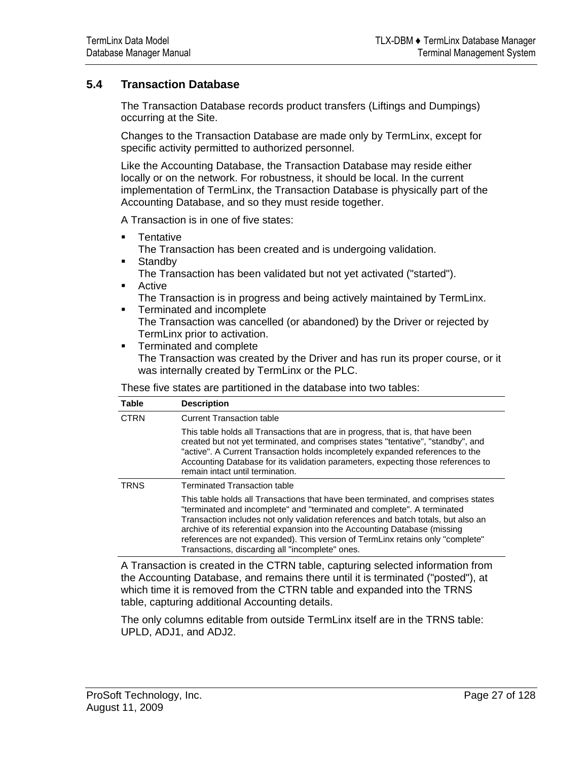## 5.4 Transaction Database

The Transaction Database records product transfers (Liftings and Dumpings) occurring at the Site.

Changes to the Transaction Database are made only by TermLinx, except for specific activity permitted to authorized personnel.

Like the Accounting Database, the Transaction Database may reside either locally or on the network. For robustness, it should be local. In the current implementation of TermLinx, the Transaction Database is physically part of the Accounting Database, and so they must reside together.

A Transaction is in one of five states:

- Tentative  
  The Transaction has been created and is undergoing validation.
- Standby  
  The Transaction has been validated but not yet activated ("started").
- Active  
  The Transaction is in progress and being actively maintained by TermLinx.
- Terminated and incomplete  
  The Transaction was cancelled (or abandoned) by the Driver or rejected by TermLinx prior to activation.
- Terminated and complete  
  The Transaction was created by the Driver and has run its proper course, or it was internally created by TermLinx or the PLC.

These five states are partitioned in the database into two tables:

| Table | Description |
|---|---|
| CTRN | Current Transaction table<br><br>This table holds all Transactions that are in progress, that is, that have been created but not yet terminated, and comprises states "tentative", "standby", and "active". A Current Transaction holds incompletely expanded references to the Accounting Database for its validation parameters, expecting those references to remain intact until termination. |
| TRNS | Terminated Transaction table<br><br>This table holds all Transactions that have been terminated, and comprises states "terminated and incomplete" and "terminated and complete". A terminated Transaction includes not only validation references and batch totals, but also an archive of its referential expansion into the Accounting Database (missing references are not expanded). This version of TermLinx retains only "complete" Transactions, discarding all "incomplete" ones. |

A Transaction is created in the CTRN table, capturing selected information from the Accounting Database, and remains there until it is terminated ("posted"), at which time it is removed from the CTRN table and expanded into the TRNS table, capturing additional Accounting details.

The only columns editable from outside TermLinx itself are in the TRNS table: UPLD, ADJ1, and ADJ2.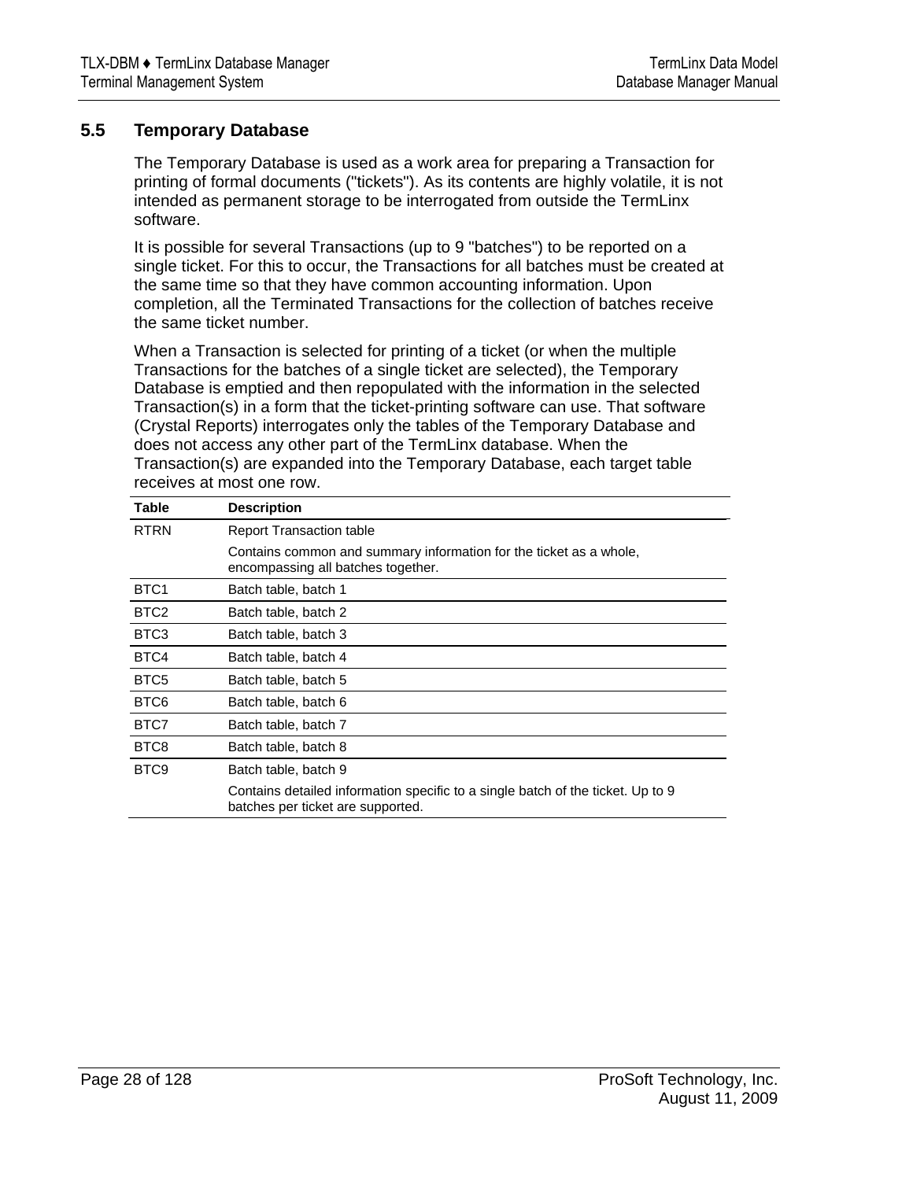## 5.5 Temporary Database

The Temporary Database is used as a work area for preparing a Transaction for printing of formal documents ("tickets"). As its contents are highly volatile, it is not intended as permanent storage to be interrogated from outside the TermLinx software.

It is possible for several Transactions (up to 9 "batches") to be reported on a single ticket. For this to occur, the Transactions for all batches must be created at the same time so that they have common accounting information. Upon completion, all the Terminated Transactions for the collection of batches receive the same ticket number.

When a Transaction is selected for printing of a ticket (or when the multiple Transactions for the batches of a single ticket are selected), the Temporary Database is emptied and then repopulated with the information in the selected Transaction(s) in a form that the ticket-printing software can use. That software (Crystal Reports) interrogates only the tables of the Temporary Database and does not access any other part of the TermLinx database. When the Transaction(s) are expanded into the Temporary Database, each target table receives at most one row.

| Table | Description |
|---|---|
| RTRN | Report Transaction table<br><br>Contains common and summary information for the ticket as a whole, encompassing all batches together. |
| BTC1 | Batch table, batch 1 |
| BTC2 | Batch table, batch 2 |
| BTC3 | Batch table, batch 3 |
| BTC4 | Batch table, batch 4 |
| BTC5 | Batch table, batch 5 |
| BTC6 | Batch table, batch 6 |
| BTC7 | Batch table, batch 7 |
| BTC8 | Batch table, batch 8 |
| BTC9 | Batch table, batch 9<br><br>Contains detailed information specific to a single batch of the ticket. Up to 9 batches per ticket are supported. |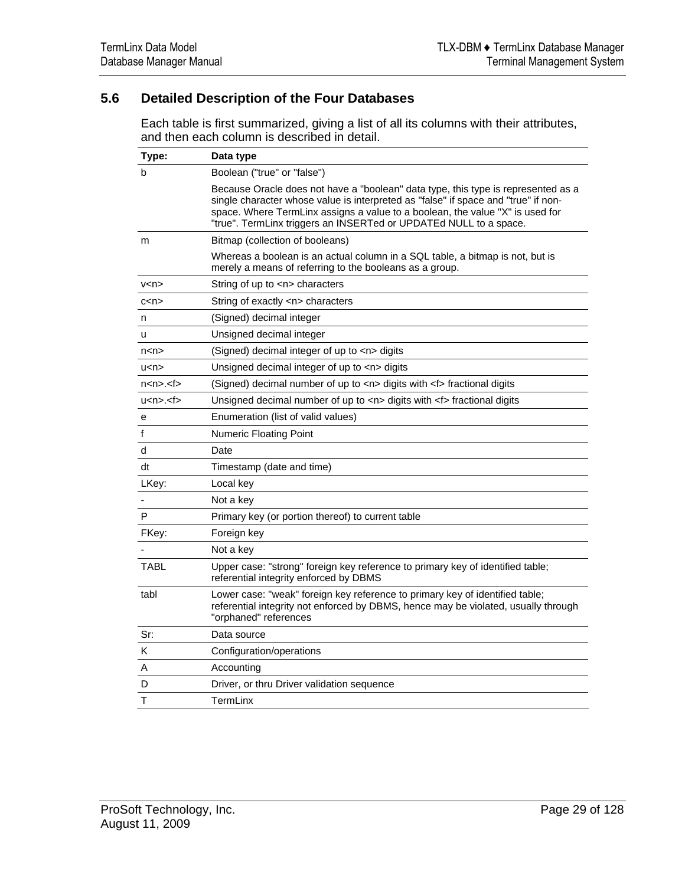## 5.6 Detailed Description of the Four Databases

Each table is first summarized, giving a list of all its columns with their attributes, and then each column is described in detail.

| Type: | Data type |
|---|---|
| b | Boolean ("true" or "false")<br><br>Because Oracle does not have a "boolean" data type, this type is represented as a single character whose value is interpreted as "false" if space and "true" if non-space. Where TermLinx assigns a value to a boolean, the value "X" is used for "true". TermLinx triggers an INSERTed or UPDATEd NULL to a space. |
| m | Bitmap (collection of booleans)<br><br>Whereas a boolean is an actual column in a SQL table, a bitmap is not, but is merely a means of referring to the booleans as a group. |
| v<n> | String of up to <n> characters |
| c<n> | String of exactly <n> characters |
| n | (Signed) decimal integer |
| u | Unsigned decimal integer |
| n<n> | (Signed) decimal integer of up to <n> digits |
| u<n> | Unsigned decimal integer of up to <n> digits |
| n<n>.<f> | (Signed) decimal number of up to <n> digits with <f> fractional digits |
| u<n>.<f> | Unsigned decimal number of up to <n> digits with <f> fractional digits |
| e | Enumeration (list of valid values) |
| f | Numeric Floating Point |
| d | Date |
| dt | Timestamp (date and time) |
| LKey: | Local key |
| - | Not a key |
| P | Primary key (or portion thereof) to current table |
| FKey: | Foreign key |
| - | Not a key |
| TABL | Upper case: "strong" foreign key reference to primary key of identified table; referential integrity enforced by DBMS |
| tabl | Lower case: "weak" foreign key reference to primary key of identified table; referential integrity not enforced by DBMS, hence may be violated, usually through "orphaned" references |
| Sr: | Data source |
| K | Configuration/operations |
| A | Accounting |
| D | Driver, or thru Driver validation sequence |
| T | TermLinx |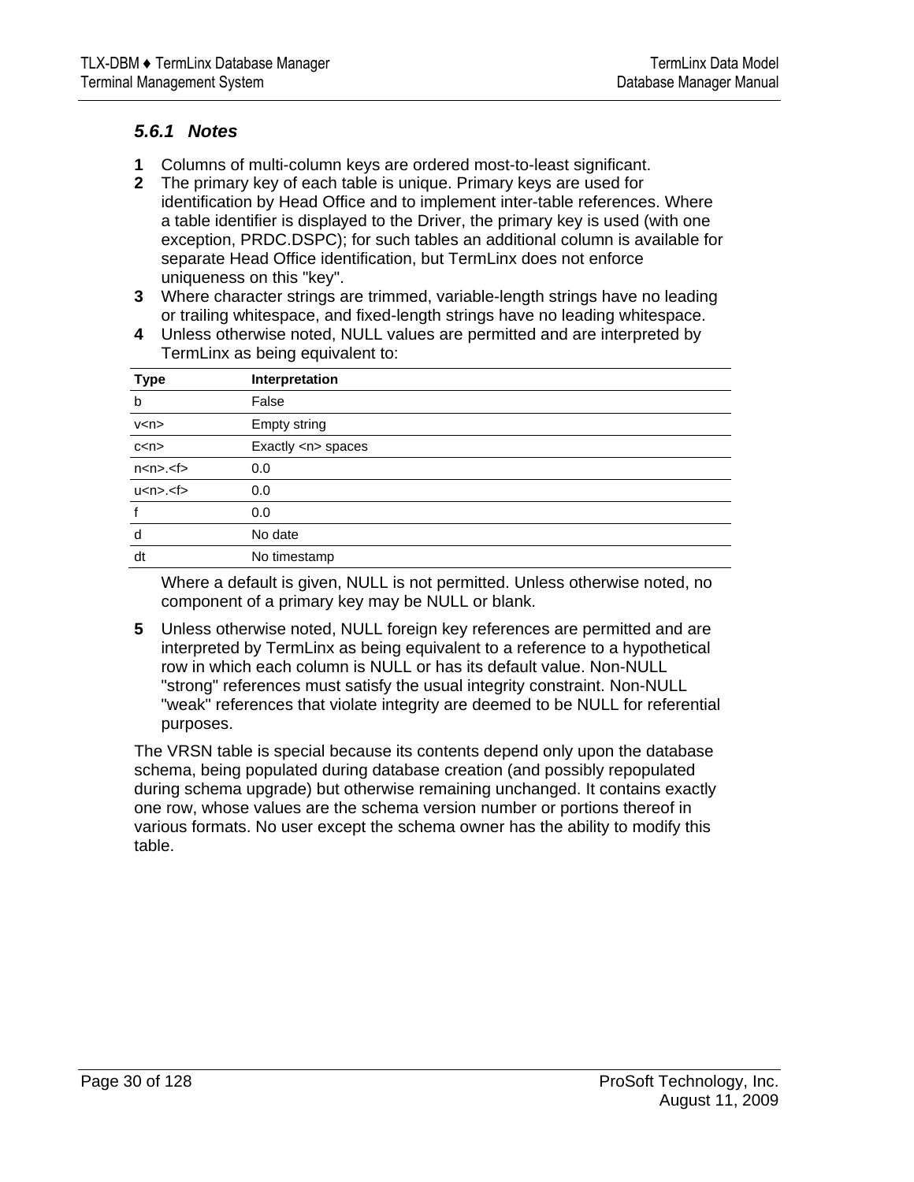### 5.6.1 Notes

**1** Columns of multi-column keys are ordered most-to-least significant.

**2** The primary key of each table is unique. Primary keys are used for identification by Head Office and to implement inter-table references. Where a table identifier is displayed to the Driver, the primary key is used (with one exception, PRDC.DSPC); for such tables an additional column is available for separate Head Office identification, but TermLinx does not enforce uniqueness on this "key".

**3** Where character strings are trimmed, variable-length strings have no leading or trailing whitespace, and fixed-length strings have no leading whitespace.

**4** Unless otherwise noted, NULL values are permitted and are interpreted by TermLinx as being equivalent to:

| Type | Interpretation |
|---|---|
| b | False |
| v<n> | Empty string |
| c<n> | Exactly <n> spaces |
| n<n>.<f> | 0.0 |
| u<n>.<f> | 0.0 |
| f | 0.0 |
| d | No date |
| dt | No timestamp |

Where a default is given, NULL is not permitted. Unless otherwise noted, no component of a primary key may be NULL or blank.

**5** Unless otherwise noted, NULL foreign key references are permitted and are interpreted by TermLinx as being equivalent to a reference to a hypothetical row in which each column is NULL or has its default value. Non-NULL "strong" references must satisfy the usual integrity constraint. Non-NULL "weak" references that violate integrity are deemed to be NULL for referential purposes.

The VRSN table is special because its contents depend only upon the database schema, being populated during database creation (and possibly repopulated during schema upgrade) but otherwise remaining unchanged. It contains exactly one row, whose values are the schema version number or portions thereof in various formats. No user except the schema owner has the ability to modify this table.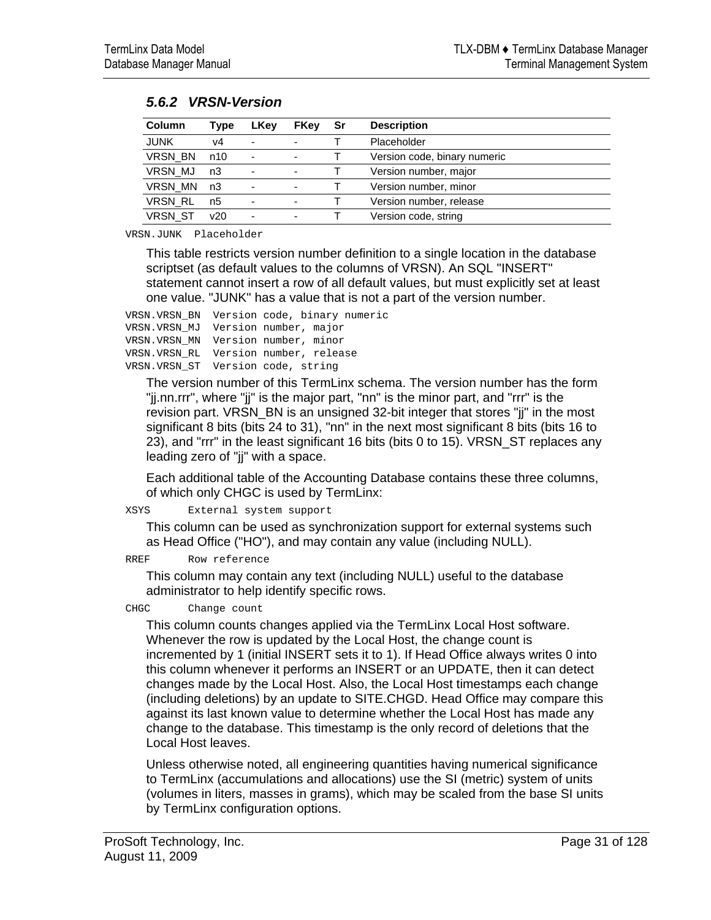### 5.6.2 VRSN-Version

| Column | Type | LKey | FKey | Sr | Description |
|---|---|---|---|---|---|
| JUNK | v4 | - | - | T | Placeholder |
| VRSN_BN | n10 | - | - | T | Version code, binary numeric |
| VRSN_MJ | n3 | - | - | T | Version number, major |
| VRSN_MN | n3 | - | - | T | Version number, minor |
| VRSN_RL | n5 | - | - | T | Version number, release |
| VRSN_ST | v20 | - | - | T | Version code, string |

```
VRSN.JUNK  Placeholder
```

This table restricts version number definition to a single location in the database scriptset (as default values to the columns of VRSN). An SQL "INSERT" statement cannot insert a row of all default values, but must explicitly set at least one value. "JUNK" has a value that is not a part of the version number.

```
VRSN.VRSN_BN  Version code, binary numeric
VRSN.VRSN_MJ  Version number, major
VRSN.VRSN_MN  Version number, minor
VRSN.VRSN_RL  Version number, release
VRSN.VRSN_ST  Version code, string
```

The version number of this TermLinx schema. The version number has the form "jj.nn.rrr", where "jj" is the major part, "nn" is the minor part, and "rrr" is the revision part. VRSN_BN is an unsigned 32-bit integer that stores "jj" in the most significant 8 bits (bits 24 to 31), "nn" in the next most significant 8 bits (bits 16 to 23), and "rrr" in the least significant 16 bits (bits 0 to 15). VRSN_ST replaces any leading zero of "jj" with a space.

Each additional table of the Accounting Database contains these three columns, of which only CHGC is used by TermLinx:

```
XSYS      External system support
```

This column can be used as synchronization support for external systems such as Head Office ("HO"), and may contain any value (including NULL).

```
RREF      Row reference
```

This column may contain any text (including NULL) useful to the database administrator to help identify specific rows.

```
CHGC      Change count
```

This column counts changes applied via the TermLinx Local Host software. Whenever the row is updated by the Local Host, the change count is incremented by 1 (initial INSERT sets it to 1). If Head Office always writes 0 into this column whenever it performs an INSERT or an UPDATE, then it can detect changes made by the Local Host. Also, the Local Host timestamps each change (including deletions) by an update to SITE.CHGD. Head Office may compare this against its last known value to determine whether the Local Host has made any change to the database. This timestamp is the only record of deletions that the Local Host leaves.

Unless otherwise noted, all engineering quantities having numerical significance to TermLinx (accumulations and allocations) use the SI (metric) system of units (volumes in liters, masses in grams), which may be scaled from the base SI units by TermLinx configuration options.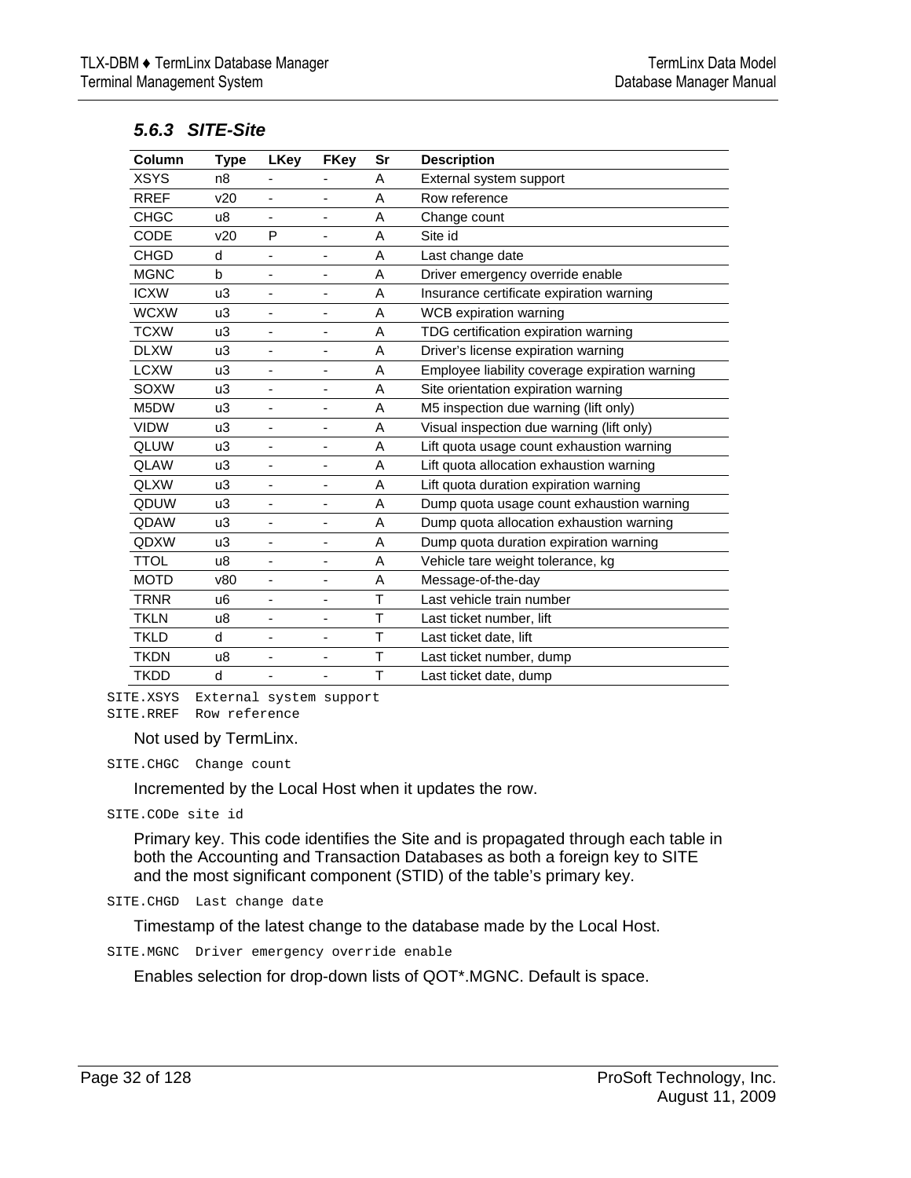### 5.6.3 SITE-Site

| Column | Type | LKey | FKey | Sr | Description |
|---|---|---|---|---|---|
| XSYS | n8 | - | - | A | External system support |
| RREF | v20 | - | - | A | Row reference |
| CHGC | u8 | - | - | A | Change count |
| CODE | v20 | P | - | A | Site id |
| CHGD | d | - | - | A | Last change date |
| MGNC | b | - | - | A | Driver emergency override enable |
| ICXW | u3 | - | - | A | Insurance certificate expiration warning |
| WCXW | u3 | - | - | A | WCB expiration warning |
| TCXW | u3 | - | - | A | TDG certification expiration warning |
| DLXW | u3 | - | - | A | Driver's license expiration warning |
| LCXW | u3 | - | - | A | Employee liability coverage expiration warning |
| SOXW | u3 | - | - | A | Site orientation expiration warning |
| M5DW | u3 | - | - | A | M5 inspection due warning (lift only) |
| VIDW | u3 | - | - | A | Visual inspection due warning (lift only) |
| QLUW | u3 | - | - | A | Lift quota usage count exhaustion warning |
| QLAW | u3 | - | - | A | Lift quota allocation exhaustion warning |
| QLXW | u3 | - | - | A | Lift quota duration expiration warning |
| QDUW | u3 | - | - | A | Dump quota usage count exhaustion warning |
| QDAW | u3 | - | - | A | Dump quota allocation exhaustion warning |
| QDXW | u3 | - | - | A | Dump quota duration expiration warning |
| TTOL | u8 | - | - | A | Vehicle tare weight tolerance, kg |
| MOTD | v80 | - | - | A | Message-of-the-day |
| TRNR | u6 | - | - | T | Last vehicle train number |
| TKLN | u8 | - | - | T | Last ticket number, lift |
| TKLD | d | - | - | T | Last ticket date, lift |
| TKDN | u8 | - | - | T | Last ticket number, dump |
| TKDD | d | - | - | T | Last ticket date, dump |

`SITE.XSYS  External system support`
`SITE.RREF  Row reference`

Not used by TermLinx.

`SITE.CHGC  Change count`

Incremented by the Local Host when it updates the row.

`SITE.CODe site id`

Primary key. This code identifies the Site and is propagated through each table in both the Accounting and Transaction Databases as both a foreign key to SITE and the most significant component (STID) of the table's primary key.

`SITE.CHGD  Last change date`

Timestamp of the latest change to the database made by the Local Host.

`SITE.MGNC  Driver emergency override enable`

Enables selection for drop-down lists of QOT*.MGNC. Default is space.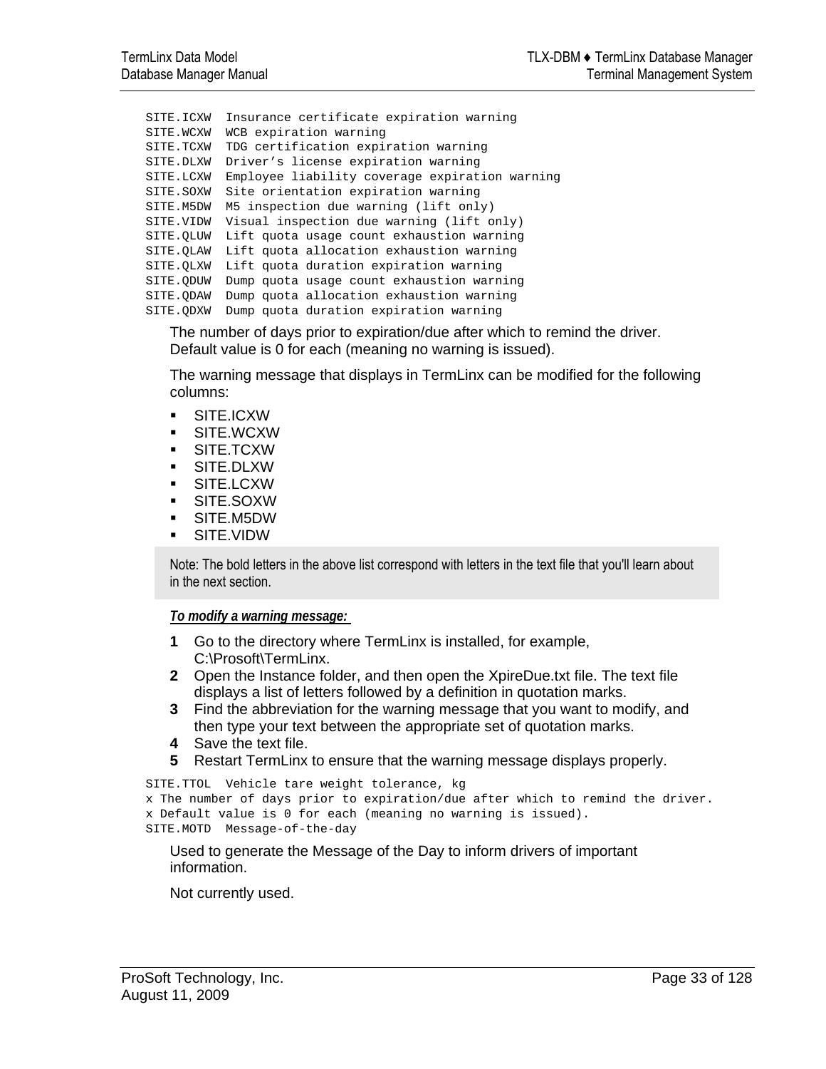```
SITE.ICXW  Insurance certificate expiration warning
SITE.WCXW  WCB expiration warning
SITE.TCXW  TDG certification expiration warning
SITE.DLXW  Driver's license expiration warning
SITE.LCXW  Employee liability coverage expiration warning
SITE.SOXW  Site orientation expiration warning
SITE.M5DW  M5 inspection due warning (lift only)
SITE.VIDW  Visual inspection due warning (lift only)
SITE.QLUW  Lift quota usage count exhaustion warning
SITE.QLAW  Lift quota allocation exhaustion warning
SITE.QLXW  Lift quota duration expiration warning
SITE.QDUW  Dump quota usage count exhaustion warning
SITE.QDAW  Dump quota allocation exhaustion warning
SITE.QDXW  Dump quota duration expiration warning
```

The number of days prior to expiration/due after which to remind the driver. Default value is 0 for each (meaning no warning is issued).

The warning message that displays in TermLinx can be modified for the following columns:

- SITE.ICXW
- SITE.WCXW
- SITE.TCXW
- SITE.DLXW
- SITE.LCXW
- SITE.SOXW
- SITE.M5DW
- SITE.VIDW

> Note: The bold letters in the above list correspond with letters in the text file that you'll learn about in the next section.

***To modify a warning message:***

1. Go to the directory where TermLinx is installed, for example, C:\Prosoft\TermLinx.
2. Open the Instance folder, and then open the XpireDue.txt file. The text file displays a list of letters followed by a definition in quotation marks.
3. Find the abbreviation for the warning message that you want to modify, and then type your text between the appropriate set of quotation marks.
4. Save the text file.
5. Restart TermLinx to ensure that the warning message displays properly.

```
SITE.TTOL  Vehicle tare weight tolerance, kg
x The number of days prior to expiration/due after which to remind the driver.
x Default value is 0 for each (meaning no warning is issued).
SITE.MOTD  Message-of-the-day
```

Used to generate the Message of the Day to inform drivers of important information.

Not currently used.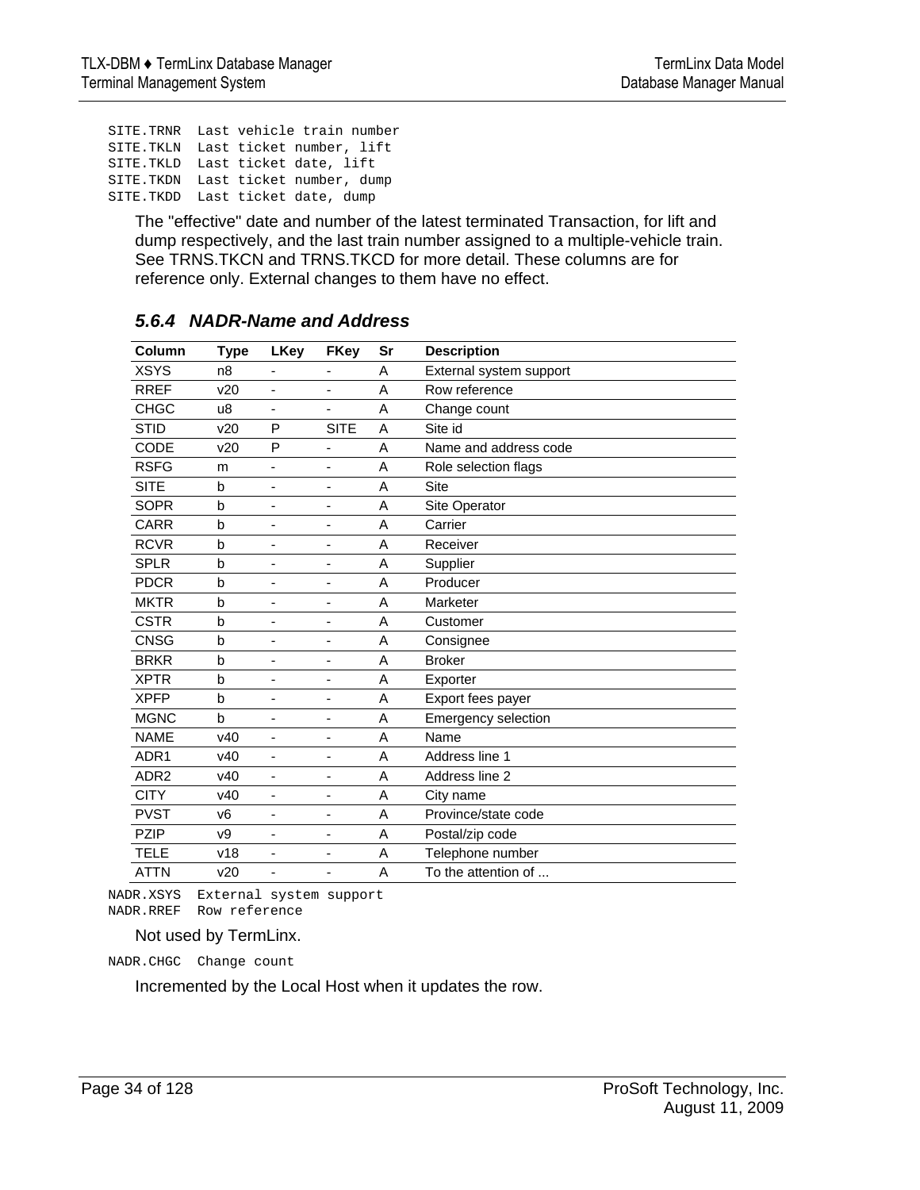```
SITE.TRNR  Last vehicle train number
SITE.TKLN  Last ticket number, lift
SITE.TKLD  Last ticket date, lift
SITE.TKDN  Last ticket number, dump
SITE.TKDD  Last ticket date, dump
```

The "effective" date and number of the latest terminated Transaction, for lift and dump respectively, and the last train number assigned to a multiple-vehicle train. See TRNS.TKCN and TRNS.TKCD for more detail. These columns are for reference only. External changes to them have no effect.

### 5.6.4 NADR-Name and Address

| Column | Type | LKey | FKey | Sr | Description |
|---|---|---|---|---|---|
| XSYS | n8 | - | - | A | External system support |
| RREF | v20 | - | - | A | Row reference |
| CHGC | u8 | - | - | A | Change count |
| STID | v20 | P | SITE | A | Site id |
| CODE | v20 | P | - | A | Name and address code |
| RSFG | m | - | - | A | Role selection flags |
| SITE | b | - | - | A | Site |
| SOPR | b | - | - | A | Site Operator |
| CARR | b | - | - | A | Carrier |
| RCVR | b | - | - | A | Receiver |
| SPLR | b | - | - | A | Supplier |
| PDCR | b | - | - | A | Producer |
| MKTR | b | - | - | A | Marketer |
| CSTR | b | - | - | A | Customer |
| CNSG | b | - | - | A | Consignee |
| BRKR | b | - | - | A | Broker |
| XPTR | b | - | - | A | Exporter |
| XPFP | b | - | - | A | Export fees payer |
| MGNC | b | - | - | A | Emergency selection |
| NAME | v40 | - | - | A | Name |
| ADR1 | v40 | - | - | A | Address line 1 |
| ADR2 | v40 | - | - | A | Address line 2 |
| CITY | v40 | - | - | A | City name |
| PVST | v6 | - | - | A | Province/state code |
| PZIP | v9 | - | - | A | Postal/zip code |
| TELE | v18 | - | - | A | Telephone number |
| ATTN | v20 | - | - | A | To the attention of ... |

```
NADR.XSYS  External system support
NADR.RREF  Row reference
```

Not used by TermLinx.

```
NADR.CHGC  Change count
```

Incremented by the Local Host when it updates the row.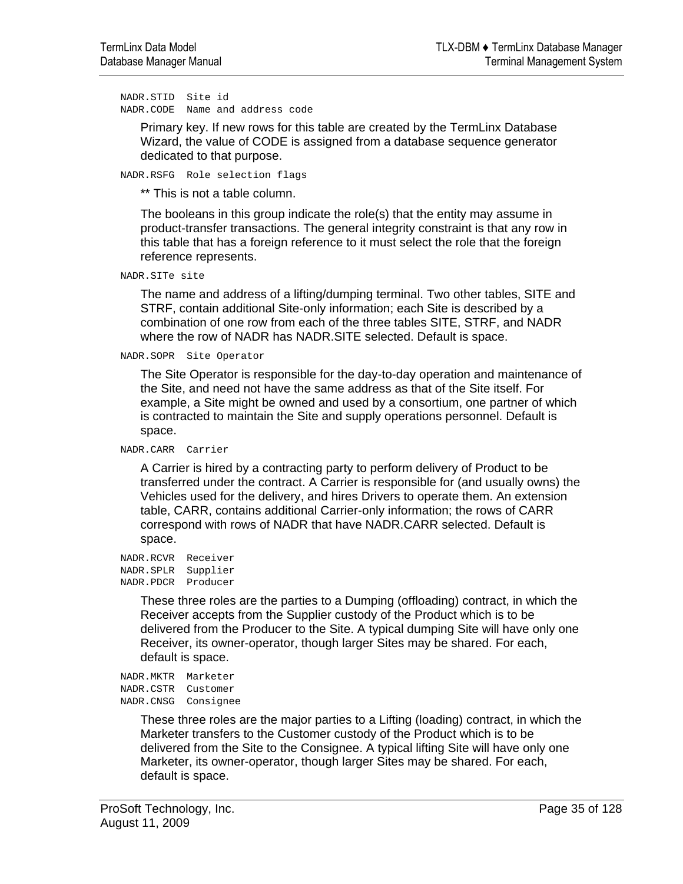```
NADR.STID  Site id
NADR.CODE  Name and address code
```

Primary key. If new rows for this table are created by the TermLinx Database Wizard, the value of CODE is assigned from a database sequence generator dedicated to that purpose.

```
NADR.RSFG  Role selection flags
```

** This is not a table column.

The booleans in this group indicate the role(s) that the entity may assume in product-transfer transactions. The general integrity constraint is that any row in this table that has a foreign reference to it must select the role that the foreign reference represents.

```
NADR.SITe site
```

The name and address of a lifting/dumping terminal. Two other tables, SITE and STRF, contain additional Site-only information; each Site is described by a combination of one row from each of the three tables SITE, STRF, and NADR where the row of NADR has NADR.SITE selected. Default is space.

```
NADR.SOPR  Site Operator
```

The Site Operator is responsible for the day-to-day operation and maintenance of the Site, and need not have the same address as that of the Site itself. For example, a Site might be owned and used by a consortium, one partner of which is contracted to maintain the Site and supply operations personnel. Default is space.

```
NADR.CARR  Carrier
```

A Carrier is hired by a contracting party to perform delivery of Product to be transferred under the contract. A Carrier is responsible for (and usually owns) the Vehicles used for the delivery, and hires Drivers to operate them. An extension table, CARR, contains additional Carrier-only information; the rows of CARR correspond with rows of NADR that have NADR.CARR selected. Default is space.

```
NADR.RCVR  Receiver
NADR.SPLR  Supplier
NADR.PDCR  Producer
```

These three roles are the parties to a Dumping (offloading) contract, in which the Receiver accepts from the Supplier custody of the Product which is to be delivered from the Producer to the Site. A typical dumping Site will have only one Receiver, its owner-operator, though larger Sites may be shared. For each, default is space.

```
NADR.MKTR  Marketer
NADR.CSTR  Customer
NADR.CNSG  Consignee
```

These three roles are the major parties to a Lifting (loading) contract, in which the Marketer transfers to the Customer custody of the Product which is to be delivered from the Site to the Consignee. A typical lifting Site will have only one Marketer, its owner-operator, though larger Sites may be shared. For each, default is space.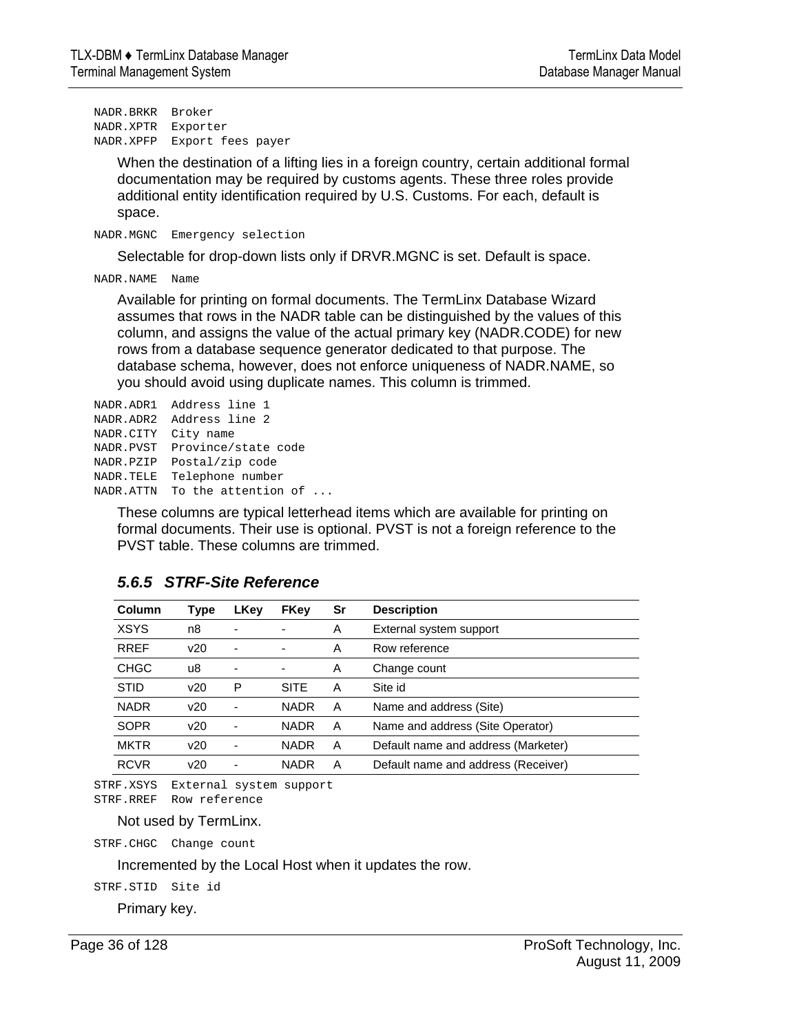```
NADR.BRKR  Broker
NADR.XPTR  Exporter
NADR.XPFP  Export fees payer
```

When the destination of a lifting lies in a foreign country, certain additional formal documentation may be required by customs agents. These three roles provide additional entity identification required by U.S. Customs. For each, default is space.

```
NADR.MGNC  Emergency selection
```

Selectable for drop-down lists only if DRVR.MGNC is set. Default is space.

```
NADR.NAME  Name
```

Available for printing on formal documents. The TermLinx Database Wizard assumes that rows in the NADR table can be distinguished by the values of this column, and assigns the value of the actual primary key (NADR.CODE) for new rows from a database sequence generator dedicated to that purpose. The database schema, however, does not enforce uniqueness of NADR.NAME, so you should avoid using duplicate names. This column is trimmed.

```
NADR.ADR1  Address line 1
NADR.ADR2  Address line 2
NADR.CITY  City name
NADR.PVST  Province/state code
NADR.PZIP  Postal/zip code
NADR.TELE  Telephone number
NADR.ATTN  To the attention of ...
```

These columns are typical letterhead items which are available for printing on formal documents. Their use is optional. PVST is not a foreign reference to the PVST table. These columns are trimmed.

### *5.6.5 STRF-Site Reference*

| Column | Type | LKey | FKey | Sr | Description |
|---|---|---|---|---|---|
| XSYS | n8 | - | - | A | External system support |
| RREF | v20 | - | - | A | Row reference |
| CHGC | u8 | - | - | A | Change count |
| STID | v20 | P | SITE | A | Site id |
| NADR | v20 | - | NADR | A | Name and address (Site) |
| SOPR | v20 | - | NADR | A | Name and address (Site Operator) |
| MKTR | v20 | - | NADR | A | Default name and address (Marketer) |
| RCVR | v20 | - | NADR | A | Default name and address (Receiver) |

```
STRF.XSYS  External system support
STRF.RREF  Row reference
```

Not used by TermLinx.

```
STRF.CHGC  Change count
```

Incremented by the Local Host when it updates the row.

```
STRF.STID  Site id
```

Primary key.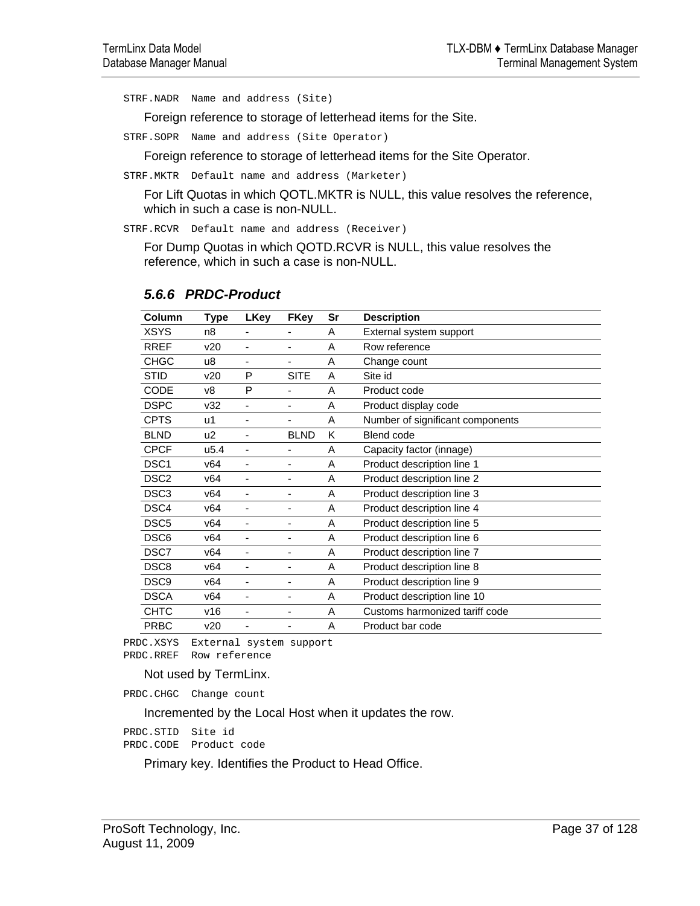```
STRF.NADR  Name and address (Site)
```

Foreign reference to storage of letterhead items for the Site.

```
STRF.SOPR  Name and address (Site Operator)
```

Foreign reference to storage of letterhead items for the Site Operator.

```
STRF.MKTR  Default name and address (Marketer)
```

For Lift Quotas in which QOTL.MKTR is NULL, this value resolves the reference, which in such a case is non-NULL.

```
STRF.RCVR  Default name and address (Receiver)
```

For Dump Quotas in which QOTD.RCVR is NULL, this value resolves the reference, which in such a case is non-NULL.

### *5.6.6 PRDC-Product*

| Column | Type | LKey | FKey | Sr | Description |
|---|---|---|---|---|---|
| XSYS | n8 | - | - | A | External system support |
| RREF | v20 | - | - | A | Row reference |
| CHGC | u8 | - | - | A | Change count |
| STID | v20 | P | SITE | A | Site id |
| CODE | v8 | P | - | A | Product code |
| DSPC | v32 | - | - | A | Product display code |
| CPTS | u1 | - | - | A | Number of significant components |
| BLND | u2 | - | BLND | K | Blend code |
| CPCF | u5.4 | - | - | A | Capacity factor (innage) |
| DSC1 | v64 | - | - | A | Product description line 1 |
| DSC2 | v64 | - | - | A | Product description line 2 |
| DSC3 | v64 | - | - | A | Product description line 3 |
| DSC4 | v64 | - | - | A | Product description line 4 |
| DSC5 | v64 | - | - | A | Product description line 5 |
| DSC6 | v64 | - | - | A | Product description line 6 |
| DSC7 | v64 | - | - | A | Product description line 7 |
| DSC8 | v64 | - | - | A | Product description line 8 |
| DSC9 | v64 | - | - | A | Product description line 9 |
| DSCA | v64 | - | - | A | Product description line 10 |
| CHTC | v16 | - | - | A | Customs harmonized tariff code |
| PRBC | v20 | - | - | A | Product bar code |

```
PRDC.XSYS  External system support
PRDC.RREF  Row reference
```

Not used by TermLinx.

```
PRDC.CHGC  Change count
```

Incremented by the Local Host when it updates the row.

```
PRDC.STID  Site id
PRDC.CODE  Product code
```

Primary key. Identifies the Product to Head Office.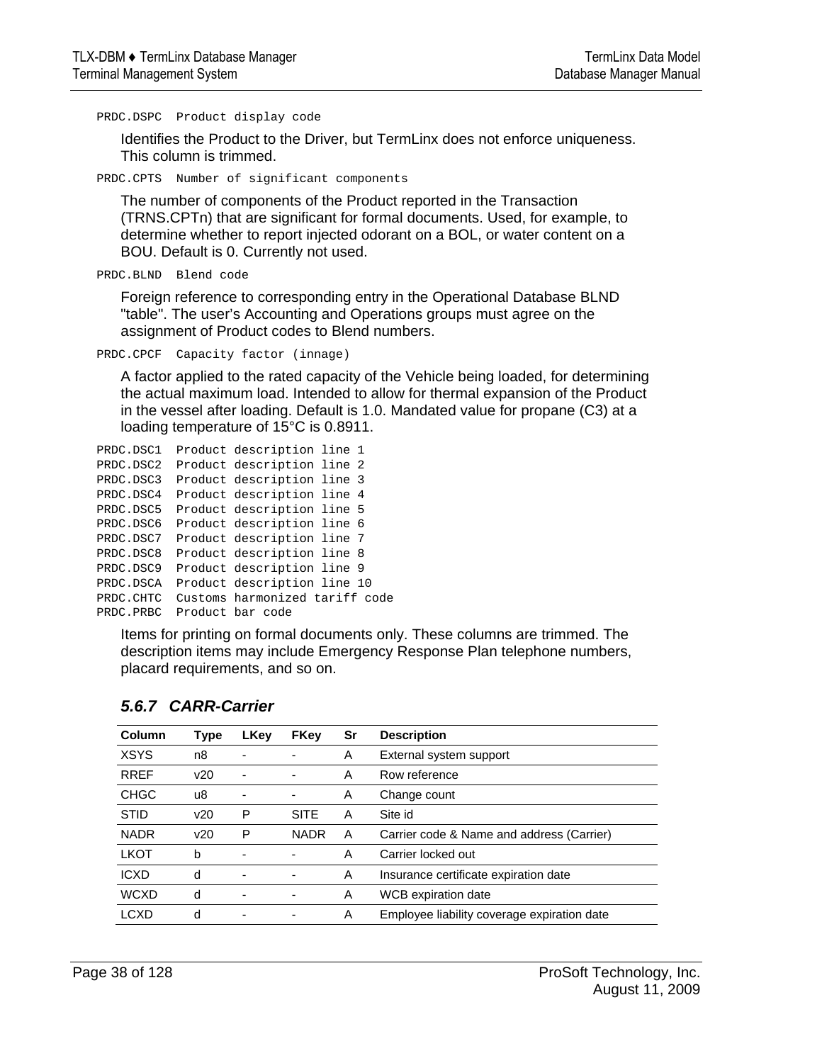```
PRDC.DSPC  Product display code
```

Identifies the Product to the Driver, but TermLinx does not enforce uniqueness. This column is trimmed.

```
PRDC.CPTS  Number of significant components
```

The number of components of the Product reported in the Transaction (TRNS.CPTn) that are significant for formal documents. Used, for example, to determine whether to report injected odorant on a BOL, or water content on a BOU. Default is 0. Currently not used.

```
PRDC.BLND  Blend code
```

Foreign reference to corresponding entry in the Operational Database BLND "table". The user's Accounting and Operations groups must agree on the assignment of Product codes to Blend numbers.

```
PRDC.CPCF  Capacity factor (innage)
```

A factor applied to the rated capacity of the Vehicle being loaded, for determining the actual maximum load. Intended to allow for thermal expansion of the Product in the vessel after loading. Default is 1.0. Mandated value for propane (C3) at a loading temperature of 15°C is 0.8911.

```
PRDC.DSC1  Product description line 1
PRDC.DSC2  Product description line 2
PRDC.DSC3  Product description line 3
PRDC.DSC4  Product description line 4
PRDC.DSC5  Product description line 5
PRDC.DSC6  Product description line 6
PRDC.DSC7  Product description line 7
PRDC.DSC8  Product description line 8
PRDC.DSC9  Product description line 9
PRDC.DSCA  Product description line 10
PRDC.CHTC  Customs harmonized tariff code
PRDC.PRBC  Product bar code
```

Items for printing on formal documents only. These columns are trimmed. The description items may include Emergency Response Plan telephone numbers, placard requirements, and so on.

### *5.6.7 CARR-Carrier*

| Column | Type | LKey | FKey | Sr | Description |
|---|---|---|---|---|---|
| XSYS | n8 | - | - | A | External system support |
| RREF | v20 | - | - | A | Row reference |
| CHGC | u8 | - | - | A | Change count |
| STID | v20 | P | SITE | A | Site id |
| NADR | v20 | P | NADR | A | Carrier code & Name and address (Carrier) |
| LKOT | b | - | - | A | Carrier locked out |
| ICXD | d | - | - | A | Insurance certificate expiration date |
| WCXD | d | - | - | A | WCB expiration date |
| LCXD | d | - | - | A | Employee liability coverage expiration date |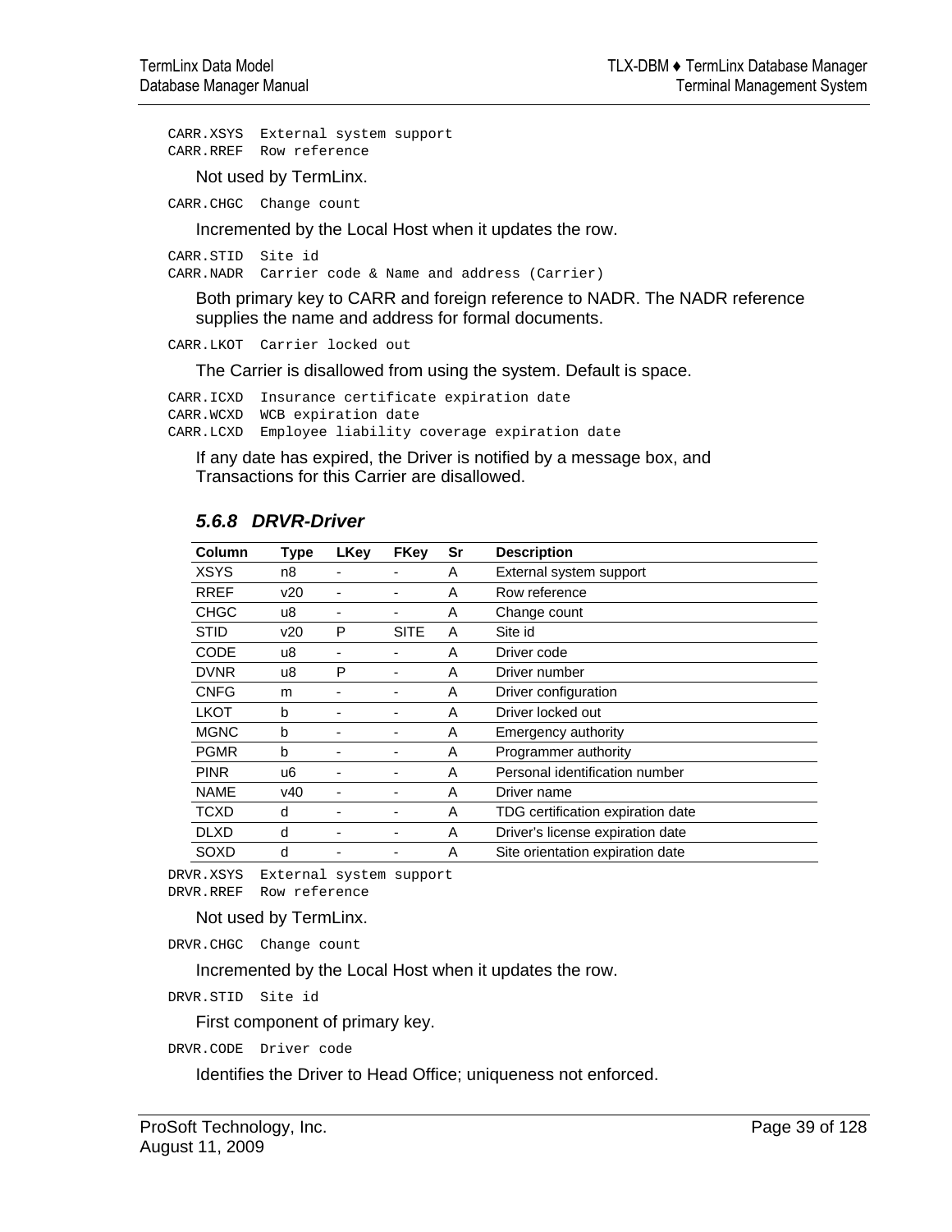```
CARR.XSYS  External system support
CARR.RREF  Row reference
```

Not used by TermLinx.

```
CARR.CHGC  Change count
```

Incremented by the Local Host when it updates the row.

```
CARR.STID  Site id
CARR.NADR  Carrier code & Name and address (Carrier)
```

Both primary key to CARR and foreign reference to NADR. The NADR reference supplies the name and address for formal documents.

```
CARR.LKOT  Carrier locked out
```

The Carrier is disallowed from using the system. Default is space.

```
CARR.ICXD  Insurance certificate expiration date
CARR.WCXD  WCB expiration date
CARR.LCXD  Employee liability coverage expiration date
```

If any date has expired, the Driver is notified by a message box, and Transactions for this Carrier are disallowed.

### *5.6.8 DRVR-Driver*

| Column | Type | LKey | FKey | Sr | Description |
|---|---|---|---|---|---|
| XSYS | n8 | - | - | A | External system support |
| RREF | v20 | - | - | A | Row reference |
| CHGC | u8 | - | - | A | Change count |
| STID | v20 | P | SITE | A | Site id |
| CODE | u8 | - | - | A | Driver code |
| DVNR | u8 | P | - | A | Driver number |
| CNFG | m | - | - | A | Driver configuration |
| LKOT | b | - | - | A | Driver locked out |
| MGNC | b | - | - | A | Emergency authority |
| PGMR | b | - | - | A | Programmer authority |
| PINR | u6 | - | - | A | Personal identification number |
| NAME | v40 | - | - | A | Driver name |
| TCXD | d | - | - | A | TDG certification expiration date |
| DLXD | d | - | - | A | Driver's license expiration date |
| SOXD | d | - | - | A | Site orientation expiration date |

```
DRVR.XSYS  External system support
DRVR.RREF  Row reference
```

Not used by TermLinx.

```
DRVR.CHGC  Change count
```

Incremented by the Local Host when it updates the row.

```
DRVR.STID  Site id
```

First component of primary key.

```
DRVR.CODE  Driver code
```

Identifies the Driver to Head Office; uniqueness not enforced.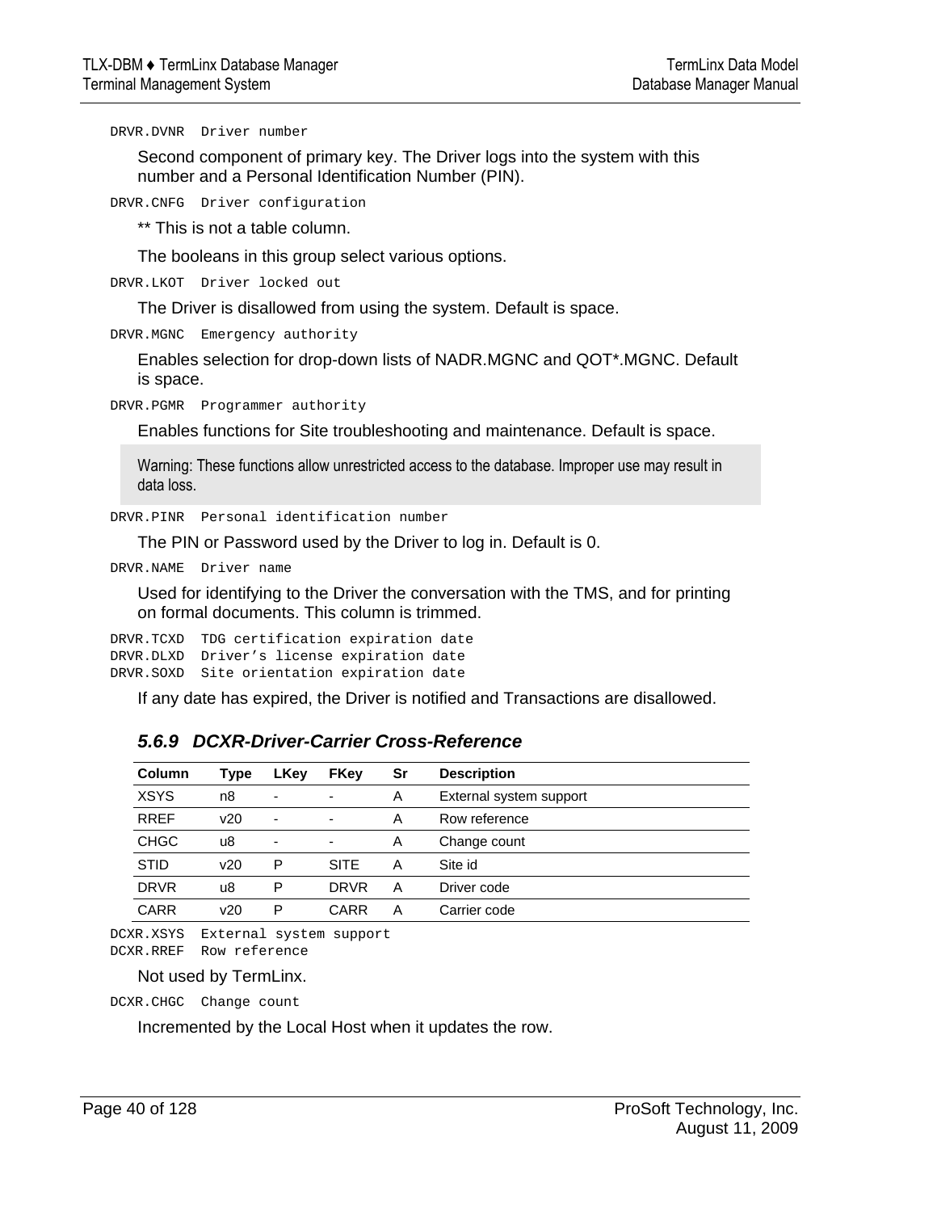`DRVR.DVNR  Driver number`

Second component of primary key. The Driver logs into the system with this number and a Personal Identification Number (PIN).

`DRVR.CNFG  Driver configuration`

** This is not a table column.

The booleans in this group select various options.

`DRVR.LKOT  Driver locked out`

The Driver is disallowed from using the system. Default is space.

`DRVR.MGNC  Emergency authority`

Enables selection for drop-down lists of NADR.MGNC and QOT*.MGNC. Default is space.

`DRVR.PGMR  Programmer authority`

Enables functions for Site troubleshooting and maintenance. Default is space.

> Warning: These functions allow unrestricted access to the database. Improper use may result in data loss.

`DRVR.PINR  Personal identification number`

The PIN or Password used by the Driver to log in. Default is 0.

`DRVR.NAME  Driver name`

Used for identifying to the Driver the conversation with the TMS, and for printing on formal documents. This column is trimmed.

```
DRVR.TCXD  TDG certification expiration date
DRVR.DLXD  Driver's license expiration date
DRVR.SOXD  Site orientation expiration date
```

If any date has expired, the Driver is notified and Transactions are disallowed.

### 5.6.9 DCXR-Driver-Carrier Cross-Reference

| Column | Type | LKey | FKey | Sr | Description |
|---|---|---|---|---|---|
| XSYS | n8 | - | - | A | External system support |
| RREF | v20 | - | - | A | Row reference |
| CHGC | u8 | - | - | A | Change count |
| STID | v20 | P | SITE | A | Site id |
| DRVR | u8 | P | DRVR | A | Driver code |
| CARR | v20 | P | CARR | A | Carrier code |

```
DCXR.XSYS  External system support
DCXR.RREF  Row reference
```

Not used by TermLinx.

`DCXR.CHGC  Change count`

Incremented by the Local Host when it updates the row.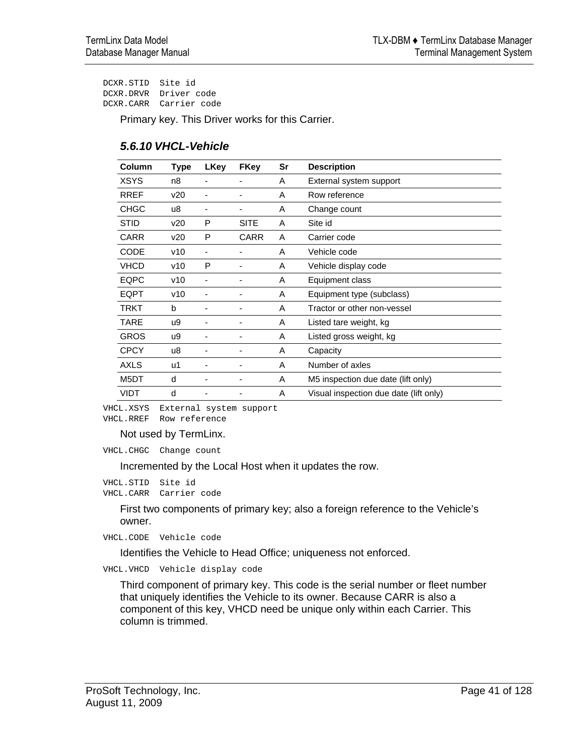```
DCXR.STID  Site id
DCXR.DRVR  Driver code
DCXR.CARR  Carrier code
```

Primary key. This Driver works for this Carrier.

### 5.6.10 VHCL-Vehicle

| Column | Type | LKey | FKey | Sr | Description |
|---|---|---|---|---|---|
| XSYS | n8 | - | - | A | External system support |
| RREF | v20 | - | - | A | Row reference |
| CHGC | u8 | - | - | A | Change count |
| STID | v20 | P | SITE | A | Site id |
| CARR | v20 | P | CARR | A | Carrier code |
| CODE | v10 | - | - | A | Vehicle code |
| VHCD | v10 | P | - | A | Vehicle display code |
| EQPC | v10 | - | - | A | Equipment class |
| EQPT | v10 | - | - | A | Equipment type (subclass) |
| TRKT | b | - | - | A | Tractor or other non-vessel |
| TARE | u9 | - | - | A | Listed tare weight, kg |
| GROS | u9 | - | - | A | Listed gross weight, kg |
| CPCY | u8 | - | - | A | Capacity |
| AXLS | u1 | - | - | A | Number of axles |
| M5DT | d | - | - | A | M5 inspection due date (lift only) |
| VIDT | d | - | - | A | Visual inspection due date (lift only) |

```
VHCL.XSYS  External system support
VHCL.RREF  Row reference
```

Not used by TermLinx.

```
VHCL.CHGC  Change count
```

Incremented by the Local Host when it updates the row.

```
VHCL.STID  Site id
VHCL.CARR  Carrier code
```

First two components of primary key; also a foreign reference to the Vehicle's owner.

```
VHCL.CODE  Vehicle code
```

Identifies the Vehicle to Head Office; uniqueness not enforced.

```
VHCL.VHCD  Vehicle display code
```

Third component of primary key. This code is the serial number or fleet number that uniquely identifies the Vehicle to its owner. Because CARR is also a component of this key, VHCD need be unique only within each Carrier. This column is trimmed.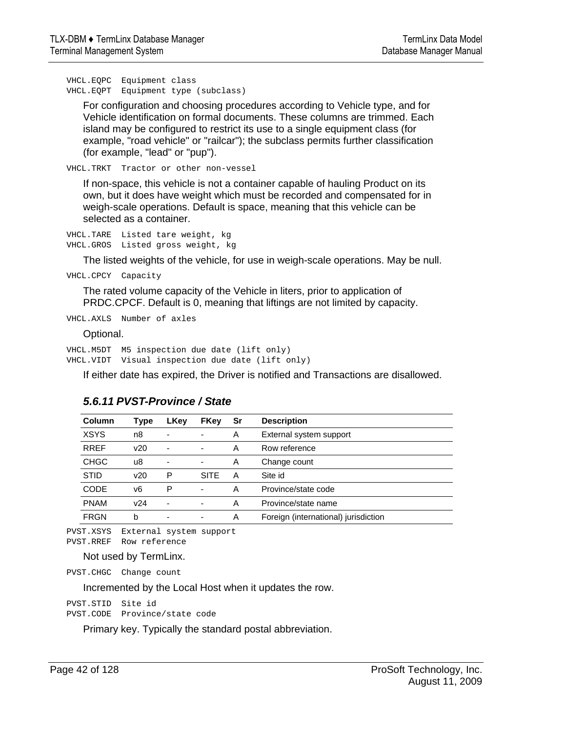```
VHCL.EQPC  Equipment class
VHCL.EQPT  Equipment type (subclass)
```

For configuration and choosing procedures according to Vehicle type, and for Vehicle identification on formal documents. These columns are trimmed. Each island may be configured to restrict its use to a single equipment class (for example, "road vehicle" or "railcar"); the subclass permits further classification (for example, "lead" or "pup").

```
VHCL.TRKT  Tractor or other non-vessel
```

If non-space, this vehicle is not a container capable of hauling Product on its own, but it does have weight which must be recorded and compensated for in weigh-scale operations. Default is space, meaning that this vehicle can be selected as a container.

```
VHCL.TARE  Listed tare weight, kg
VHCL.GROS  Listed gross weight, kg
```

The listed weights of the vehicle, for use in weigh-scale operations. May be null.

```
VHCL.CPCY  Capacity
```

The rated volume capacity of the Vehicle in liters, prior to application of PRDC.CPCF. Default is 0, meaning that liftings are not limited by capacity.

```
VHCL.AXLS  Number of axles
```

Optional.

```
VHCL.M5DT  M5 inspection due date (lift only)
VHCL.VIDT  Visual inspection due date (lift only)
```

If either date has expired, the Driver is notified and Transactions are disallowed.

### *5.6.11 PVST-Province / State*

| Column | Type | LKey | FKey | Sr | Description |
|---|---|---|---|---|---|
| XSYS | n8 | - | - | A | External system support |
| RREF | v20 | - | - | A | Row reference |
| CHGC | u8 | - | - | A | Change count |
| STID | v20 | P | SITE | A | Site id |
| CODE | v6 | P | - | A | Province/state code |
| PNAM | v24 | - | - | A | Province/state name |
| FRGN | b | - | - | A | Foreign (international) jurisdiction |

```
PVST.XSYS  External system support
PVST.RREF  Row reference
```

Not used by TermLinx.

```
PVST.CHGC  Change count
```

Incremented by the Local Host when it updates the row.

```
PVST.STID  Site id
PVST.CODE  Province/state code
```

Primary key. Typically the standard postal abbreviation.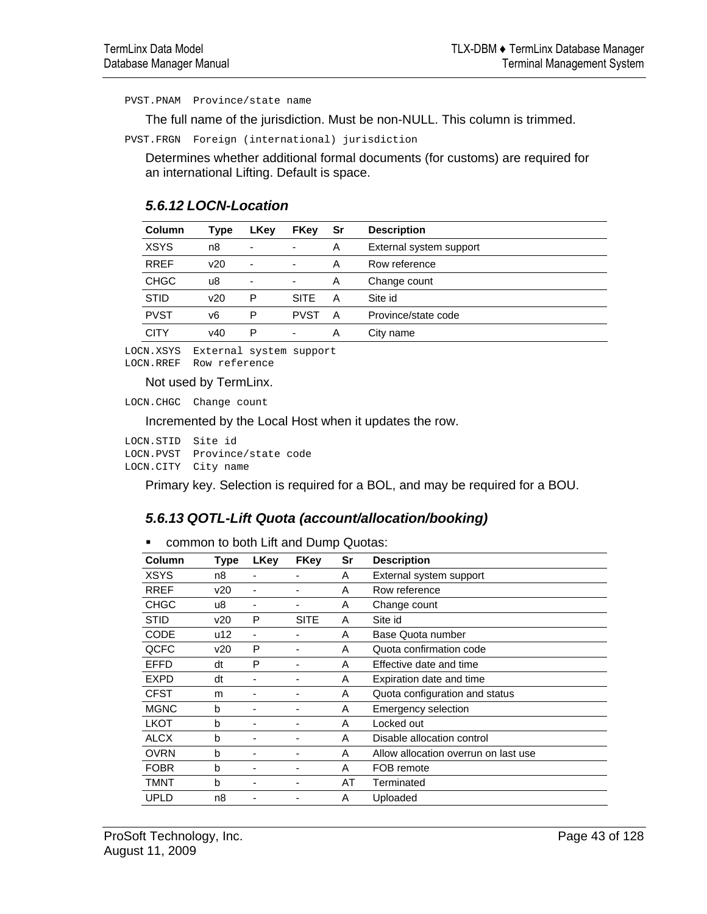```
PVST.PNAM  Province/state name
```

The full name of the jurisdiction. Must be non-NULL. This column is trimmed.

```
PVST.FRGN  Foreign (international) jurisdiction
```

Determines whether additional formal documents (for customs) are required for an international Lifting. Default is space.

### 5.6.12 LOCN-Location

| Column | Type | LKey | FKey | Sr | Description |
|---|---|---|---|---|---|
| XSYS | n8 | - | - | A | External system support |
| RREF | v20 | - | - | A | Row reference |
| CHGC | u8 | - | - | A | Change count |
| STID | v20 | P | SITE | A | Site id |
| PVST | v6 | P | PVST | A | Province/state code |
| CITY | v40 | P | - | A | City name |

```
LOCN.XSYS  External system support
LOCN.RREF  Row reference
```

Not used by TermLinx.

```
LOCN.CHGC  Change count
```

Incremented by the Local Host when it updates the row.

```
LOCN.STID  Site id
LOCN.PVST  Province/state code
LOCN.CITY  City name
```

Primary key. Selection is required for a BOL, and may be required for a BOU.

### 5.6.13 QOTL-Lift Quota (account/allocation/booking)

- common to both Lift and Dump Quotas:

| Column | Type | LKey | FKey | Sr | Description |
|---|---|---|---|---|---|
| XSYS | n8 | - | - | A | External system support |
| RREF | v20 | - | - | A | Row reference |
| CHGC | u8 | - | - | A | Change count |
| STID | v20 | P | SITE | A | Site id |
| CODE | u12 | - | - | A | Base Quota number |
| QCFC | v20 | P | - | A | Quota confirmation code |
| EFFD | dt | P | - | A | Effective date and time |
| EXPD | dt | - | - | A | Expiration date and time |
| CFST | m | - | - | A | Quota configuration and status |
| MGNC | b | - | - | A | Emergency selection |
| LKOT | b | - | - | A | Locked out |
| ALCX | b | - | - | A | Disable allocation control |
| OVRN | b | - | - | A | Allow allocation overrun on last use |
| FOBR | b | - | - | A | FOB remote |
| TMNT | b | - | - | AT | Terminated |
| UPLD | n8 | - | - | A | Uploaded |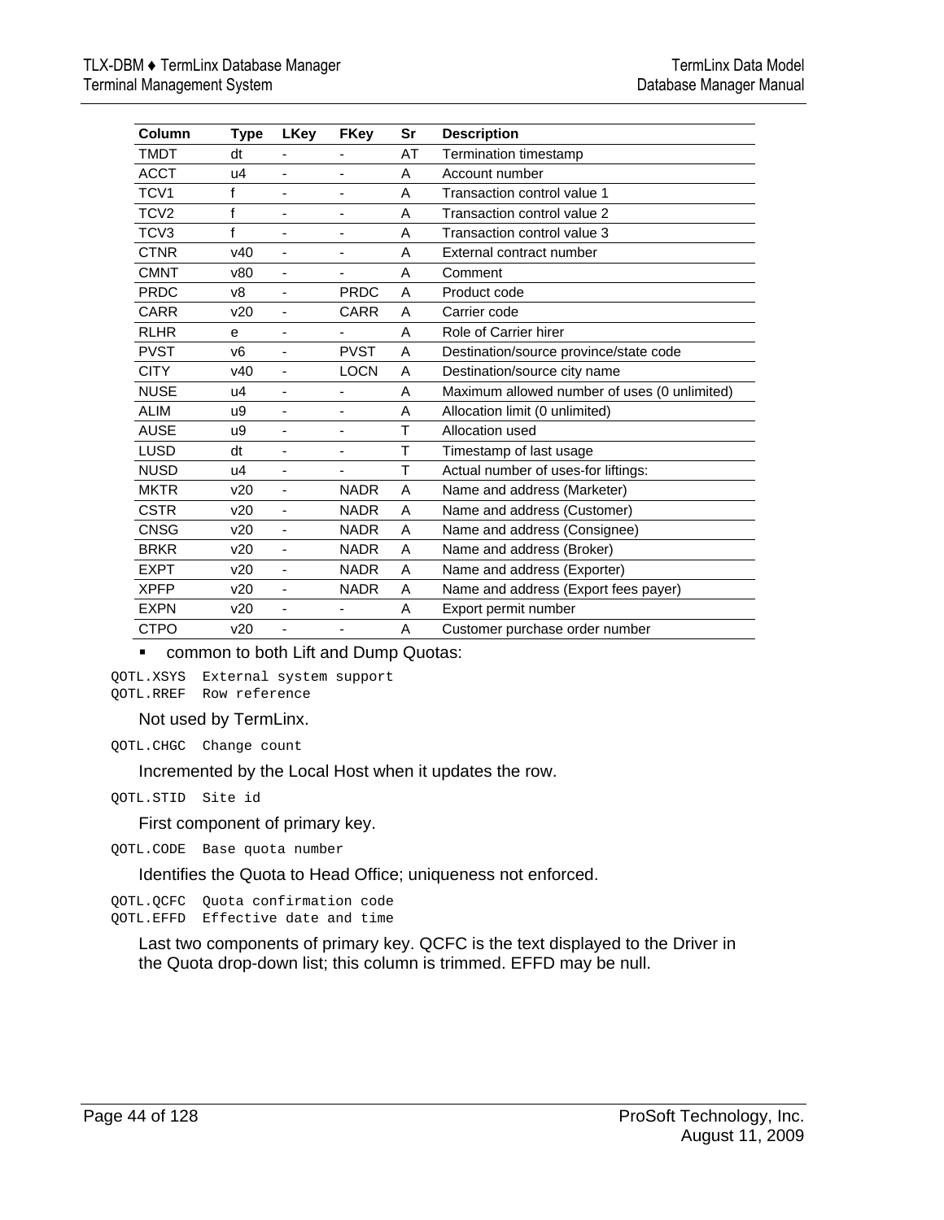| Column | Type | LKey | FKey | Sr | Description |
|---|---|---|---|---|---|
| TMDT | dt | - | - | AT | Termination timestamp |
| ACCT | u4 | - | - | A | Account number |
| TCV1 | f | - | - | A | Transaction control value 1 |
| TCV2 | f | - | - | A | Transaction control value 2 |
| TCV3 | f | - | - | A | Transaction control value 3 |
| CTNR | v40 | - | - | A | External contract number |
| CMNT | v80 | - | - | A | Comment |
| PRDC | v8 | - | PRDC | A | Product code |
| CARR | v20 | - | CARR | A | Carrier code |
| RLHR | e | - | - | A | Role of Carrier hirer |
| PVST | v6 | - | PVST | A | Destination/source province/state code |
| CITY | v40 | - | LOCN | A | Destination/source city name |
| NUSE | u4 | - | - | A | Maximum allowed number of uses (0 unlimited) |
| ALIM | u9 | - | - | A | Allocation limit (0 unlimited) |
| AUSE | u9 | - | - | T | Allocation used |
| LUSD | dt | - | - | T | Timestamp of last usage |
| NUSD | u4 | - | - | T | Actual number of uses-for liftings: |
| MKTR | v20 | - | NADR | A | Name and address (Marketer) |
| CSTR | v20 | - | NADR | A | Name and address (Customer) |
| CNSG | v20 | - | NADR | A | Name and address (Consignee) |
| BRKR | v20 | - | NADR | A | Name and address (Broker) |
| EXPT | v20 | - | NADR | A | Name and address (Exporter) |
| XPFP | v20 | - | NADR | A | Name and address (Export fees payer) |
| EXPN | v20 | - | - | A | Export permit number |
| CTPO | v20 | - | - | A | Customer purchase order number |

- common to both Lift and Dump Quotas:

```
QOTL.XSYS  External system support
QOTL.RREF  Row reference
```

Not used by TermLinx.

```
QOTL.CHGC  Change count
```

Incremented by the Local Host when it updates the row.

```
QOTL.STID  Site id
```

First component of primary key.

```
QOTL.CODE  Base quota number
```

Identifies the Quota to Head Office; uniqueness not enforced.

```
QOTL.QCFC  Quota confirmation code
QOTL.EFFD  Effective date and time
```

Last two components of primary key. QCFC is the text displayed to the Driver in the Quota drop-down list; this column is trimmed. EFFD may be null.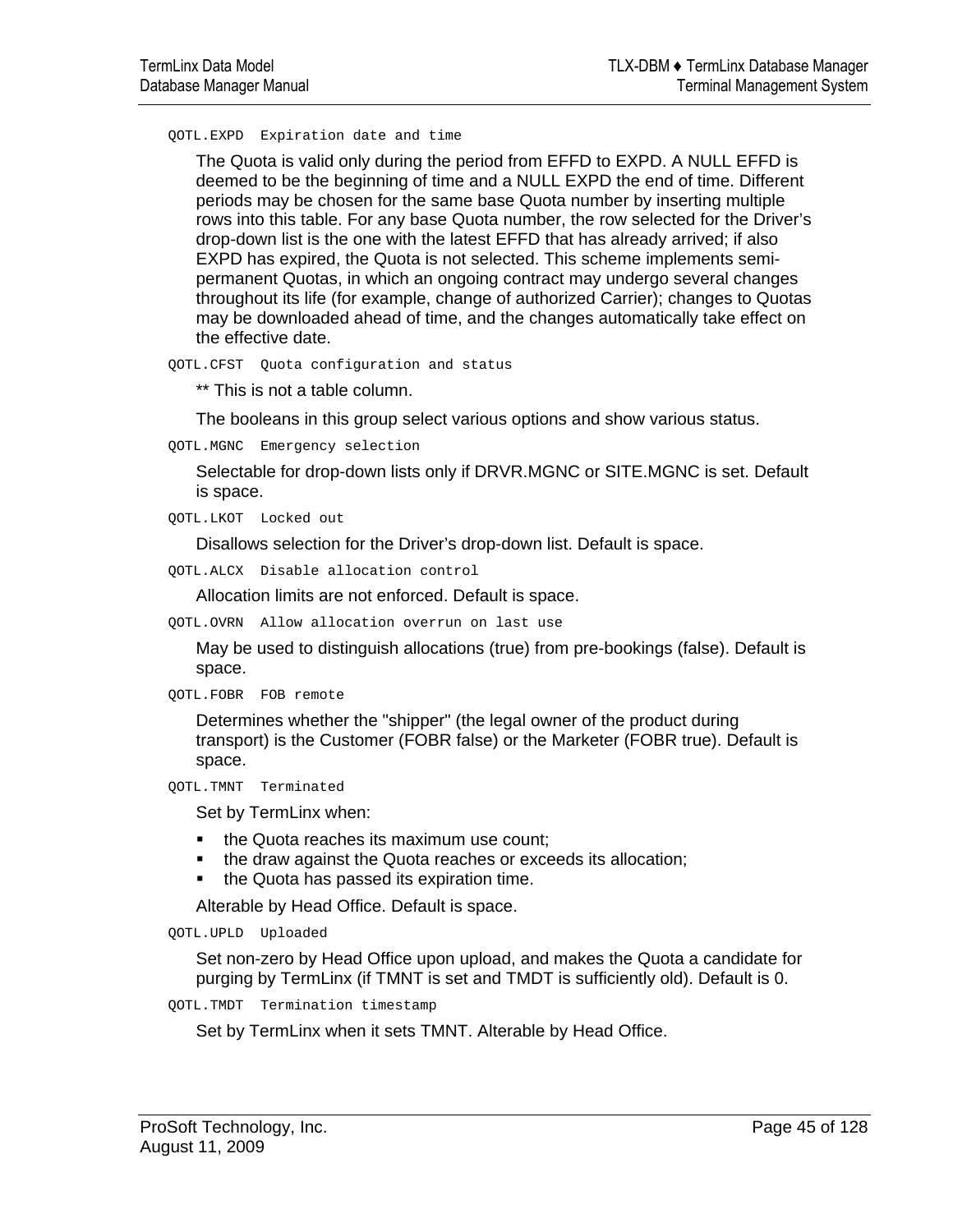`QOTL.EXPD  Expiration date and time`

The Quota is valid only during the period from EFFD to EXPD. A NULL EFFD is deemed to be the beginning of time and a NULL EXPD the end of time. Different periods may be chosen for the same base Quota number by inserting multiple rows into this table. For any base Quota number, the row selected for the Driver's drop-down list is the one with the latest EFFD that has already arrived; if also EXPD has expired, the Quota is not selected. This scheme implements semi-permanent Quotas, in which an ongoing contract may undergo several changes throughout its life (for example, change of authorized Carrier); changes to Quotas may be downloaded ahead of time, and the changes automatically take effect on the effective date.

`QOTL.CFST  Quota configuration and status`

** This is not a table column.

The booleans in this group select various options and show various status.

`QOTL.MGNC  Emergency selection`

Selectable for drop-down lists only if DRVR.MGNC or SITE.MGNC is set. Default is space.

`QOTL.LKOT  Locked out`

Disallows selection for the Driver's drop-down list. Default is space.

`QOTL.ALCX  Disable allocation control`

Allocation limits are not enforced. Default is space.

`QOTL.OVRN  Allow allocation overrun on last use`

May be used to distinguish allocations (true) from pre-bookings (false). Default is space.

`QOTL.FOBR  FOB remote`

Determines whether the "shipper" (the legal owner of the product during transport) is the Customer (FOBR false) or the Marketer (FOBR true). Default is space.

`QOTL.TMNT  Terminated`

Set by TermLinx when:

- the Quota reaches its maximum use count;
- the draw against the Quota reaches or exceeds its allocation;
- the Quota has passed its expiration time.

Alterable by Head Office. Default is space.

`QOTL.UPLD  Uploaded`

Set non-zero by Head Office upon upload, and makes the Quota a candidate for purging by TermLinx (if TMNT is set and TMDT is sufficiently old). Default is 0.

`QOTL.TMDT  Termination timestamp`

Set by TermLinx when it sets TMNT. Alterable by Head Office.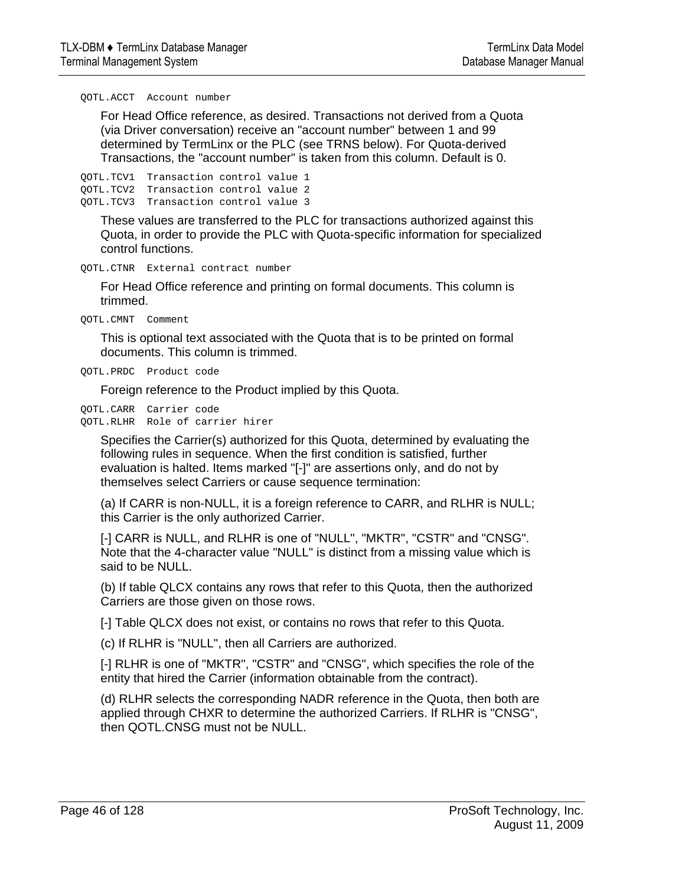```
QOTL.ACCT  Account number
```

For Head Office reference, as desired. Transactions not derived from a Quota (via Driver conversation) receive an "account number" between 1 and 99 determined by TermLinx or the PLC (see TRNS below). For Quota-derived Transactions, the "account number" is taken from this column. Default is 0.

```
QOTL.TCV1  Transaction control value 1
QOTL.TCV2  Transaction control value 2
QOTL.TCV3  Transaction control value 3
```

These values are transferred to the PLC for transactions authorized against this Quota, in order to provide the PLC with Quota-specific information for specialized control functions.

```
QOTL.CTNR  External contract number
```

For Head Office reference and printing on formal documents. This column is trimmed.

```
QOTL.CMNT  Comment
```

This is optional text associated with the Quota that is to be printed on formal documents. This column is trimmed.

```
QOTL.PRDC  Product code
```

Foreign reference to the Product implied by this Quota.

```
QOTL.CARR  Carrier code
QOTL.RLHR  Role of carrier hirer
```

Specifies the Carrier(s) authorized for this Quota, determined by evaluating the following rules in sequence. When the first condition is satisfied, further evaluation is halted. Items marked "[-]" are assertions only, and do not by themselves select Carriers or cause sequence termination:

(a) If CARR is non-NULL, it is a foreign reference to CARR, and RLHR is NULL; this Carrier is the only authorized Carrier.

[-] CARR is NULL, and RLHR is one of "NULL", "MKTR", "CSTR" and "CNSG". Note that the 4-character value "NULL" is distinct from a missing value which is said to be NULL.

(b) If table QLCX contains any rows that refer to this Quota, then the authorized Carriers are those given on those rows.

[-] Table QLCX does not exist, or contains no rows that refer to this Quota.

(c) If RLHR is "NULL", then all Carriers are authorized.

[-] RLHR is one of "MKTR", "CSTR" and "CNSG", which specifies the role of the entity that hired the Carrier (information obtainable from the contract).

(d) RLHR selects the corresponding NADR reference in the Quota, then both are applied through CHXR to determine the authorized Carriers. If RLHR is "CNSG", then QOTL.CNSG must not be NULL.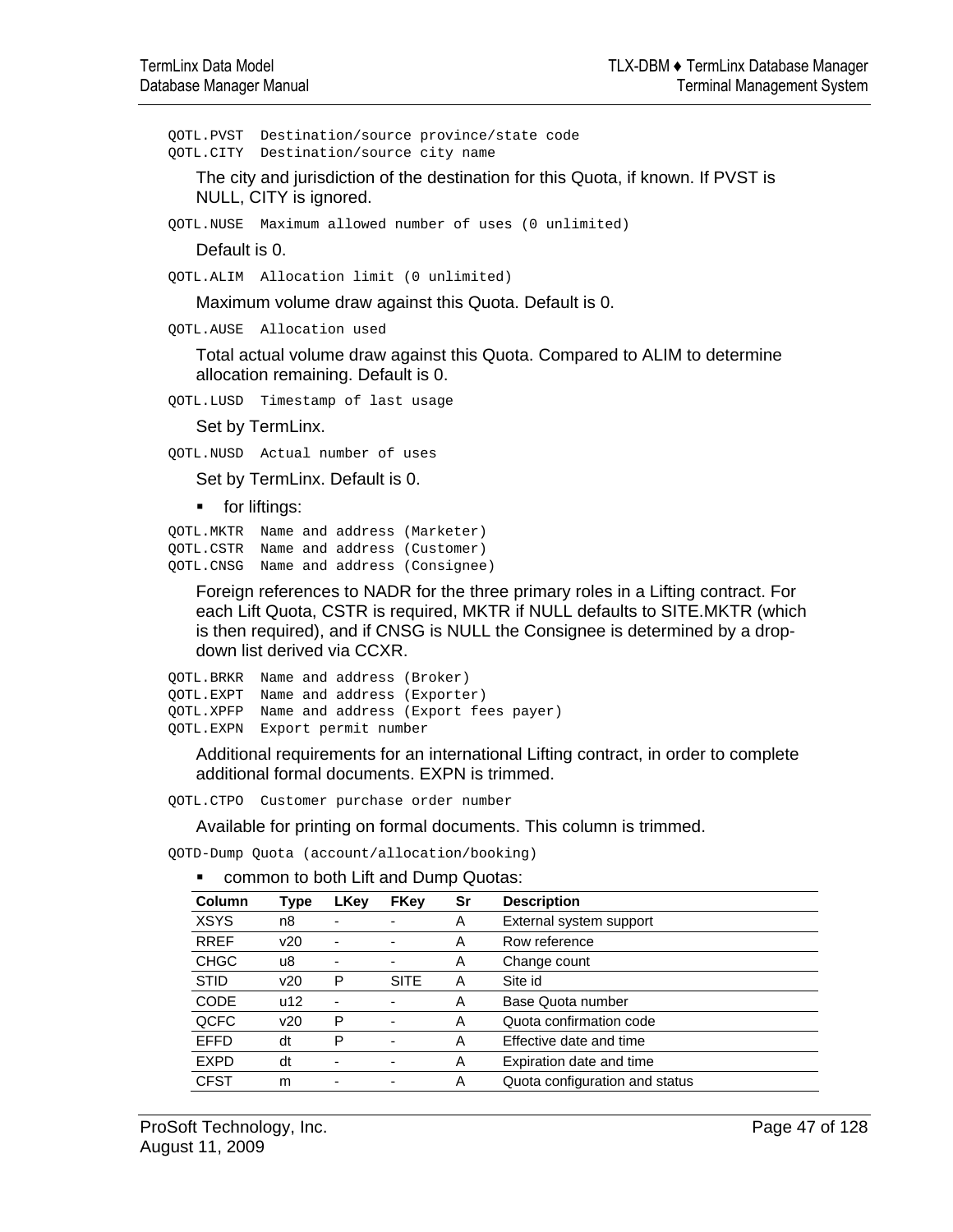```
QOTL.PVST  Destination/source province/state code
QOTL.CITY  Destination/source city name
```

The city and jurisdiction of the destination for this Quota, if known. If PVST is NULL, CITY is ignored.

```
QOTL.NUSE  Maximum allowed number of uses (0 unlimited)
```

Default is 0.

```
QOTL.ALIM  Allocation limit (0 unlimited)
```

Maximum volume draw against this Quota. Default is 0.

```
QOTL.AUSE  Allocation used
```

Total actual volume draw against this Quota. Compared to ALIM to determine allocation remaining. Default is 0.

```
QOTL.LUSD  Timestamp of last usage
```

Set by TermLinx.

```
QOTL.NUSD  Actual number of uses
```

Set by TermLinx. Default is 0.

- for liftings:

```
QOTL.MKTR  Name and address (Marketer)
QOTL.CSTR  Name and address (Customer)
QOTL.CNSG  Name and address (Consignee)
```

Foreign references to NADR for the three primary roles in a Lifting contract. For each Lift Quota, CSTR is required, MKTR if NULL defaults to SITE.MKTR (which is then required), and if CNSG is NULL the Consignee is determined by a drop-down list derived via CCXR.

```
QOTL.BRKR  Name and address (Broker)
QOTL.EXPT  Name and address (Exporter)
QOTL.XPFP  Name and address (Export fees payer)
QOTL.EXPN  Export permit number
```

Additional requirements for an international Lifting contract, in order to complete additional formal documents. EXPN is trimmed.

```
QOTL.CTPO  Customer purchase order number
```

Available for printing on formal documents. This column is trimmed.

```
QOTD-Dump Quota (account/allocation/booking)
```

- common to both Lift and Dump Quotas:

| Column | Type | LKey | FKey | Sr | Description |
|---|---|---|---|---|---|
| XSYS | n8 | - | - | A | External system support |
| RREF | v20 | - | - | A | Row reference |
| CHGC | u8 | - | - | A | Change count |
| STID | v20 | P | SITE | A | Site id |
| CODE | u12 | - | - | A | Base Quota number |
| QCFC | v20 | P | - | A | Quota confirmation code |
| EFFD | dt | P | - | A | Effective date and time |
| EXPD | dt | - | - | A | Expiration date and time |
| CFST | m | - | - | A | Quota configuration and status |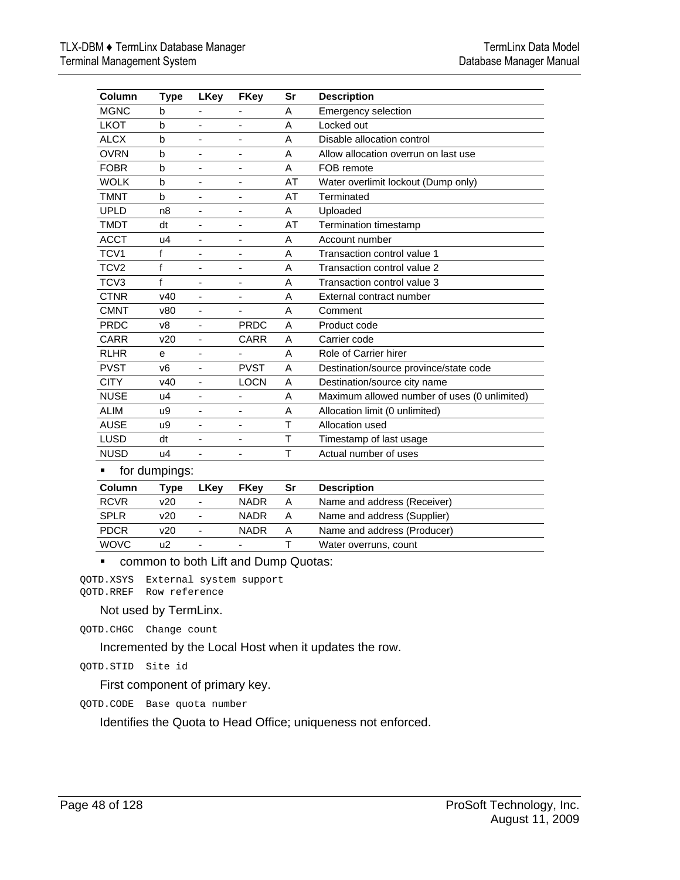| Column | Type | LKey | FKey | Sr | Description |
|---|---|---|---|---|---|
| MGNC | b | - | - | A | Emergency selection |
| LKOT | b | - | - | A | Locked out |
| ALCX | b | - | - | A | Disable allocation control |
| OVRN | b | - | - | A | Allow allocation overrun on last use |
| FOBR | b | - | - | A | FOB remote |
| WOLK | b | - | - | AT | Water overlimit lockout (Dump only) |
| TMNT | b | - | - | AT | Terminated |
| UPLD | n8 | - | - | A | Uploaded |
| TMDT | dt | - | - | AT | Termination timestamp |
| ACCT | u4 | - | - | A | Account number |
| TCV1 | f | - | - | A | Transaction control value 1 |
| TCV2 | f | - | - | A | Transaction control value 2 |
| TCV3 | f | - | - | A | Transaction control value 3 |
| CTNR | v40 | - | - | A | External contract number |
| CMNT | v80 | - | - | A | Comment |
| PRDC | v8 | - | PRDC | A | Product code |
| CARR | v20 | - | CARR | A | Carrier code |
| RLHR | e | - | - | A | Role of Carrier hirer |
| PVST | v6 | - | PVST | A | Destination/source province/state code |
| CITY | v40 | - | LOCN | A | Destination/source city name |
| NUSE | u4 | - | - | A | Maximum allowed number of uses (0 unlimited) |
| ALIM | u9 | - | - | A | Allocation limit (0 unlimited) |
| AUSE | u9 | - | - | T | Allocation used |
| LUSD | dt | - | - | T | Timestamp of last usage |
| NUSD | u4 | - | - | T | Actual number of uses |

- for dumpings:

| Column | Type | LKey | FKey | Sr | Description |
|---|---|---|---|---|---|
| RCVR | v20 | - | NADR | A | Name and address (Receiver) |
| SPLR | v20 | - | NADR | A | Name and address (Supplier) |
| PDCR | v20 | - | NADR | A | Name and address (Producer) |
| WOVC | u2 | - | - | T | Water overruns, count |

- common to both Lift and Dump Quotas:

```
QOTD.XSYS  External system support
QOTD.RREF  Row reference
```

Not used by TermLinx.

```
QOTD.CHGC  Change count
```

Incremented by the Local Host when it updates the row.

```
QOTD.STID  Site id
```

First component of primary key.

```
QOTD.CODE  Base quota number
```

Identifies the Quota to Head Office; uniqueness not enforced.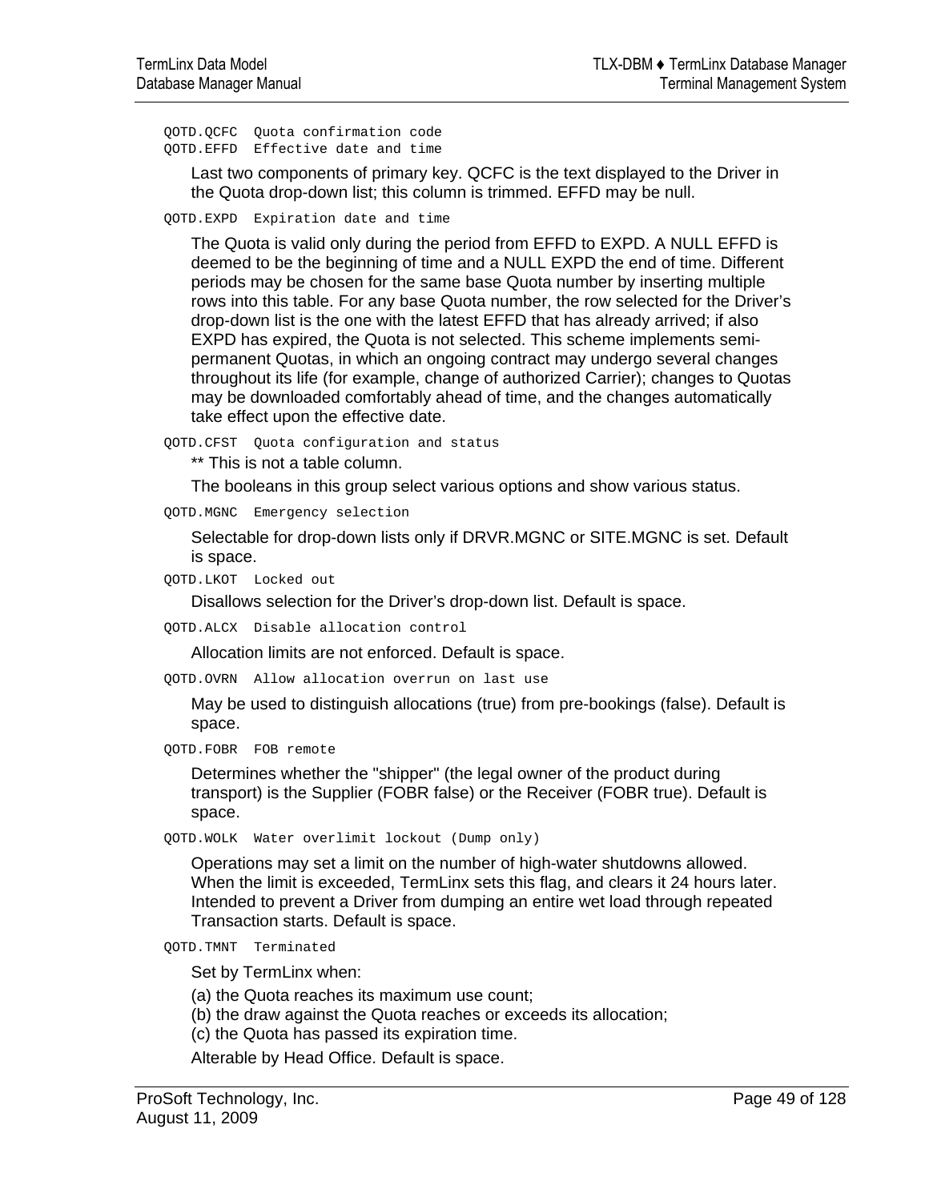`QOTD.QCFC  Quota confirmation code`
`QOTD.EFFD  Effective date and time`

Last two components of primary key. QCFC is the text displayed to the Driver in the Quota drop-down list; this column is trimmed. EFFD may be null.

`QOTD.EXPD  Expiration date and time`

The Quota is valid only during the period from EFFD to EXPD. A NULL EFFD is deemed to be the beginning of time and a NULL EXPD the end of time. Different periods may be chosen for the same base Quota number by inserting multiple rows into this table. For any base Quota number, the row selected for the Driver's drop-down list is the one with the latest EFFD that has already arrived; if also EXPD has expired, the Quota is not selected. This scheme implements semi-permanent Quotas, in which an ongoing contract may undergo several changes throughout its life (for example, change of authorized Carrier); changes to Quotas may be downloaded comfortably ahead of time, and the changes automatically take effect upon the effective date.

`QOTD.CFST  Quota configuration and status`

** This is not a table column.

The booleans in this group select various options and show various status.

`QOTD.MGNC  Emergency selection`

Selectable for drop-down lists only if DRVR.MGNC or SITE.MGNC is set. Default is space.

`QOTD.LKOT  Locked out`

Disallows selection for the Driver's drop-down list. Default is space.

`QOTD.ALCX  Disable allocation control`

Allocation limits are not enforced. Default is space.

`QOTD.OVRN  Allow allocation overrun on last use`

May be used to distinguish allocations (true) from pre-bookings (false). Default is space.

`QOTD.FOBR  FOB remote`

Determines whether the "shipper" (the legal owner of the product during transport) is the Supplier (FOBR false) or the Receiver (FOBR true). Default is space.

`QOTD.WOLK  Water overlimit lockout (Dump only)`

Operations may set a limit on the number of high-water shutdowns allowed. When the limit is exceeded, TermLinx sets this flag, and clears it 24 hours later. Intended to prevent a Driver from dumping an entire wet load through repeated Transaction starts. Default is space.

`QOTD.TMNT  Terminated`

Set by TermLinx when:

(a) the Quota reaches its maximum use count;

(b) the draw against the Quota reaches or exceeds its allocation;

(c) the Quota has passed its expiration time.

Alterable by Head Office. Default is space.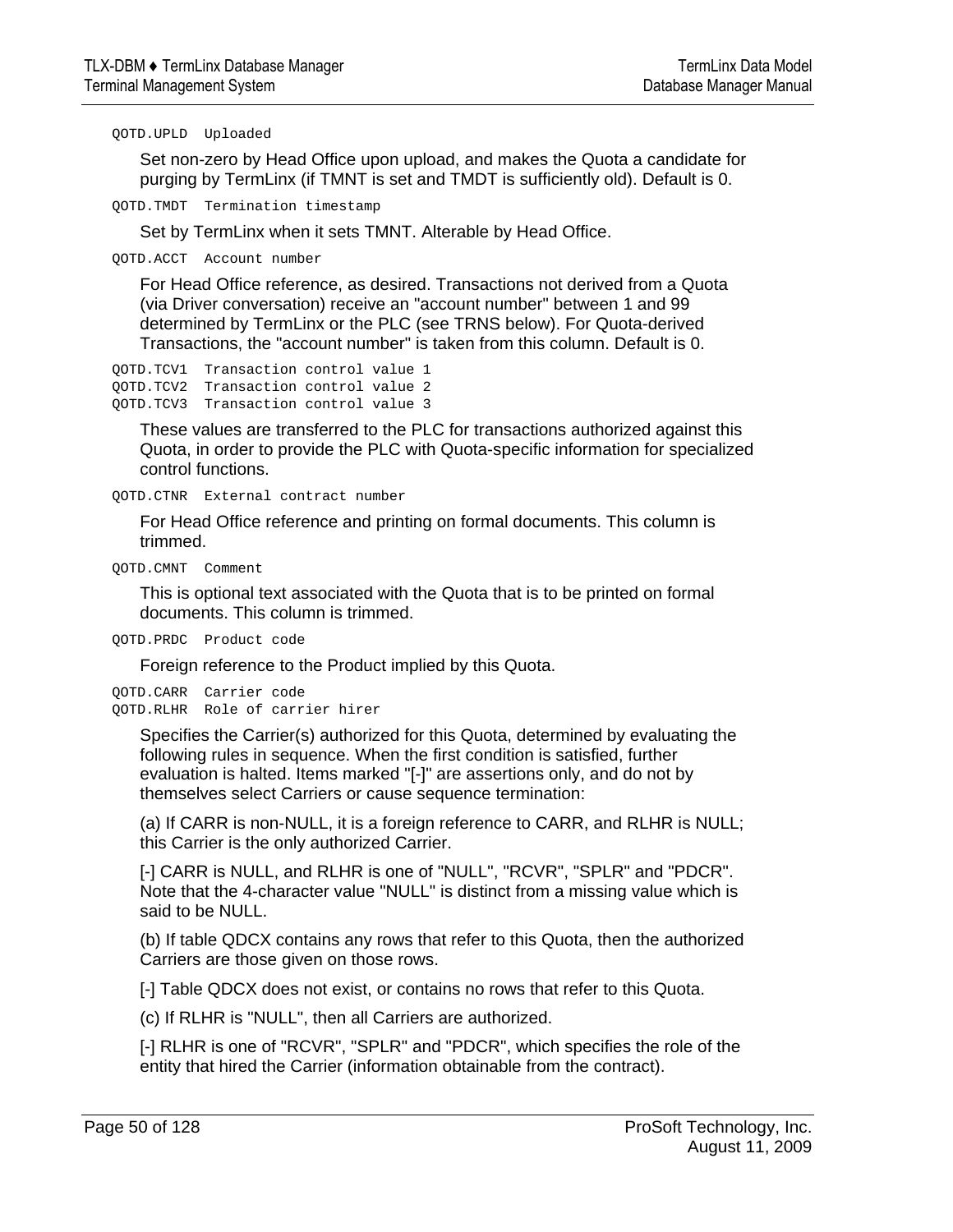`QOTD.UPLD  Uploaded`

Set non-zero by Head Office upon upload, and makes the Quota a candidate for purging by TermLinx (if TMNT is set and TMDT is sufficiently old). Default is 0.

`QOTD.TMDT  Termination timestamp`

Set by TermLinx when it sets TMNT. Alterable by Head Office.

`QOTD.ACCT  Account number`

For Head Office reference, as desired. Transactions not derived from a Quota (via Driver conversation) receive an "account number" between 1 and 99 determined by TermLinx or the PLC (see TRNS below). For Quota-derived Transactions, the "account number" is taken from this column. Default is 0.

```
QOTD.TCV1  Transaction control value 1
QOTD.TCV2  Transaction control value 2
QOTD.TCV3  Transaction control value 3
```

These values are transferred to the PLC for transactions authorized against this Quota, in order to provide the PLC with Quota-specific information for specialized control functions.

`QOTD.CTNR  External contract number`

For Head Office reference and printing on formal documents. This column is trimmed.

`QOTD.CMNT  Comment`

This is optional text associated with the Quota that is to be printed on formal documents. This column is trimmed.

`QOTD.PRDC  Product code`

Foreign reference to the Product implied by this Quota.

```
QOTD.CARR  Carrier code
QOTD.RLHR  Role of carrier hirer
```

Specifies the Carrier(s) authorized for this Quota, determined by evaluating the following rules in sequence. When the first condition is satisfied, further evaluation is halted. Items marked "[-]" are assertions only, and do not by themselves select Carriers or cause sequence termination:

(a) If CARR is non-NULL, it is a foreign reference to CARR, and RLHR is NULL; this Carrier is the only authorized Carrier.

[-] CARR is NULL, and RLHR is one of "NULL", "RCVR", "SPLR" and "PDCR". Note that the 4-character value "NULL" is distinct from a missing value which is said to be NULL.

(b) If table QDCX contains any rows that refer to this Quota, then the authorized Carriers are those given on those rows.

[-] Table QDCX does not exist, or contains no rows that refer to this Quota.

(c) If RLHR is "NULL", then all Carriers are authorized.

[-] RLHR is one of "RCVR", "SPLR" and "PDCR", which specifies the role of the entity that hired the Carrier (information obtainable from the contract).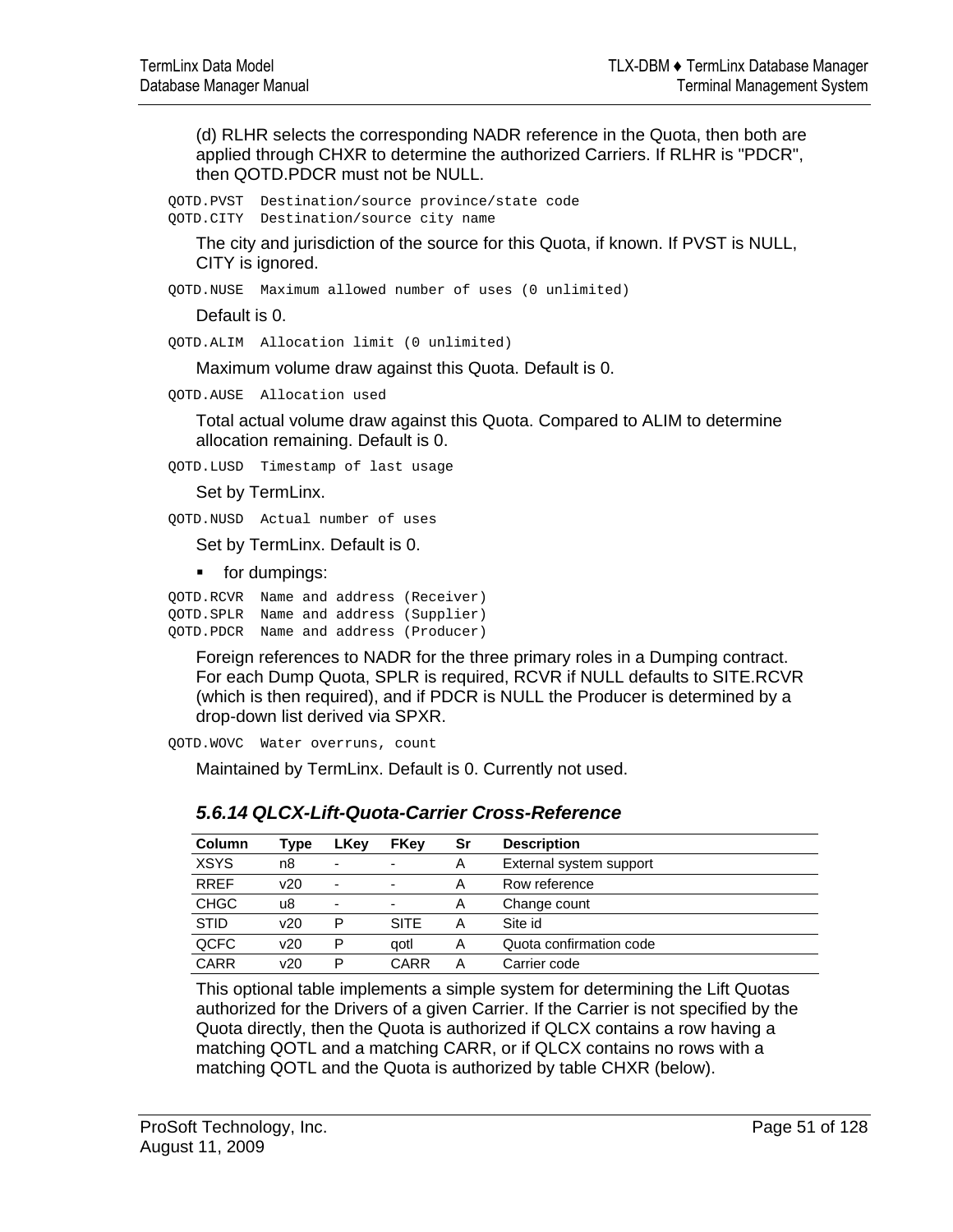(d) RLHR selects the corresponding NADR reference in the Quota, then both are applied through CHXR to determine the authorized Carriers. If RLHR is "PDCR", then QOTD.PDCR must not be NULL.

```
QOTD.PVST  Destination/source province/state code
QOTD.CITY  Destination/source city name
```

The city and jurisdiction of the source for this Quota, if known. If PVST is NULL, CITY is ignored.

```
QOTD.NUSE  Maximum allowed number of uses (0 unlimited)
```

Default is 0.

```
QOTD.ALIM  Allocation limit (0 unlimited)
```

Maximum volume draw against this Quota. Default is 0.

```
QOTD.AUSE  Allocation used
```

Total actual volume draw against this Quota. Compared to ALIM to determine allocation remaining. Default is 0.

```
QOTD.LUSD  Timestamp of last usage
```

Set by TermLinx.

```
QOTD.NUSD  Actual number of uses
```

Set by TermLinx. Default is 0.

- for dumpings:

```
QOTD.RCVR  Name and address (Receiver)
QOTD.SPLR  Name and address (Supplier)
QOTD.PDCR  Name and address (Producer)
```

Foreign references to NADR for the three primary roles in a Dumping contract. For each Dump Quota, SPLR is required, RCVR if NULL defaults to SITE.RCVR (which is then required), and if PDCR is NULL the Producer is determined by a drop-down list derived via SPXR.

```
QOTD.WOVC  Water overruns, count
```

Maintained by TermLinx. Default is 0. Currently not used.

### *5.6.14 QLCX-Lift-Quota-Carrier Cross-Reference*

| Column | Type | LKey | FKey | Sr | Description |
|---|---|---|---|---|---|
| XSYS | n8 | - | - | A | External system support |
| RREF | v20 | - | - | A | Row reference |
| CHGC | u8 | - | - | A | Change count |
| STID | v20 | P | SITE | A | Site id |
| QCFC | v20 | P | qotl | A | Quota confirmation code |
| CARR | v20 | P | CARR | A | Carrier code |

This optional table implements a simple system for determining the Lift Quotas authorized for the Drivers of a given Carrier. If the Carrier is not specified by the Quota directly, then the Quota is authorized if QLCX contains a row having a matching QOTL and a matching CARR, or if QLCX contains no rows with a matching QOTL and the Quota is authorized by table CHXR (below).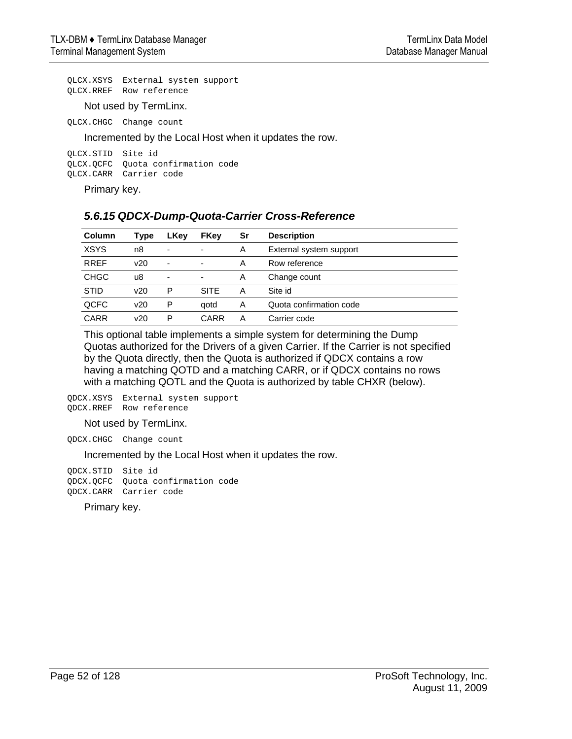```
QLCX.XSYS  External system support
QLCX.RREF  Row reference
```

Not used by TermLinx.

```
QLCX.CHGC  Change count
```

Incremented by the Local Host when it updates the row.

```
QLCX.STID  Site id
QLCX.QCFC  Quota confirmation code
QLCX.CARR  Carrier code
```

Primary key.

### *5.6.15 QDCX-Dump-Quota-Carrier Cross-Reference*

| Column | Type | LKey | FKey | Sr | Description |
|---|---|---|---|---|---|
| XSYS | n8 | - | - | A | External system support |
| RREF | v20 | - | - | A | Row reference |
| CHGC | u8 | - | - | A | Change count |
| STID | v20 | P | SITE | A | Site id |
| QCFC | v20 | P | qotd | A | Quota confirmation code |
| CARR | v20 | P | CARR | A | Carrier code |

This optional table implements a simple system for determining the Dump Quotas authorized for the Drivers of a given Carrier. If the Carrier is not specified by the Quota directly, then the Quota is authorized if QDCX contains a row having a matching QOTD and a matching CARR, or if QDCX contains no rows with a matching QOTL and the Quota is authorized by table CHXR (below).

```
QDCX.XSYS  External system support
QDCX.RREF  Row reference
```

Not used by TermLinx.

```
QDCX.CHGC  Change count
```

Incremented by the Local Host when it updates the row.

```
QDCX.STID  Site id
QDCX.QCFC  Quota confirmation code
QDCX.CARR  Carrier code
```

Primary key.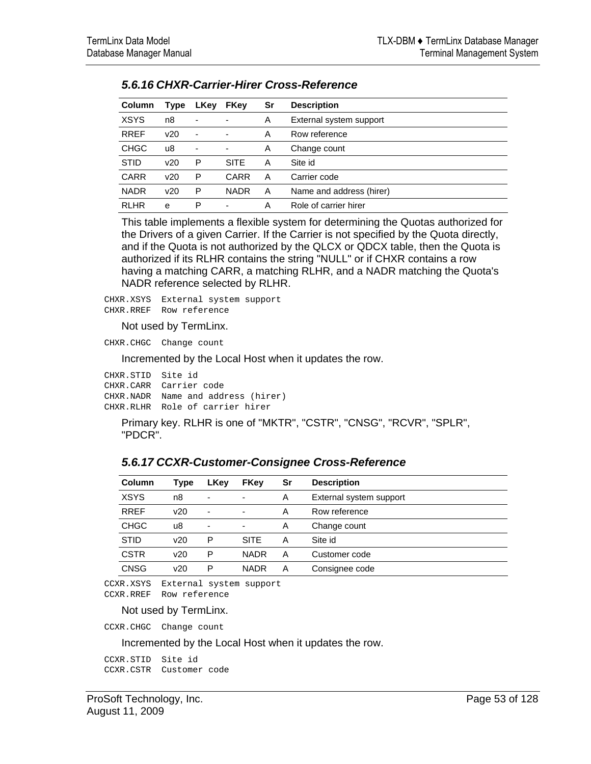### 5.6.16 CHXR-Carrier-Hirer Cross-Reference

| Column | Type | LKey | FKey | Sr | Description |
|---|---|---|---|---|---|
| XSYS | n8 | - | - | A | External system support |
| RREF | v20 | - | - | A | Row reference |
| CHGC | u8 | - | - | A | Change count |
| STID | v20 | P | SITE | A | Site id |
| CARR | v20 | P | CARR | A | Carrier code |
| NADR | v20 | P | NADR | A | Name and address (hirer) |
| RLHR | e | P | - | A | Role of carrier hirer |

This table implements a flexible system for determining the Quotas authorized for the Drivers of a given Carrier. If the Carrier is not specified by the Quota directly, and if the Quota is not authorized by the QLCX or QDCX table, then the Quota is authorized if its RLHR contains the string "NULL" or if CHXR contains a row having a matching CARR, a matching RLHR, and a NADR matching the Quota's NADR reference selected by RLHR.

```
CHXR.XSYS  External system support
CHXR.RREF  Row reference
```

Not used by TermLinx.

```
CHXR.CHGC  Change count
```

Incremented by the Local Host when it updates the row.

```
CHXR.STID  Site id
CHXR.CARR  Carrier code
CHXR.NADR  Name and address (hirer)
CHXR.RLHR  Role of carrier hirer
```

Primary key. RLHR is one of "MKTR", "CSTR", "CNSG", "RCVR", "SPLR", "PDCR".

### 5.6.17 CCXR-Customer-Consignee Cross-Reference

| Column | Type | LKey | FKey | Sr | Description |
|---|---|---|---|---|---|
| XSYS | n8 | - | - | A | External system support |
| RREF | v20 | - | - | A | Row reference |
| CHGC | u8 | - | - | A | Change count |
| STID | v20 | P | SITE | A | Site id |
| CSTR | v20 | P | NADR | A | Customer code |
| CNSG | v20 | P | NADR | A | Consignee code |

```
CCXR.XSYS  External system support
CCXR.RREF  Row reference
```

Not used by TermLinx.

```
CCXR.CHGC  Change count
```

Incremented by the Local Host when it updates the row.

```
CCXR.STID  Site id
CCXR.CSTR  Customer code
```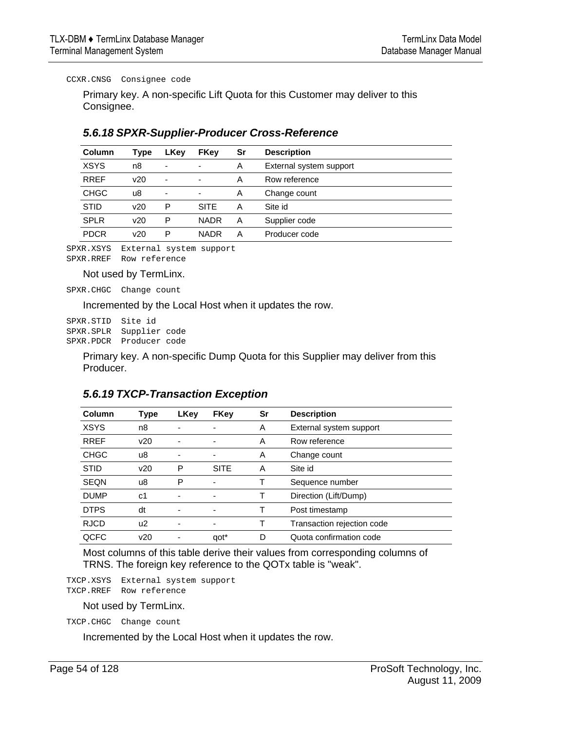```
CCXR.CNSG  Consignee code
```

Primary key. A non-specific Lift Quota for this Customer may deliver to this Consignee.

### *5.6.18 SPXR-Supplier-Producer Cross-Reference*

| Column | Type | LKey | FKey | Sr | Description |
|---|---|---|---|---|---|
| XSYS | n8 | - | - | A | External system support |
| RREF | v20 | - | - | A | Row reference |
| CHGC | u8 | - | - | A | Change count |
| STID | v20 | P | SITE | A | Site id |
| SPLR | v20 | P | NADR | A | Supplier code |
| PDCR | v20 | P | NADR | A | Producer code |

```
SPXR.XSYS  External system support
SPXR.RREF  Row reference
```

Not used by TermLinx.

```
SPXR.CHGC  Change count
```

Incremented by the Local Host when it updates the row.

```
SPXR.STID  Site id
SPXR.SPLR  Supplier code
SPXR.PDCR  Producer code
```

Primary key. A non-specific Dump Quota for this Supplier may deliver from this Producer.

### *5.6.19 TXCP-Transaction Exception*

| Column | Type | LKey | FKey | Sr | Description |
|---|---|---|---|---|---|
| XSYS | n8 | - | - | A | External system support |
| RREF | v20 | - | - | A | Row reference |
| CHGC | u8 | - | - | A | Change count |
| STID | v20 | P | SITE | A | Site id |
| SEQN | u8 | P | - | T | Sequence number |
| DUMP | c1 | - | - | T | Direction (Lift/Dump) |
| DTPS | dt | - | - | T | Post timestamp |
| RJCD | u2 | - | - | T | Transaction rejection code |
| QCFC | v20 | - | qot* | D | Quota confirmation code |

Most columns of this table derive their values from corresponding columns of TRNS. The foreign key reference to the QOTx table is "weak".

```
TXCP.XSYS  External system support
TXCP.RREF  Row reference
```

Not used by TermLinx.

```
TXCP.CHGC  Change count
```

Incremented by the Local Host when it updates the row.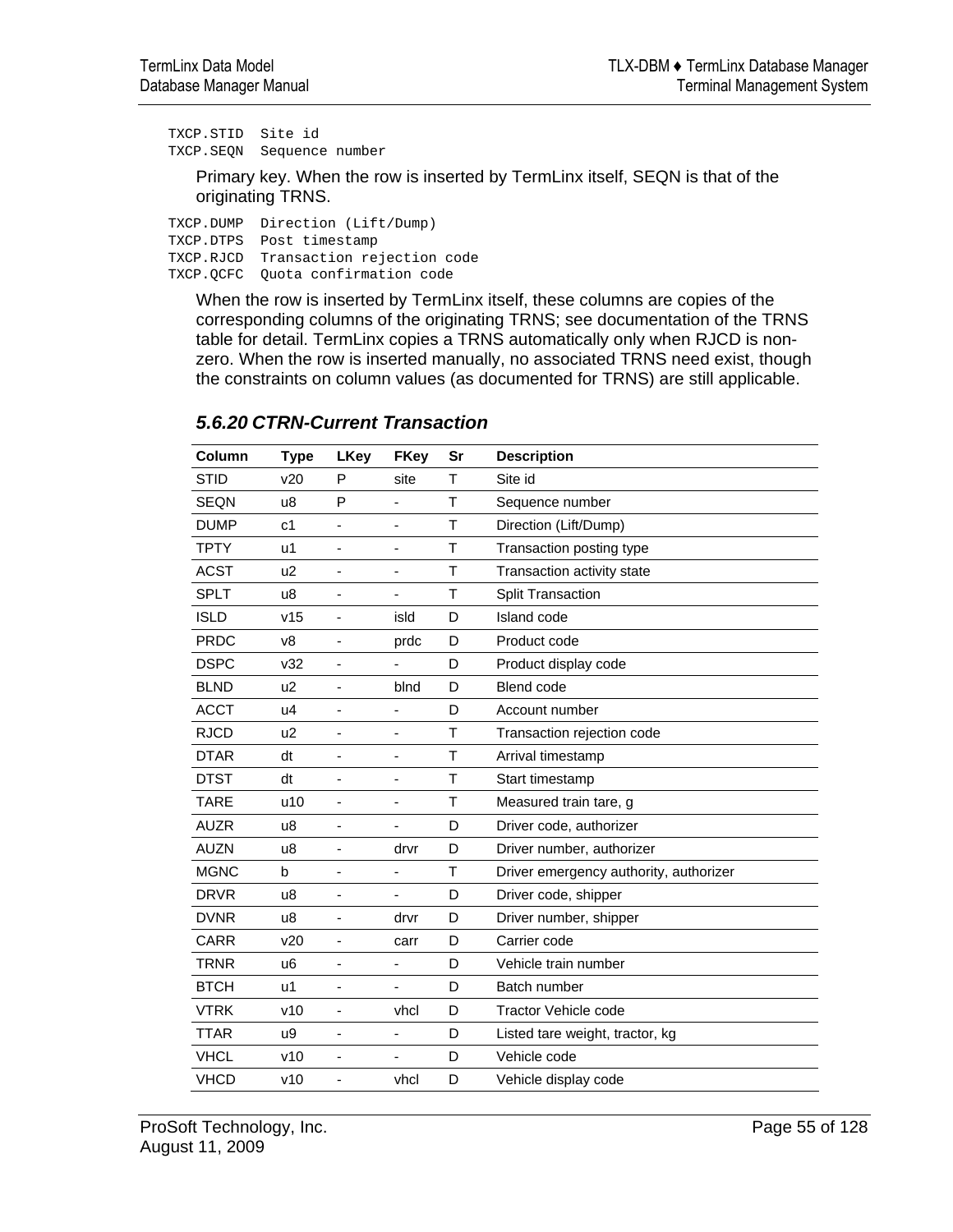```
TXCP.STID  Site id
TXCP.SEQN  Sequence number
```

Primary key. When the row is inserted by TermLinx itself, SEQN is that of the originating TRNS.

```
TXCP.DUMP  Direction (Lift/Dump)
TXCP.DTPS  Post timestamp
TXCP.RJCD  Transaction rejection code
TXCP.QCFC  Quota confirmation code
```

When the row is inserted by TermLinx itself, these columns are copies of the corresponding columns of the originating TRNS; see documentation of the TRNS table for detail. TermLinx copies a TRNS automatically only when RJCD is non-zero. When the row is inserted manually, no associated TRNS need exist, though the constraints on column values (as documented for TRNS) are still applicable.

### *5.6.20 CTRN-Current Transaction*

| Column | Type | LKey | FKey | Sr | Description |
|---|---|---|---|---|---|
| STID | v20 | P | site | T | Site id |
| SEQN | u8 | P | - | T | Sequence number |
| DUMP | c1 | - | - | T | Direction (Lift/Dump) |
| TPTY | u1 | - | - | T | Transaction posting type |
| ACST | u2 | - | - | T | Transaction activity state |
| SPLT | u8 | - | - | T | Split Transaction |
| ISLD | v15 | - | isld | D | Island code |
| PRDC | v8 | - | prdc | D | Product code |
| DSPC | v32 | - | - | D | Product display code |
| BLND | u2 | - | blnd | D | Blend code |
| ACCT | u4 | - | - | D | Account number |
| RJCD | u2 | - | - | T | Transaction rejection code |
| DTAR | dt | - | - | T | Arrival timestamp |
| DTST | dt | - | - | T | Start timestamp |
| TARE | u10 | - | - | T | Measured train tare, g |
| AUZR | u8 | - | - | D | Driver code, authorizer |
| AUZN | u8 | - | drvr | D | Driver number, authorizer |
| MGNC | b | - | - | T | Driver emergency authority, authorizer |
| DRVR | u8 | - | - | D | Driver code, shipper |
| DVNR | u8 | - | drvr | D | Driver number, shipper |
| CARR | v20 | - | carr | D | Carrier code |
| TRNR | u6 | - | - | D | Vehicle train number |
| BTCH | u1 | - | - | D | Batch number |
| VTRK | v10 | - | vhcl | D | Tractor Vehicle code |
| TTAR | u9 | - | - | D | Listed tare weight, tractor, kg |
| VHCL | v10 | - | - | D | Vehicle code |
| VHCD | v10 | - | vhcl | D | Vehicle display code |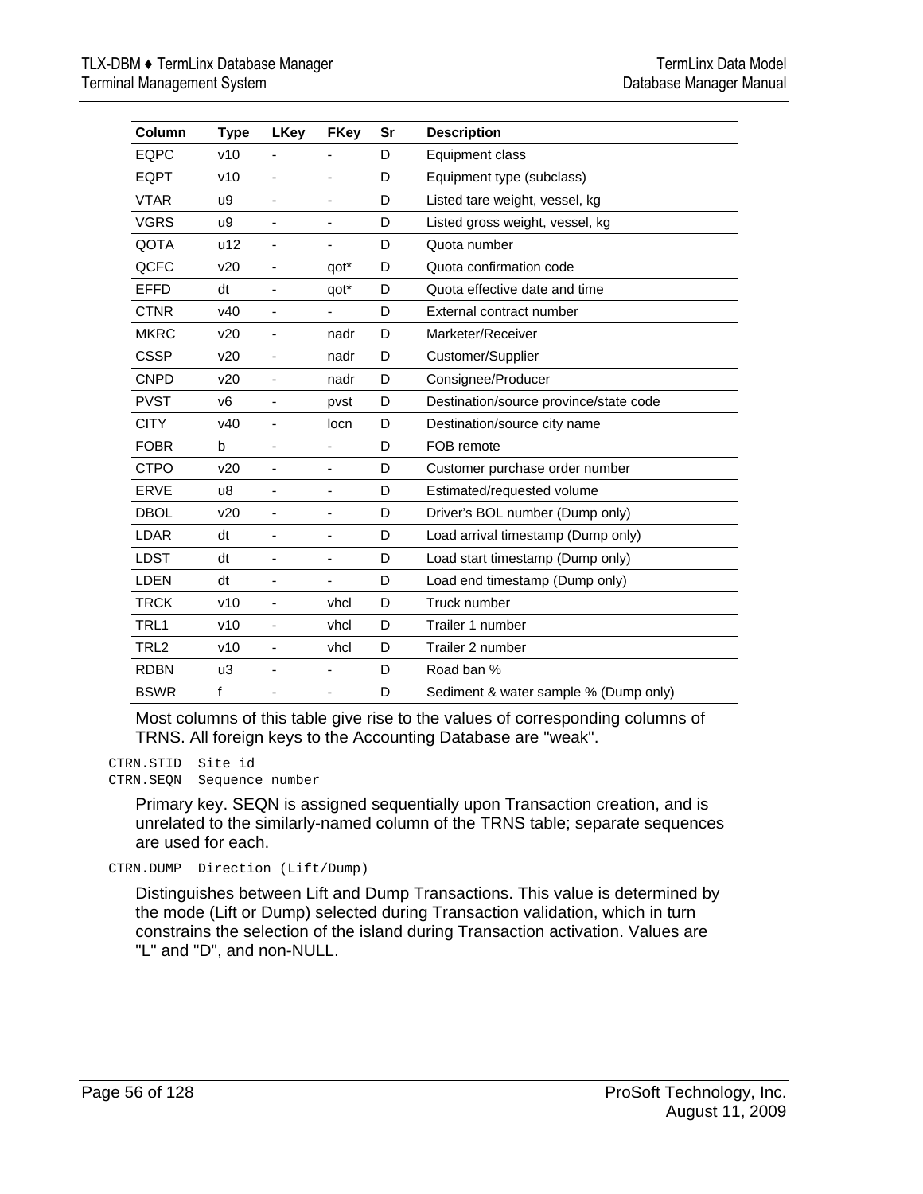| Column | Type | LKey | FKey | Sr | Description |
|---|---|---|---|---|---|
| EQPC | v10 | - | - | D | Equipment class |
| EQPT | v10 | - | - | D | Equipment type (subclass) |
| VTAR | u9 | - | - | D | Listed tare weight, vessel, kg |
| VGRS | u9 | - | - | D | Listed gross weight, vessel, kg |
| QOTA | u12 | - | - | D | Quota number |
| QCFC | v20 | - | qot* | D | Quota confirmation code |
| EFFD | dt | - | qot* | D | Quota effective date and time |
| CTNR | v40 | - | - | D | External contract number |
| MKRC | v20 | - | nadr | D | Marketer/Receiver |
| CSSP | v20 | - | nadr | D | Customer/Supplier |
| CNPD | v20 | - | nadr | D | Consignee/Producer |
| PVST | v6 | - | pvst | D | Destination/source province/state code |
| CITY | v40 | - | locn | D | Destination/source city name |
| FOBR | b | - | - | D | FOB remote |
| CTPO | v20 | - | - | D | Customer purchase order number |
| ERVE | u8 | - | - | D | Estimated/requested volume |
| DBOL | v20 | - | - | D | Driver's BOL number (Dump only) |
| LDAR | dt | - | - | D | Load arrival timestamp (Dump only) |
| LDST | dt | - | - | D | Load start timestamp (Dump only) |
| LDEN | dt | - | - | D | Load end timestamp (Dump only) |
| TRCK | v10 | - | vhcl | D | Truck number |
| TRL1 | v10 | - | vhcl | D | Trailer 1 number |
| TRL2 | v10 | - | vhcl | D | Trailer 2 number |
| RDBN | u3 | - | - | D | Road ban % |
| BSWR | f | - | - | D | Sediment & water sample % (Dump only) |

Most columns of this table give rise to the values of corresponding columns of TRNS. All foreign keys to the Accounting Database are "weak".

```
CTRN.STID  Site id
CTRN.SEQN  Sequence number
```

Primary key. SEQN is assigned sequentially upon Transaction creation, and is unrelated to the similarly-named column of the TRNS table; separate sequences are used for each.

```
CTRN.DUMP  Direction (Lift/Dump)
```

Distinguishes between Lift and Dump Transactions. This value is determined by the mode (Lift or Dump) selected during Transaction validation, which in turn constrains the selection of the island during Transaction activation. Values are "L" and "D", and non-NULL.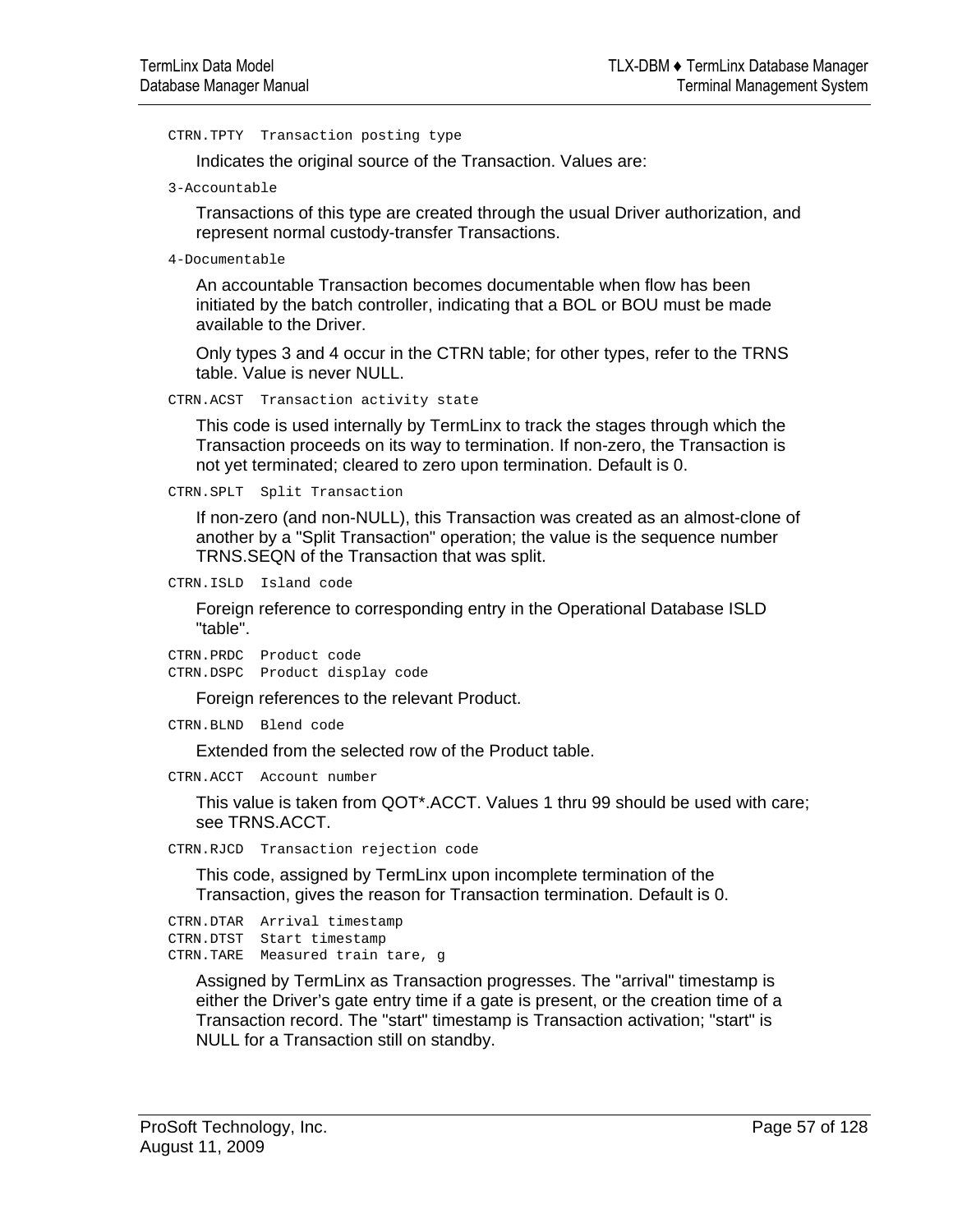`CTRN.TPTY  Transaction posting type`

Indicates the original source of the Transaction. Values are:

`3-Accountable`

Transactions of this type are created through the usual Driver authorization, and represent normal custody-transfer Transactions.

`4-Documentable`

An accountable Transaction becomes documentable when flow has been initiated by the batch controller, indicating that a BOL or BOU must be made available to the Driver.

Only types 3 and 4 occur in the CTRN table; for other types, refer to the TRNS table. Value is never NULL.

`CTRN.ACST  Transaction activity state`

This code is used internally by TermLinx to track the stages through which the Transaction proceeds on its way to termination. If non-zero, the Transaction is not yet terminated; cleared to zero upon termination. Default is 0.

`CTRN.SPLT  Split Transaction`

If non-zero (and non-NULL), this Transaction was created as an almost-clone of another by a "Split Transaction" operation; the value is the sequence number TRNS.SEQN of the Transaction that was split.

`CTRN.ISLD  Island code`

Foreign reference to corresponding entry in the Operational Database ISLD "table".

```
CTRN.PRDC  Product code
CTRN.DSPC  Product display code
```

Foreign references to the relevant Product.

`CTRN.BLND  Blend code`

Extended from the selected row of the Product table.

`CTRN.ACCT  Account number`

This value is taken from QOT*.ACCT. Values 1 thru 99 should be used with care; see TRNS.ACCT.

`CTRN.RJCD  Transaction rejection code`

This code, assigned by TermLinx upon incomplete termination of the Transaction, gives the reason for Transaction termination. Default is 0.

```
CTRN.DTAR  Arrival timestamp
CTRN.DTST  Start timestamp
CTRN.TARE  Measured train tare, g
```

Assigned by TermLinx as Transaction progresses. The "arrival" timestamp is either the Driver's gate entry time if a gate is present, or the creation time of a Transaction record. The "start" timestamp is Transaction activation; "start" is NULL for a Transaction still on standby.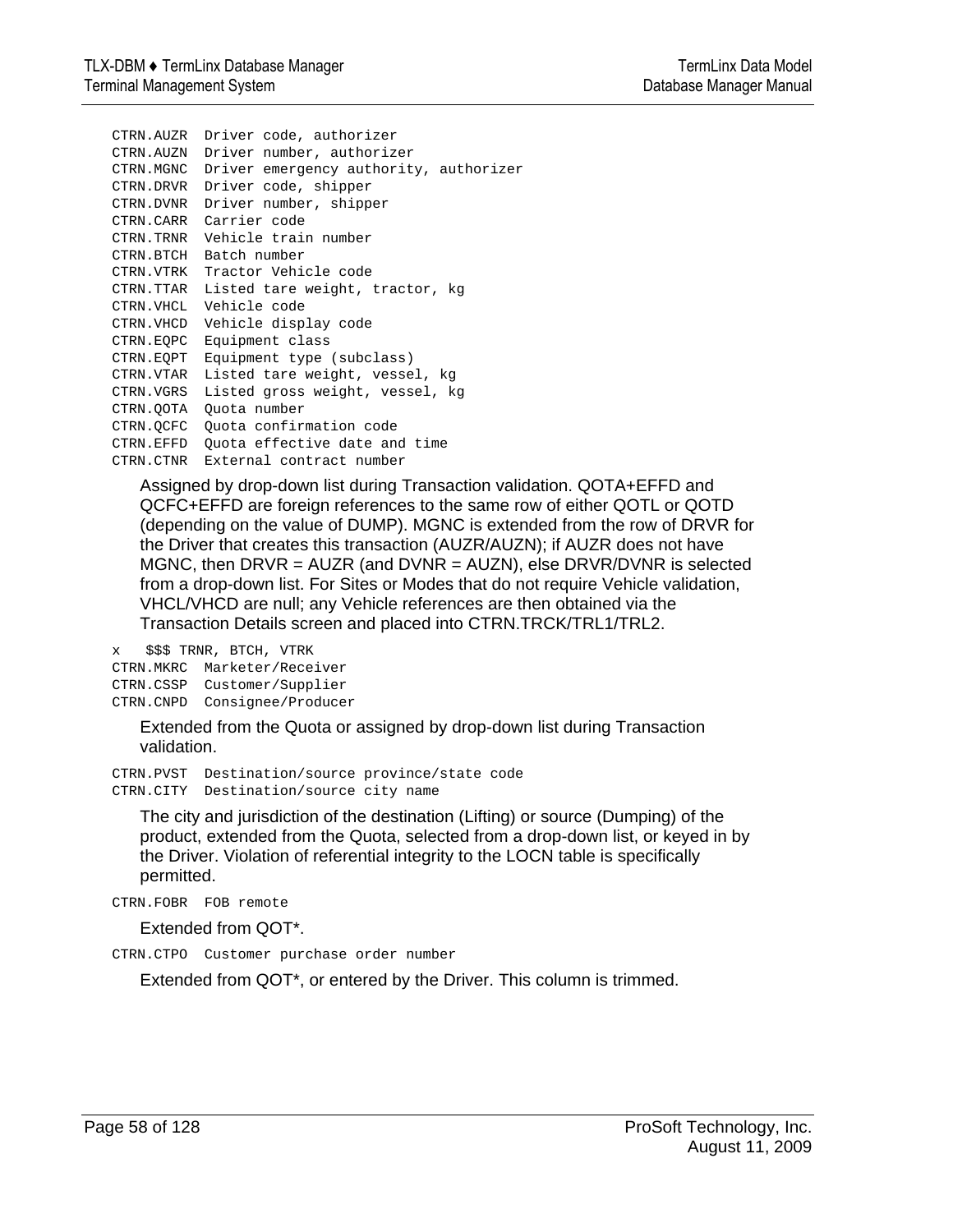```
CTRN.AUZR  Driver code, authorizer
CTRN.AUZN  Driver number, authorizer
CTRN.MGNC  Driver emergency authority, authorizer
CTRN.DRVR  Driver code, shipper
CTRN.DVNR  Driver number, shipper
CTRN.CARR  Carrier code
CTRN.TRNR  Vehicle train number
CTRN.BTCH  Batch number
CTRN.VTRK  Tractor Vehicle code
CTRN.TTAR  Listed tare weight, tractor, kg
CTRN.VHCL  Vehicle code
CTRN.VHCD  Vehicle display code
CTRN.EQPC  Equipment class
CTRN.EQPT  Equipment type (subclass)
CTRN.VTAR  Listed tare weight, vessel, kg
CTRN.VGRS  Listed gross weight, vessel, kg
CTRN.QOTA  Quota number
CTRN.QCFC  Quota confirmation code
CTRN.EFFD  Quota effective date and time
CTRN.CTNR  External contract number
```

Assigned by drop-down list during Transaction validation. QOTA+EFFD and QCFC+EFFD are foreign references to the same row of either QOTL or QOTD (depending on the value of DUMP). MGNC is extended from the row of DRVR for the Driver that creates this transaction (AUZR/AUZN); if AUZR does not have MGNC, then DRVR = AUZR (and DVNR = AUZN), else DRVR/DVNR is selected from a drop-down list. For Sites or Modes that do not require Vehicle validation, VHCL/VHCD are null; any Vehicle references are then obtained via the Transaction Details screen and placed into CTRN.TRCK/TRL1/TRL2.

```
x   $$$ TRNR, BTCH, VTRK
CTRN.MKRC  Marketer/Receiver
CTRN.CSSP  Customer/Supplier
CTRN.CNPD  Consignee/Producer
```

Extended from the Quota or assigned by drop-down list during Transaction validation.

```
CTRN.PVST  Destination/source province/state code
CTRN.CITY  Destination/source city name
```

The city and jurisdiction of the destination (Lifting) or source (Dumping) of the product, extended from the Quota, selected from a drop-down list, or keyed in by the Driver. Violation of referential integrity to the LOCN table is specifically permitted.

```
CTRN.FOBR  FOB remote
```

Extended from QOT*.

```
CTRN.CTPO  Customer purchase order number
```

Extended from QOT*, or entered by the Driver. This column is trimmed.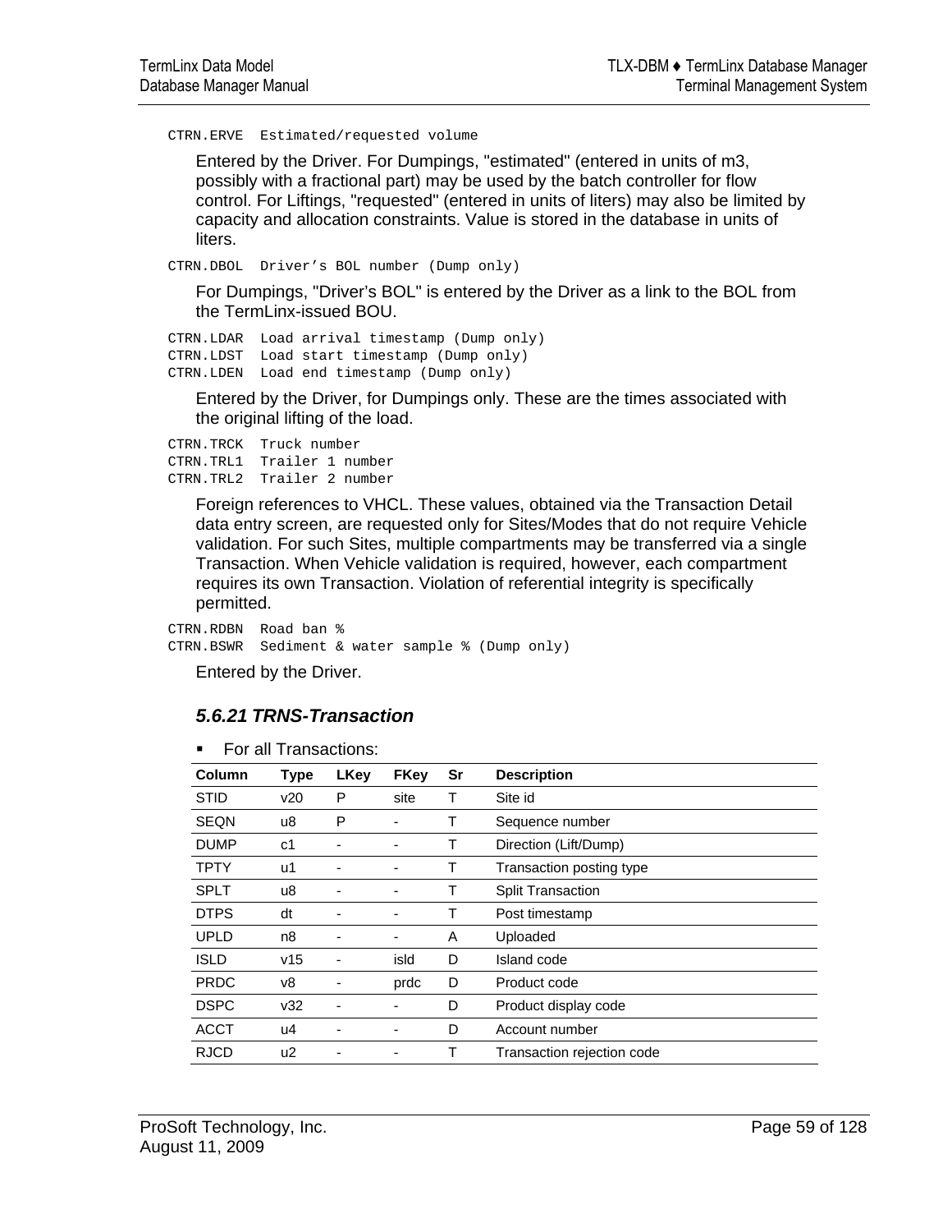```
CTRN.ERVE  Estimated/requested volume
```

Entered by the Driver. For Dumpings, "estimated" (entered in units of m3, possibly with a fractional part) may be used by the batch controller for flow control. For Liftings, "requested" (entered in units of liters) may also be limited by capacity and allocation constraints. Value is stored in the database in units of liters.

```
CTRN.DBOL  Driver's BOL number (Dump only)
```

For Dumpings, "Driver's BOL" is entered by the Driver as a link to the BOL from the TermLinx-issued BOU.

```
CTRN.LDAR  Load arrival timestamp (Dump only)
CTRN.LDST  Load start timestamp (Dump only)
CTRN.LDEN  Load end timestamp (Dump only)
```

Entered by the Driver, for Dumpings only. These are the times associated with the original lifting of the load.

```
CTRN.TRCK  Truck number
CTRN.TRL1  Trailer 1 number
CTRN.TRL2  Trailer 2 number
```

Foreign references to VHCL. These values, obtained via the Transaction Detail data entry screen, are requested only for Sites/Modes that do not require Vehicle validation. For such Sites, multiple compartments may be transferred via a single Transaction. When Vehicle validation is required, however, each compartment requires its own Transaction. Violation of referential integrity is specifically permitted.

```
CTRN.RDBN  Road ban %
CTRN.BSWR  Sediment & water sample % (Dump only)
```

Entered by the Driver.

### *5.6.21 TRNS-Transaction*

- For all Transactions:

| Column | Type | LKey | FKey | Sr | Description |
|---|---|---|---|---|---|
| STID | v20 | P | site | T | Site id |
| SEQN | u8 | P | - | T | Sequence number |
| DUMP | c1 | - | - | T | Direction (Lift/Dump) |
| TPTY | u1 | - | - | T | Transaction posting type |
| SPLT | u8 | - | - | T | Split Transaction |
| DTPS | dt | - | - | T | Post timestamp |
| UPLD | n8 | - | - | A | Uploaded |
| ISLD | v15 | - | isld | D | Island code |
| PRDC | v8 | - | prdc | D | Product code |
| DSPC | v32 | - | - | D | Product display code |
| ACCT | u4 | - | - | D | Account number |
| RJCD | u2 | - | - | T | Transaction rejection code |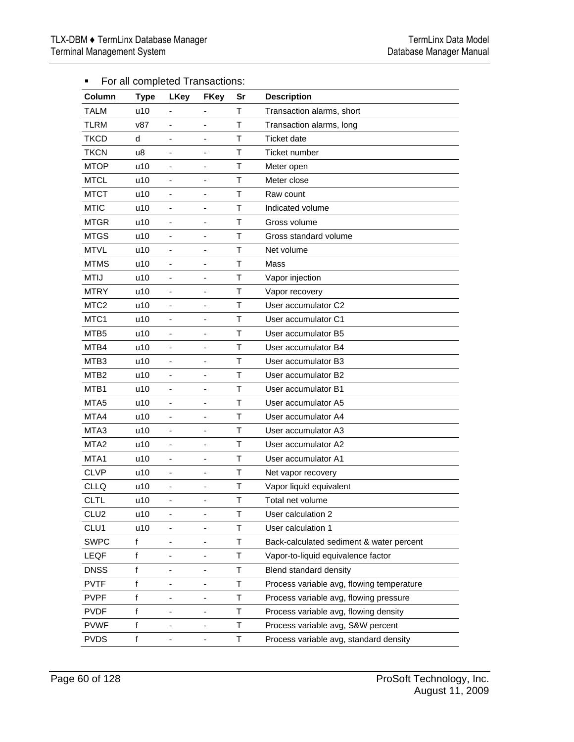- For all completed Transactions:

| Column | Type | LKey | FKey | Sr | Description |
|---|---|---|---|---|---|
| TALM | u10 | - | - | T | Transaction alarms, short |
| TLRM | v87 | - | - | T | Transaction alarms, long |
| TKCD | d | - | - | T | Ticket date |
| TKCN | u8 | - | - | T | Ticket number |
| MTOP | u10 | - | - | T | Meter open |
| MTCL | u10 | - | - | T | Meter close |
| MTCT | u10 | - | - | T | Raw count |
| MTIC | u10 | - | - | T | Indicated volume |
| MTGR | u10 | - | - | T | Gross volume |
| MTGS | u10 | - | - | T | Gross standard volume |
| MTVL | u10 | - | - | T | Net volume |
| MTMS | u10 | - | - | T | Mass |
| MTIJ | u10 | - | - | T | Vapor injection |
| MTRY | u10 | - | - | T | Vapor recovery |
| MTC2 | u10 | - | - | T | User accumulator C2 |
| MTC1 | u10 | - | - | T | User accumulator C1 |
| MTB5 | u10 | - | - | T | User accumulator B5 |
| MTB4 | u10 | - | - | T | User accumulator B4 |
| MTB3 | u10 | - | - | T | User accumulator B3 |
| MTB2 | u10 | - | - | T | User accumulator B2 |
| MTB1 | u10 | - | - | T | User accumulator B1 |
| MTA5 | u10 | - | - | T | User accumulator A5 |
| MTA4 | u10 | - | - | T | User accumulator A4 |
| MTA3 | u10 | - | - | T | User accumulator A3 |
| MTA2 | u10 | - | - | T | User accumulator A2 |
| MTA1 | u10 | - | - | T | User accumulator A1 |
| CLVP | u10 | - | - | T | Net vapor recovery |
| CLLQ | u10 | - | - | T | Vapor liquid equivalent |
| CLTL | u10 | - | - | T | Total net volume |
| CLU2 | u10 | - | - | T | User calculation 2 |
| CLU1 | u10 | - | - | T | User calculation 1 |
| SWPC | f | - | - | T | Back-calculated sediment & water percent |
| LEQF | f | - | - | T | Vapor-to-liquid equivalence factor |
| DNSS | f | - | - | T | Blend standard density |
| PVTF | f | - | - | T | Process variable avg, flowing temperature |
| PVPF | f | - | - | T | Process variable avg, flowing pressure |
| PVDF | f | - | - | T | Process variable avg, flowing density |
| PVWF | f | - | - | T | Process variable avg, S&W percent |
| PVDS | f | - | - | T | Process variable avg, standard density |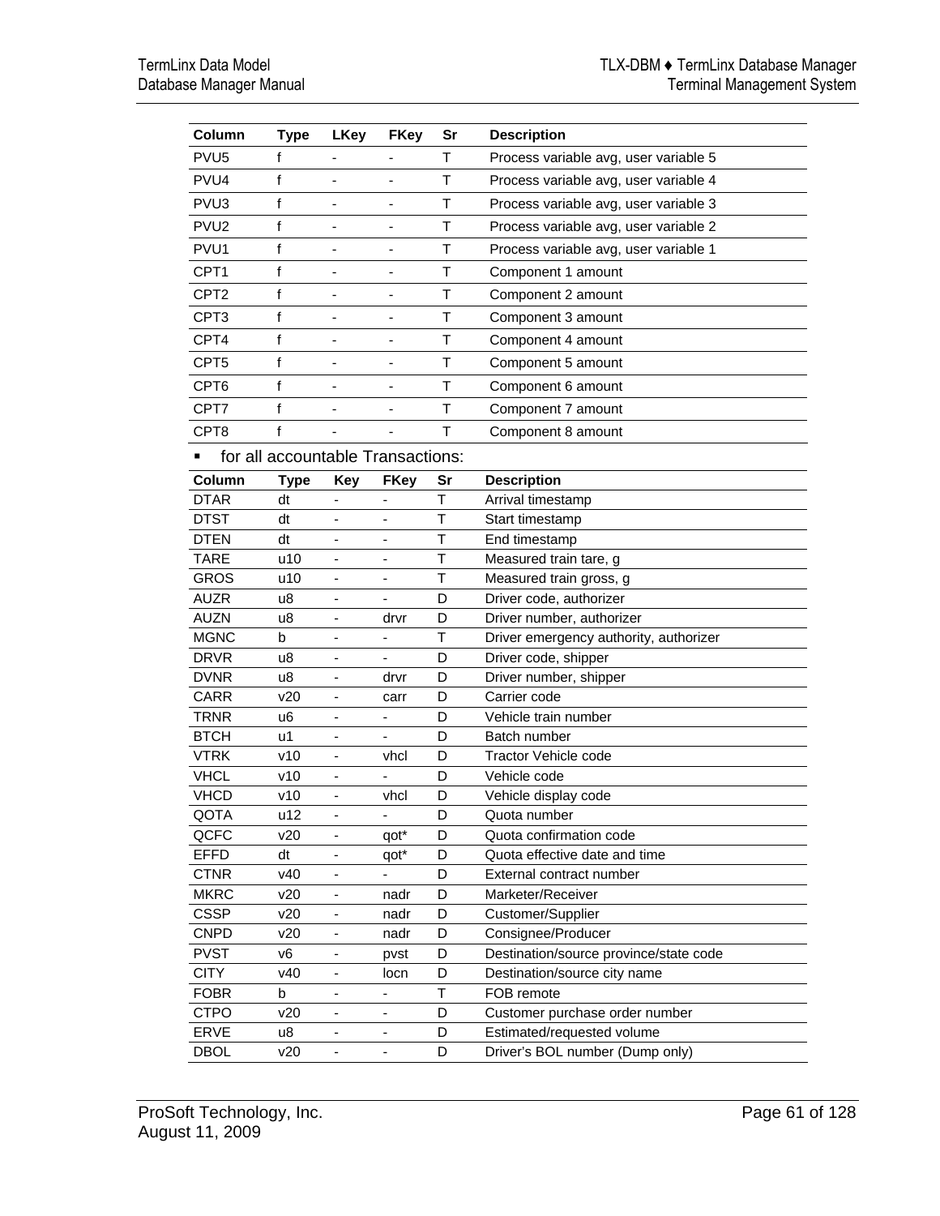| Column | Type | LKey | FKey | Sr | Description |
|---|---|---|---|---|---|
| PVU5 | f | - | - | T | Process variable avg, user variable 5 |
| PVU4 | f | - | - | T | Process variable avg, user variable 4 |
| PVU3 | f | - | - | T | Process variable avg, user variable 3 |
| PVU2 | f | - | - | T | Process variable avg, user variable 2 |
| PVU1 | f | - | - | T | Process variable avg, user variable 1 |
| CPT1 | f | - | - | T | Component 1 amount |
| CPT2 | f | - | - | T | Component 2 amount |
| CPT3 | f | - | - | T | Component 3 amount |
| CPT4 | f | - | - | T | Component 4 amount |
| CPT5 | f | - | - | T | Component 5 amount |
| CPT6 | f | - | - | T | Component 6 amount |
| CPT7 | f | - | - | T | Component 7 amount |
| CPT8 | f | - | - | T | Component 8 amount |

- for all accountable Transactions:

| Column | Type | Key | FKey | Sr | Description |
|---|---|---|---|---|---|
| DTAR | dt | - | - | T | Arrival timestamp |
| DTST | dt | - | - | T | Start timestamp |
| DTEN | dt | - | - | T | End timestamp |
| TARE | u10 | - | - | T | Measured train tare, g |
| GROS | u10 | - | - | T | Measured train gross, g |
| AUZR | u8 | - | - | D | Driver code, authorizer |
| AUZN | u8 | - | drvr | D | Driver number, authorizer |
| MGNC | b | - | - | T | Driver emergency authority, authorizer |
| DRVR | u8 | - | - | D | Driver code, shipper |
| DVNR | u8 | - | drvr | D | Driver number, shipper |
| CARR | v20 | - | carr | D | Carrier code |
| TRNR | u6 | - | - | D | Vehicle train number |
| BTCH | u1 | - | - | D | Batch number |
| VTRK | v10 | - | vhcl | D | Tractor Vehicle code |
| VHCL | v10 | - | - | D | Vehicle code |
| VHCD | v10 | - | vhcl | D | Vehicle display code |
| QOTA | u12 | - | - | D | Quota number |
| QCFC | v20 | - | qot* | D | Quota confirmation code |
| EFFD | dt | - | qot* | D | Quota effective date and time |
| CTNR | v40 | - | - | D | External contract number |
| MKRC | v20 | - | nadr | D | Marketer/Receiver |
| CSSP | v20 | - | nadr | D | Customer/Supplier |
| CNPD | v20 | - | nadr | D | Consignee/Producer |
| PVST | v6 | - | pvst | D | Destination/source province/state code |
| CITY | v40 | - | locn | D | Destination/source city name |
| FOBR | b | - | - | T | FOB remote |
| CTPO | v20 | - | - | D | Customer purchase order number |
| ERVE | u8 | - | - | D | Estimated/requested volume |
| DBOL | v20 | - | - | D | Driver's BOL number (Dump only) |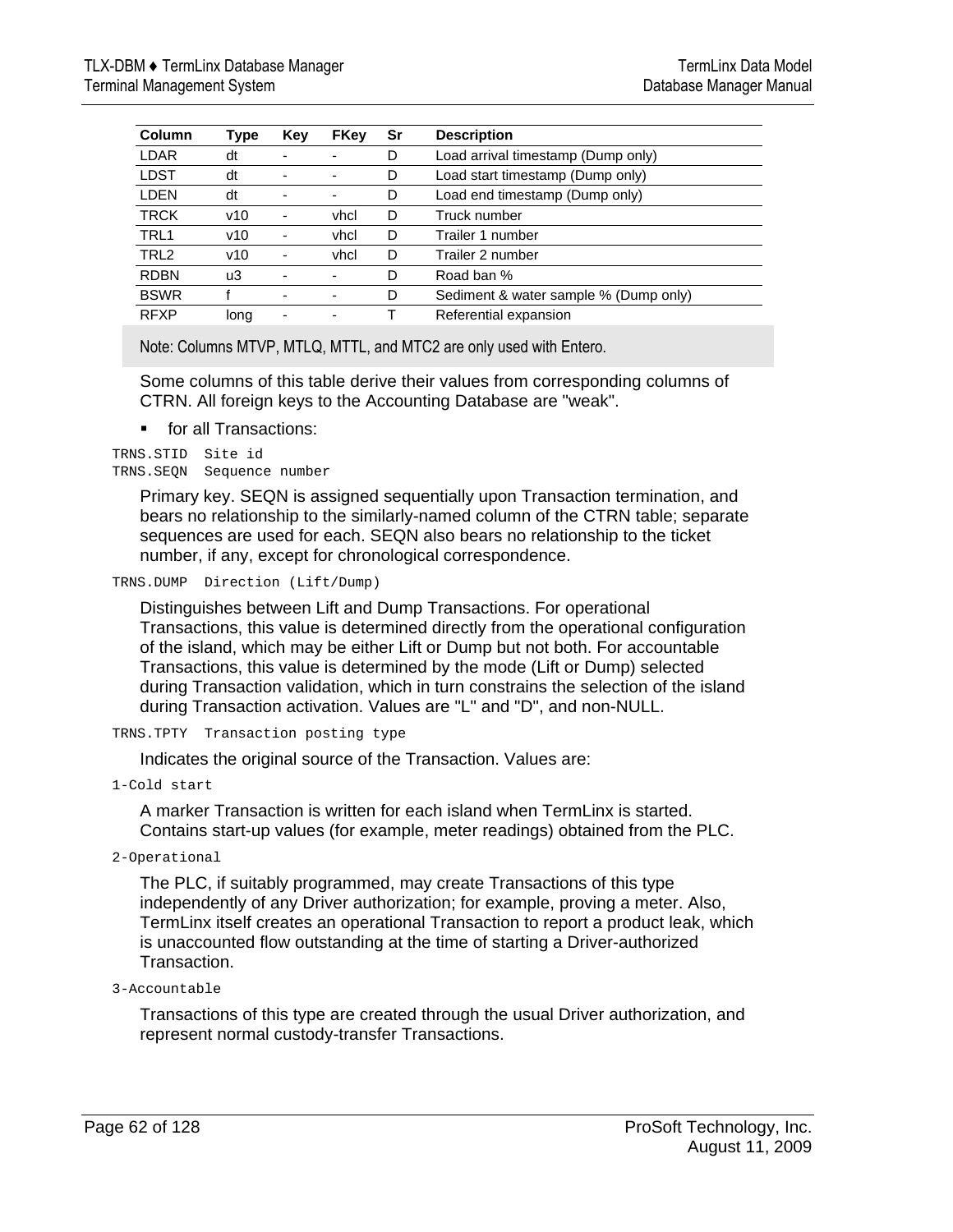| Column | Type | Key | FKey | Sr | Description |
|---|---|---|---|---|---|
| LDAR | dt | - | - | D | Load arrival timestamp (Dump only) |
| LDST | dt | - | - | D | Load start timestamp (Dump only) |
| LDEN | dt | - | - | D | Load end timestamp (Dump only) |
| TRCK | v10 | - | vhcl | D | Truck number |
| TRL1 | v10 | - | vhcl | D | Trailer 1 number |
| TRL2 | v10 | - | vhcl | D | Trailer 2 number |
| RDBN | u3 | - | - | D | Road ban % |
| BSWR | f | - | - | D | Sediment & water sample % (Dump only) |
| RFXP | long | - | - | T | Referential expansion |

Note: Columns MTVP, MTLQ, MTTL, and MTC2 are only used with Entero.

Some columns of this table derive their values from corresponding columns of CTRN. All foreign keys to the Accounting Database are "weak".

- for all Transactions:

```
TRNS.STID  Site id
TRNS.SEQN  Sequence number
```

Primary key. SEQN is assigned sequentially upon Transaction termination, and bears no relationship to the similarly-named column of the CTRN table; separate sequences are used for each. SEQN also bears no relationship to the ticket number, if any, except for chronological correspondence.

```
TRNS.DUMP  Direction (Lift/Dump)
```

Distinguishes between Lift and Dump Transactions. For operational Transactions, this value is determined directly from the operational configuration of the island, which may be either Lift or Dump but not both. For accountable Transactions, this value is determined by the mode (Lift or Dump) selected during Transaction validation, which in turn constrains the selection of the island during Transaction activation. Values are "L" and "D", and non-NULL.

```
TRNS.TPTY  Transaction posting type
```

Indicates the original source of the Transaction. Values are:

```
1-Cold start
```

A marker Transaction is written for each island when TermLinx is started. Contains start-up values (for example, meter readings) obtained from the PLC.

```
2-Operational
```

The PLC, if suitably programmed, may create Transactions of this type independently of any Driver authorization; for example, proving a meter. Also, TermLinx itself creates an operational Transaction to report a product leak, which is unaccounted flow outstanding at the time of starting a Driver-authorized Transaction.

```
3-Accountable
```

Transactions of this type are created through the usual Driver authorization, and represent normal custody-transfer Transactions.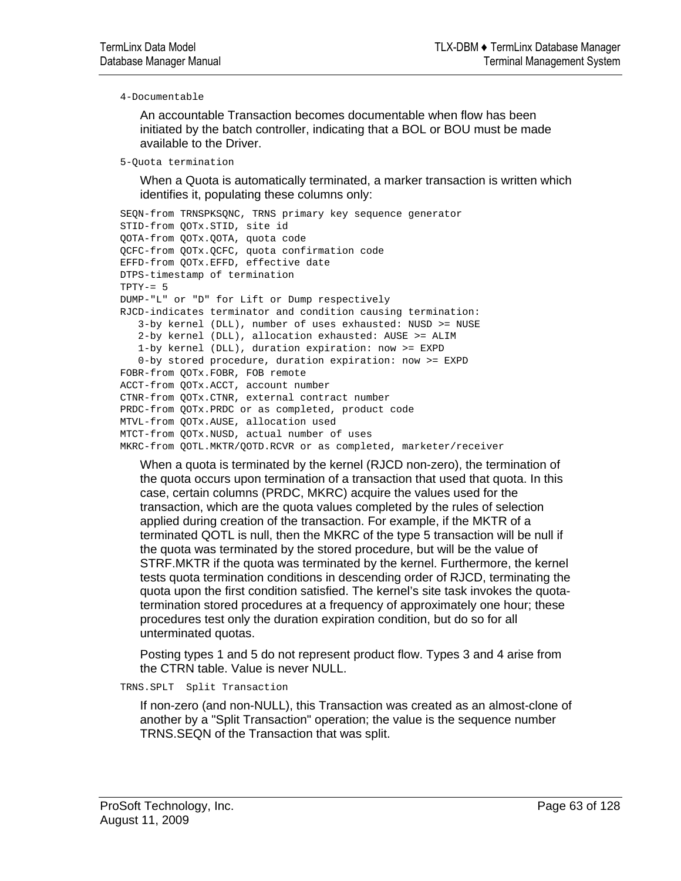```
4-Documentable
```

An accountable Transaction becomes documentable when flow has been initiated by the batch controller, indicating that a BOL or BOU must be made available to the Driver.

```
5-Quota termination
```

When a Quota is automatically terminated, a marker transaction is written which identifies it, populating these columns only:

```
SEQN-from TRNSPKSQNC, TRNS primary key sequence generator
STID-from QOTx.STID, site id
QOTA-from QOTx.QOTA, quota code
QCFC-from QOTx.QCFC, quota confirmation code
EFFD-from QOTx.EFFD, effective date
DTPS-timestamp of termination
TPTY-= 5
DUMP-"L" or "D" for Lift or Dump respectively
RJCD-indicates terminator and condition causing termination:
   3-by kernel (DLL), number of uses exhausted: NUSD >= NUSE
   2-by kernel (DLL), allocation exhausted: AUSE >= ALIM
   1-by kernel (DLL), duration expiration: now >= EXPD
   0-by stored procedure, duration expiration: now >= EXPD
FOBR-from QOTx.FOBR, FOB remote
ACCT-from QOTx.ACCT, account number
CTNR-from QOTx.CTNR, external contract number
PRDC-from QOTx.PRDC or as completed, product code
MTVL-from QOTx.AUSE, allocation used
MTCT-from QOTx.NUSD, actual number of uses
MKRC-from QOTL.MKTR/QOTD.RCVR or as completed, marketer/receiver
```

When a quota is terminated by the kernel (RJCD non-zero), the termination of the quota occurs upon termination of a transaction that used that quota. In this case, certain columns (PRDC, MKRC) acquire the values used for the transaction, which are the quota values completed by the rules of selection applied during creation of the transaction. For example, if the MKTR of a terminated QOTL is null, then the MKRC of the type 5 transaction will be null if the quota was terminated by the stored procedure, but will be the value of STRF.MKTR if the quota was terminated by the kernel. Furthermore, the kernel tests quota termination conditions in descending order of RJCD, terminating the quota upon the first condition satisfied. The kernel's site task invokes the quota-termination stored procedures at a frequency of approximately one hour; these procedures test only the duration expiration condition, but do so for all unterminated quotas.

Posting types 1 and 5 do not represent product flow. Types 3 and 4 arise from the CTRN table. Value is never NULL.

```
TRNS.SPLT  Split Transaction
```

If non-zero (and non-NULL), this Transaction was created as an almost-clone of another by a "Split Transaction" operation; the value is the sequence number TRNS.SEQN of the Transaction that was split.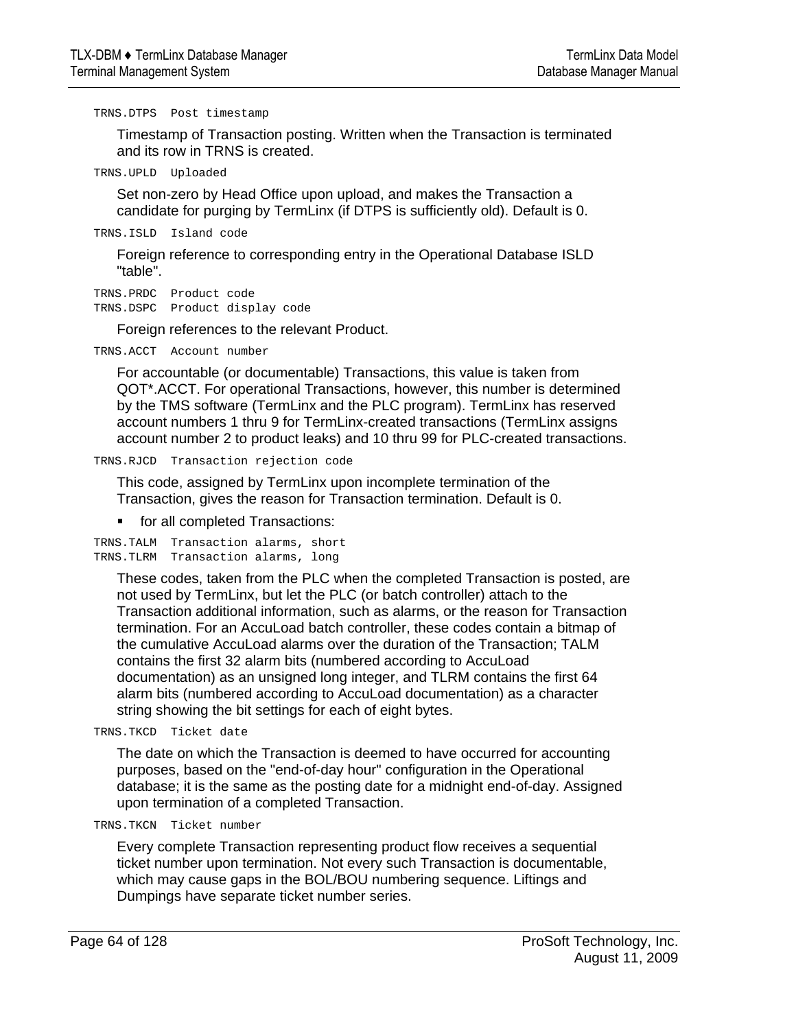`TRNS.DTPS  Post timestamp`

Timestamp of Transaction posting. Written when the Transaction is terminated and its row in TRNS is created.

`TRNS.UPLD  Uploaded`

Set non-zero by Head Office upon upload, and makes the Transaction a candidate for purging by TermLinx (if DTPS is sufficiently old). Default is 0.

`TRNS.ISLD  Island code`

Foreign reference to corresponding entry in the Operational Database ISLD "table".

`TRNS.PRDC  Product code`
`TRNS.DSPC  Product display code`

Foreign references to the relevant Product.

`TRNS.ACCT  Account number`

For accountable (or documentable) Transactions, this value is taken from QOT*.ACCT. For operational Transactions, however, this number is determined by the TMS software (TermLinx and the PLC program). TermLinx has reserved account numbers 1 thru 9 for TermLinx-created transactions (TermLinx assigns account number 2 to product leaks) and 10 thru 99 for PLC-created transactions.

`TRNS.RJCD  Transaction rejection code`

This code, assigned by TermLinx upon incomplete termination of the Transaction, gives the reason for Transaction termination. Default is 0.

- for all completed Transactions:

`TRNS.TALM  Transaction alarms, short`
`TRNS.TLRM  Transaction alarms, long`

These codes, taken from the PLC when the completed Transaction is posted, are not used by TermLinx, but let the PLC (or batch controller) attach to the Transaction additional information, such as alarms, or the reason for Transaction termination. For an AccuLoad batch controller, these codes contain a bitmap of the cumulative AccuLoad alarms over the duration of the Transaction; TALM contains the first 32 alarm bits (numbered according to AccuLoad documentation) as an unsigned long integer, and TLRM contains the first 64 alarm bits (numbered according to AccuLoad documentation) as a character string showing the bit settings for each of eight bytes.

`TRNS.TKCD  Ticket date`

The date on which the Transaction is deemed to have occurred for accounting purposes, based on the "end-of-day hour" configuration in the Operational database; it is the same as the posting date for a midnight end-of-day. Assigned upon termination of a completed Transaction.

`TRNS.TKCN  Ticket number`

Every complete Transaction representing product flow receives a sequential ticket number upon termination. Not every such Transaction is documentable, which may cause gaps in the BOL/BOU numbering sequence. Liftings and Dumpings have separate ticket number series.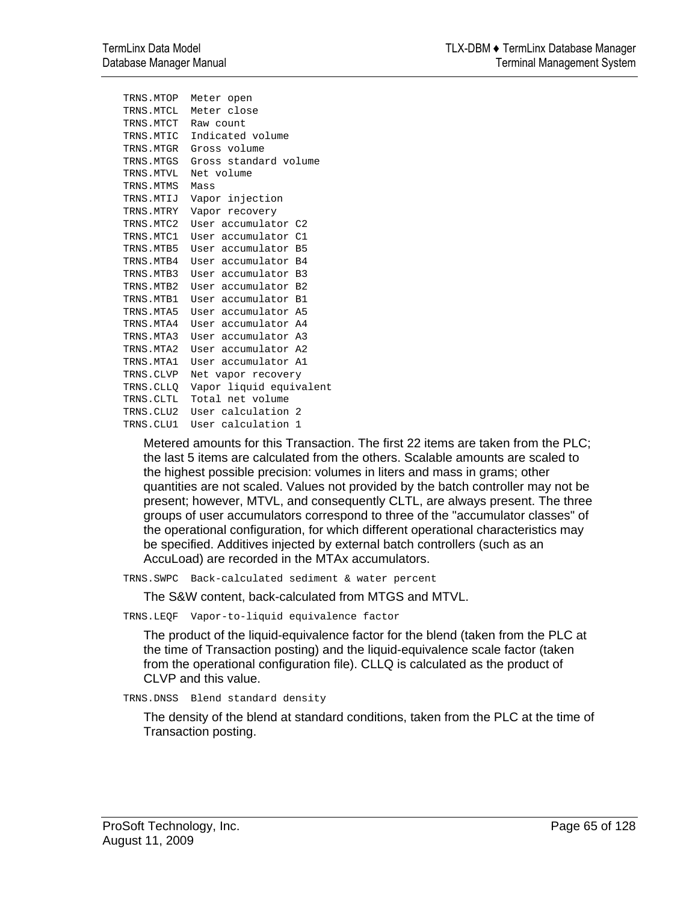```
TRNS.MTOP  Meter open
TRNS.MTCL  Meter close
TRNS.MTCT  Raw count
TRNS.MTIC  Indicated volume
TRNS.MTGR  Gross volume
TRNS.MTGS  Gross standard volume
TRNS.MTVL  Net volume
TRNS.MTMS  Mass
TRNS.MTIJ  Vapor injection
TRNS.MTRY  Vapor recovery
TRNS.MTC2  User accumulator C2
TRNS.MTC1  User accumulator C1
TRNS.MTB5  User accumulator B5
TRNS.MTB4  User accumulator B4
TRNS.MTB3  User accumulator B3
TRNS.MTB2  User accumulator B2
TRNS.MTB1  User accumulator B1
TRNS.MTA5  User accumulator A5
TRNS.MTA4  User accumulator A4
TRNS.MTA3  User accumulator A3
TRNS.MTA2  User accumulator A2
TRNS.MTA1  User accumulator A1
TRNS.CLVP  Net vapor recovery
TRNS.CLLQ  Vapor liquid equivalent
TRNS.CLTL  Total net volume
TRNS.CLU2  User calculation 2
TRNS.CLU1  User calculation 1
```

Metered amounts for this Transaction. The first 22 items are taken from the PLC; the last 5 items are calculated from the others. Scalable amounts are scaled to the highest possible precision: volumes in liters and mass in grams; other quantities are not scaled. Values not provided by the batch controller may not be present; however, MTVL, and consequently CLTL, are always present. The three groups of user accumulators correspond to three of the "accumulator classes" of the operational configuration, for which different operational characteristics may be specified. Additives injected by external batch controllers (such as an AccuLoad) are recorded in the MTAx accumulators.

```
TRNS.SWPC  Back-calculated sediment & water percent
```

The S&W content, back-calculated from MTGS and MTVL.

```
TRNS.LEQF  Vapor-to-liquid equivalence factor
```

The product of the liquid-equivalence factor for the blend (taken from the PLC at the time of Transaction posting) and the liquid-equivalence scale factor (taken from the operational configuration file). CLLQ is calculated as the product of CLVP and this value.

```
TRNS.DNSS  Blend standard density
```

The density of the blend at standard conditions, taken from the PLC at the time of Transaction posting.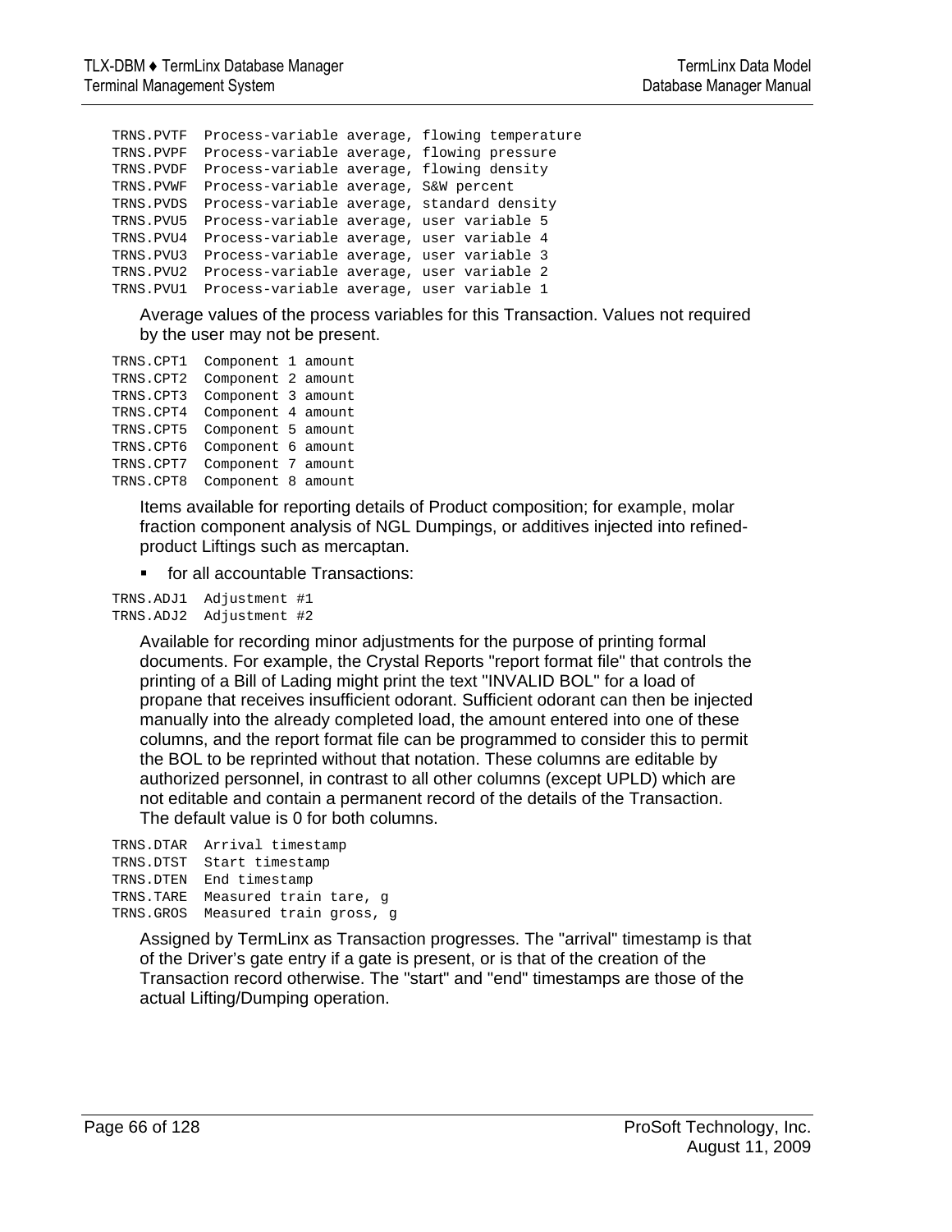```
TRNS.PVTF  Process-variable average, flowing temperature
TRNS.PVPF  Process-variable average, flowing pressure
TRNS.PVDF  Process-variable average, flowing density
TRNS.PVWF  Process-variable average, S&W percent
TRNS.PVDS  Process-variable average, standard density
TRNS.PVU5  Process-variable average, user variable 5
TRNS.PVU4  Process-variable average, user variable 4
TRNS.PVU3  Process-variable average, user variable 3
TRNS.PVU2  Process-variable average, user variable 2
TRNS.PVU1  Process-variable average, user variable 1
```

Average values of the process variables for this Transaction. Values not required by the user may not be present.

```
TRNS.CPT1  Component 1 amount
TRNS.CPT2  Component 2 amount
TRNS.CPT3  Component 3 amount
TRNS.CPT4  Component 4 amount
TRNS.CPT5  Component 5 amount
TRNS.CPT6  Component 6 amount
TRNS.CPT7  Component 7 amount
TRNS.CPT8  Component 8 amount
```

Items available for reporting details of Product composition; for example, molar fraction component analysis of NGL Dumpings, or additives injected into refined-product Liftings such as mercaptan.

- for all accountable Transactions:

```
TRNS.ADJ1  Adjustment #1
TRNS.ADJ2  Adjustment #2
```

Available for recording minor adjustments for the purpose of printing formal documents. For example, the Crystal Reports "report format file" that controls the printing of a Bill of Lading might print the text "INVALID BOL" for a load of propane that receives insufficient odorant. Sufficient odorant can then be injected manually into the already completed load, the amount entered into one of these columns, and the report format file can be programmed to consider this to permit the BOL to be reprinted without that notation. These columns are editable by authorized personnel, in contrast to all other columns (except UPLD) which are not editable and contain a permanent record of the details of the Transaction. The default value is 0 for both columns.

```
TRNS.DTAR  Arrival timestamp
TRNS.DTST  Start timestamp
TRNS.DTEN  End timestamp
TRNS.TARE  Measured train tare, g
TRNS.GROS  Measured train gross, g
```

Assigned by TermLinx as Transaction progresses. The "arrival" timestamp is that of the Driver's gate entry if a gate is present, or is that of the creation of the Transaction record otherwise. The "start" and "end" timestamps are those of the actual Lifting/Dumping operation.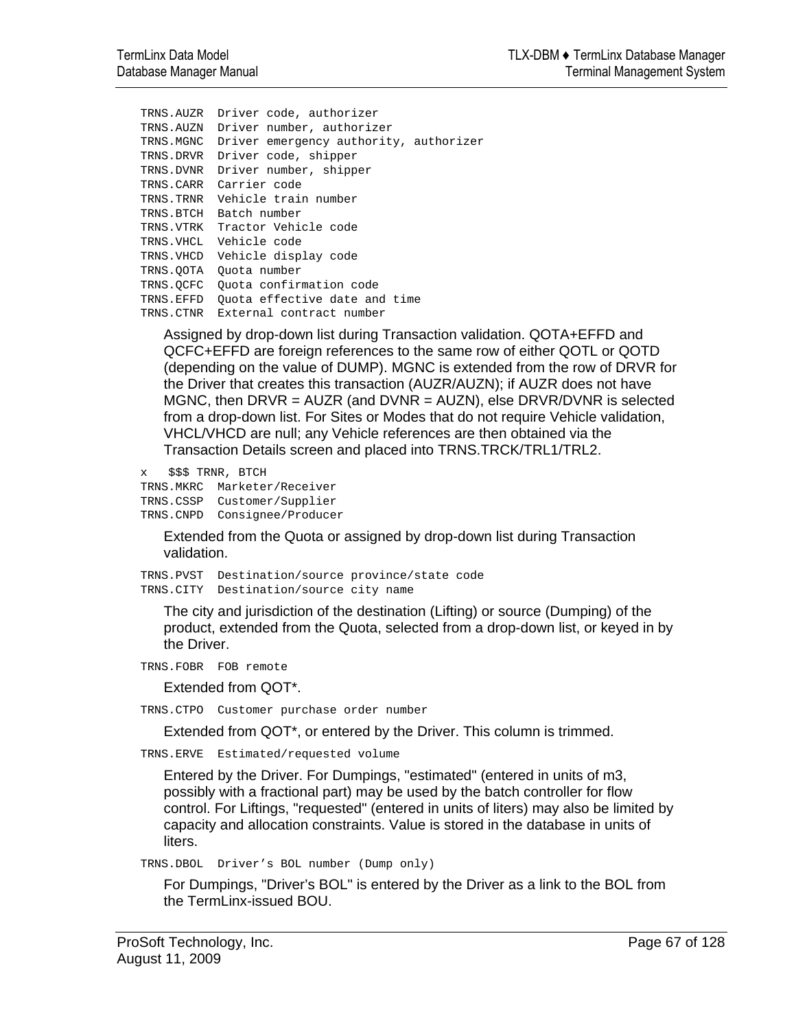```
TRNS.AUZR  Driver code, authorizer
TRNS.AUZN  Driver number, authorizer
TRNS.MGNC  Driver emergency authority, authorizer
TRNS.DRVR  Driver code, shipper
TRNS.DVNR  Driver number, shipper
TRNS.CARR  Carrier code
TRNS.TRNR  Vehicle train number
TRNS.BTCH  Batch number
TRNS.VTRK  Tractor Vehicle code
TRNS.VHCL  Vehicle code
TRNS.VHCD  Vehicle display code
TRNS.QOTA  Quota number
TRNS.QCFC  Quota confirmation code
TRNS.EFFD  Quota effective date and time
TRNS.CTNR  External contract number
```

Assigned by drop-down list during Transaction validation. QOTA+EFFD and QCFC+EFFD are foreign references to the same row of either QOTL or QOTD (depending on the value of DUMP). MGNC is extended from the row of DRVR for the Driver that creates this transaction (AUZR/AUZN); if AUZR does not have MGNC, then DRVR = AUZR (and DVNR = AUZN), else DRVR/DVNR is selected from a drop-down list. For Sites or Modes that do not require Vehicle validation, VHCL/VHCD are null; any Vehicle references are then obtained via the Transaction Details screen and placed into TRNS.TRCK/TRL1/TRL2.

```
x   $$$ TRNR, BTCH
TRNS.MKRC  Marketer/Receiver
TRNS.CSSP  Customer/Supplier
TRNS.CNPD  Consignee/Producer
```

Extended from the Quota or assigned by drop-down list during Transaction validation.

```
TRNS.PVST  Destination/source province/state code
TRNS.CITY  Destination/source city name
```

The city and jurisdiction of the destination (Lifting) or source (Dumping) of the product, extended from the Quota, selected from a drop-down list, or keyed in by the Driver.

```
TRNS.FOBR  FOB remote
```

Extended from QOT*.

```
TRNS.CTPO  Customer purchase order number
```

Extended from QOT*, or entered by the Driver. This column is trimmed.

```
TRNS.ERVE  Estimated/requested volume
```

Entered by the Driver. For Dumpings, "estimated" (entered in units of m3, possibly with a fractional part) may be used by the batch controller for flow control. For Liftings, "requested" (entered in units of liters) may also be limited by capacity and allocation constraints. Value is stored in the database in units of liters.

```
TRNS.DBOL  Driver's BOL number (Dump only)
```

For Dumpings, "Driver's BOL" is entered by the Driver as a link to the BOL from the TermLinx-issued BOU.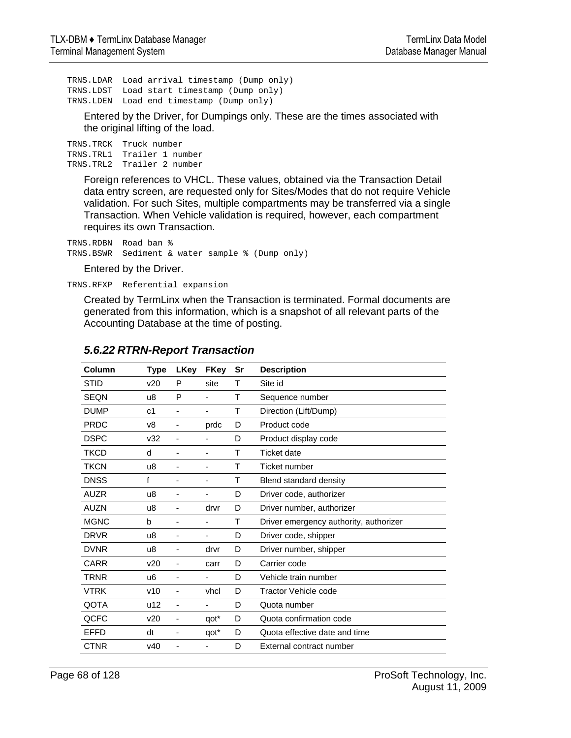```
TRNS.LDAR  Load arrival timestamp (Dump only)
TRNS.LDST  Load start timestamp (Dump only)
TRNS.LDEN  Load end timestamp (Dump only)
```

Entered by the Driver, for Dumpings only. These are the times associated with the original lifting of the load.

```
TRNS.TRCK  Truck number
TRNS.TRL1  Trailer 1 number
TRNS.TRL2  Trailer 2 number
```

Foreign references to VHCL. These values, obtained via the Transaction Detail data entry screen, are requested only for Sites/Modes that do not require Vehicle validation. For such Sites, multiple compartments may be transferred via a single Transaction. When Vehicle validation is required, however, each compartment requires its own Transaction.

```
TRNS.RDBN  Road ban %
TRNS.BSWR  Sediment & water sample % (Dump only)
```

Entered by the Driver.

```
TRNS.RFXP  Referential expansion
```

Created by TermLinx when the Transaction is terminated. Formal documents are generated from this information, which is a snapshot of all relevant parts of the Accounting Database at the time of posting.

### *5.6.22 RTRN-Report Transaction*

| Column | Type | LKey | FKey | Sr | Description |
|---|---|---|---|---|---|
| STID | v20 | P | site | T | Site id |
| SEQN | u8 | P | - | T | Sequence number |
| DUMP | c1 | - | - | T | Direction (Lift/Dump) |
| PRDC | v8 | - | prdc | D | Product code |
| DSPC | v32 | - | - | D | Product display code |
| TKCD | d | - | - | T | Ticket date |
| TKCN | u8 | - | - | T | Ticket number |
| DNSS | f | - | - | T | Blend standard density |
| AUZR | u8 | - | - | D | Driver code, authorizer |
| AUZN | u8 | - | drvr | D | Driver number, authorizer |
| MGNC | b | - | - | T | Driver emergency authority, authorizer |
| DRVR | u8 | - | - | D | Driver code, shipper |
| DVNR | u8 | - | drvr | D | Driver number, shipper |
| CARR | v20 | - | carr | D | Carrier code |
| TRNR | u6 | - | - | D | Vehicle train number |
| VTRK | v10 | - | vhcl | D | Tractor Vehicle code |
| QOTA | u12 | - | - | D | Quota number |
| QCFC | v20 | - | qot* | D | Quota confirmation code |
| EFFD | dt | - | qot* | D | Quota effective date and time |
| CTNR | v40 | - | - | D | External contract number |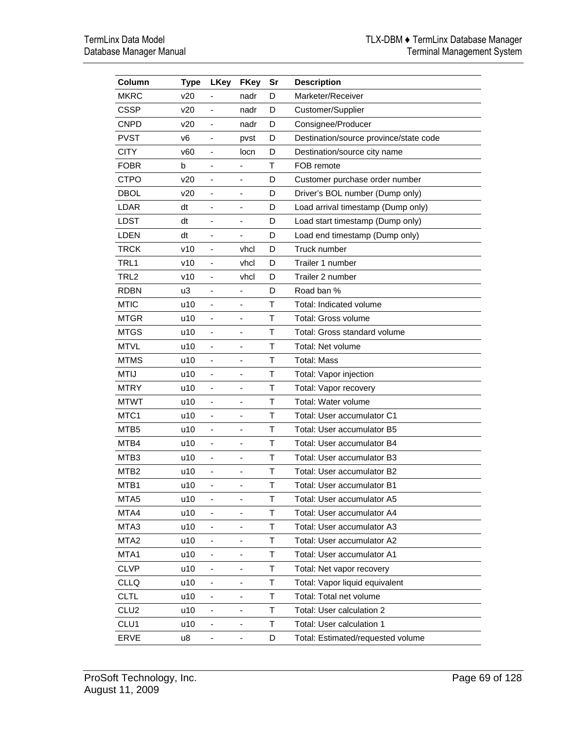| Column | Type | LKey | FKey | Sr | Description |
|---|---|---|---|---|---|
| MKRC | v20 | - | nadr | D | Marketer/Receiver |
| CSSP | v20 | - | nadr | D | Customer/Supplier |
| CNPD | v20 | - | nadr | D | Consignee/Producer |
| PVST | v6 | - | pvst | D | Destination/source province/state code |
| CITY | v60 | - | locn | D | Destination/source city name |
| FOBR | b | - | - | T | FOB remote |
| CTPO | v20 | - | - | D | Customer purchase order number |
| DBOL | v20 | - | - | D | Driver's BOL number (Dump only) |
| LDAR | dt | - | - | D | Load arrival timestamp (Dump only) |
| LDST | dt | - | - | D | Load start timestamp (Dump only) |
| LDEN | dt | - | - | D | Load end timestamp (Dump only) |
| TRCK | v10 | - | vhcl | D | Truck number |
| TRL1 | v10 | - | vhcl | D | Trailer 1 number |
| TRL2 | v10 | - | vhcl | D | Trailer 2 number |
| RDBN | u3 | - | - | D | Road ban % |
| MTIC | u10 | - | - | T | Total: Indicated volume |
| MTGR | u10 | - | - | T | Total: Gross volume |
| MTGS | u10 | - | - | T | Total: Gross standard volume |
| MTVL | u10 | - | - | T | Total: Net volume |
| MTMS | u10 | - | - | T | Total: Mass |
| MTIJ | u10 | - | - | T | Total: Vapor injection |
| MTRY | u10 | - | - | T | Total: Vapor recovery |
| MTWT | u10 | - | - | T | Total: Water volume |
| MTC1 | u10 | - | - | T | Total: User accumulator C1 |
| MTB5 | u10 | - | - | T | Total: User accumulator B5 |
| MTB4 | u10 | - | - | T | Total: User accumulator B4 |
| MTB3 | u10 | - | - | T | Total: User accumulator B3 |
| MTB2 | u10 | - | - | T | Total: User accumulator B2 |
| MTB1 | u10 | - | - | T | Total: User accumulator B1 |
| MTA5 | u10 | - | - | T | Total: User accumulator A5 |
| MTA4 | u10 | - | - | T | Total: User accumulator A4 |
| MTA3 | u10 | - | - | T | Total: User accumulator A3 |
| MTA2 | u10 | - | - | T | Total: User accumulator A2 |
| MTA1 | u10 | - | - | T | Total: User accumulator A1 |
| CLVP | u10 | - | - | T | Total: Net vapor recovery |
| CLLQ | u10 | - | - | T | Total: Vapor liquid equivalent |
| CLTL | u10 | - | - | T | Total: Total net volume |
| CLU2 | u10 | - | - | T | Total: User calculation 2 |
| CLU1 | u10 | - | - | T | Total: User calculation 1 |
| ERVE | u8 | - | - | D | Total: Estimated/requested volume |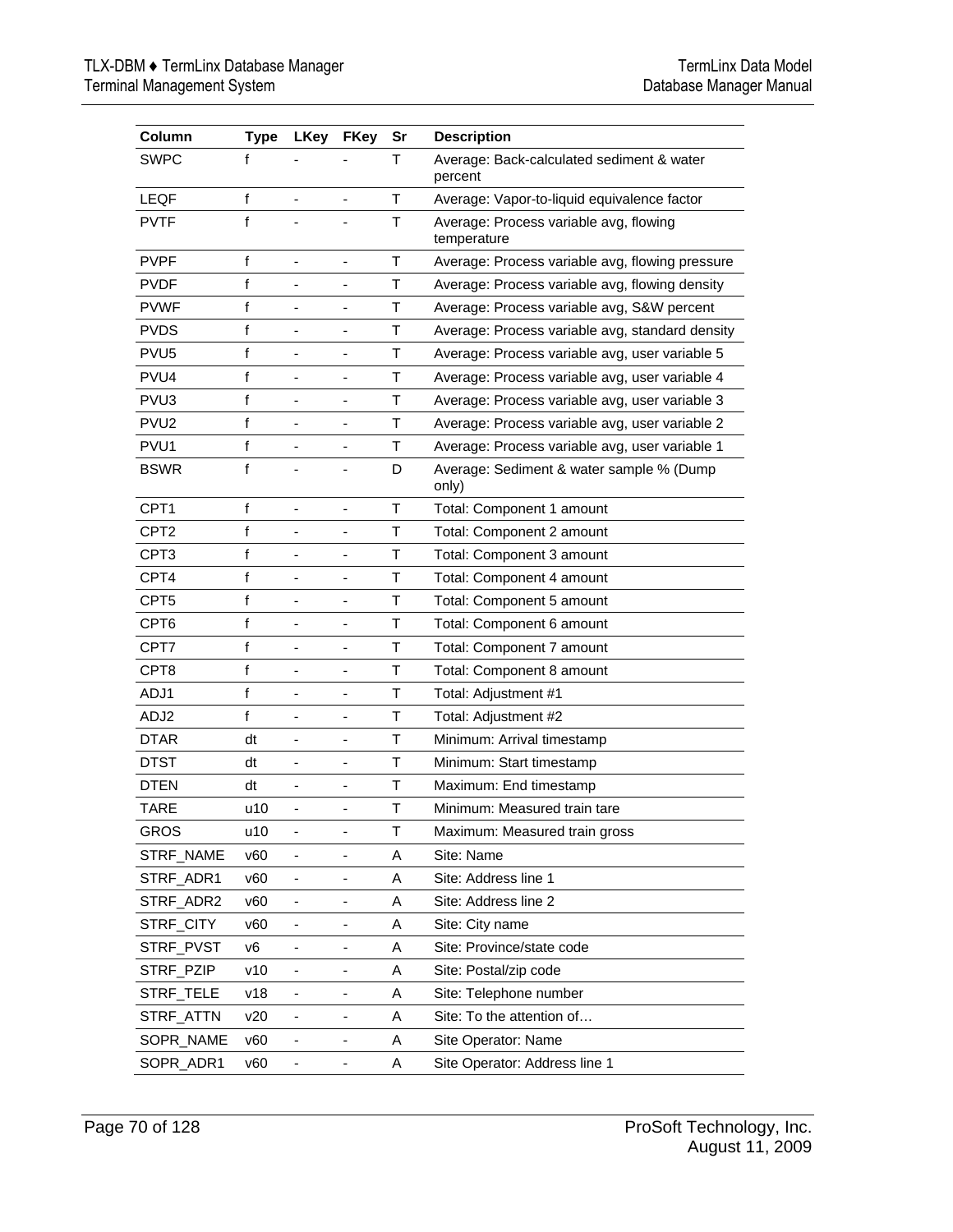| Column | Type | LKey | FKey | Sr | Description |
|---|---|---|---|---|---|
| SWPC | f | - | - | T | Average: Back-calculated sediment & water percent |
| LEQF | f | - | - | T | Average: Vapor-to-liquid equivalence factor |
| PVTF | f | - | - | T | Average: Process variable avg, flowing temperature |
| PVPF | f | - | - | T | Average: Process variable avg, flowing pressure |
| PVDF | f | - | - | T | Average: Process variable avg, flowing density |
| PVWF | f | - | - | T | Average: Process variable avg, S&W percent |
| PVDS | f | - | - | T | Average: Process variable avg, standard density |
| PVU5 | f | - | - | T | Average: Process variable avg, user variable 5 |
| PVU4 | f | - | - | T | Average: Process variable avg, user variable 4 |
| PVU3 | f | - | - | T | Average: Process variable avg, user variable 3 |
| PVU2 | f | - | - | T | Average: Process variable avg, user variable 2 |
| PVU1 | f | - | - | T | Average: Process variable avg, user variable 1 |
| BSWR | f | - | - | D | Average: Sediment & water sample % (Dump only) |
| CPT1 | f | - | - | T | Total: Component 1 amount |
| CPT2 | f | - | - | T | Total: Component 2 amount |
| CPT3 | f | - | - | T | Total: Component 3 amount |
| CPT4 | f | - | - | T | Total: Component 4 amount |
| CPT5 | f | - | - | T | Total: Component 5 amount |
| CPT6 | f | - | - | T | Total: Component 6 amount |
| CPT7 | f | - | - | T | Total: Component 7 amount |
| CPT8 | f | - | - | T | Total: Component 8 amount |
| ADJ1 | f | - | - | T | Total: Adjustment #1 |
| ADJ2 | f | - | - | T | Total: Adjustment #2 |
| DTAR | dt | - | - | T | Minimum: Arrival timestamp |
| DTST | dt | - | - | T | Minimum: Start timestamp |
| DTEN | dt | - | - | T | Maximum: End timestamp |
| TARE | u10 | - | - | T | Minimum: Measured train tare |
| GROS | u10 | - | - | T | Maximum: Measured train gross |
| STRF_NAME | v60 | - | - | A | Site: Name |
| STRF_ADR1 | v60 | - | - | A | Site: Address line 1 |
| STRF_ADR2 | v60 | - | - | A | Site: Address line 2 |
| STRF_CITY | v60 | - | - | A | Site: City name |
| STRF_PVST | v6 | - | - | A | Site: Province/state code |
| STRF_PZIP | v10 | - | - | A | Site: Postal/zip code |
| STRF_TELE | v18 | - | - | A | Site: Telephone number |
| STRF_ATTN | v20 | - | - | A | Site: To the attention of… |
| SOPR_NAME | v60 | - | - | A | Site Operator: Name |
| SOPR_ADR1 | v60 | - | - | A | Site Operator: Address line 1 |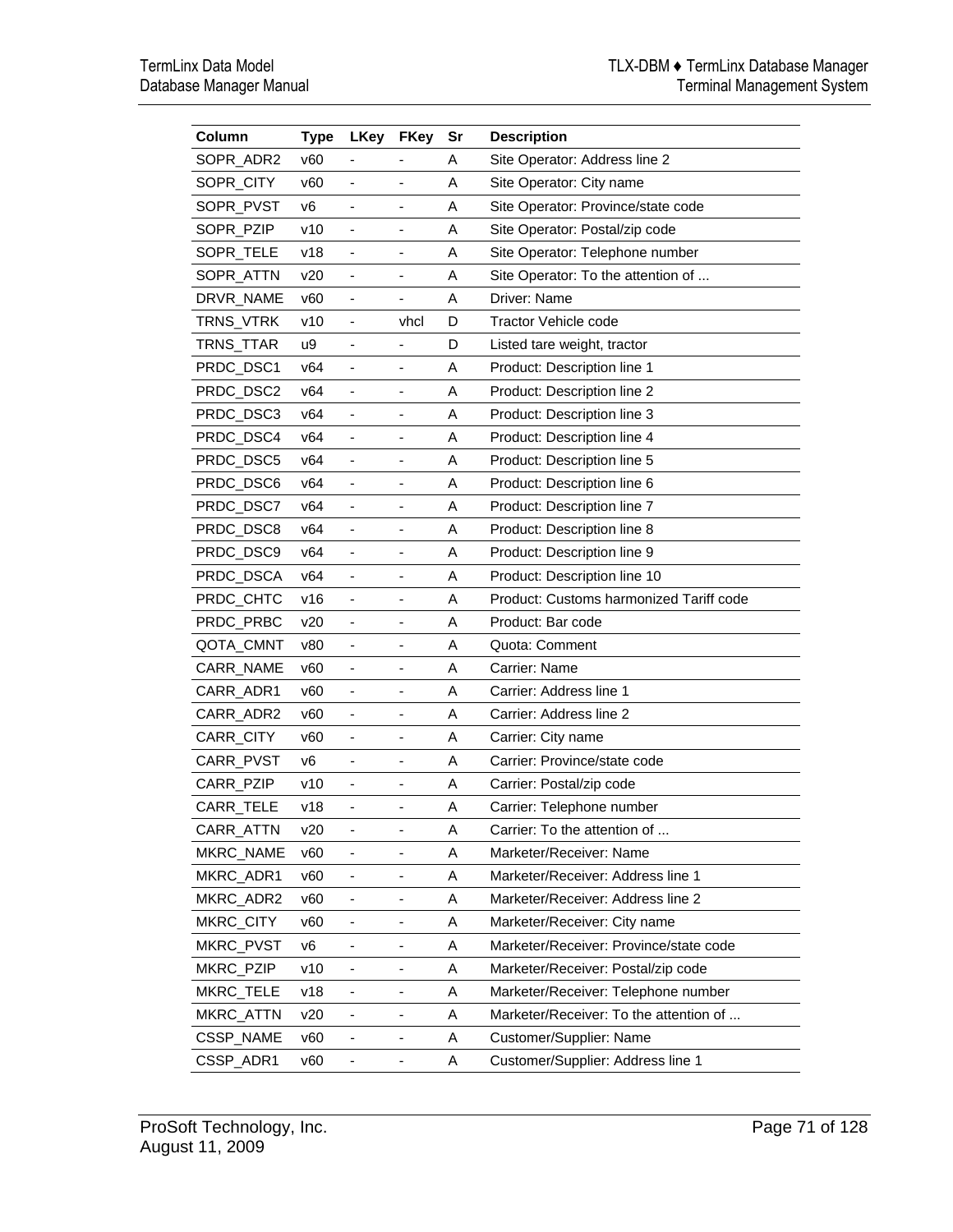| Column | Type | LKey | FKey | Sr | Description |
|---|---|---|---|---|---|
| SOPR_ADR2 | v60 | - | - | A | Site Operator: Address line 2 |
| SOPR_CITY | v60 | - | - | A | Site Operator: City name |
| SOPR_PVST | v6 | - | - | A | Site Operator: Province/state code |
| SOPR_PZIP | v10 | - | - | A | Site Operator: Postal/zip code |
| SOPR_TELE | v18 | - | - | A | Site Operator: Telephone number |
| SOPR_ATTN | v20 | - | - | A | Site Operator: To the attention of ... |
| DRVR_NAME | v60 | - | - | A | Driver: Name |
| TRNS_VTRK | v10 | - | vhcl | D | Tractor Vehicle code |
| TRNS_TTAR | u9 | - | - | D | Listed tare weight, tractor |
| PRDC_DSC1 | v64 | - | - | A | Product: Description line 1 |
| PRDC_DSC2 | v64 | - | - | A | Product: Description line 2 |
| PRDC_DSC3 | v64 | - | - | A | Product: Description line 3 |
| PRDC_DSC4 | v64 | - | - | A | Product: Description line 4 |
| PRDC_DSC5 | v64 | - | - | A | Product: Description line 5 |
| PRDC_DSC6 | v64 | - | - | A | Product: Description line 6 |
| PRDC_DSC7 | v64 | - | - | A | Product: Description line 7 |
| PRDC_DSC8 | v64 | - | - | A | Product: Description line 8 |
| PRDC_DSC9 | v64 | - | - | A | Product: Description line 9 |
| PRDC_DSCA | v64 | - | - | A | Product: Description line 10 |
| PRDC_CHTC | v16 | - | - | A | Product: Customs harmonized Tariff code |
| PRDC_PRBC | v20 | - | - | A | Product: Bar code |
| QOTA_CMNT | v80 | - | - | A | Quota: Comment |
| CARR_NAME | v60 | - | - | A | Carrier: Name |
| CARR_ADR1 | v60 | - | - | A | Carrier: Address line 1 |
| CARR_ADR2 | v60 | - | - | A | Carrier: Address line 2 |
| CARR_CITY | v60 | - | - | A | Carrier: City name |
| CARR_PVST | v6 | - | - | A | Carrier: Province/state code |
| CARR_PZIP | v10 | - | - | A | Carrier: Postal/zip code |
| CARR_TELE | v18 | - | - | A | Carrier: Telephone number |
| CARR_ATTN | v20 | - | - | A | Carrier: To the attention of ... |
| MKRC_NAME | v60 | - | - | A | Marketer/Receiver: Name |
| MKRC_ADR1 | v60 | - | - | A | Marketer/Receiver: Address line 1 |
| MKRC_ADR2 | v60 | - | - | A | Marketer/Receiver: Address line 2 |
| MKRC_CITY | v60 | - | - | A | Marketer/Receiver: City name |
| MKRC_PVST | v6 | - | - | A | Marketer/Receiver: Province/state code |
| MKRC_PZIP | v10 | - | - | A | Marketer/Receiver: Postal/zip code |
| MKRC_TELE | v18 | - | - | A | Marketer/Receiver: Telephone number |
| MKRC_ATTN | v20 | - | - | A | Marketer/Receiver: To the attention of ... |
| CSSP_NAME | v60 | - | - | A | Customer/Supplier: Name |
| CSSP_ADR1 | v60 | - | - | A | Customer/Supplier: Address line 1 |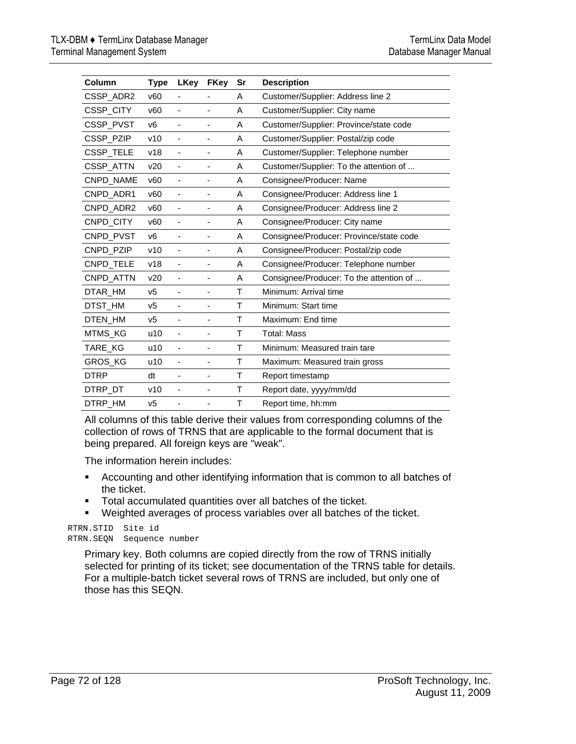| Column | Type | LKey | FKey | Sr | Description |
|---|---|---|---|---|---|
| CSSP_ADR2 | v60 | - | - | A | Customer/Supplier: Address line 2 |
| CSSP_CITY | v60 | - | - | A | Customer/Supplier: City name |
| CSSP_PVST | v6 | - | - | A | Customer/Supplier: Province/state code |
| CSSP_PZIP | v10 | - | - | A | Customer/Supplier: Postal/zip code |
| CSSP_TELE | v18 | - | - | A | Customer/Supplier: Telephone number |
| CSSP_ATTN | v20 | - | - | A | Customer/Supplier: To the attention of ... |
| CNPD_NAME | v60 | - | - | A | Consignee/Producer: Name |
| CNPD_ADR1 | v60 | - | - | A | Consignee/Producer: Address line 1 |
| CNPD_ADR2 | v60 | - | - | A | Consignee/Producer: Address line 2 |
| CNPD_CITY | v60 | - | - | A | Consignee/Producer: City name |
| CNPD_PVST | v6 | - | - | A | Consignee/Producer: Province/state code |
| CNPD_PZIP | v10 | - | - | A | Consignee/Producer: Postal/zip code |
| CNPD_TELE | v18 | - | - | A | Consignee/Producer: Telephone number |
| CNPD_ATTN | v20 | - | - | A | Consignee/Producer: To the attention of ... |
| DTAR_HM | v5 | - | - | T | Minimum: Arrival time |
| DTST_HM | v5 | - | - | T | Minimum: Start time |
| DTEN_HM | v5 | - | - | T | Maximum: End time |
| MTMS_KG | u10 | - | - | T | Total: Mass |
| TARE_KG | u10 | - | - | T | Minimum: Measured train tare |
| GROS_KG | u10 | - | - | T | Maximum: Measured train gross |
| DTRP | dt | - | - | T | Report timestamp |
| DTRP_DT | v10 | - | - | T | Report date, yyyy/mm/dd |
| DTRP_HM | v5 | - | - | T | Report time, hh:mm |

All columns of this table derive their values from corresponding columns of the collection of rows of TRNS that are applicable to the formal document that is being prepared. All foreign keys are "weak".

The information herein includes:

- Accounting and other identifying information that is common to all batches of the ticket.
- Total accumulated quantities over all batches of the ticket.
- Weighted averages of process variables over all batches of the ticket.

```
RTRN.STID  Site id
RTRN.SEQN  Sequence number
```

Primary key. Both columns are copied directly from the row of TRNS initially selected for printing of its ticket; see documentation of the TRNS table for details. For a multiple-batch ticket several rows of TRNS are included, but only one of those has this SEQN.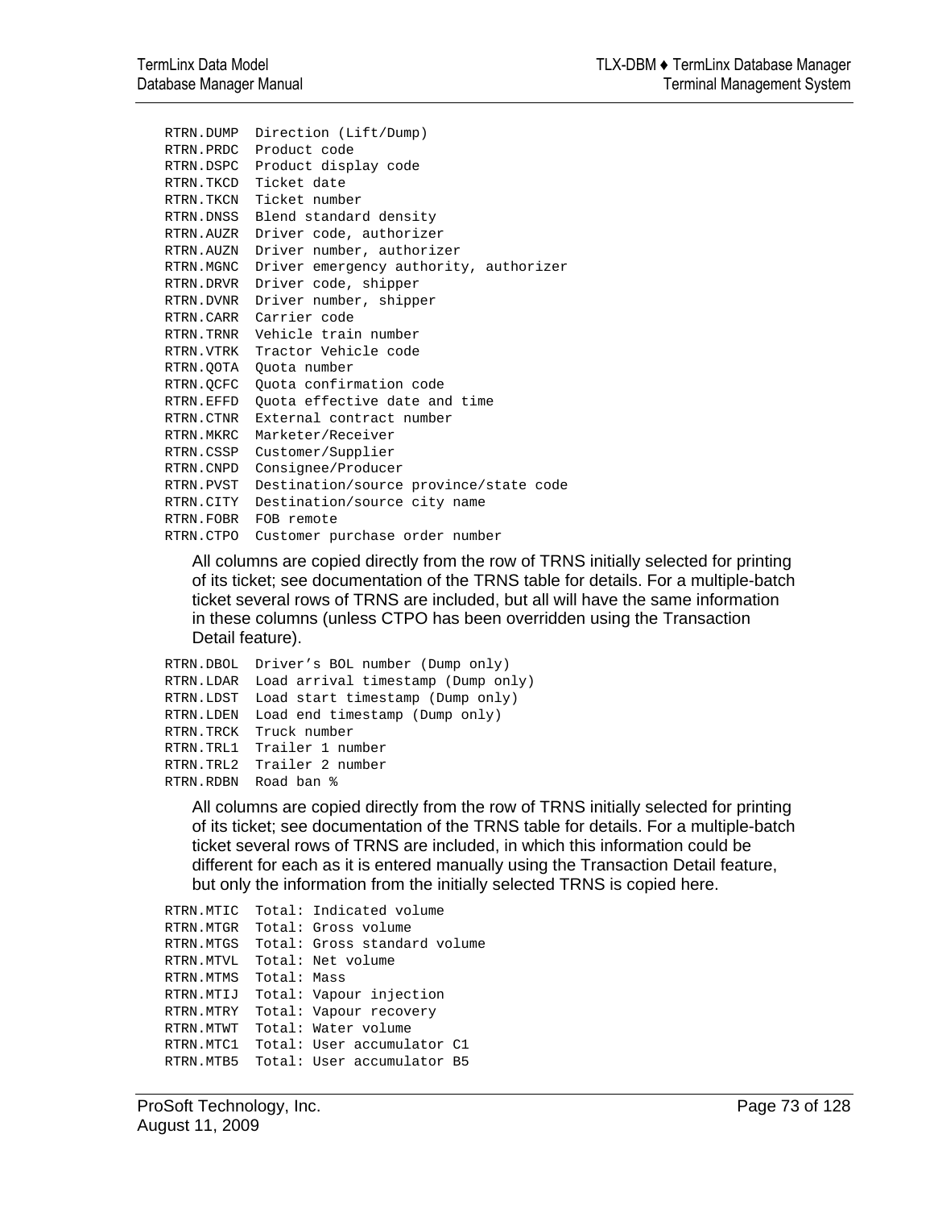```
RTRN.DUMP  Direction (Lift/Dump)
RTRN.PRDC  Product code
RTRN.DSPC  Product display code
RTRN.TKCD  Ticket date
RTRN.TKCN  Ticket number
RTRN.DNSS  Blend standard density
RTRN.AUZR  Driver code, authorizer
RTRN.AUZN  Driver number, authorizer
RTRN.MGNC  Driver emergency authority, authorizer
RTRN.DRVR  Driver code, shipper
RTRN.DVNR  Driver number, shipper
RTRN.CARR  Carrier code
RTRN.TRNR  Vehicle train number
RTRN.VTRK  Tractor Vehicle code
RTRN.QOTA  Quota number
RTRN.QCFC  Quota confirmation code
RTRN.EFFD  Quota effective date and time
RTRN.CTNR  External contract number
RTRN.MKRC  Marketer/Receiver
RTRN.CSSP  Customer/Supplier
RTRN.CNPD  Consignee/Producer
RTRN.PVST  Destination/source province/state code
RTRN.CITY  Destination/source city name
RTRN.FOBR  FOB remote
RTRN.CTPO  Customer purchase order number
```

All columns are copied directly from the row of TRNS initially selected for printing of its ticket; see documentation of the TRNS table for details. For a multiple-batch ticket several rows of TRNS are included, but all will have the same information in these columns (unless CTPO has been overridden using the Transaction Detail feature).

```
RTRN.DBOL  Driver's BOL number (Dump only)
RTRN.LDAR  Load arrival timestamp (Dump only)
RTRN.LDST  Load start timestamp (Dump only)
RTRN.LDEN  Load end timestamp (Dump only)
RTRN.TRCK  Truck number
RTRN.TRL1  Trailer 1 number
RTRN.TRL2  Trailer 2 number
RTRN.RDBN  Road ban %
```

All columns are copied directly from the row of TRNS initially selected for printing of its ticket; see documentation of the TRNS table for details. For a multiple-batch ticket several rows of TRNS are included, in which this information could be different for each as it is entered manually using the Transaction Detail feature, but only the information from the initially selected TRNS is copied here.

```
RTRN.MTIC  Total: Indicated volume
RTRN.MTGR  Total: Gross volume
RTRN.MTGS  Total: Gross standard volume
RTRN.MTVL  Total: Net volume
RTRN.MTMS  Total: Mass
RTRN.MTIJ  Total: Vapour injection
RTRN.MTRY  Total: Vapour recovery
RTRN.MTWT  Total: Water volume
RTRN.MTC1  Total: User accumulator C1
RTRN.MTB5  Total: User accumulator B5
```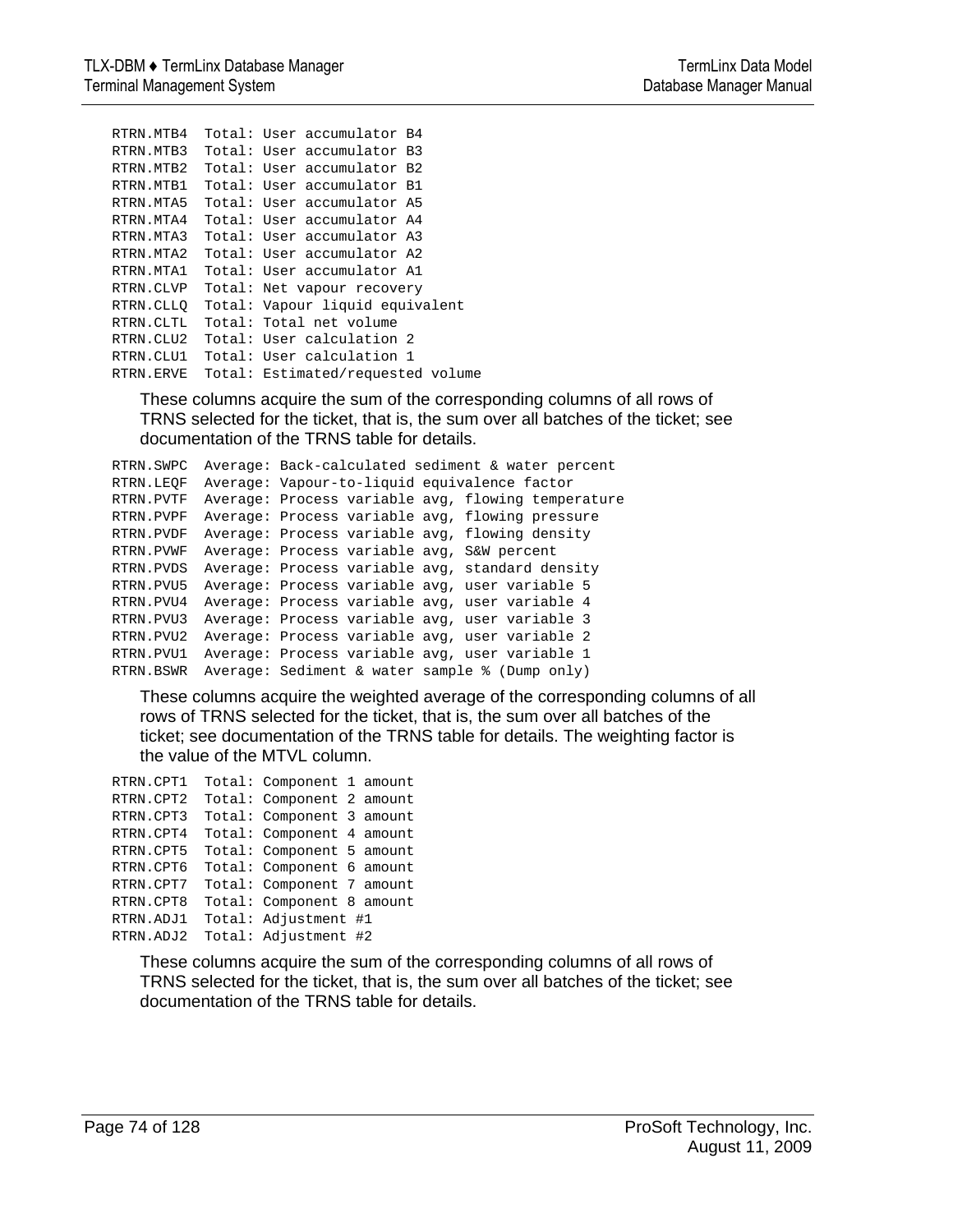```
RTRN.MTB4  Total: User accumulator B4
RTRN.MTB3  Total: User accumulator B3
RTRN.MTB2  Total: User accumulator B2
RTRN.MTB1  Total: User accumulator B1
RTRN.MTA5  Total: User accumulator A5
RTRN.MTA4  Total: User accumulator A4
RTRN.MTA3  Total: User accumulator A3
RTRN.MTA2  Total: User accumulator A2
RTRN.MTA1  Total: User accumulator A1
RTRN.CLVP  Total: Net vapour recovery
RTRN.CLLQ  Total: Vapour liquid equivalent
RTRN.CLTL  Total: Total net volume
RTRN.CLU2  Total: User calculation 2
RTRN.CLU1  Total: User calculation 1
RTRN.ERVE  Total: Estimated/requested volume
```

These columns acquire the sum of the corresponding columns of all rows of TRNS selected for the ticket, that is, the sum over all batches of the ticket; see documentation of the TRNS table for details.

```
RTRN.SWPC  Average: Back-calculated sediment & water percent
RTRN.LEQF  Average: Vapour-to-liquid equivalence factor
RTRN.PVTF  Average: Process variable avg, flowing temperature
RTRN.PVPF  Average: Process variable avg, flowing pressure
RTRN.PVDF  Average: Process variable avg, flowing density
RTRN.PVWF  Average: Process variable avg, S&W percent
RTRN.PVDS  Average: Process variable avg, standard density
RTRN.PVU5  Average: Process variable avg, user variable 5
RTRN.PVU4  Average: Process variable avg, user variable 4
RTRN.PVU3  Average: Process variable avg, user variable 3
RTRN.PVU2  Average: Process variable avg, user variable 2
RTRN.PVU1  Average: Process variable avg, user variable 1
RTRN.BSWR  Average: Sediment & water sample % (Dump only)
```

These columns acquire the weighted average of the corresponding columns of all rows of TRNS selected for the ticket, that is, the sum over all batches of the ticket; see documentation of the TRNS table for details. The weighting factor is the value of the MTVL column.

```
RTRN.CPT1  Total: Component 1 amount
RTRN.CPT2  Total: Component 2 amount
RTRN.CPT3  Total: Component 3 amount
RTRN.CPT4  Total: Component 4 amount
RTRN.CPT5  Total: Component 5 amount
RTRN.CPT6  Total: Component 6 amount
RTRN.CPT7  Total: Component 7 amount
RTRN.CPT8  Total: Component 8 amount
RTRN.ADJ1  Total: Adjustment #1
RTRN.ADJ2  Total: Adjustment #2
```

These columns acquire the sum of the corresponding columns of all rows of TRNS selected for the ticket, that is, the sum over all batches of the ticket; see documentation of the TRNS table for details.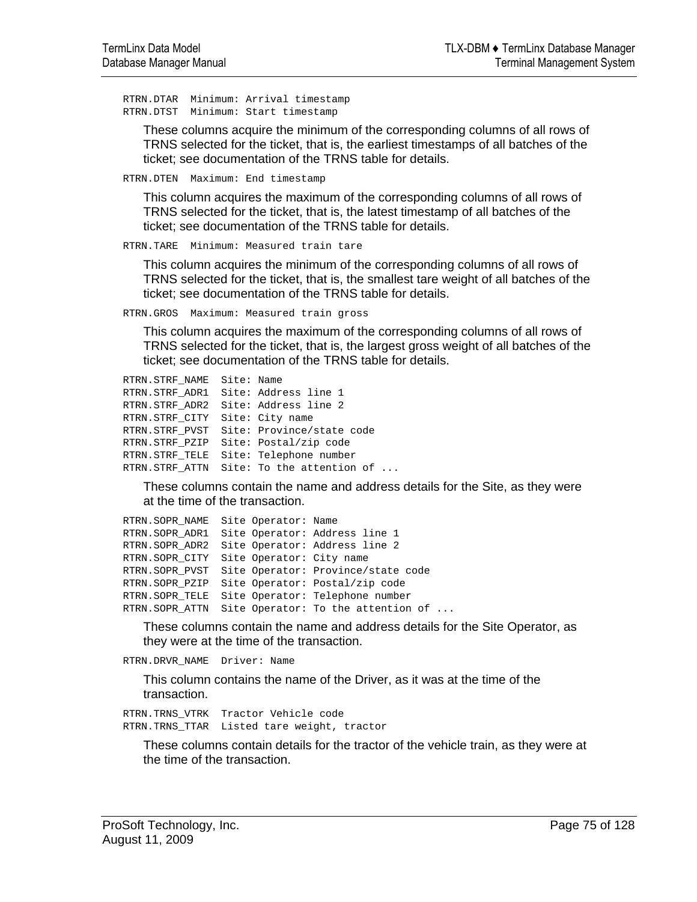```
RTRN.DTAR  Minimum: Arrival timestamp
RTRN.DTST  Minimum: Start timestamp
```

These columns acquire the minimum of the corresponding columns of all rows of TRNS selected for the ticket, that is, the earliest timestamps of all batches of the ticket; see documentation of the TRNS table for details.

```
RTRN.DTEN  Maximum: End timestamp
```

This column acquires the maximum of the corresponding columns of all rows of TRNS selected for the ticket, that is, the latest timestamp of all batches of the ticket; see documentation of the TRNS table for details.

```
RTRN.TARE  Minimum: Measured train tare
```

This column acquires the minimum of the corresponding columns of all rows of TRNS selected for the ticket, that is, the smallest tare weight of all batches of the ticket; see documentation of the TRNS table for details.

```
RTRN.GROS  Maximum: Measured train gross
```

This column acquires the maximum of the corresponding columns of all rows of TRNS selected for the ticket, that is, the largest gross weight of all batches of the ticket; see documentation of the TRNS table for details.

```
RTRN.STRF_NAME  Site: Name
RTRN.STRF_ADR1  Site: Address line 1
RTRN.STRF_ADR2  Site: Address line 2
RTRN.STRF_CITY  Site: City name
RTRN.STRF_PVST  Site: Province/state code
RTRN.STRF_PZIP  Site: Postal/zip code
RTRN.STRF_TELE  Site: Telephone number
RTRN.STRF_ATTN  Site: To the attention of ...
```

These columns contain the name and address details for the Site, as they were at the time of the transaction.

```
RTRN.SOPR_NAME  Site Operator: Name
RTRN.SOPR_ADR1  Site Operator: Address line 1
RTRN.SOPR_ADR2  Site Operator: Address line 2
RTRN.SOPR_CITY  Site Operator: City name
RTRN.SOPR_PVST  Site Operator: Province/state code
RTRN.SOPR_PZIP  Site Operator: Postal/zip code
RTRN.SOPR_TELE  Site Operator: Telephone number
RTRN.SOPR_ATTN  Site Operator: To the attention of ...
```

These columns contain the name and address details for the Site Operator, as they were at the time of the transaction.

```
RTRN.DRVR_NAME  Driver: Name
```

This column contains the name of the Driver, as it was at the time of the transaction.

```
RTRN.TRNS_VTRK  Tractor Vehicle code
RTRN.TRNS_TTAR  Listed tare weight, tractor
```

These columns contain details for the tractor of the vehicle train, as they were at the time of the transaction.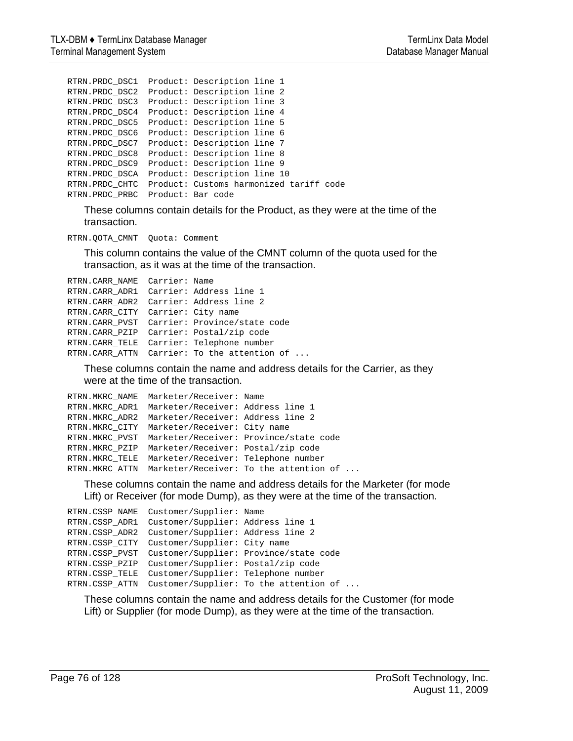```
RTRN.PRDC_DSC1  Product: Description line 1
RTRN.PRDC_DSC2  Product: Description line 2
RTRN.PRDC_DSC3  Product: Description line 3
RTRN.PRDC_DSC4  Product: Description line 4
RTRN.PRDC_DSC5  Product: Description line 5
RTRN.PRDC_DSC6  Product: Description line 6
RTRN.PRDC_DSC7  Product: Description line 7
RTRN.PRDC_DSC8  Product: Description line 8
RTRN.PRDC_DSC9  Product: Description line 9
RTRN.PRDC_DSCA  Product: Description line 10
RTRN.PRDC_CHTC  Product: Customs harmonized tariff code
RTRN.PRDC_PRBC  Product: Bar code
```

These columns contain details for the Product, as they were at the time of the transaction.

```
RTRN.QOTA_CMNT  Quota: Comment
```

This column contains the value of the CMNT column of the quota used for the transaction, as it was at the time of the transaction.

```
RTRN.CARR_NAME  Carrier: Name
RTRN.CARR_ADR1  Carrier: Address line 1
RTRN.CARR_ADR2  Carrier: Address line 2
RTRN.CARR_CITY  Carrier: City name
RTRN.CARR_PVST  Carrier: Province/state code
RTRN.CARR_PZIP  Carrier: Postal/zip code
RTRN.CARR_TELE  Carrier: Telephone number
RTRN.CARR_ATTN  Carrier: To the attention of ...
```

These columns contain the name and address details for the Carrier, as they were at the time of the transaction.

```
RTRN.MKRC_NAME  Marketer/Receiver: Name
RTRN.MKRC_ADR1  Marketer/Receiver: Address line 1
RTRN.MKRC_ADR2  Marketer/Receiver: Address line 2
RTRN.MKRC_CITY  Marketer/Receiver: City name
RTRN.MKRC_PVST  Marketer/Receiver: Province/state code
RTRN.MKRC_PZIP  Marketer/Receiver: Postal/zip code
RTRN.MKRC_TELE  Marketer/Receiver: Telephone number
RTRN.MKRC_ATTN  Marketer/Receiver: To the attention of ...
```

These columns contain the name and address details for the Marketer (for mode Lift) or Receiver (for mode Dump), as they were at the time of the transaction.

```
RTRN.CSSP_NAME  Customer/Supplier: Name
RTRN.CSSP_ADR1  Customer/Supplier: Address line 1
RTRN.CSSP_ADR2  Customer/Supplier: Address line 2
RTRN.CSSP_CITY  Customer/Supplier: City name
RTRN.CSSP_PVST  Customer/Supplier: Province/state code
RTRN.CSSP_PZIP  Customer/Supplier: Postal/zip code
RTRN.CSSP_TELE  Customer/Supplier: Telephone number
RTRN.CSSP_ATTN  Customer/Supplier: To the attention of ...
```

These columns contain the name and address details for the Customer (for mode Lift) or Supplier (for mode Dump), as they were at the time of the transaction.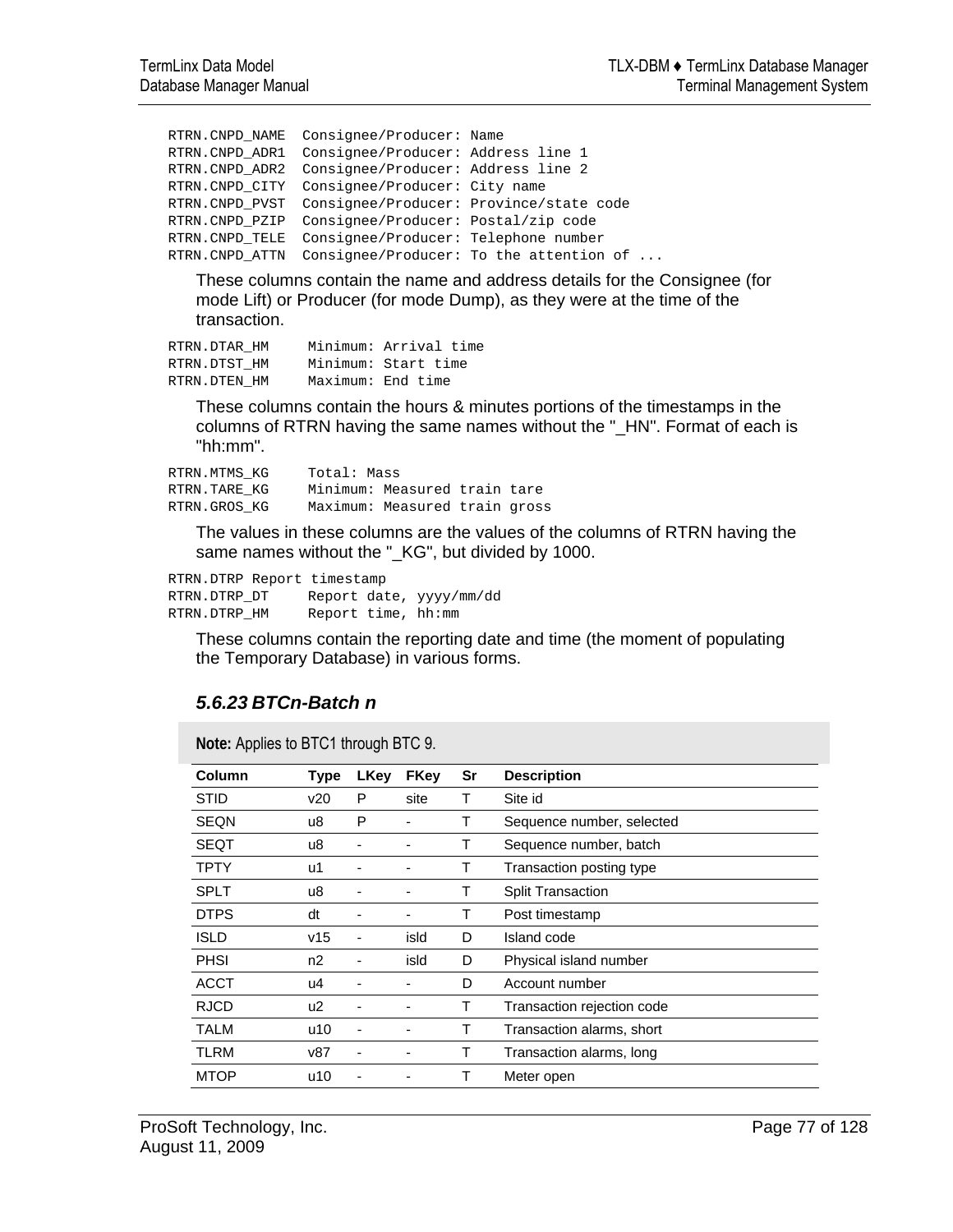```
RTRN.CNPD_NAME  Consignee/Producer: Name
RTRN.CNPD_ADR1  Consignee/Producer: Address line 1
RTRN.CNPD_ADR2  Consignee/Producer: Address line 2
RTRN.CNPD_CITY  Consignee/Producer: City name
RTRN.CNPD_PVST  Consignee/Producer: Province/state code
RTRN.CNPD_PZIP  Consignee/Producer: Postal/zip code
RTRN.CNPD_TELE  Consignee/Producer: Telephone number
RTRN.CNPD_ATTN  Consignee/Producer: To the attention of ...
```

These columns contain the name and address details for the Consignee (for mode Lift) or Producer (for mode Dump), as they were at the time of the transaction.

```
RTRN.DTAR_HM     Minimum: Arrival time
RTRN.DTST_HM     Minimum: Start time
RTRN.DTEN_HM     Maximum: End time
```

These columns contain the hours & minutes portions of the timestamps in the columns of RTRN having the same names without the "_HN". Format of each is "hh:mm".

```
RTRN.MTMS_KG     Total: Mass
RTRN.TARE_KG     Minimum: Measured train tare
RTRN.GROS_KG     Maximum: Measured train gross
```

The values in these columns are the values of the columns of RTRN having the same names without the "_KG", but divided by 1000.

```
RTRN.DTRP Report timestamp
RTRN.DTRP_DT     Report date, yyyy/mm/dd
RTRN.DTRP_HM     Report time, hh:mm
```

These columns contain the reporting date and time (the moment of populating the Temporary Database) in various forms.

### *5.6.23 BTCn-Batch n*

**Note:** Applies to BTC1 through BTC 9.

| Column | Type | LKey | FKey | Sr | Description |
|---|---|---|---|---|---|
| STID | v20 | P | site | T | Site id |
| SEQN | u8 | P | - | T | Sequence number, selected |
| SEQT | u8 | - | - | T | Sequence number, batch |
| TPTY | u1 | - | - | T | Transaction posting type |
| SPLT | u8 | - | - | T | Split Transaction |
| DTPS | dt | - | - | T | Post timestamp |
| ISLD | v15 | - | isld | D | Island code |
| PHSI | n2 | - | isld | D | Physical island number |
| ACCT | u4 | - | - | D | Account number |
| RJCD | u2 | - | - | T | Transaction rejection code |
| TALM | u10 | - | - | T | Transaction alarms, short |
| TLRM | v87 | - | - | T | Transaction alarms, long |
| MTOP | u10 | - | - | T | Meter open |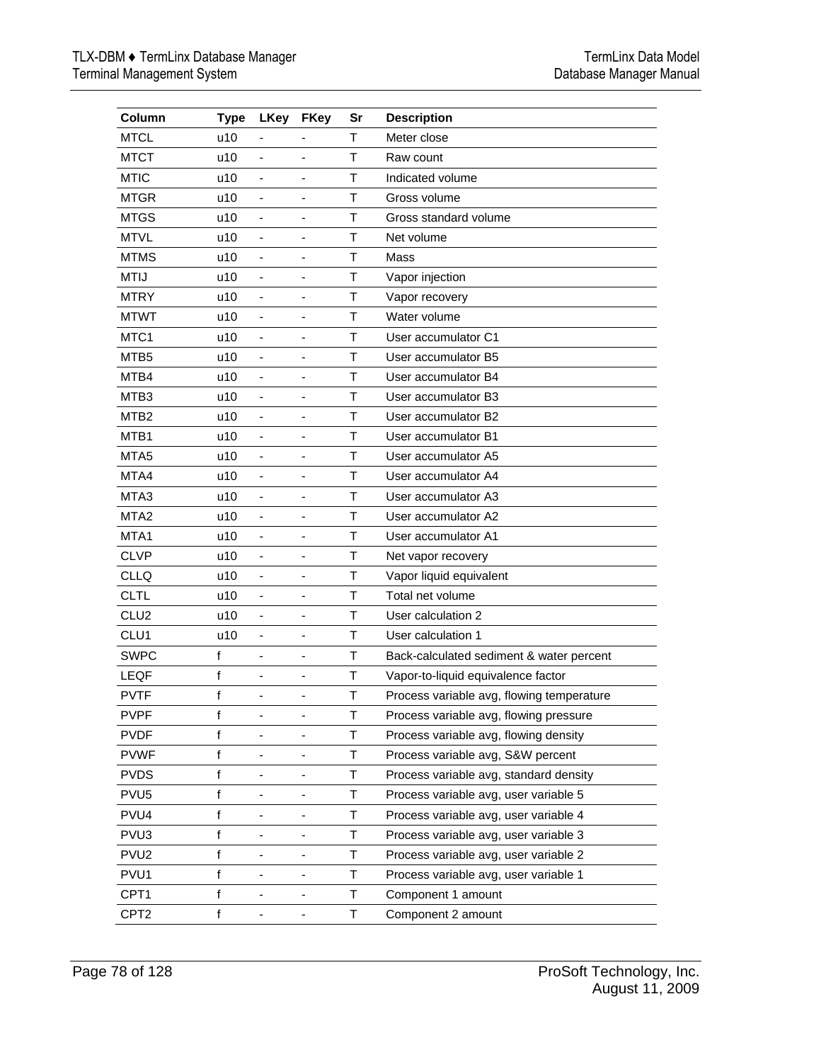| Column | Type | LKey | FKey | Sr | Description |
|---|---|---|---|---|---|
| MTCL | u10 | - | - | T | Meter close |
| MTCT | u10 | - | - | T | Raw count |
| MTIC | u10 | - | - | T | Indicated volume |
| MTGR | u10 | - | - | T | Gross volume |
| MTGS | u10 | - | - | T | Gross standard volume |
| MTVL | u10 | - | - | T | Net volume |
| MTMS | u10 | - | - | T | Mass |
| MTIJ | u10 | - | - | T | Vapor injection |
| MTRY | u10 | - | - | T | Vapor recovery |
| MTWT | u10 | - | - | T | Water volume |
| MTC1 | u10 | - | - | T | User accumulator C1 |
| MTB5 | u10 | - | - | T | User accumulator B5 |
| MTB4 | u10 | - | - | T | User accumulator B4 |
| MTB3 | u10 | - | - | T | User accumulator B3 |
| MTB2 | u10 | - | - | T | User accumulator B2 |
| MTB1 | u10 | - | - | T | User accumulator B1 |
| MTA5 | u10 | - | - | T | User accumulator A5 |
| MTA4 | u10 | - | - | T | User accumulator A4 |
| MTA3 | u10 | - | - | T | User accumulator A3 |
| MTA2 | u10 | - | - | T | User accumulator A2 |
| MTA1 | u10 | - | - | T | User accumulator A1 |
| CLVP | u10 | - | - | T | Net vapor recovery |
| CLLQ | u10 | - | - | T | Vapor liquid equivalent |
| CLTL | u10 | - | - | T | Total net volume |
| CLU2 | u10 | - | - | T | User calculation 2 |
| CLU1 | u10 | - | - | T | User calculation 1 |
| SWPC | f | - | - | T | Back-calculated sediment & water percent |
| LEQF | f | - | - | T | Vapor-to-liquid equivalence factor |
| PVTF | f | - | - | T | Process variable avg, flowing temperature |
| PVPF | f | - | - | T | Process variable avg, flowing pressure |
| PVDF | f | - | - | T | Process variable avg, flowing density |
| PVWF | f | - | - | T | Process variable avg, S&W percent |
| PVDS | f | - | - | T | Process variable avg, standard density |
| PVU5 | f | - | - | T | Process variable avg, user variable 5 |
| PVU4 | f | - | - | T | Process variable avg, user variable 4 |
| PVU3 | f | - | - | T | Process variable avg, user variable 3 |
| PVU2 | f | - | - | T | Process variable avg, user variable 2 |
| PVU1 | f | - | - | T | Process variable avg, user variable 1 |
| CPT1 | f | - | - | T | Component 1 amount |
| CPT2 | f | - | - | T | Component 2 amount |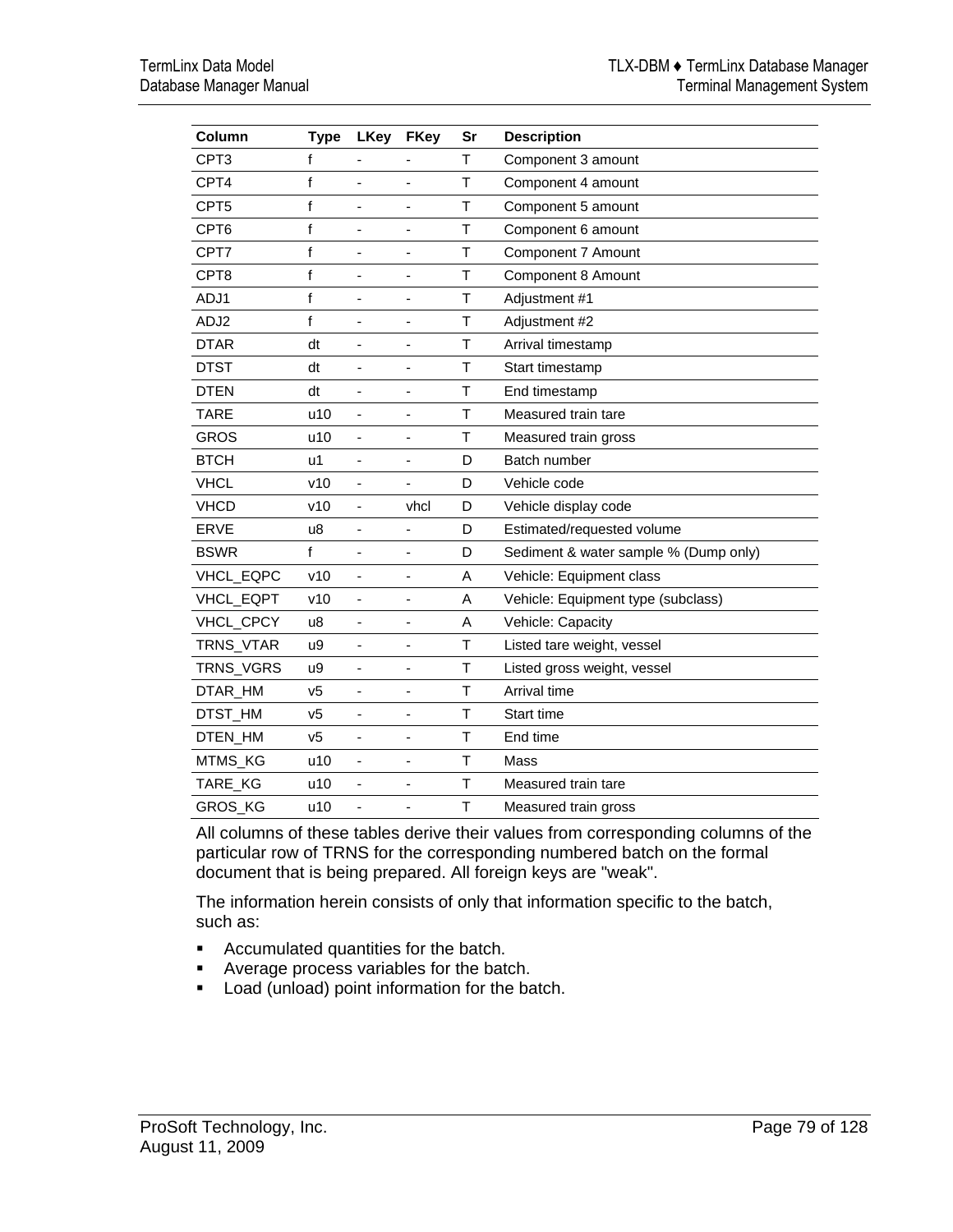| Column | Type | LKey | FKey | Sr | Description |
|---|---|---|---|---|---|
| CPT3 | f | - | - | T | Component 3 amount |
| CPT4 | f | - | - | T | Component 4 amount |
| CPT5 | f | - | - | T | Component 5 amount |
| CPT6 | f | - | - | T | Component 6 amount |
| CPT7 | f | - | - | T | Component 7 Amount |
| CPT8 | f | - | - | T | Component 8 Amount |
| ADJ1 | f | - | - | T | Adjustment #1 |
| ADJ2 | f | - | - | T | Adjustment #2 |
| DTAR | dt | - | - | T | Arrival timestamp |
| DTST | dt | - | - | T | Start timestamp |
| DTEN | dt | - | - | T | End timestamp |
| TARE | u10 | - | - | T | Measured train tare |
| GROS | u10 | - | - | T | Measured train gross |
| BTCH | u1 | - | - | D | Batch number |
| VHCL | v10 | - | - | D | Vehicle code |
| VHCD | v10 | - | vhcl | D | Vehicle display code |
| ERVE | u8 | - | - | D | Estimated/requested volume |
| BSWR | f | - | - | D | Sediment & water sample % (Dump only) |
| VHCL_EQPC | v10 | - | - | A | Vehicle: Equipment class |
| VHCL_EQPT | v10 | - | - | A | Vehicle: Equipment type (subclass) |
| VHCL_CPCY | u8 | - | - | A | Vehicle: Capacity |
| TRNS_VTAR | u9 | - | - | T | Listed tare weight, vessel |
| TRNS_VGRS | u9 | - | - | T | Listed gross weight, vessel |
| DTAR_HM | v5 | - | - | T | Arrival time |
| DTST_HM | v5 | - | - | T | Start time |
| DTEN_HM | v5 | - | - | T | End time |
| MTMS_KG | u10 | - | - | T | Mass |
| TARE_KG | u10 | - | - | T | Measured train tare |
| GROS_KG | u10 | - | - | T | Measured train gross |

All columns of these tables derive their values from corresponding columns of the particular row of TRNS for the corresponding numbered batch on the formal document that is being prepared. All foreign keys are "weak".

The information herein consists of only that information specific to the batch, such as:

- Accumulated quantities for the batch.
- Average process variables for the batch.
- Load (unload) point information for the batch.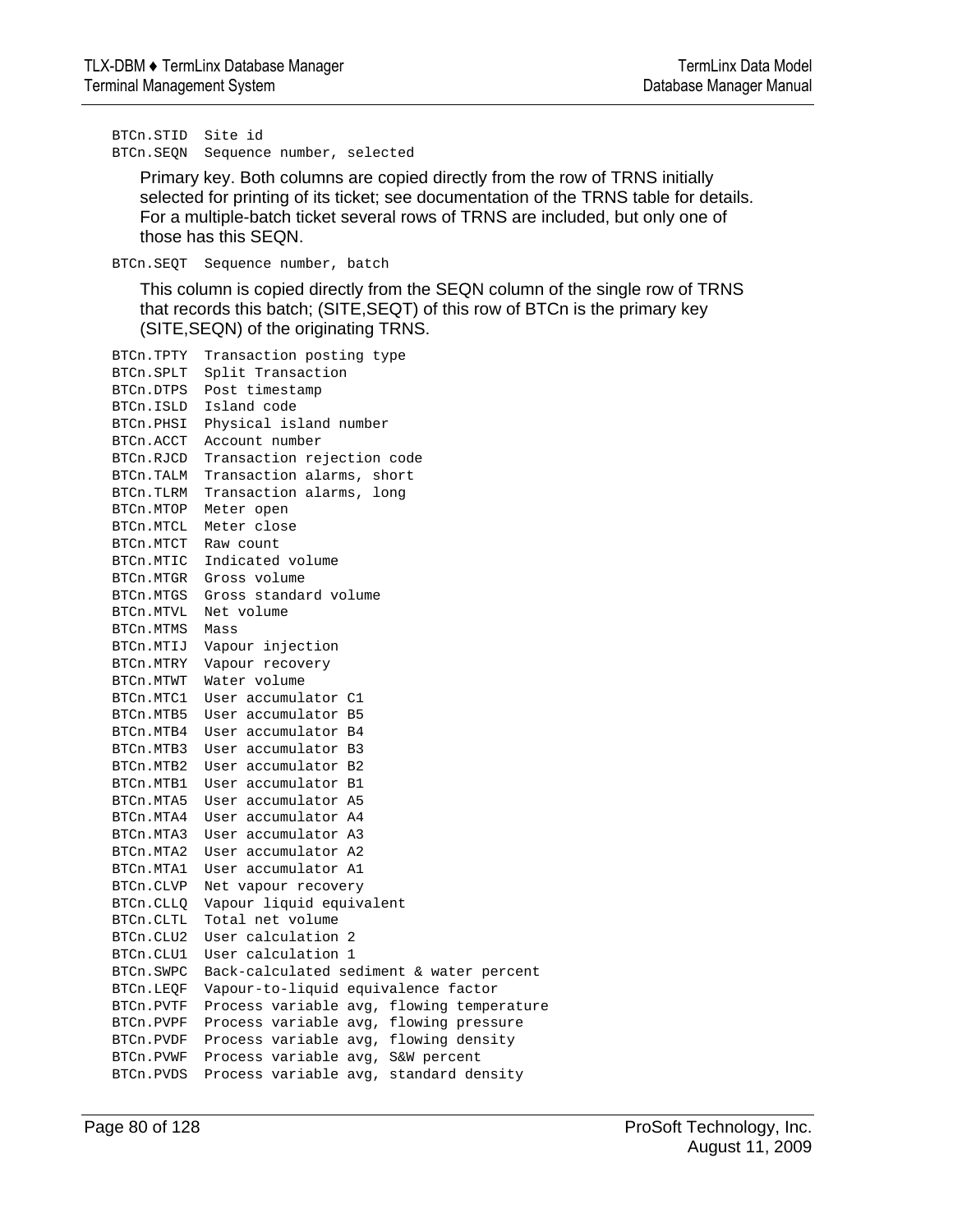```
BTCn.STID  Site id
BTCn.SEQN  Sequence number, selected
```

Primary key. Both columns are copied directly from the row of TRNS initially selected for printing of its ticket; see documentation of the TRNS table for details. For a multiple-batch ticket several rows of TRNS are included, but only one of those has this SEQN.

```
BTCn.SEQT  Sequence number, batch
```

This column is copied directly from the SEQN column of the single row of TRNS that records this batch; (SITE,SEQT) of this row of BTCn is the primary key (SITE,SEQN) of the originating TRNS.

```
BTCn.TPTY  Transaction posting type
BTCn.SPLT  Split Transaction
BTCn.DTPS  Post timestamp
BTCn.ISLD  Island code
BTCn.PHSI  Physical island number
BTCn.ACCT  Account number
BTCn.RJCD  Transaction rejection code
BTCn.TALM  Transaction alarms, short
BTCn.TLRM  Transaction alarms, long
BTCn.MTOP  Meter open
BTCn.MTCL  Meter close
BTCn.MTCT  Raw count
BTCn.MTIC  Indicated volume
BTCn.MTGR  Gross volume
BTCn.MTGS  Gross standard volume
BTCn.MTVL  Net volume
BTCn.MTMS  Mass
BTCn.MTIJ  Vapour injection
BTCn.MTRY  Vapour recovery
BTCn.MTWT  Water volume
BTCn.MTC1  User accumulator C1
BTCn.MTB5  User accumulator B5
BTCn.MTB4  User accumulator B4
BTCn.MTB3  User accumulator B3
BTCn.MTB2  User accumulator B2
BTCn.MTB1  User accumulator B1
BTCn.MTA5  User accumulator A5
BTCn.MTA4  User accumulator A4
BTCn.MTA3  User accumulator A3
BTCn.MTA2  User accumulator A2
BTCn.MTA1  User accumulator A1
BTCn.CLVP  Net vapour recovery
BTCn.CLLQ  Vapour liquid equivalent
BTCn.CLTL  Total net volume
BTCn.CLU2  User calculation 2
BTCn.CLU1  User calculation 1
BTCn.SWPC  Back-calculated sediment & water percent
BTCn.LEQF  Vapour-to-liquid equivalence factor
BTCn.PVTF  Process variable avg, flowing temperature
BTCn.PVPF  Process variable avg, flowing pressure
BTCn.PVDF  Process variable avg, flowing density
BTCn.PVWF  Process variable avg, S&W percent
BTCn.PVDS  Process variable avg, standard density
```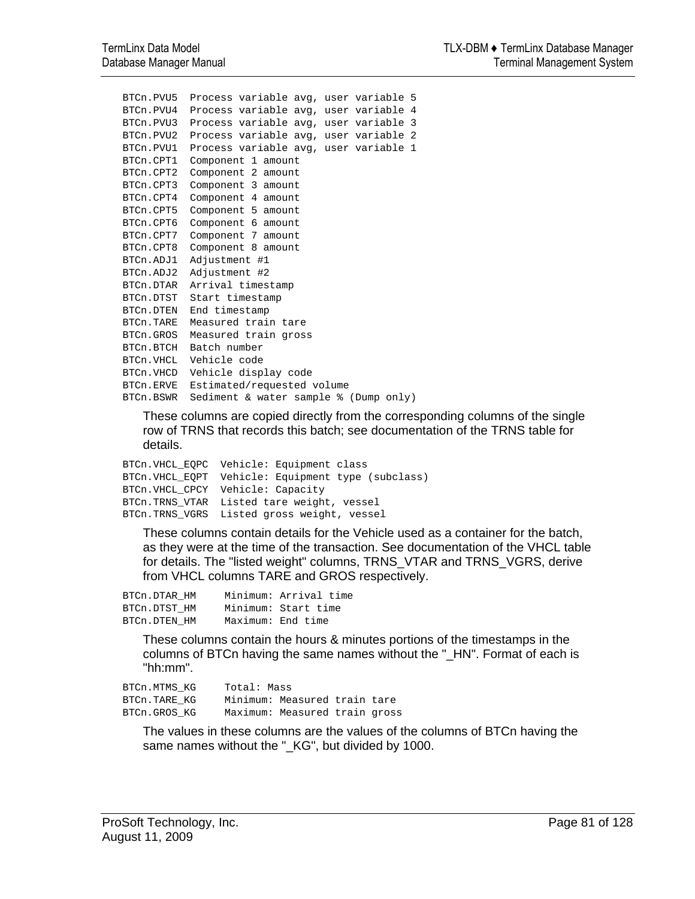```
BTCn.PVU5  Process variable avg, user variable 5
BTCn.PVU4  Process variable avg, user variable 4
BTCn.PVU3  Process variable avg, user variable 3
BTCn.PVU2  Process variable avg, user variable 2
BTCn.PVU1  Process variable avg, user variable 1
BTCn.CPT1  Component 1 amount
BTCn.CPT2  Component 2 amount
BTCn.CPT3  Component 3 amount
BTCn.CPT4  Component 4 amount
BTCn.CPT5  Component 5 amount
BTCn.CPT6  Component 6 amount
BTCn.CPT7  Component 7 amount
BTCn.CPT8  Component 8 amount
BTCn.ADJ1  Adjustment #1
BTCn.ADJ2  Adjustment #2
BTCn.DTAR  Arrival timestamp
BTCn.DTST  Start timestamp
BTCn.DTEN  End timestamp
BTCn.TARE  Measured train tare
BTCn.GROS  Measured train gross
BTCn.BTCH  Batch number
BTCn.VHCL  Vehicle code
BTCn.VHCD  Vehicle display code
BTCn.ERVE  Estimated/requested volume
BTCn.BSWR  Sediment & water sample % (Dump only)
```

These columns are copied directly from the corresponding columns of the single row of TRNS that records this batch; see documentation of the TRNS table for details.

```
BTCn.VHCL_EQPC  Vehicle: Equipment class
BTCn.VHCL_EQPT  Vehicle: Equipment type (subclass)
BTCn.VHCL_CPCY  Vehicle: Capacity
BTCn.TRNS_VTAR  Listed tare weight, vessel
BTCn.TRNS_VGRS  Listed gross weight, vessel
```

These columns contain details for the Vehicle used as a container for the batch, as they were at the time of the transaction. See documentation of the VHCL table for details. The "listed weight" columns, TRNS_VTAR and TRNS_VGRS, derive from VHCL columns TARE and GROS respectively.

```
BTCn.DTAR_HM     Minimum: Arrival time
BTCn.DTST_HM     Minimum: Start time
BTCn.DTEN_HM     Maximum: End time
```

These columns contain the hours & minutes portions of the timestamps in the columns of BTCn having the same names without the "_HN". Format of each is "hh:mm".

```
BTCn.MTMS_KG     Total: Mass
BTCn.TARE_KG     Minimum: Measured train tare
BTCn.GROS_KG     Maximum: Measured train gross
```

The values in these columns are the values of the columns of BTCn having the same names without the "_KG", but divided by 1000.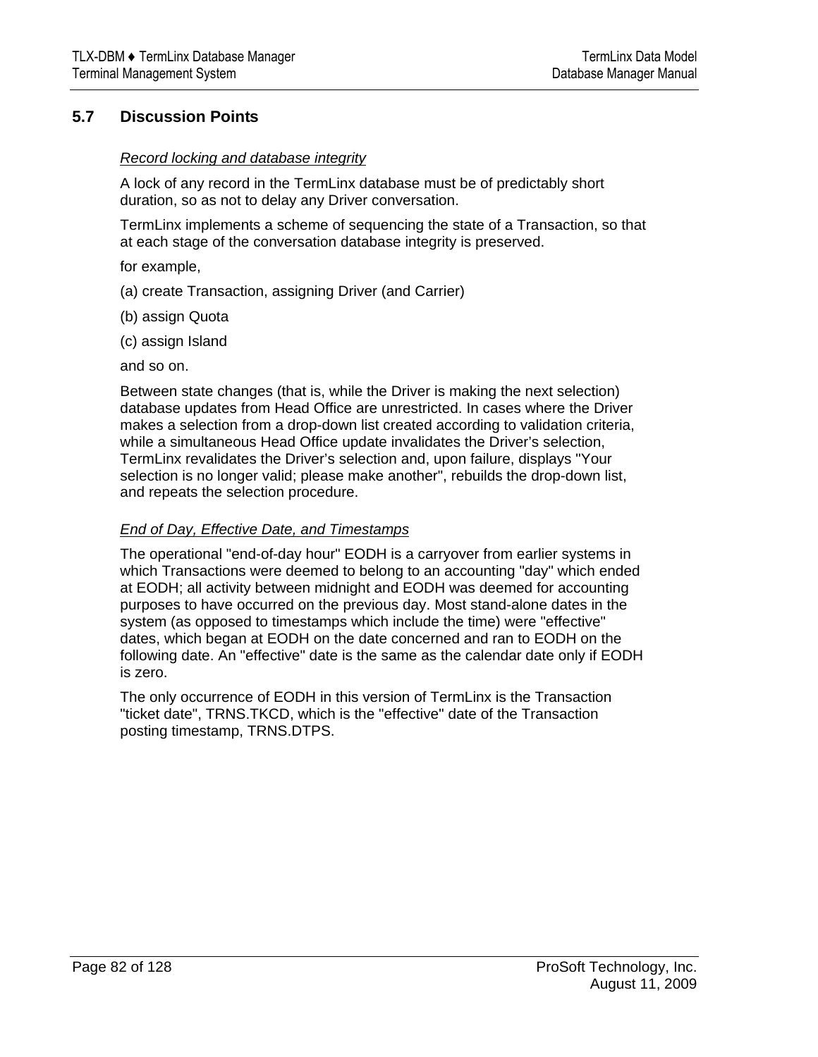## 5.7 Discussion Points

*Record locking and database integrity*

A lock of any record in the TermLinx database must be of predictably short duration, so as not to delay any Driver conversation.

TermLinx implements a scheme of sequencing the state of a Transaction, so that at each stage of the conversation database integrity is preserved.

for example,

(a) create Transaction, assigning Driver (and Carrier)

(b) assign Quota

(c) assign Island

and so on.

Between state changes (that is, while the Driver is making the next selection) database updates from Head Office are unrestricted. In cases where the Driver makes a selection from a drop-down list created according to validation criteria, while a simultaneous Head Office update invalidates the Driver's selection, TermLinx revalidates the Driver's selection and, upon failure, displays "Your selection is no longer valid; please make another", rebuilds the drop-down list, and repeats the selection procedure.

*End of Day, Effective Date, and Timestamps*

The operational "end-of-day hour" EODH is a carryover from earlier systems in which Transactions were deemed to belong to an accounting "day" which ended at EODH; all activity between midnight and EODH was deemed for accounting purposes to have occurred on the previous day. Most stand-alone dates in the system (as opposed to timestamps which include the time) were "effective" dates, which began at EODH on the date concerned and ran to EODH on the following date. An "effective" date is the same as the calendar date only if EODH is zero.

The only occurrence of EODH in this version of TermLinx is the Transaction "ticket date", TRNS.TKCD, which is the "effective" date of the Transaction posting timestamp, TRNS.DTPS.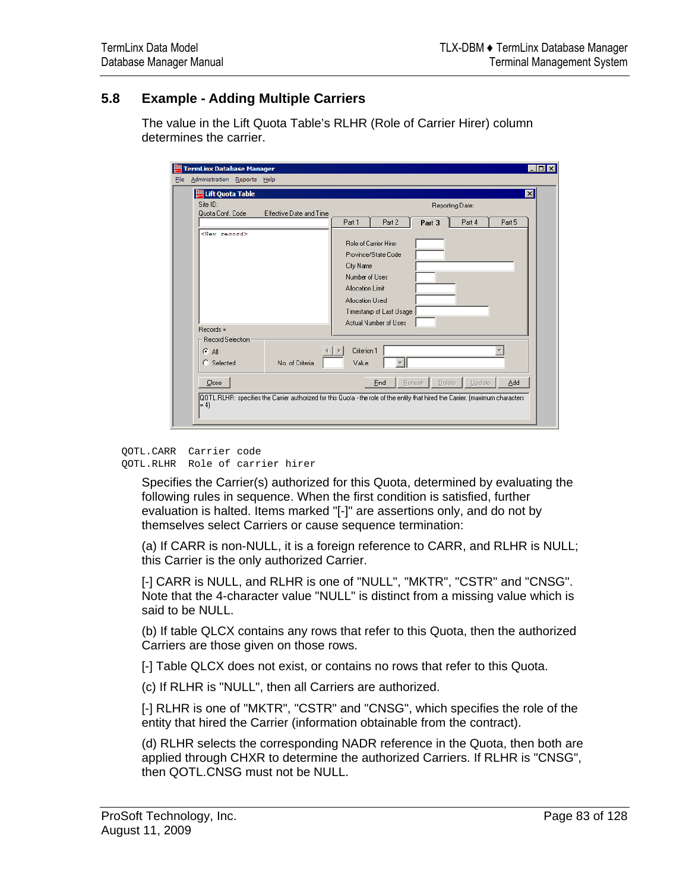## 5.8 Example - Adding Multiple Carriers

The value in the Lift Quota Table's RLHR (Role of Carrier Hirer) column determines the carrier.

```
QOTL.CARR  Carrier code
QOTL.RLHR  Role of carrier hirer
```

Specifies the Carrier(s) authorized for this Quota, determined by evaluating the following rules in sequence. When the first condition is satisfied, further evaluation is halted. Items marked "[-]" are assertions only, and do not by themselves select Carriers or cause sequence termination:

(a) If CARR is non-NULL, it is a foreign reference to CARR, and RLHR is NULL; this Carrier is the only authorized Carrier.

[-] CARR is NULL, and RLHR is one of "NULL", "MKTR", "CSTR" and "CNSG". Note that the 4-character value "NULL" is distinct from a missing value which is said to be NULL.

(b) If table QLCX contains any rows that refer to this Quota, then the authorized Carriers are those given on those rows.

[-] Table QLCX does not exist, or contains no rows that refer to this Quota.

(c) If RLHR is "NULL", then all Carriers are authorized.

[-] RLHR is one of "MKTR", "CSTR" and "CNSG", which specifies the role of the entity that hired the Carrier (information obtainable from the contract).

(d) RLHR selects the corresponding NADR reference in the Quota, then both are applied through CHXR to determine the authorized Carriers. If RLHR is "CNSG", then QOTL.CNSG must not be NULL.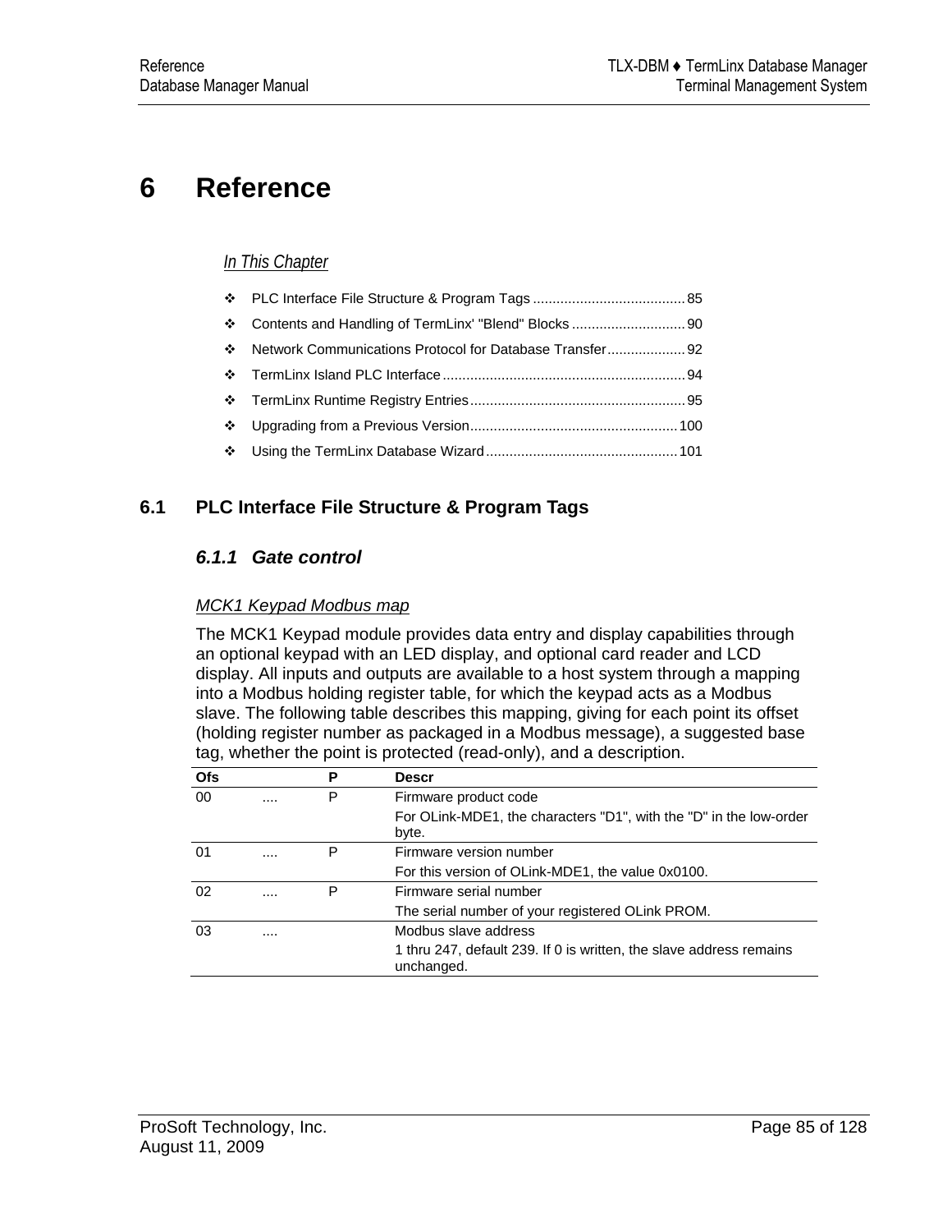# 6 Reference

*In This Chapter*

- PLC Interface File Structure & Program Tags ....................................... 85
- Contents and Handling of TermLinx' "Blend" Blocks ............................. 90
- Network Communications Protocol for Database Transfer.................... 92
- TermLinx Island PLC Interface ............................................................. 94
- TermLinx Runtime Registry Entries ...................................................... 95
- Upgrading from a Previous Version..................................................... 100
- Using the TermLinx Database Wizard ................................................. 101

## 6.1 PLC Interface File Structure & Program Tags

### 6.1.1 Gate control

*MCK1 Keypad Modbus map*

The MCK1 Keypad module provides data entry and display capabilities through an optional keypad with an LED display, and optional card reader and LCD display. All inputs and outputs are available to a host system through a mapping into a Modbus holding register table, for which the keypad acts as a Modbus slave. The following table describes this mapping, giving for each point its offset (holding register number as packaged in a Modbus message), a suggested base tag, whether the point is protected (read-only), and a description.

| Ofs | | P | Descr |
|---|---|---|---|
| 00 | .... | P | Firmware product code<br>For OLink-MDE1, the characters "D1", with the "D" in the low-order byte. |
| 01 | .... | P | Firmware version number<br>For this version of OLink-MDE1, the value 0x0100. |
| 02 | .... | P | Firmware serial number<br>The serial number of your registered OLink PROM. |
| 03 | .... | | Modbus slave address<br>1 thru 247, default 239. If 0 is written, the slave address remains unchanged. |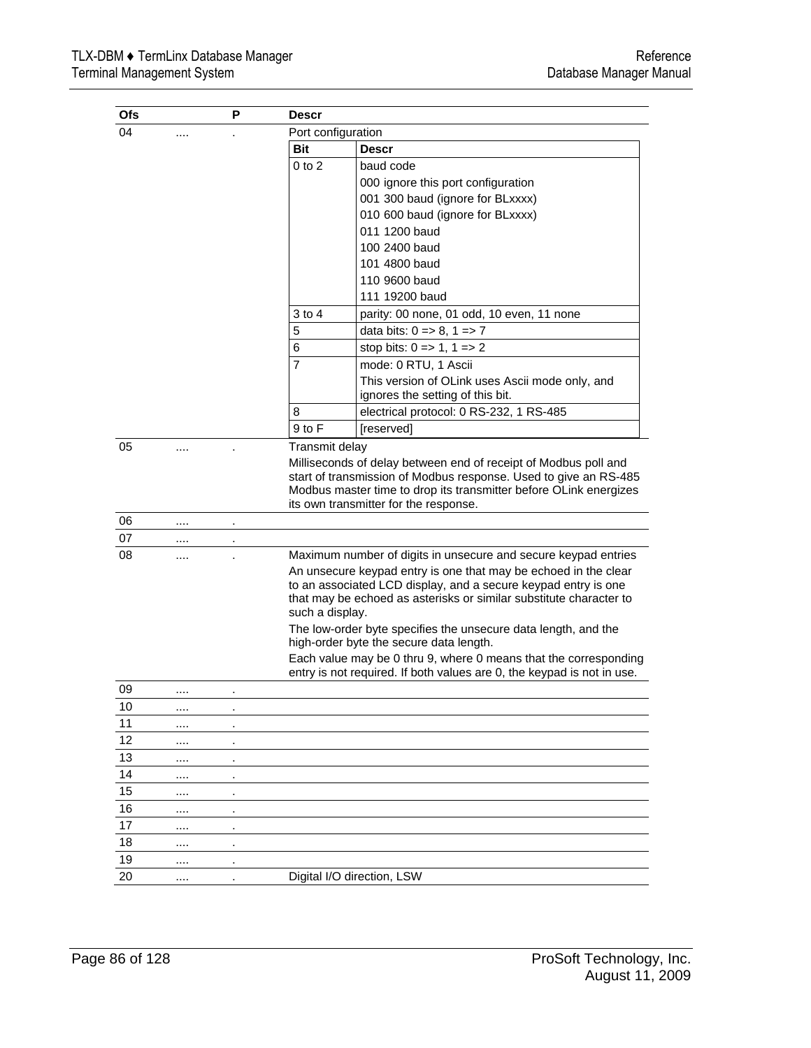| Ofs | | P | Descr |
|---|---|---|---|
| 04 | .... | . | Port configuration<br><br>**Bit** / **Descr**<br>0 to 2 — baud code<br>000 ignore this port configuration<br>001 300 baud (ignore for BLxxxx)<br>010 600 baud (ignore for BLxxxx)<br>011 1200 baud<br>100 2400 baud<br>101 4800 baud<br>110 9600 baud<br>111 19200 baud<br>3 to 4 — parity: 00 none, 01 odd, 10 even, 11 none<br>5 — data bits: 0 => 8, 1 => 7<br>6 — stop bits: 0 => 1, 1 => 2<br>7 — mode: 0 RTU, 1 Ascii<br>This version of OLink uses Ascii mode only, and ignores the setting of this bit.<br>8 — electrical protocol: 0 RS-232, 1 RS-485<br>9 to F — [reserved] |
| 05 | .... | . | Transmit delay<br>Milliseconds of delay between end of receipt of Modbus poll and start of transmission of Modbus response. Used to give an RS-485 Modbus master time to drop its transmitter before OLink energizes its own transmitter for the response. |
| 06 | .... | . | |
| 07 | .... | . | |
| 08 | .... | . | Maximum number of digits in unsecure and secure keypad entries<br>An unsecure keypad entry is one that may be echoed in the clear to an associated LCD display, and a secure keypad entry is one that may be echoed as asterisks or similar substitute character to such a display.<br>The low-order byte specifies the unsecure data length, and the high-order byte the secure data length.<br>Each value may be 0 thru 9, where 0 means that the corresponding entry is not required. If both values are 0, the keypad is not in use. |
| 09 | .... | . | |
| 10 | .... | . | |
| 11 | .... | . | |
| 12 | .... | . | |
| 13 | .... | . | |
| 14 | .... | . | |
| 15 | .... | . | |
| 16 | .... | . | |
| 17 | .... | . | |
| 18 | .... | . | |
| 19 | .... | . | |
| 20 | .... | . | Digital I/O direction, LSW |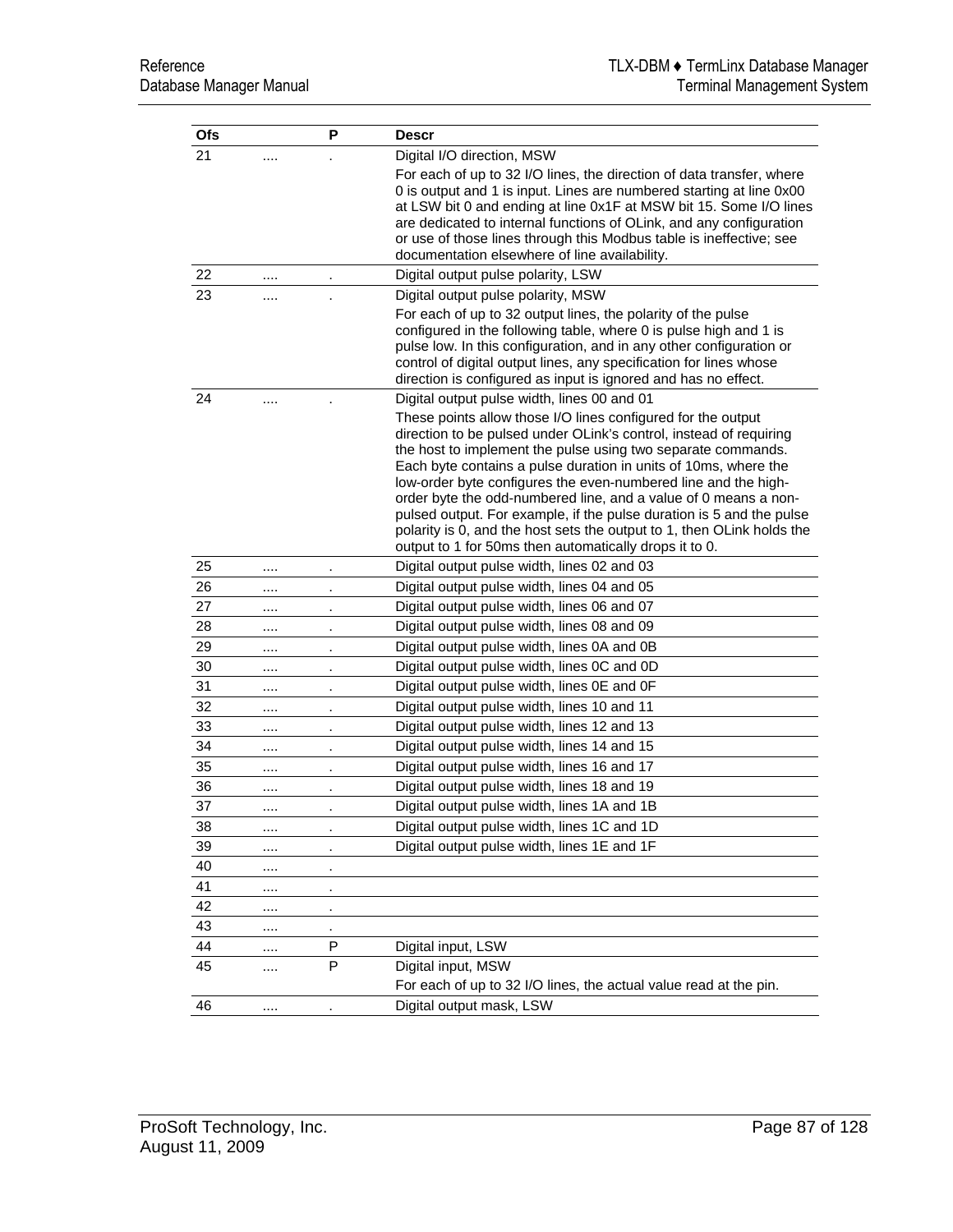| Ofs | | P | Descr |
|---|---|---|---|
| 21 | .... | . | Digital I/O direction, MSW<br>For each of up to 32 I/O lines, the direction of data transfer, where 0 is output and 1 is input. Lines are numbered starting at line 0x00 at LSW bit 0 and ending at line 0x1F at MSW bit 15. Some I/O lines are dedicated to internal functions of OLink, and any configuration or use of those lines through this Modbus table is ineffective; see documentation elsewhere of line availability. |
| 22 | .... | . | Digital output pulse polarity, LSW |
| 23 | .... | . | Digital output pulse polarity, MSW<br>For each of up to 32 output lines, the polarity of the pulse configured in the following table, where 0 is pulse high and 1 is pulse low. In this configuration, and in any other configuration or control of digital output lines, any specification for lines whose direction is configured as input is ignored and has no effect. |
| 24 | .... | . | Digital output pulse width, lines 00 and 01<br>These points allow those I/O lines configured for the output direction to be pulsed under OLink's control, instead of requiring the host to implement the pulse using two separate commands. Each byte contains a pulse duration in units of 10ms, where the low-order byte configures the even-numbered line and the high-order byte the odd-numbered line, and a value of 0 means a non-pulsed output. For example, if the pulse duration is 5 and the pulse polarity is 0, and the host sets the output to 1, then OLink holds the output to 1 for 50ms then automatically drops it to 0. |
| 25 | .... | . | Digital output pulse width, lines 02 and 03 |
| 26 | .... | . | Digital output pulse width, lines 04 and 05 |
| 27 | .... | . | Digital output pulse width, lines 06 and 07 |
| 28 | .... | . | Digital output pulse width, lines 08 and 09 |
| 29 | .... | . | Digital output pulse width, lines 0A and 0B |
| 30 | .... | . | Digital output pulse width, lines 0C and 0D |
| 31 | .... | . | Digital output pulse width, lines 0E and 0F |
| 32 | .... | . | Digital output pulse width, lines 10 and 11 |
| 33 | .... | . | Digital output pulse width, lines 12 and 13 |
| 34 | .... | . | Digital output pulse width, lines 14 and 15 |
| 35 | .... | . | Digital output pulse width, lines 16 and 17 |
| 36 | .... | . | Digital output pulse width, lines 18 and 19 |
| 37 | .... | . | Digital output pulse width, lines 1A and 1B |
| 38 | .... | . | Digital output pulse width, lines 1C and 1D |
| 39 | .... | . | Digital output pulse width, lines 1E and 1F |
| 40 | .... | . | |
| 41 | .... | . | |
| 42 | .... | . | |
| 43 | .... | . | |
| 44 | .... | P | Digital input, LSW |
| 45 | .... | P | Digital input, MSW<br>For each of up to 32 I/O lines, the actual value read at the pin. |
| 46 | .... | . | Digital output mask, LSW |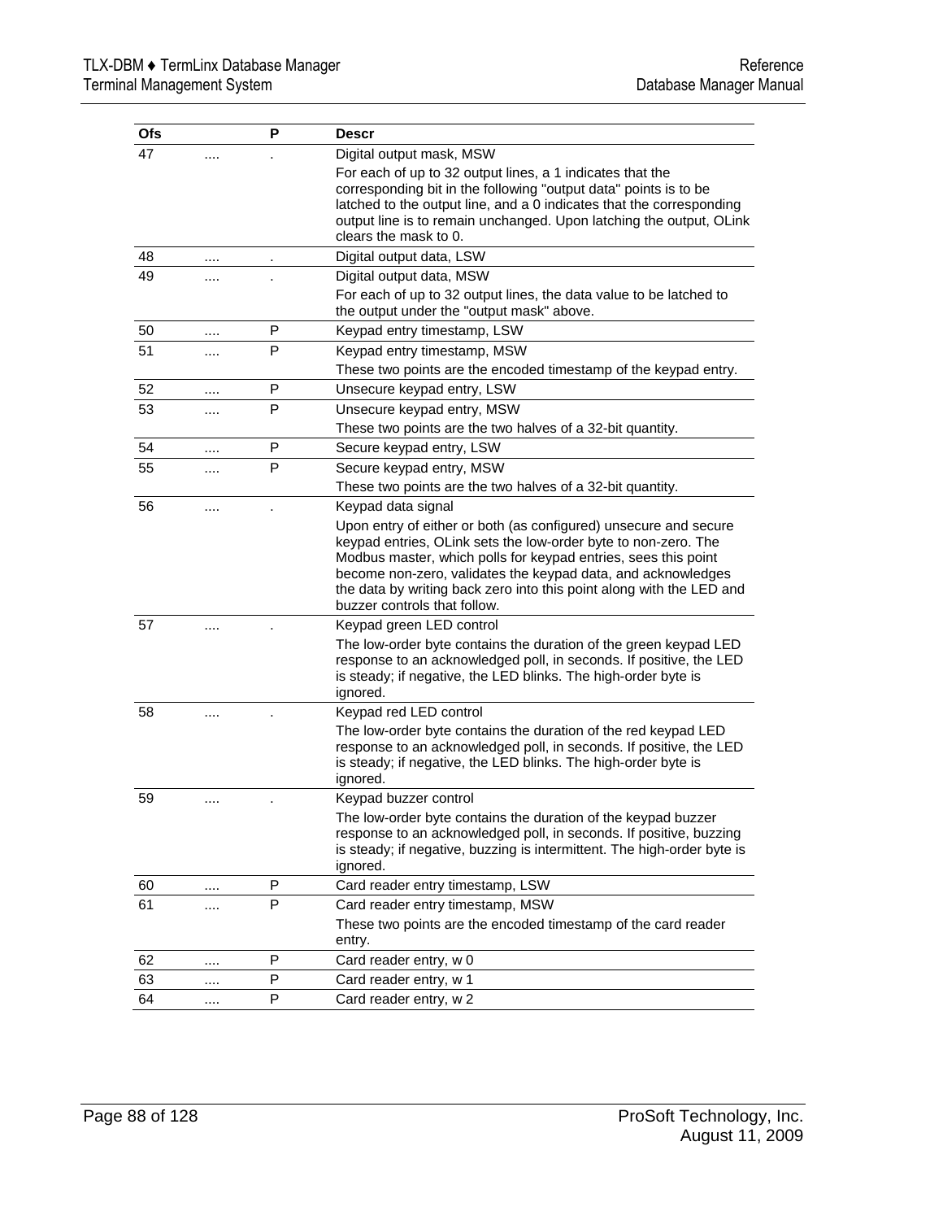| Ofs | | P | Descr |
|---|---|---|---|
| 47 | .... | . | Digital output mask, MSW<br>For each of up to 32 output lines, a 1 indicates that the corresponding bit in the following "output data" points is to be latched to the output line, and a 0 indicates that the corresponding output line is to remain unchanged. Upon latching the output, OLink clears the mask to 0. |
| 48 | .... | . | Digital output data, LSW |
| 49 | .... | . | Digital output data, MSW<br>For each of up to 32 output lines, the data value to be latched to the output under the "output mask" above. |
| 50 | .... | P | Keypad entry timestamp, LSW |
| 51 | .... | P | Keypad entry timestamp, MSW<br>These two points are the encoded timestamp of the keypad entry. |
| 52 | .... | P | Unsecure keypad entry, LSW |
| 53 | .... | P | Unsecure keypad entry, MSW<br>These two points are the two halves of a 32-bit quantity. |
| 54 | .... | P | Secure keypad entry, LSW |
| 55 | .... | P | Secure keypad entry, MSW<br>These two points are the two halves of a 32-bit quantity. |
| 56 | .... | . | Keypad data signal<br>Upon entry of either or both (as configured) unsecure and secure keypad entries, OLink sets the low-order byte to non-zero. The Modbus master, which polls for keypad entries, sees this point become non-zero, validates the keypad data, and acknowledges the data by writing back zero into this point along with the LED and buzzer controls that follow. |
| 57 | .... | . | Keypad green LED control<br>The low-order byte contains the duration of the green keypad LED response to an acknowledged poll, in seconds. If positive, the LED is steady; if negative, the LED blinks. The high-order byte is ignored. |
| 58 | .... | . | Keypad red LED control<br>The low-order byte contains the duration of the red keypad LED response to an acknowledged poll, in seconds. If positive, the LED is steady; if negative, the LED blinks. The high-order byte is ignored. |
| 59 | .... | . | Keypad buzzer control<br>The low-order byte contains the duration of the keypad buzzer response to an acknowledged poll, in seconds. If positive, buzzing is steady; if negative, buzzing is intermittent. The high-order byte is ignored. |
| 60 | .... | P | Card reader entry timestamp, LSW |
| 61 | .... | P | Card reader entry timestamp, MSW<br>These two points are the encoded timestamp of the card reader entry. |
| 62 | .... | P | Card reader entry, w 0 |
| 63 | .... | P | Card reader entry, w 1 |
| 64 | .... | P | Card reader entry, w 2 |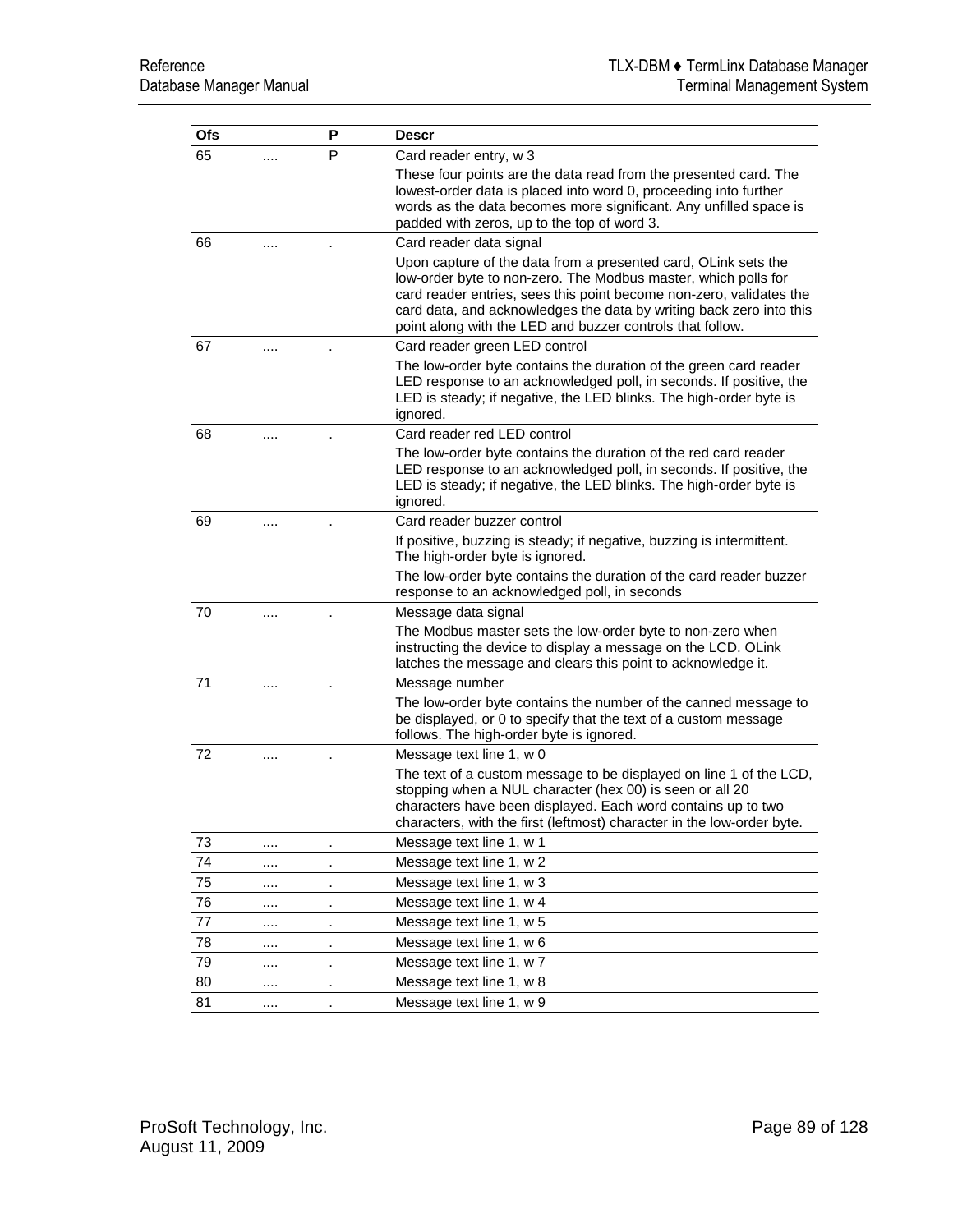| Ofs | | P | Descr |
|---|---|---|---|
| 65 | .... | P | Card reader entry, w 3<br>These four points are the data read from the presented card. The lowest-order data is placed into word 0, proceeding into further words as the data becomes more significant. Any unfilled space is padded with zeros, up to the top of word 3. |
| 66 | .... | . | Card reader data signal<br>Upon capture of the data from a presented card, OLink sets the low-order byte to non-zero. The Modbus master, which polls for card reader entries, sees this point become non-zero, validates the card data, and acknowledges the data by writing back zero into this point along with the LED and buzzer controls that follow. |
| 67 | .... | . | Card reader green LED control<br>The low-order byte contains the duration of the green card reader LED response to an acknowledged poll, in seconds. If positive, the LED is steady; if negative, the LED blinks. The high-order byte is ignored. |
| 68 | .... | . | Card reader red LED control<br>The low-order byte contains the duration of the red card reader LED response to an acknowledged poll, in seconds. If positive, the LED is steady; if negative, the LED blinks. The high-order byte is ignored. |
| 69 | .... | . | Card reader buzzer control<br>If positive, buzzing is steady; if negative, buzzing is intermittent. The high-order byte is ignored.<br>The low-order byte contains the duration of the card reader buzzer response to an acknowledged poll, in seconds |
| 70 | .... | . | Message data signal<br>The Modbus master sets the low-order byte to non-zero when instructing the device to display a message on the LCD. OLink latches the message and clears this point to acknowledge it. |
| 71 | .... | . | Message number<br>The low-order byte contains the number of the canned message to be displayed, or 0 to specify that the text of a custom message follows. The high-order byte is ignored. |
| 72 | .... | . | Message text line 1, w 0<br>The text of a custom message to be displayed on line 1 of the LCD, stopping when a NUL character (hex 00) is seen or all 20 characters have been displayed. Each word contains up to two characters, with the first (leftmost) character in the low-order byte. |
| 73 | .... | . | Message text line 1, w 1 |
| 74 | .... | . | Message text line 1, w 2 |
| 75 | .... | . | Message text line 1, w 3 |
| 76 | .... | . | Message text line 1, w 4 |
| 77 | .... | . | Message text line 1, w 5 |
| 78 | .... | . | Message text line 1, w 6 |
| 79 | .... | . | Message text line 1, w 7 |
| 80 | .... | . | Message text line 1, w 8 |
| 81 | .... | . | Message text line 1, w 9 |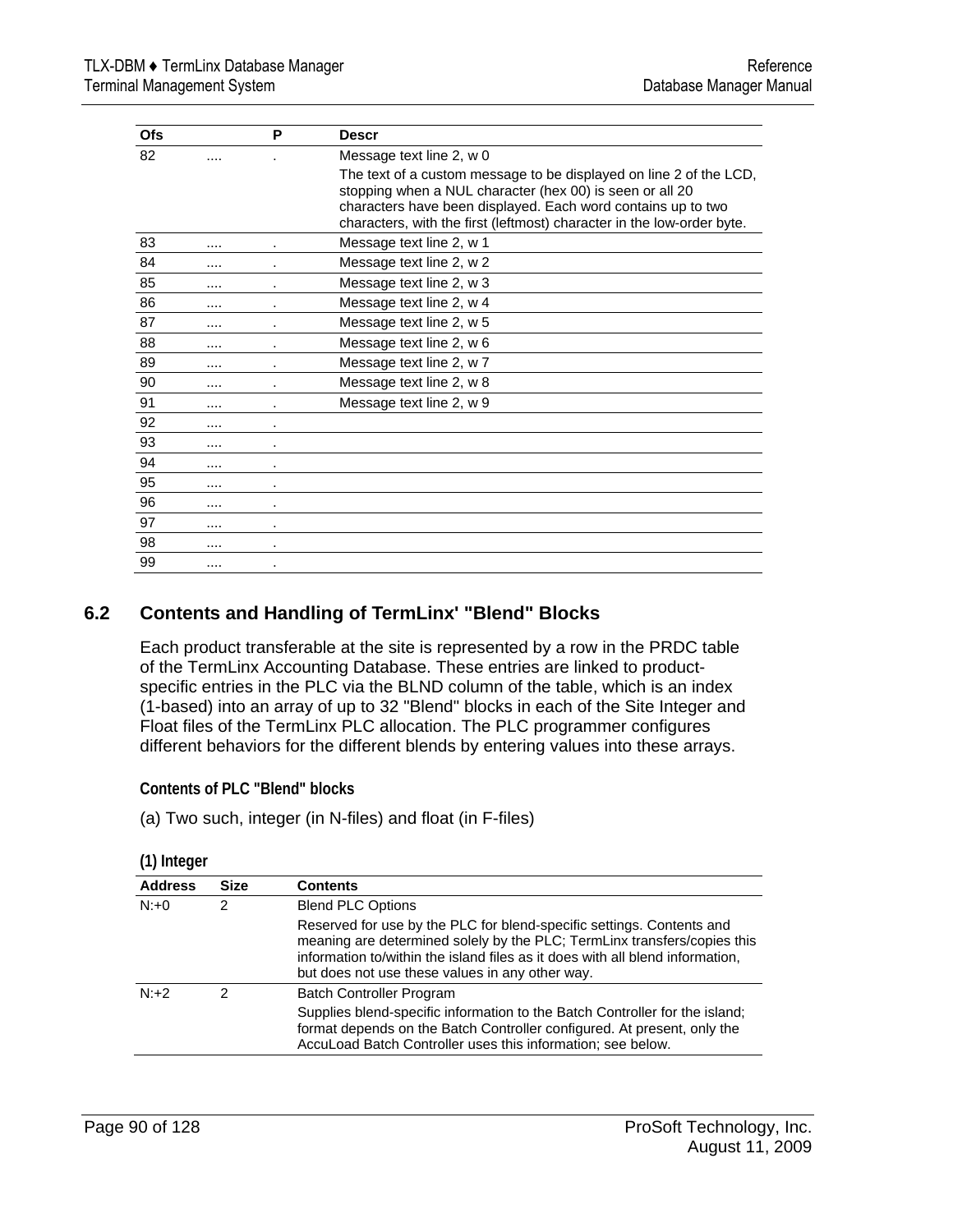| Ofs | | P | Descr |
|---|---|---|---|
| 82 | .... | . | Message text line 2, w 0<br>The text of a custom message to be displayed on line 2 of the LCD, stopping when a NUL character (hex 00) is seen or all 20 characters have been displayed. Each word contains up to two characters, with the first (leftmost) character in the low-order byte. |
| 83 | .... | . | Message text line 2, w 1 |
| 84 | .... | . | Message text line 2, w 2 |
| 85 | .... | . | Message text line 2, w 3 |
| 86 | .... | . | Message text line 2, w 4 |
| 87 | .... | . | Message text line 2, w 5 |
| 88 | .... | . | Message text line 2, w 6 |
| 89 | .... | . | Message text line 2, w 7 |
| 90 | .... | . | Message text line 2, w 8 |
| 91 | .... | . | Message text line 2, w 9 |
| 92 | .... | . | |
| 93 | .... | . | |
| 94 | .... | . | |
| 95 | .... | . | |
| 96 | .... | . | |
| 97 | .... | . | |
| 98 | .... | . | |
| 99 | .... | . | |

## 6.2 Contents and Handling of TermLinx' "Blend" Blocks

Each product transferable at the site is represented by a row in the PRDC table of the TermLinx Accounting Database. These entries are linked to product-specific entries in the PLC via the BLND column of the table, which is an index (1-based) into an array of up to 32 "Blend" blocks in each of the Site Integer and Float files of the TermLinx PLC allocation. The PLC programmer configures different behaviors for the different blends by entering values into these arrays.

### Contents of PLC "Blend" blocks

(a) Two such, integer (in N-files) and float (in F-files)

**(1) Integer**

| Address | Size | Contents |
|---|---|---|
| N:+0 | 2 | Blend PLC Options<br>Reserved for use by the PLC for blend-specific settings. Contents and meaning are determined solely by the PLC; TermLinx transfers/copies this information to/within the island files as it does with all blend information, but does not use these values in any other way. |
| N:+2 | 2 | Batch Controller Program<br>Supplies blend-specific information to the Batch Controller for the island; format depends on the Batch Controller configured. At present, only the AccuLoad Batch Controller uses this information; see below. |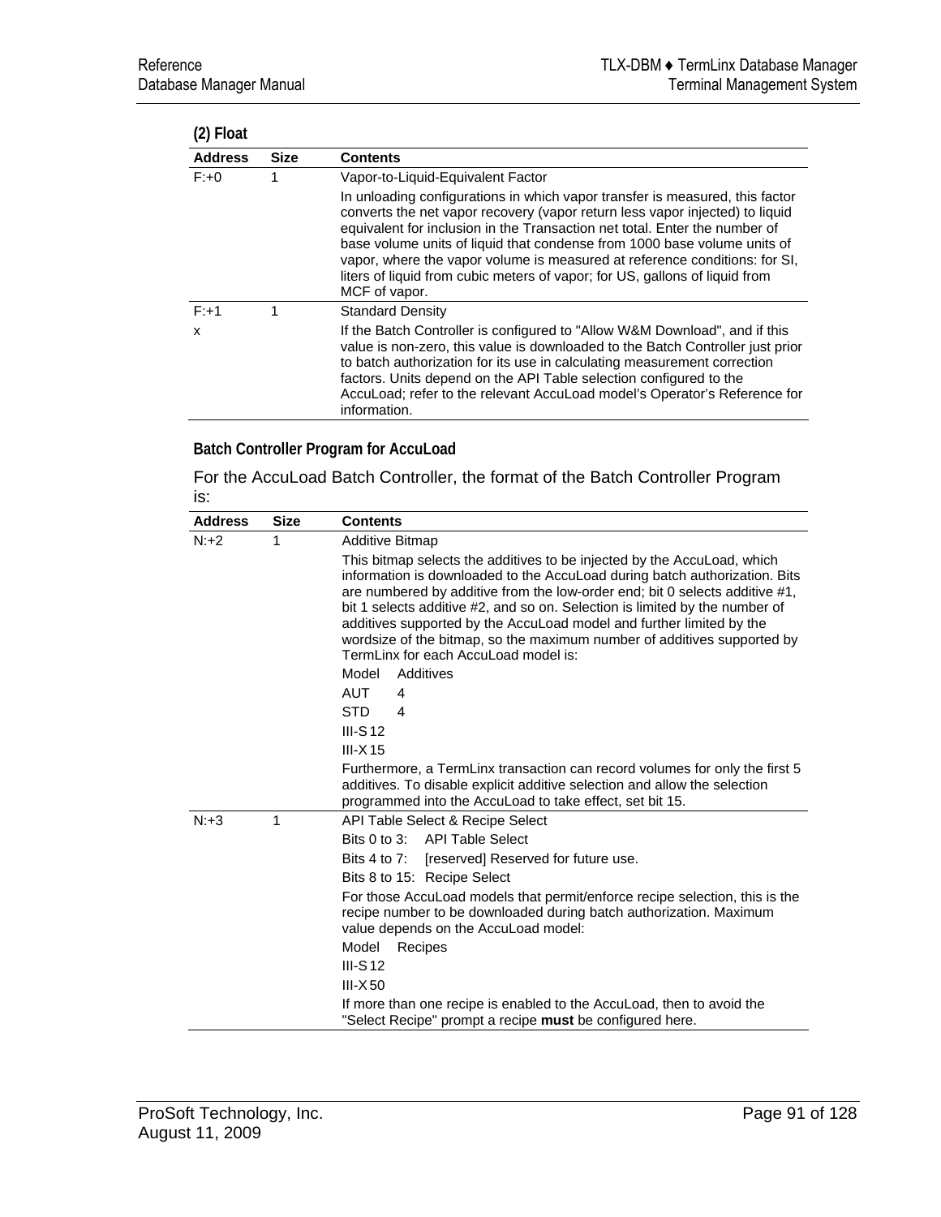### (2) Float

| Address | Size | Contents |
|---|---|---|
| F:+0 | 1 | Vapor-to-Liquid-Equivalent Factor<br><br>In unloading configurations in which vapor transfer is measured, this factor converts the net vapor recovery (vapor return less vapor injected) to liquid equivalent for inclusion in the Transaction net total. Enter the number of base volume units of liquid that condense from 1000 base volume units of vapor, where the vapor volume is measured at reference conditions: for SI, liters of liquid from cubic meters of vapor; for US, gallons of liquid from MCF of vapor. |
| F:+1<br>x | 1 | Standard Density<br><br>If the Batch Controller is configured to "Allow W&M Download", and if this value is non-zero, this value is downloaded to the Batch Controller just prior to batch authorization for its use in calculating measurement correction factors. Units depend on the API Table selection configured to the AccuLoad; refer to the relevant AccuLoad model's Operator's Reference for information. |

### Batch Controller Program for AccuLoad

For the AccuLoad Batch Controller, the format of the Batch Controller Program is:

| Address | Size | Contents |
|---|---|---|
| N:+2 | 1 | Additive Bitmap<br><br>This bitmap selects the additives to be injected by the AccuLoad, which information is downloaded to the AccuLoad during batch authorization. Bits are numbered by additive from the low-order end; bit 0 selects additive #1, bit 1 selects additive #2, and so on. Selection is limited by the number of additives supported by the AccuLoad model and further limited by the wordsize of the bitmap, so the maximum number of additives supported by TermLinx for each AccuLoad model is:<br><br>Model Additives<br>AUT 4<br>STD 4<br>III-S 12<br>III-X 15<br><br>Furthermore, a TermLinx transaction can record volumes for only the first 5 additives. To disable explicit additive selection and allow the selection programmed into the AccuLoad to take effect, set bit 15. |
| N:+3 | 1 | API Table Select & Recipe Select<br><br>Bits 0 to 3: API Table Select<br>Bits 4 to 7: [reserved] Reserved for future use.<br>Bits 8 to 15: Recipe Select<br><br>For those AccuLoad models that permit/enforce recipe selection, this is the recipe number to be downloaded during batch authorization. Maximum value depends on the AccuLoad model:<br><br>Model Recipes<br>III-S 12<br>III-X 50<br><br>If more than one recipe is enabled to the AccuLoad, then to avoid the "Select Recipe" prompt a recipe **must** be configured here. |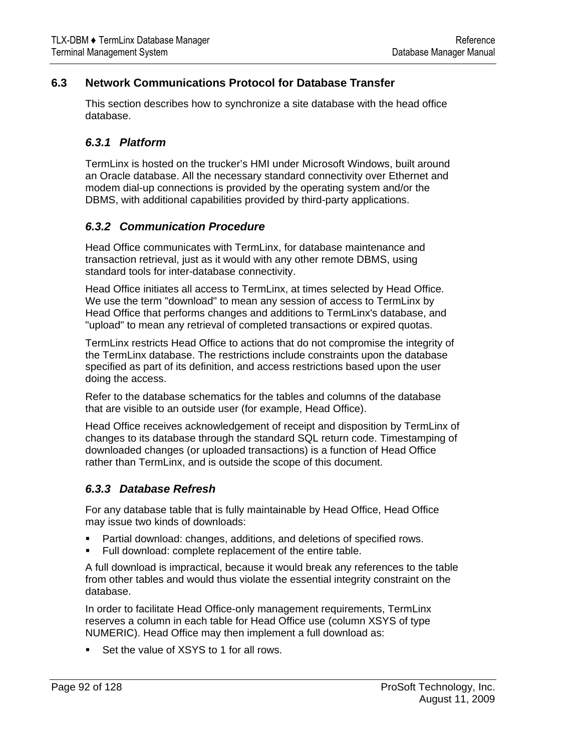## 6.3 Network Communications Protocol for Database Transfer

This section describes how to synchronize a site database with the head office database.

### *6.3.1 Platform*

TermLinx is hosted on the trucker's HMI under Microsoft Windows, built around an Oracle database. All the necessary standard connectivity over Ethernet and modem dial-up connections is provided by the operating system and/or the DBMS, with additional capabilities provided by third-party applications.

### *6.3.2 Communication Procedure*

Head Office communicates with TermLinx, for database maintenance and transaction retrieval, just as it would with any other remote DBMS, using standard tools for inter-database connectivity.

Head Office initiates all access to TermLinx, at times selected by Head Office. We use the term "download" to mean any session of access to TermLinx by Head Office that performs changes and additions to TermLinx's database, and "upload" to mean any retrieval of completed transactions or expired quotas.

TermLinx restricts Head Office to actions that do not compromise the integrity of the TermLinx database. The restrictions include constraints upon the database specified as part of its definition, and access restrictions based upon the user doing the access.

Refer to the database schematics for the tables and columns of the database that are visible to an outside user (for example, Head Office).

Head Office receives acknowledgement of receipt and disposition by TermLinx of changes to its database through the standard SQL return code. Timestamping of downloaded changes (or uploaded transactions) is a function of Head Office rather than TermLinx, and is outside the scope of this document.

### *6.3.3 Database Refresh*

For any database table that is fully maintainable by Head Office, Head Office may issue two kinds of downloads:

- Partial download: changes, additions, and deletions of specified rows.
- Full download: complete replacement of the entire table.

A full download is impractical, because it would break any references to the table from other tables and would thus violate the essential integrity constraint on the database.

In order to facilitate Head Office-only management requirements, TermLinx reserves a column in each table for Head Office use (column XSYS of type NUMERIC). Head Office may then implement a full download as:

- Set the value of XSYS to 1 for all rows.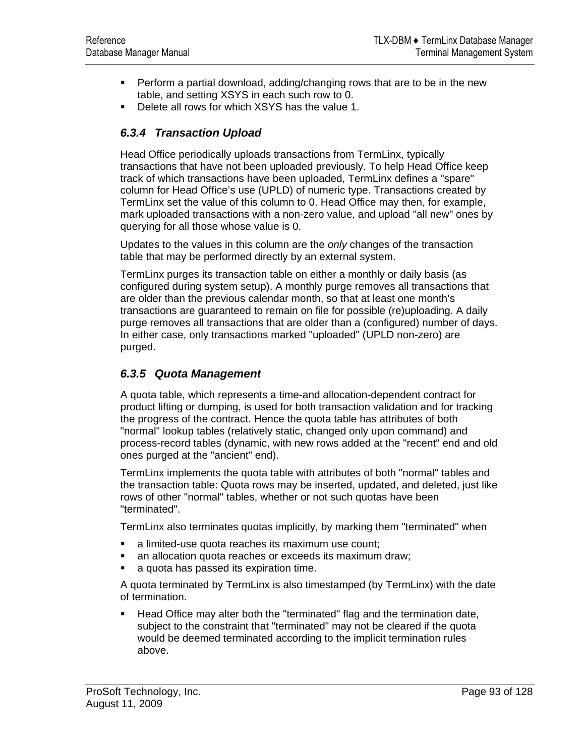- Perform a partial download, adding/changing rows that are to be in the new table, and setting XSYS in each such row to 0.
- Delete all rows for which XSYS has the value 1.

### *6.3.4 Transaction Upload*

Head Office periodically uploads transactions from TermLinx, typically transactions that have not been uploaded previously. To help Head Office keep track of which transactions have been uploaded, TermLinx defines a "spare" column for Head Office's use (UPLD) of numeric type. Transactions created by TermLinx set the value of this column to 0. Head Office may then, for example, mark uploaded transactions with a non-zero value, and upload "all new" ones by querying for all those whose value is 0.

Updates to the values in this column are the *only* changes of the transaction table that may be performed directly by an external system.

TermLinx purges its transaction table on either a monthly or daily basis (as configured during system setup). A monthly purge removes all transactions that are older than the previous calendar month, so that at least one month's transactions are guaranteed to remain on file for possible (re)uploading. A daily purge removes all transactions that are older than a (configured) number of days. In either case, only transactions marked "uploaded" (UPLD non-zero) are purged.

### *6.3.5 Quota Management*

A quota table, which represents a time-and allocation-dependent contract for product lifting or dumping, is used for both transaction validation and for tracking the progress of the contract. Hence the quota table has attributes of both "normal" lookup tables (relatively static, changed only upon command) and process-record tables (dynamic, with new rows added at the "recent" end and old ones purged at the "ancient" end).

TermLinx implements the quota table with attributes of both "normal" tables and the transaction table: Quota rows may be inserted, updated, and deleted, just like rows of other "normal" tables, whether or not such quotas have been "terminated".

TermLinx also terminates quotas implicitly, by marking them "terminated" when

- a limited-use quota reaches its maximum use count;
- an allocation quota reaches or exceeds its maximum draw;
- a quota has passed its expiration time.

A quota terminated by TermLinx is also timestamped (by TermLinx) with the date of termination.

- Head Office may alter both the "terminated" flag and the termination date, subject to the constraint that "terminated" may not be cleared if the quota would be deemed terminated according to the implicit termination rules above.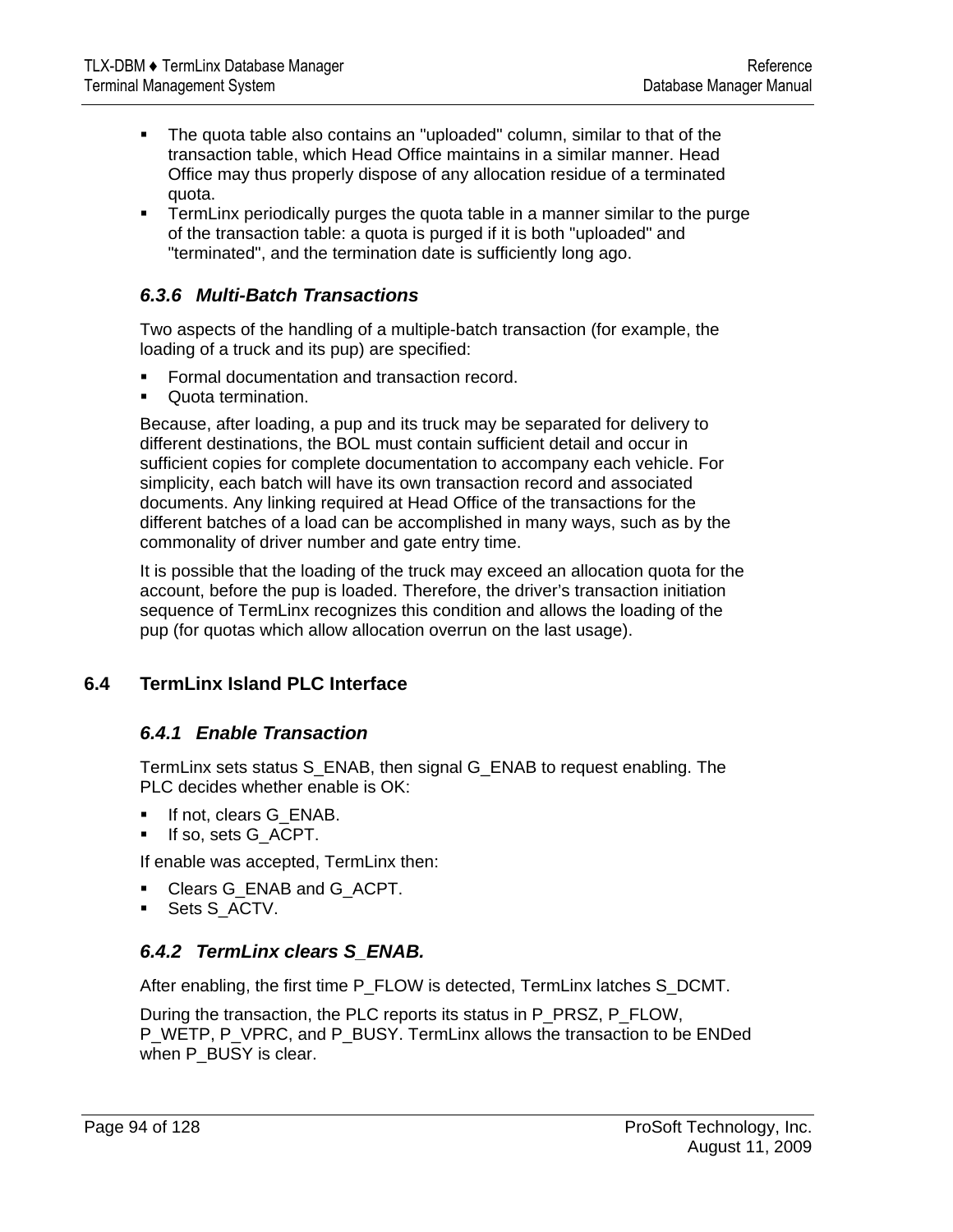- The quota table also contains an "uploaded" column, similar to that of the transaction table, which Head Office maintains in a similar manner. Head Office may thus properly dispose of any allocation residue of a terminated quota.
- TermLinx periodically purges the quota table in a manner similar to the purge of the transaction table: a quota is purged if it is both "uploaded" and "terminated", and the termination date is sufficiently long ago.

### *6.3.6 Multi-Batch Transactions*

Two aspects of the handling of a multiple-batch transaction (for example, the loading of a truck and its pup) are specified:

- Formal documentation and transaction record.
- Quota termination.

Because, after loading, a pup and its truck may be separated for delivery to different destinations, the BOL must contain sufficient detail and occur in sufficient copies for complete documentation to accompany each vehicle. For simplicity, each batch will have its own transaction record and associated documents. Any linking required at Head Office of the transactions for the different batches of a load can be accomplished in many ways, such as by the commonality of driver number and gate entry time.

It is possible that the loading of the truck may exceed an allocation quota for the account, before the pup is loaded. Therefore, the driver's transaction initiation sequence of TermLinx recognizes this condition and allows the loading of the pup (for quotas which allow allocation overrun on the last usage).

## 6.4 TermLinx Island PLC Interface

### *6.4.1 Enable Transaction*

TermLinx sets status S_ENAB, then signal G_ENAB to request enabling. The PLC decides whether enable is OK:

- If not, clears G_ENAB.
- If so, sets G_ACPT.

If enable was accepted, TermLinx then:

- Clears G_ENAB and G_ACPT.
- Sets S_ACTV.

### *6.4.2 TermLinx clears S_ENAB.*

After enabling, the first time P_FLOW is detected, TermLinx latches S_DCMT.

During the transaction, the PLC reports its status in P_PRSZ, P_FLOW, P_WETP, P_VPRC, and P_BUSY. TermLinx allows the transaction to be ENDed when P_BUSY is clear.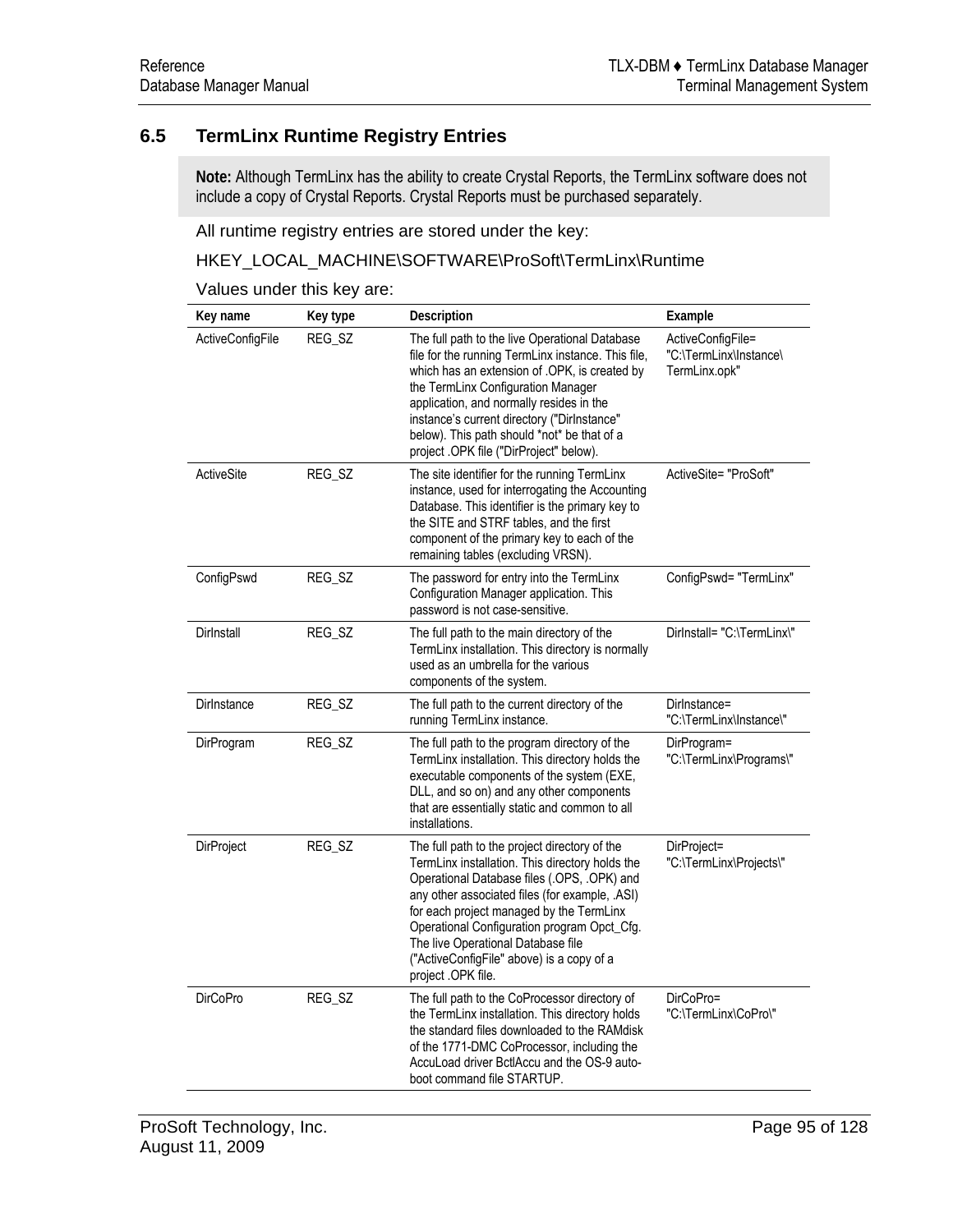## 6.5 TermLinx Runtime Registry Entries

> **Note:** Although TermLinx has the ability to create Crystal Reports, the TermLinx software does not include a copy of Crystal Reports. Crystal Reports must be purchased separately.

All runtime registry entries are stored under the key:

HKEY_LOCAL_MACHINE\SOFTWARE\ProSoft\TermLinx\Runtime

Values under this key are:

| Key name | Key type | Description | Example |
|---|---|---|---|
| ActiveConfigFile | REG_SZ | The full path to the live Operational Database file for the running TermLinx instance. This file, which has an extension of .OPK, is created by the TermLinx Configuration Manager application, and normally resides in the instance's current directory ("DirInstance" below). This path should *not* be that of a project .OPK file ("DirProject" below). | ActiveConfigFile= "C:\TermLinx\Instance\ TermLinx.opk" |
| ActiveSite | REG_SZ | The site identifier for the running TermLinx instance, used for interrogating the Accounting Database. This identifier is the primary key to the SITE and STRF tables, and the first component of the primary key to each of the remaining tables (excluding VRSN). | ActiveSite= "ProSoft" |
| ConfigPswd | REG_SZ | The password for entry into the TermLinx Configuration Manager application. This password is not case-sensitive. | ConfigPswd= "TermLinx" |
| DirInstall | REG_SZ | The full path to the main directory of the TermLinx installation. This directory is normally used as an umbrella for the various components of the system. | DirInstall= "C:\TermLinx\" |
| DirInstance | REG_SZ | The full path to the current directory of the running TermLinx instance. | DirInstance= "C:\TermLinx\Instance\" |
| DirProgram | REG_SZ | The full path to the program directory of the TermLinx installation. This directory holds the executable components of the system (EXE, DLL, and so on) and any other components that are essentially static and common to all installations. | DirProgram= "C:\TermLinx\Programs\" |
| DirProject | REG_SZ | The full path to the project directory of the TermLinx installation. This directory holds the Operational Database files (.OPS, .OPK) and any other associated files (for example, .ASI) for each project managed by the TermLinx Operational Configuration program Opct_Cfg. The live Operational Database file ("ActiveConfigFile" above) is a copy of a project .OPK file. | DirProject= "C:\TermLinx\Projects\" |
| DirCoPro | REG_SZ | The full path to the CoProcessor directory of the TermLinx installation. This directory holds the standard files downloaded to the RAMdisk of the 1771-DMC CoProcessor, including the AccuLoad driver BctlAccu and the OS-9 auto-boot command file STARTUP. | DirCoPro= "C:\TermLinx\CoPro\" |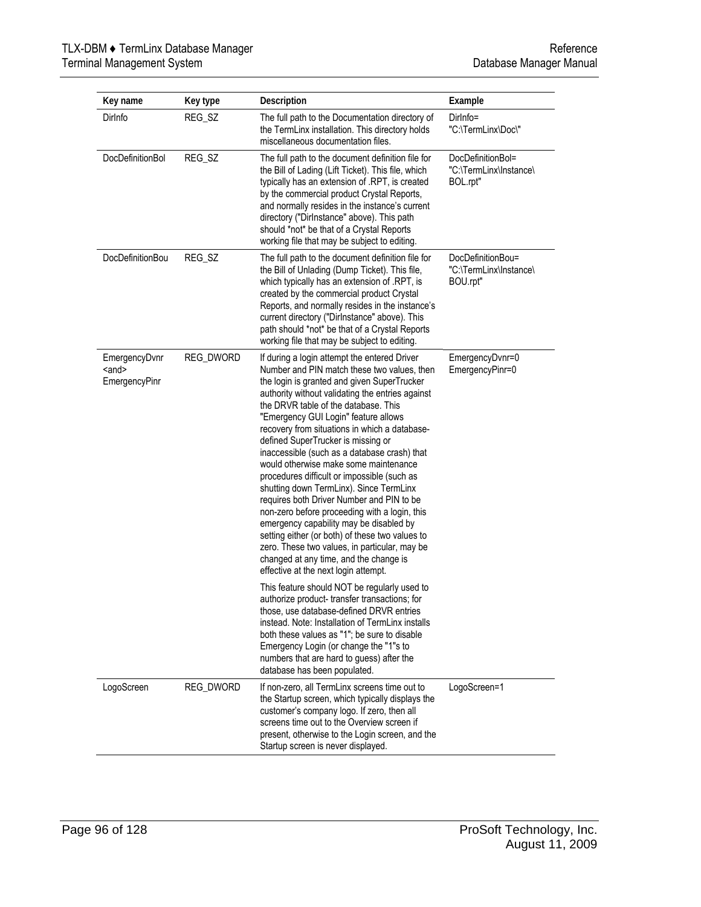| Key name | Key type | Description | Example |
|---|---|---|---|
| DirInfo | REG_SZ | The full path to the Documentation directory of the TermLinx installation. This directory holds miscellaneous documentation files. | DirInfo= "C:\TermLinx\Doc\" |
| DocDefinitionBol | REG_SZ | The full path to the document definition file for the Bill of Lading (Lift Ticket). This file, which typically has an extension of .RPT, is created by the commercial product Crystal Reports, and normally resides in the instance's current directory ("DirInstance" above). This path should *not* be that of a Crystal Reports working file that may be subject to editing. | DocDefinitionBol= "C:\TermLinx\Instance\ BOL.rpt" |
| DocDefinitionBou | REG_SZ | The full path to the document definition file for the Bill of Unlading (Dump Ticket). This file, which typically has an extension of .RPT, is created by the commercial product Crystal Reports, and normally resides in the instance's current directory ("DirInstance" above). This path should *not* be that of a Crystal Reports working file that may be subject to editing. | DocDefinitionBou= "C:\TermLinx\Instance\ BOU.rpt" |
| EmergencyDvnr <and> EmergencyPinr | REG_DWORD | If during a login attempt the entered Driver Number and PIN match these two values, then the login is granted and given SuperTrucker authority without validating the entries against the DRVR table of the database. This "Emergency GUI Login" feature allows recovery from situations in which a database-defined SuperTrucker is missing or inaccessible (such as a database crash) that would otherwise make some maintenance procedures difficult or impossible (such as shutting down TermLinx). Since TermLinx requires both Driver Number and PIN to be non-zero before proceeding with a login, this emergency capability may be disabled by setting either (or both) of these two values to zero. These two values, in particular, may be changed at any time, and the change is effective at the next login attempt.<br><br>This feature should NOT be regularly used to authorize product- transfer transactions; for those, use database-defined DRVR entries instead. Note: Installation of TermLinx installs both these values as "1"; be sure to disable Emergency Login (or change the "1"s to numbers that are hard to guess) after the database has been populated. | EmergencyDvnr=0<br>EmergencyPinr=0 |
| LogoScreen | REG_DWORD | If non-zero, all TermLinx screens time out to the Startup screen, which typically displays the customer's company logo. If zero, then all screens time out to the Overview screen if present, otherwise to the Login screen, and the Startup screen is never displayed. | LogoScreen=1 |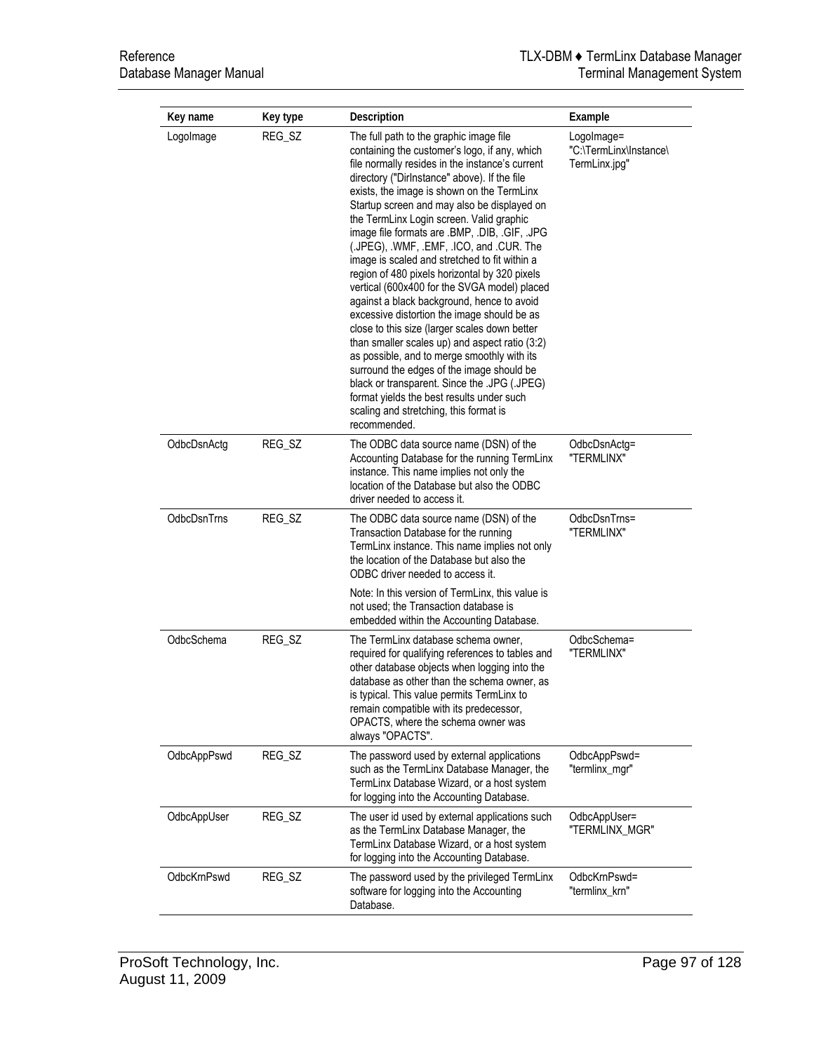| Key name | Key type | Description | Example |
|---|---|---|---|
| LogoImage | REG_SZ | The full path to the graphic image file containing the customer's logo, if any, which file normally resides in the instance's current directory ("DirInstance" above). If the file exists, the image is shown on the TermLinx Startup screen and may also be displayed on the TermLinx Login screen. Valid graphic image file formats are .BMP, .DIB, .GIF, .JPG (.JPEG), .WMF, .EMF, .ICO, and .CUR. The image is scaled and stretched to fit within a region of 480 pixels horizontal by 320 pixels vertical (600x400 for the SVGA model) placed against a black background, hence to avoid excessive distortion the image should be as close to this size (larger scales down better than smaller scales up) and aspect ratio (3:2) as possible, and to merge smoothly with its surround the edges of the image should be black or transparent. Since the .JPG (.JPEG) format yields the best results under such scaling and stretching, this format is recommended. | LogoImage= "C:\TermLinx\Instance\TermLinx.jpg" |
| OdbcDsnActg | REG_SZ | The ODBC data source name (DSN) of the Accounting Database for the running TermLinx instance. This name implies not only the location of the Database but also the ODBC driver needed to access it. | OdbcDsnActg= "TERMLINX" |
| OdbcDsnTrns | REG_SZ | The ODBC data source name (DSN) of the Transaction Database for the running TermLinx instance. This name implies not only the location of the Database but also the ODBC driver needed to access it.<br><br>Note: In this version of TermLinx, this value is not used; the Transaction database is embedded within the Accounting Database. | OdbcDsnTrns= "TERMLINX" |
| OdbcSchema | REG_SZ | The TermLinx database schema owner, required for qualifying references to tables and other database objects when logging into the database as other than the schema owner, as is typical. This value permits TermLinx to remain compatible with its predecessor, OPACTS, where the schema owner was always "OPACTS". | OdbcSchema= "TERMLINX" |
| OdbcAppPswd | REG_SZ | The password used by external applications such as the TermLinx Database Manager, the TermLinx Database Wizard, or a host system for logging into the Accounting Database. | OdbcAppPswd= "termlinx_mgr" |
| OdbcAppUser | REG_SZ | The user id used by external applications such as the TermLinx Database Manager, the TermLinx Database Wizard, or a host system for logging into the Accounting Database. | OdbcAppUser= "TERMLINX_MGR" |
| OdbcKrnPswd | REG_SZ | The password used by the privileged TermLinx software for logging into the Accounting Database. | OdbcKrnPswd= "termlinx_krn" |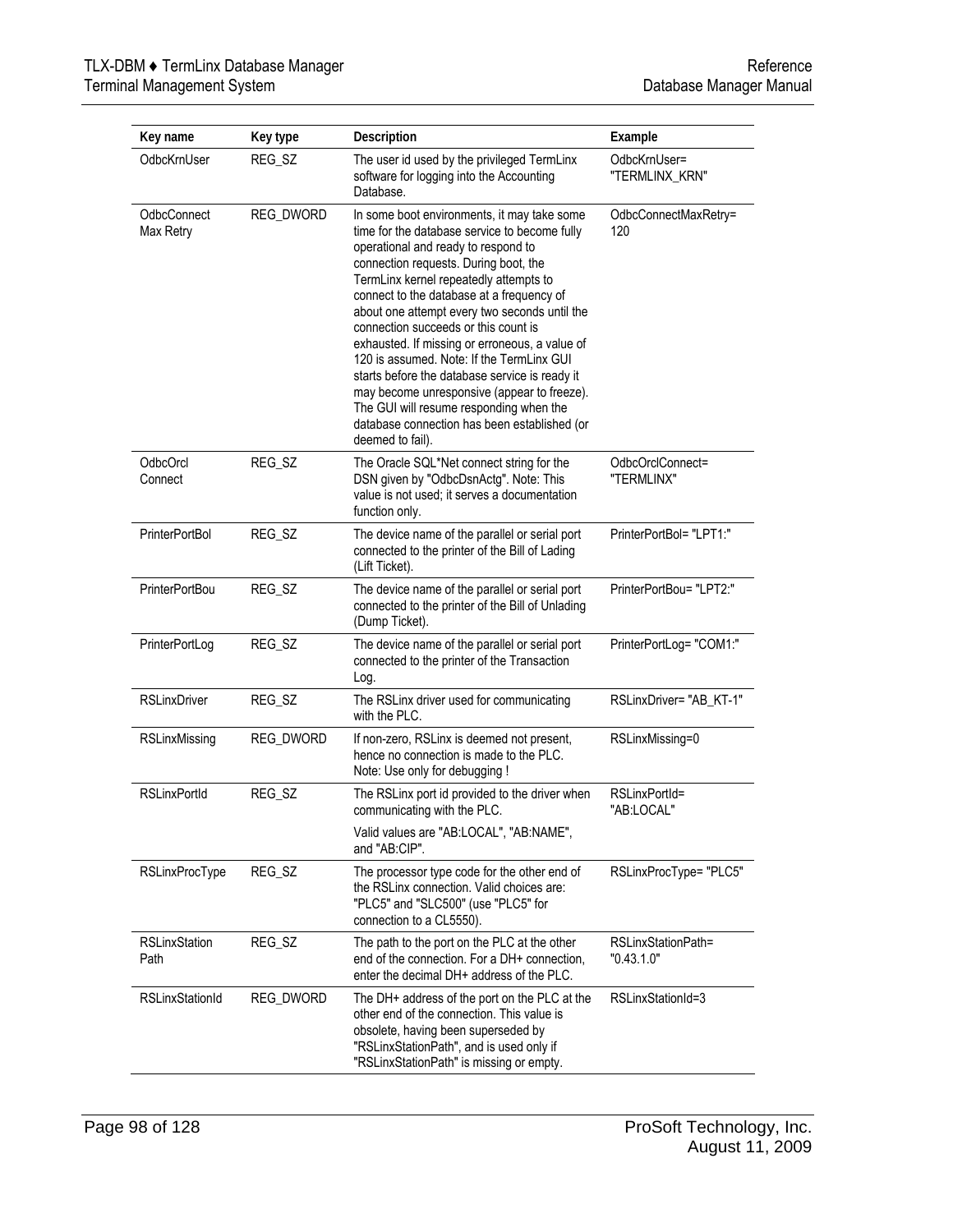| Key name | Key type | Description | Example |
|---|---|---|---|
| OdbcKrnUser | REG_SZ | The user id used by the privileged TermLinx software for logging into the Accounting Database. | OdbcKrnUser= "TERMLINX_KRN" |
| OdbcConnect Max Retry | REG_DWORD | In some boot environments, it may take some time for the database service to become fully operational and ready to respond to connection requests. During boot, the TermLinx kernel repeatedly attempts to connect to the database at a frequency of about one attempt every two seconds until the connection succeeds or this count is exhausted. If missing or erroneous, a value of 120 is assumed. Note: If the TermLinx GUI starts before the database service is ready it may become unresponsive (appear to freeze). The GUI will resume responding when the database connection has been established (or deemed to fail). | OdbcConnectMaxRetry= 120 |
| OdbcOrcl Connect | REG_SZ | The Oracle SQL*Net connect string for the DSN given by "OdbcDsnActg". Note: This value is not used; it serves a documentation function only. | OdbcOrclConnect= "TERMLINX" |
| PrinterPortBol | REG_SZ | The device name of the parallel or serial port connected to the printer of the Bill of Lading (Lift Ticket). | PrinterPortBol= "LPT1:" |
| PrinterPortBou | REG_SZ | The device name of the parallel or serial port connected to the printer of the Bill of Unlading (Dump Ticket). | PrinterPortBou= "LPT2:" |
| PrinterPortLog | REG_SZ | The device name of the parallel or serial port connected to the printer of the Transaction Log. | PrinterPortLog= "COM1:" |
| RSLinxDriver | REG_SZ | The RSLinx driver used for communicating with the PLC. | RSLinxDriver= "AB_KT-1" |
| RSLinxMissing | REG_DWORD | If non-zero, RSLinx is deemed not present, hence no connection is made to the PLC. Note: Use only for debugging ! | RSLinxMissing=0 |
| RSLinxPortId | REG_SZ | The RSLinx port id provided to the driver when communicating with the PLC. Valid values are "AB:LOCAL", "AB:NAME", and "AB:CIP". | RSLinxPortId= "AB:LOCAL" |
| RSLinxProcType | REG_SZ | The processor type code for the other end of the RSLinx connection. Valid choices are: "PLC5" and "SLC500" (use "PLC5" for connection to a CL5550). | RSLinxProcType= "PLC5" |
| RSLinxStation Path | REG_SZ | The path to the port on the PLC at the other end of the connection. For a DH+ connection, enter the decimal DH+ address of the PLC. | RSLinxStationPath= "0.43.1.0" |
| RSLinxStationId | REG_DWORD | The DH+ address of the port on the PLC at the other end of the connection. This value is obsolete, having been superseded by "RSLinxStationPath", and is used only if "RSLinxStationPath" is missing or empty. | RSLinxStationId=3 |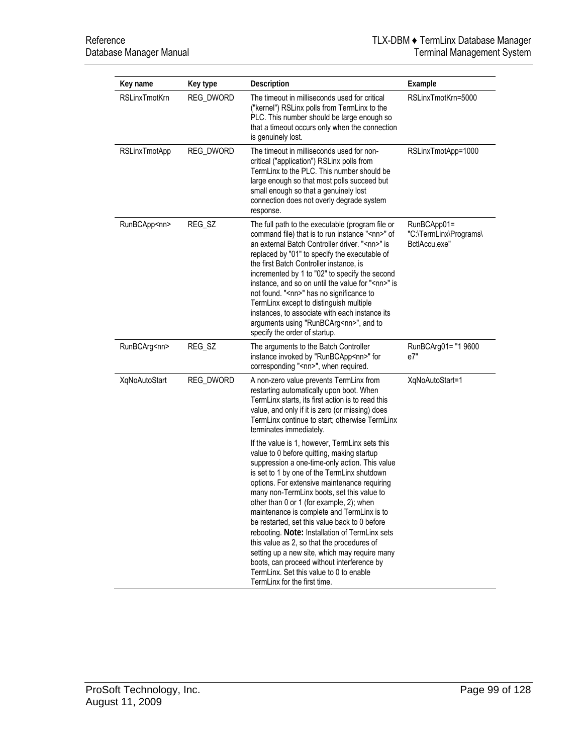| Key name | Key type | Description | Example |
|---|---|---|---|
| RSLinxTmotKrn | REG_DWORD | The timeout in milliseconds used for critical ("kernel") RSLinx polls from TermLinx to the PLC. This number should be large enough so that a timeout occurs only when the connection is genuinely lost. | RSLinxTmotKrn=5000 |
| RSLinxTmotApp | REG_DWORD | The timeout in milliseconds used for non-critical ("application") RSLinx polls from TermLinx to the PLC. This number should be large enough so that most polls succeed but small enough so that a genuinely lost connection does not overly degrade system response. | RSLinxTmotApp=1000 |
| RunBCApp<nn> | REG_SZ | The full path to the executable (program file or command file) that is to run instance "<nn>" of an external Batch Controller driver. "<nn>" is replaced by "01" to specify the executable of the first Batch Controller instance, is incremented by 1 to "02" to specify the second instance, and so on until the value for "<nn>" is not found. "<nn>" has no significance to TermLinx except to distinguish multiple instances, to associate with each instance its arguments using "RunBCArg<nn>", and to specify the order of startup. | RunBCApp01= "C:\TermLinx\Programs\BctlAccu.exe" |
| RunBCArg<nn> | REG_SZ | The arguments to the Batch Controller instance invoked by "RunBCApp<nn>" for corresponding "<nn>", when required. | RunBCArg01= "1 9600 e7" |
| XqNoAutoStart | REG_DWORD | A non-zero value prevents TermLinx from restarting automatically upon boot. When TermLinx starts, its first action is to read this value, and only if it is zero (or missing) does TermLinx continue to start; otherwise TermLinx terminates immediately.<br><br>If the value is 1, however, TermLinx sets this value to 0 before quitting, making startup suppression a one-time-only action. This value is set to 1 by one of the TermLinx shutdown options. For extensive maintenance requiring many non-TermLinx boots, set this value to other than 0 or 1 (for example, 2); when maintenance is complete and TermLinx is to be restarted, set this value back to 0 before rebooting. **Note:** Installation of TermLinx sets this value as 2, so that the procedures of setting up a new site, which may require many boots, can proceed without interference by TermLinx. Set this value to 0 to enable TermLinx for the first time. | XqNoAutoStart=1 |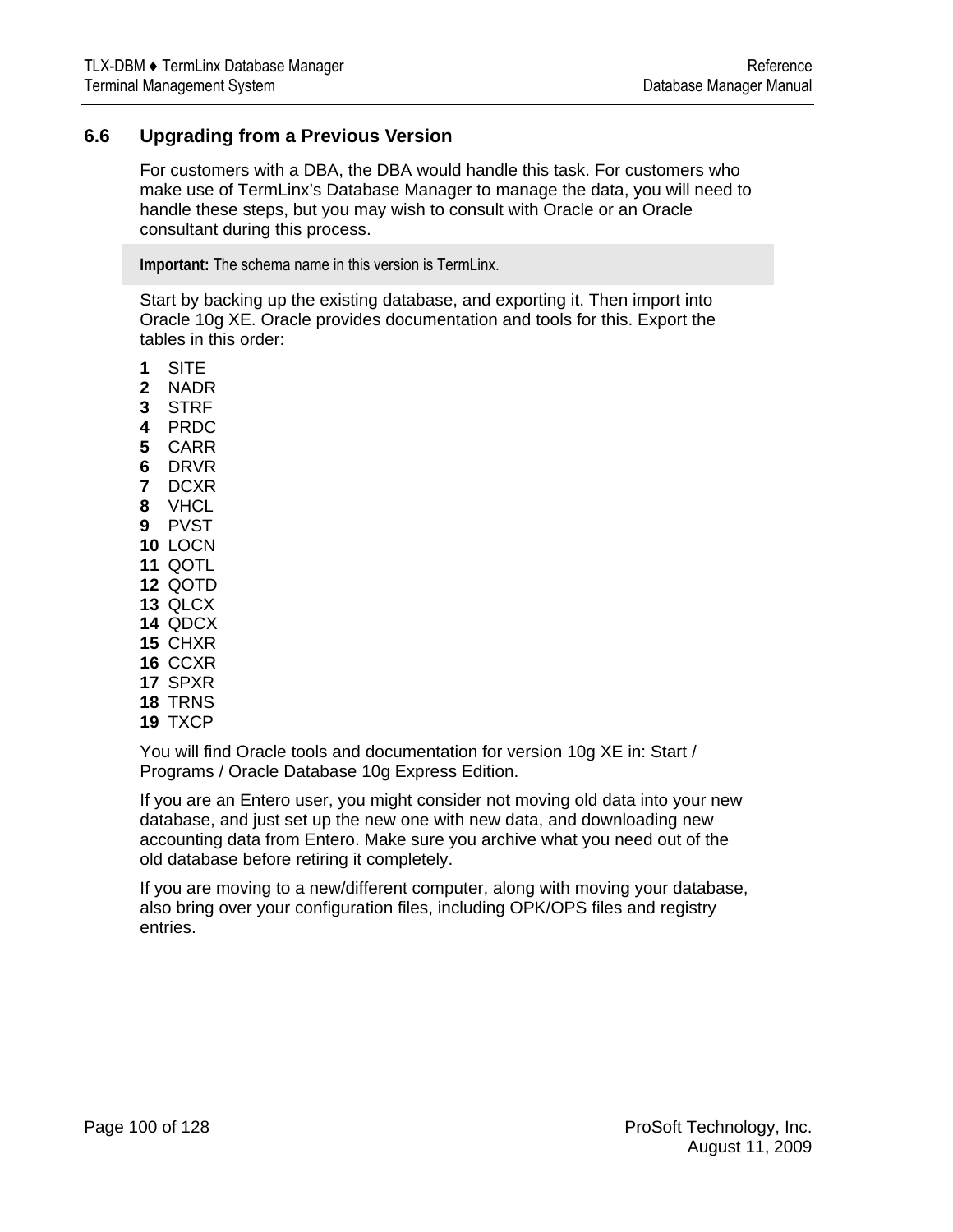## 6.6 Upgrading from a Previous Version

For customers with a DBA, the DBA would handle this task. For customers who make use of TermLinx's Database Manager to manage the data, you will need to handle these steps, but you may wish to consult with Oracle or an Oracle consultant during this process.

> **Important:** The schema name in this version is TermLinx.

Start by backing up the existing database, and exporting it. Then import into Oracle 10g XE. Oracle provides documentation and tools for this. Export the tables in this order:

1. SITE
2. NADR
3. STRF
4. PRDC
5. CARR
6. DRVR
7. DCXR
8. VHCL
9. PVST
10. LOCN
11. QOTL
12. QOTD
13. QLCX
14. QDCX
15. CHXR
16. CCXR
17. SPXR
18. TRNS
19. TXCP

You will find Oracle tools and documentation for version 10g XE in: Start / Programs / Oracle Database 10g Express Edition.

If you are an Entero user, you might consider not moving old data into your new database, and just set up the new one with new data, and downloading new accounting data from Entero. Make sure you archive what you need out of the old database before retiring it completely.

If you are moving to a new/different computer, along with moving your database, also bring over your configuration files, including OPK/OPS files and registry entries.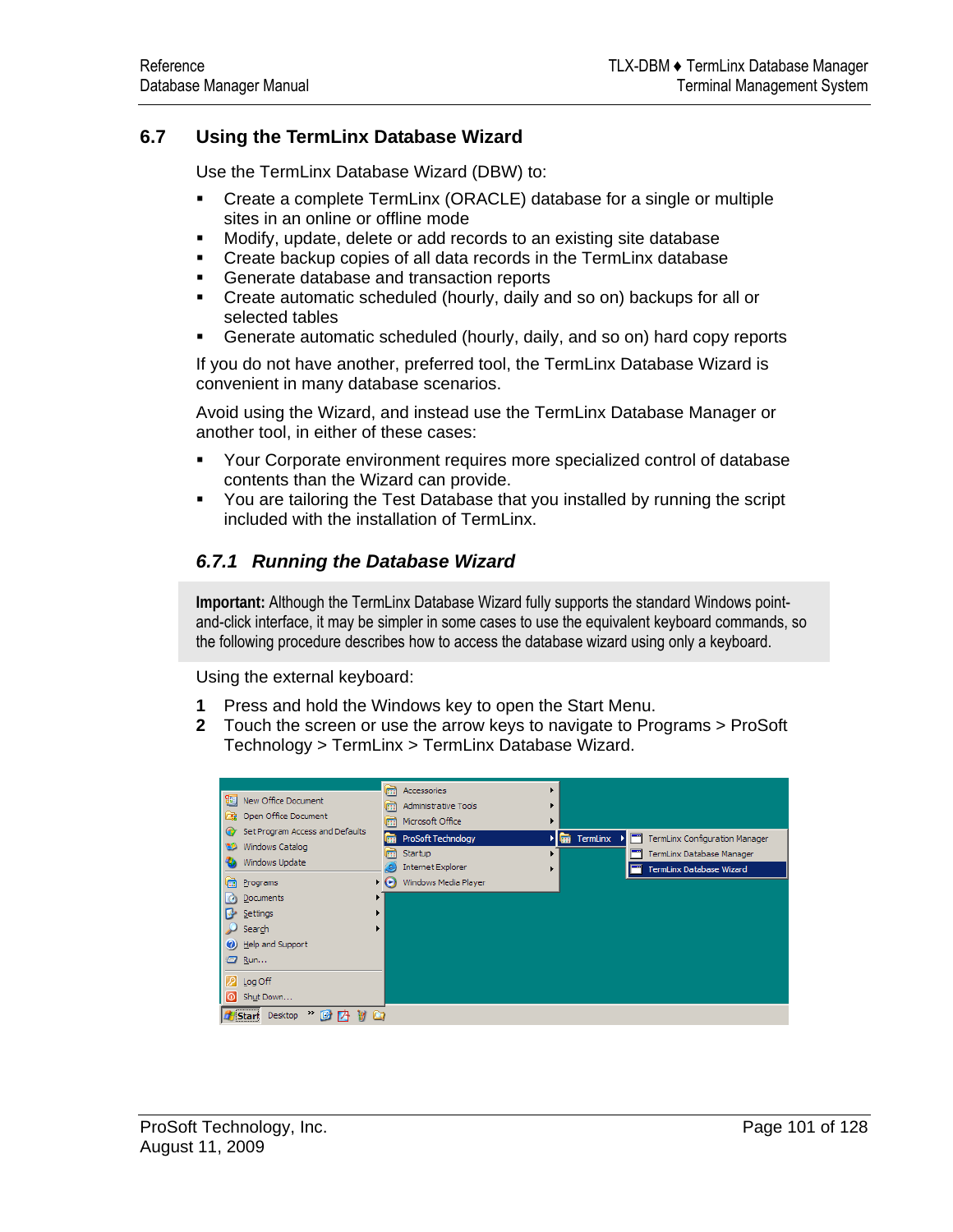## 6.7 Using the TermLinx Database Wizard

Use the TermLinx Database Wizard (DBW) to:

- Create a complete TermLinx (ORACLE) database for a single or multiple sites in an online or offline mode
- Modify, update, delete or add records to an existing site database
- Create backup copies of all data records in the TermLinx database
- Generate database and transaction reports
- Create automatic scheduled (hourly, daily and so on) backups for all or selected tables
- Generate automatic scheduled (hourly, daily, and so on) hard copy reports

If you do not have another, preferred tool, the TermLinx Database Wizard is convenient in many database scenarios.

Avoid using the Wizard, and instead use the TermLinx Database Manager or another tool, in either of these cases:

- Your Corporate environment requires more specialized control of database contents than the Wizard can provide.
- You are tailoring the Test Database that you installed by running the script included with the installation of TermLinx.

### *6.7.1 Running the Database Wizard*

**Important:** Although the TermLinx Database Wizard fully supports the standard Windows point-and-click interface, it may be simpler in some cases to use the equivalent keyboard commands, so the following procedure describes how to access the database wizard using only a keyboard.

Using the external keyboard:

1. Press and hold the Windows key to open the Start Menu.
2. Touch the screen or use the arrow keys to navigate to Programs > ProSoft Technology > TermLinx > TermLinx Database Wizard.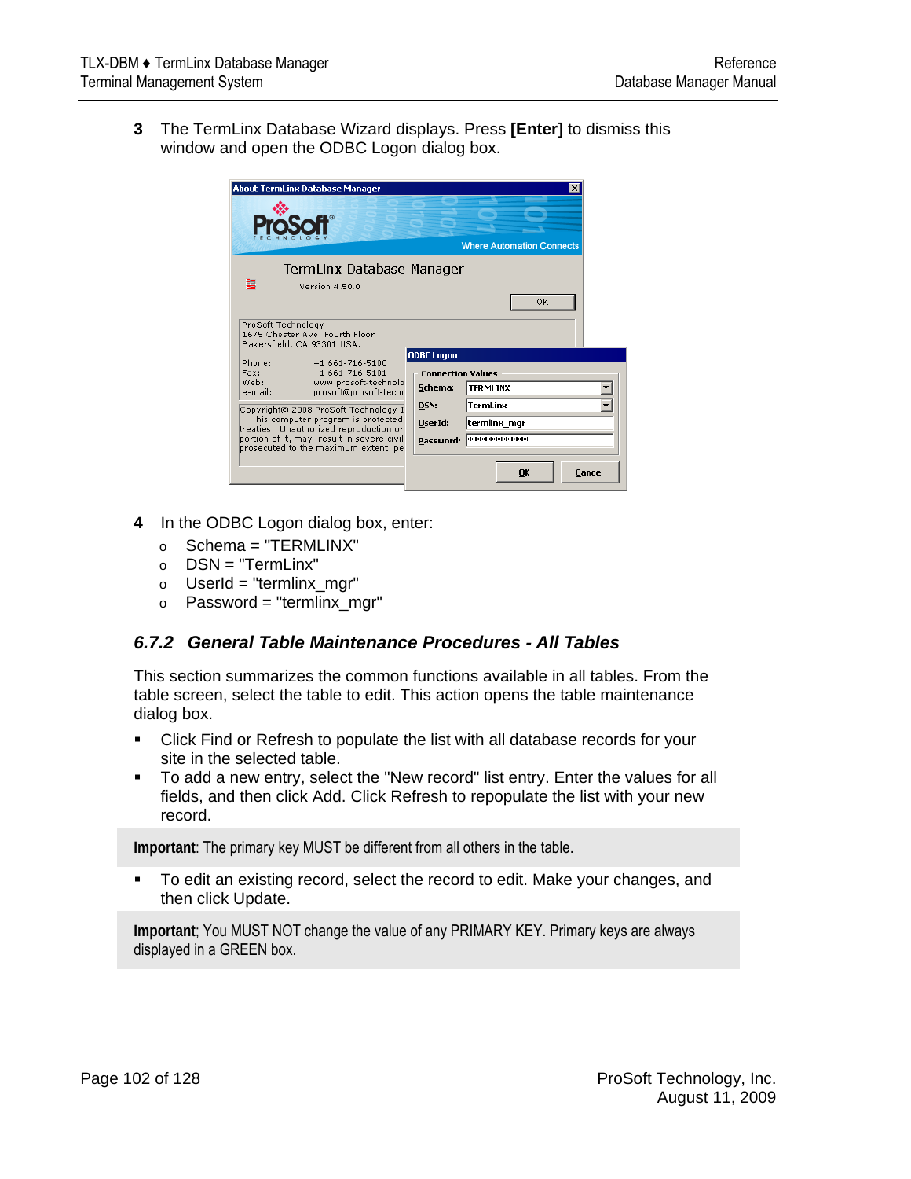**3** The TermLinx Database Wizard displays. Press **[Enter]** to dismiss this window and open the ODBC Logon dialog box.

**4** In the ODBC Logon dialog box, enter:

- Schema = "TERMLINX"
- DSN = "TermLinx"
- UserId = "termlinx_mgr"
- Password = "termlinx_mgr"

### *6.7.2 General Table Maintenance Procedures - All Tables*

This section summarizes the common functions available in all tables. From the table screen, select the table to edit. This action opens the table maintenance dialog box.

- Click Find or Refresh to populate the list with all database records for your site in the selected table.
- To add a new entry, select the "New record" list entry. Enter the values for all fields, and then click Add. Click Refresh to repopulate the list with your new record.

**Important**: The primary key MUST be different from all others in the table.

- To edit an existing record, select the record to edit. Make your changes, and then click Update.

**Important**; You MUST NOT change the value of any PRIMARY KEY. Primary keys are always displayed in a GREEN box.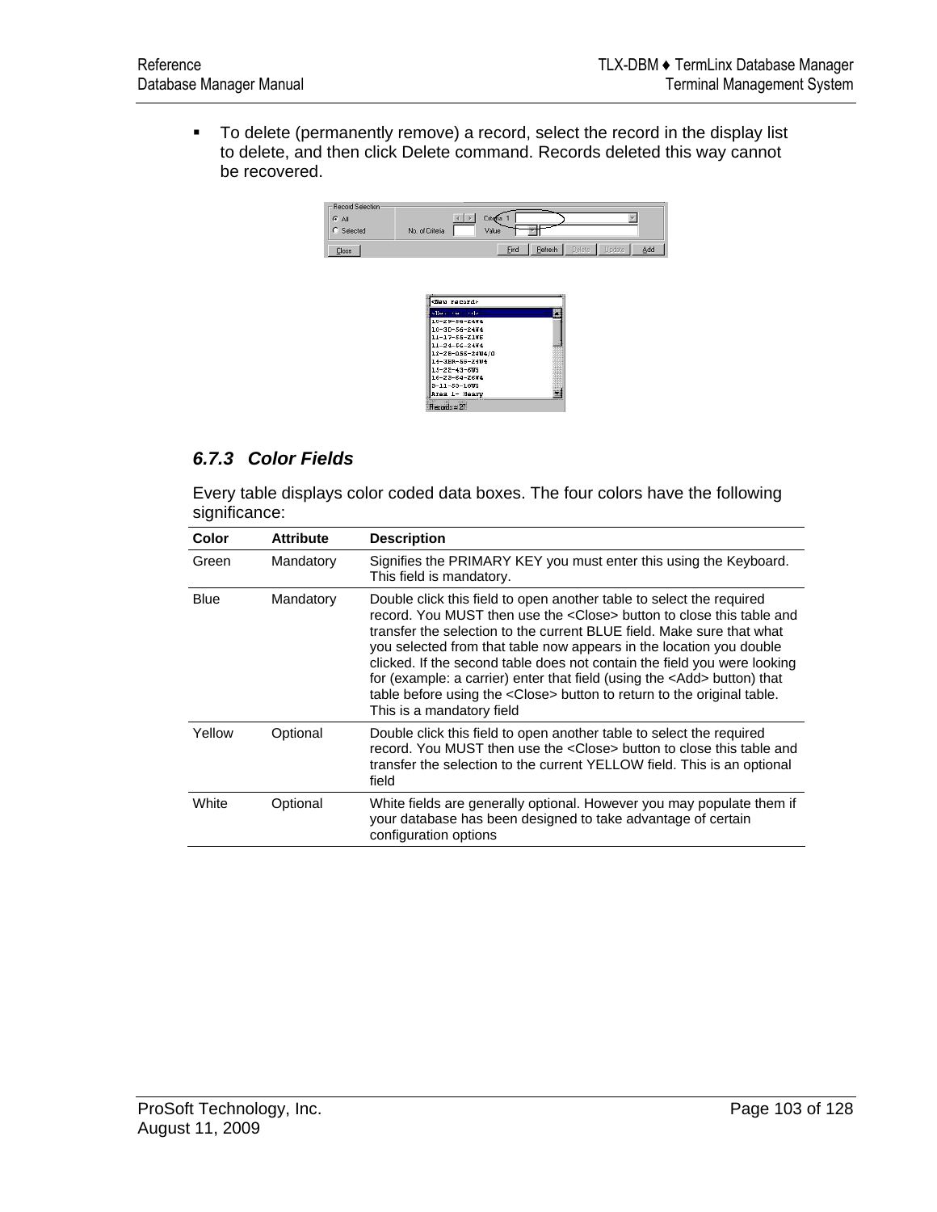- To delete (permanently remove) a record, select the record in the display list to delete, and then click Delete command. Records deleted this way cannot be recovered.

### 6.7.3 Color Fields

Every table displays color coded data boxes. The four colors have the following significance:

| Color | Attribute | Description |
|---|---|---|
| Green | Mandatory | Signifies the PRIMARY KEY you must enter this using the Keyboard. This field is mandatory. |
| Blue | Mandatory | Double click this field to open another table to select the required record. You MUST then use the <Close> button to close this table and transfer the selection to the current BLUE field. Make sure that what you selected from that table now appears in the location you double clicked. If the second table does not contain the field you were looking for (example: a carrier) enter that field (using the <Add> button) that table before using the <Close> button to return to the original table. This is a mandatory field |
| Yellow | Optional | Double click this field to open another table to select the required record. You MUST then use the <Close> button to close this table and transfer the selection to the current YELLOW field. This is an optional field |
| White | Optional | White fields are generally optional. However you may populate them if your database has been designed to take advantage of certain configuration options |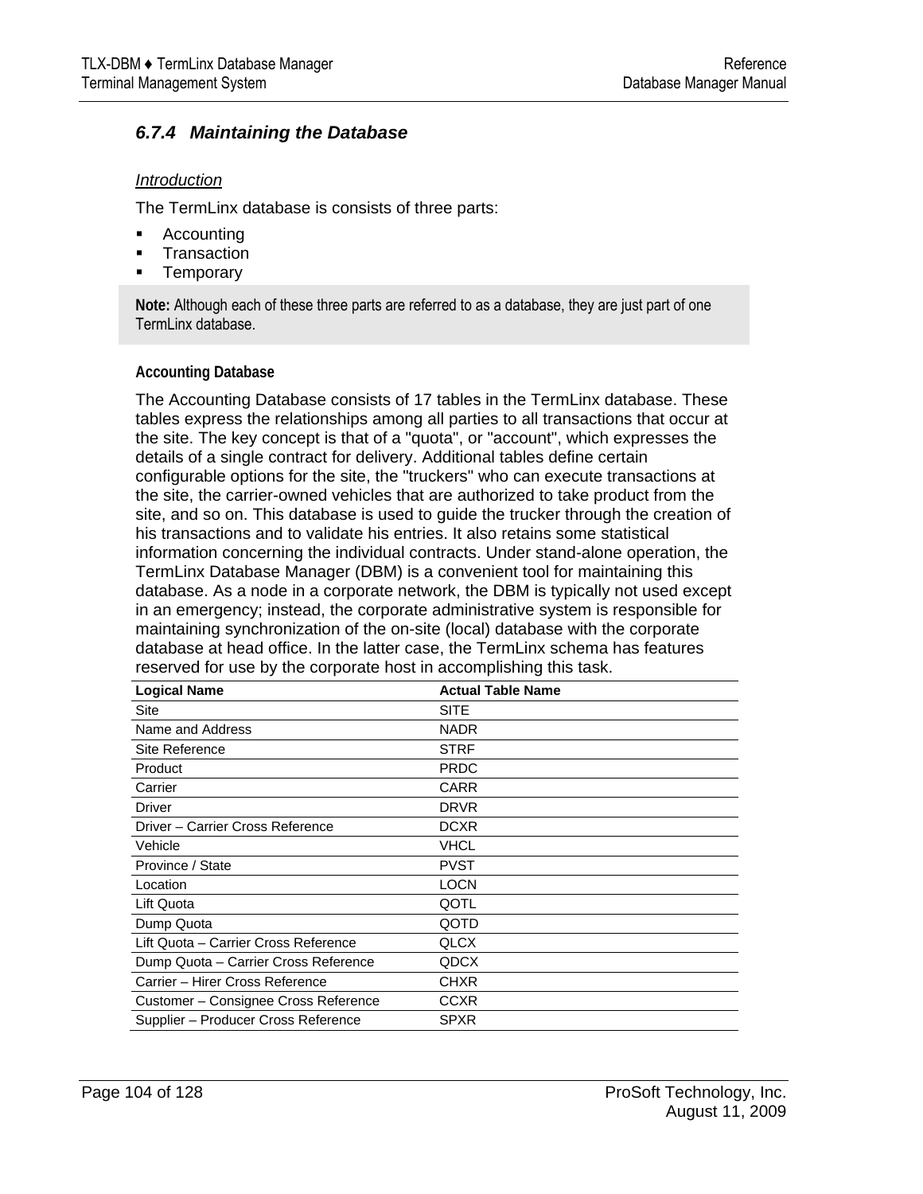### 6.7.4 Maintaining the Database

*Introduction*

The TermLinx database is consists of three parts:

- Accounting
- Transaction
- Temporary

> **Note:** Although each of these three parts are referred to as a database, they are just part of one TermLinx database.

**Accounting Database**

The Accounting Database consists of 17 tables in the TermLinx database. These tables express the relationships among all parties to all transactions that occur at the site. The key concept is that of a "quota", or "account", which expresses the details of a single contract for delivery. Additional tables define certain configurable options for the site, the "truckers" who can execute transactions at the site, the carrier-owned vehicles that are authorized to take product from the site, and so on. This database is used to guide the trucker through the creation of his transactions and to validate his entries. It also retains some statistical information concerning the individual contracts. Under stand-alone operation, the TermLinx Database Manager (DBM) is a convenient tool for maintaining this database. As a node in a corporate network, the DBM is typically not used except in an emergency; instead, the corporate administrative system is responsible for maintaining synchronization of the on-site (local) database with the corporate database at head office. In the latter case, the TermLinx schema has features reserved for use by the corporate host in accomplishing this task.

| Logical Name | Actual Table Name |
|---|---|
| Site | SITE |
| Name and Address | NADR |
| Site Reference | STRF |
| Product | PRDC |
| Carrier | CARR |
| Driver | DRVR |
| Driver – Carrier Cross Reference | DCXR |
| Vehicle | VHCL |
| Province / State | PVST |
| Location | LOCN |
| Lift Quota | QOTL |
| Dump Quota | QOTD |
| Lift Quota – Carrier Cross Reference | QLCX |
| Dump Quota – Carrier Cross Reference | QDCX |
| Carrier – Hirer Cross Reference | CHXR |
| Customer – Consignee Cross Reference | CCXR |
| Supplier – Producer Cross Reference | SPXR |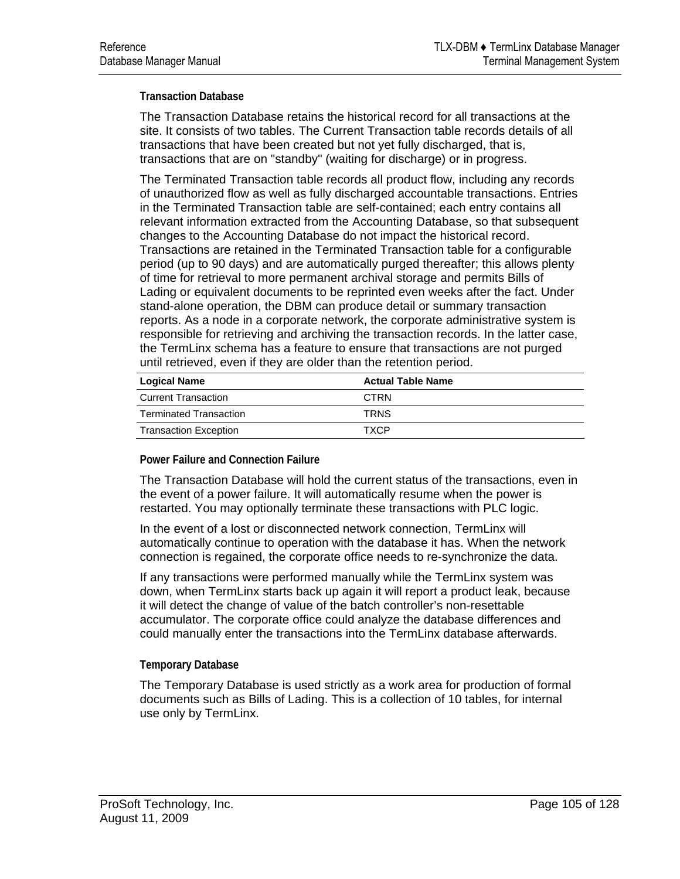### Transaction Database

The Transaction Database retains the historical record for all transactions at the site. It consists of two tables. The Current Transaction table records details of all transactions that have been created but not yet fully discharged, that is, transactions that are on "standby" (waiting for discharge) or in progress.

The Terminated Transaction table records all product flow, including any records of unauthorized flow as well as fully discharged accountable transactions. Entries in the Terminated Transaction table are self-contained; each entry contains all relevant information extracted from the Accounting Database, so that subsequent changes to the Accounting Database do not impact the historical record. Transactions are retained in the Terminated Transaction table for a configurable period (up to 90 days) and are automatically purged thereafter; this allows plenty of time for retrieval to more permanent archival storage and permits Bills of Lading or equivalent documents to be reprinted even weeks after the fact. Under stand-alone operation, the DBM can produce detail or summary transaction reports. As a node in a corporate network, the corporate administrative system is responsible for retrieving and archiving the transaction records. In the latter case, the TermLinx schema has a feature to ensure that transactions are not purged until retrieved, even if they are older than the retention period.

| Logical Name | Actual Table Name |
|---|---|
| Current Transaction | CTRN |
| Terminated Transaction | TRNS |
| Transaction Exception | TXCP |

### Power Failure and Connection Failure

The Transaction Database will hold the current status of the transactions, even in the event of a power failure. It will automatically resume when the power is restarted. You may optionally terminate these transactions with PLC logic.

In the event of a lost or disconnected network connection, TermLinx will automatically continue to operation with the database it has. When the network connection is regained, the corporate office needs to re-synchronize the data.

If any transactions were performed manually while the TermLinx system was down, when TermLinx starts back up again it will report a product leak, because it will detect the change of value of the batch controller's non-resettable accumulator. The corporate office could analyze the database differences and could manually enter the transactions into the TermLinx database afterwards.

### Temporary Database

The Temporary Database is used strictly as a work area for production of formal documents such as Bills of Lading. This is a collection of 10 tables, for internal use only by TermLinx.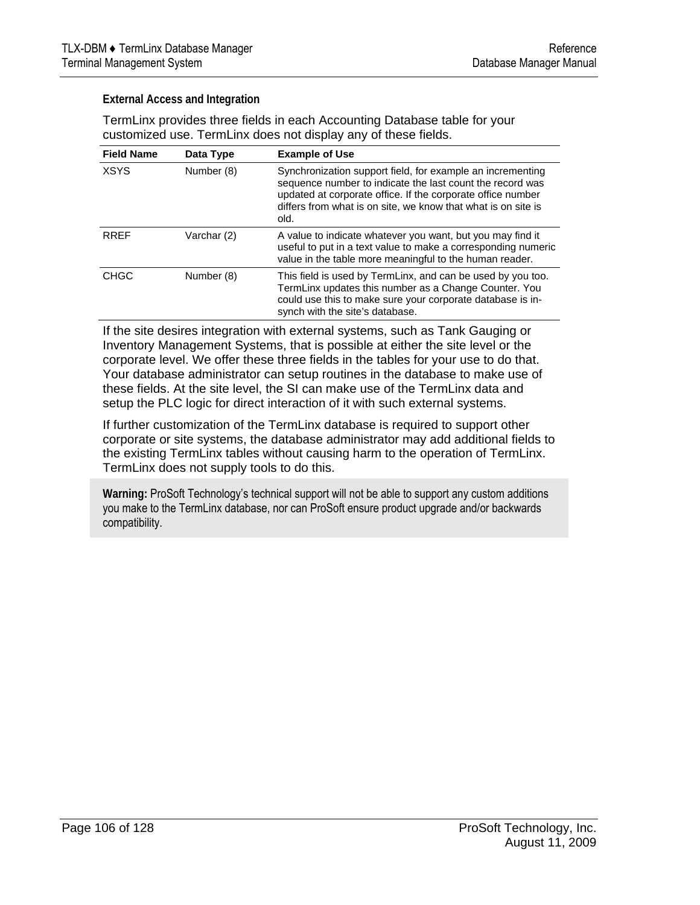### External Access and Integration

TermLinx provides three fields in each Accounting Database table for your customized use. TermLinx does not display any of these fields.

| Field Name | Data Type | Example of Use |
| --- | --- | --- |
| XSYS | Number (8) | Synchronization support field, for example an incrementing sequence number to indicate the last count the record was updated at corporate office. If the corporate office number differs from what is on site, we know that what is on site is old. |
| RREF | Varchar (2) | A value to indicate whatever you want, but you may find it useful to put in a text value to make a corresponding numeric value in the table more meaningful to the human reader. |
| CHGC | Number (8) | This field is used by TermLinx, and can be used by you too. TermLinx updates this number as a Change Counter. You could use this to make sure your corporate database is in-synch with the site's database. |

If the site desires integration with external systems, such as Tank Gauging or Inventory Management Systems, that is possible at either the site level or the corporate level. We offer these three fields in the tables for your use to do that. Your database administrator can setup routines in the database to make use of these fields. At the site level, the SI can make use of the TermLinx data and setup the PLC logic for direct interaction of it with such external systems.

If further customization of the TermLinx database is required to support other corporate or site systems, the database administrator may add additional fields to the existing TermLinx tables without causing harm to the operation of TermLinx. TermLinx does not supply tools to do this.

**Warning:** ProSoft Technology's technical support will not be able to support any custom additions you make to the TermLinx database, nor can ProSoft ensure product upgrade and/or backwards compatibility.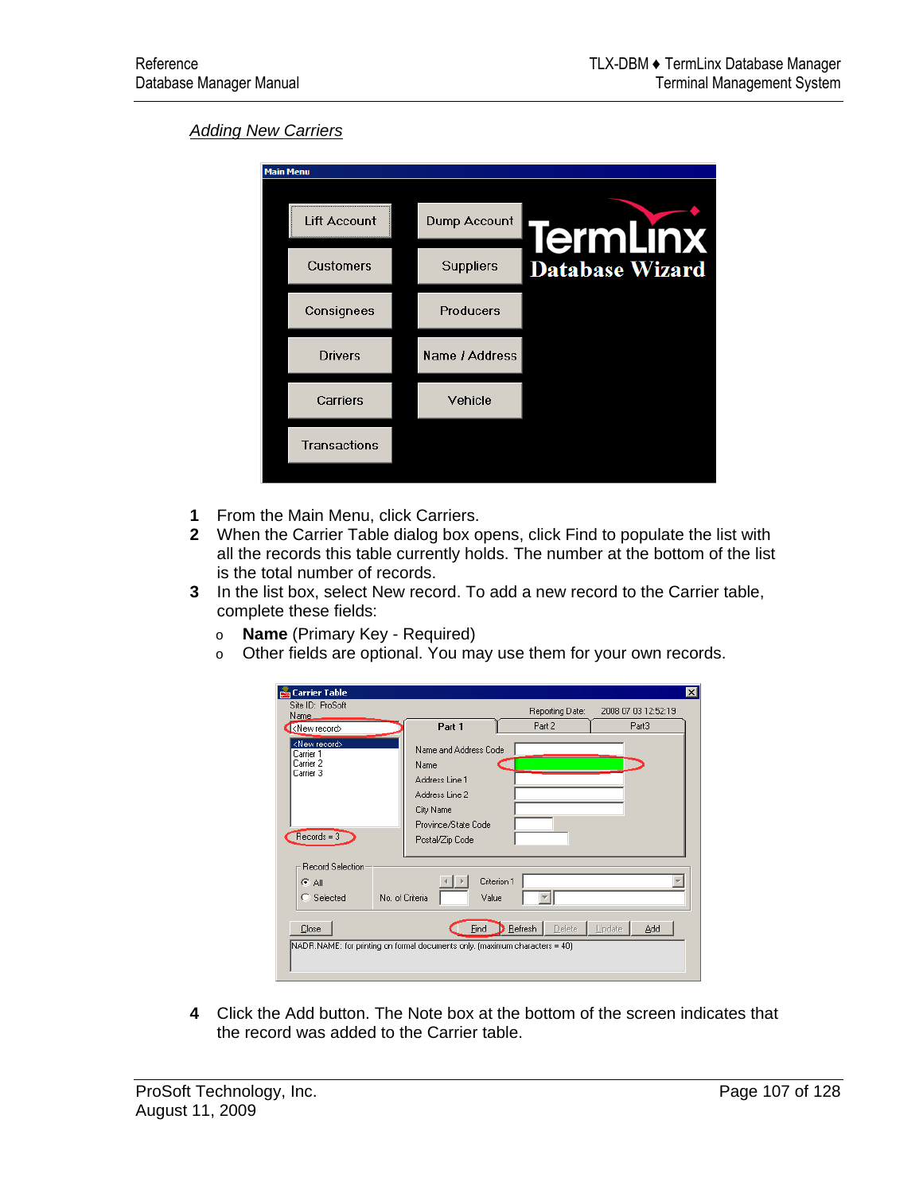## *Adding New Carriers*

1. From the Main Menu, click Carriers.
2. When the Carrier Table dialog box opens, click Find to populate the list with all the records this table currently holds. The number at the bottom of the list is the total number of records.
3. In the list box, select New record. To add a new record to the Carrier table, complete these fields:
   - **Name** (Primary Key - Required)
   - Other fields are optional. You may use them for your own records.
4. Click the Add button. The Note box at the bottom of the screen indicates that the record was added to the Carrier table.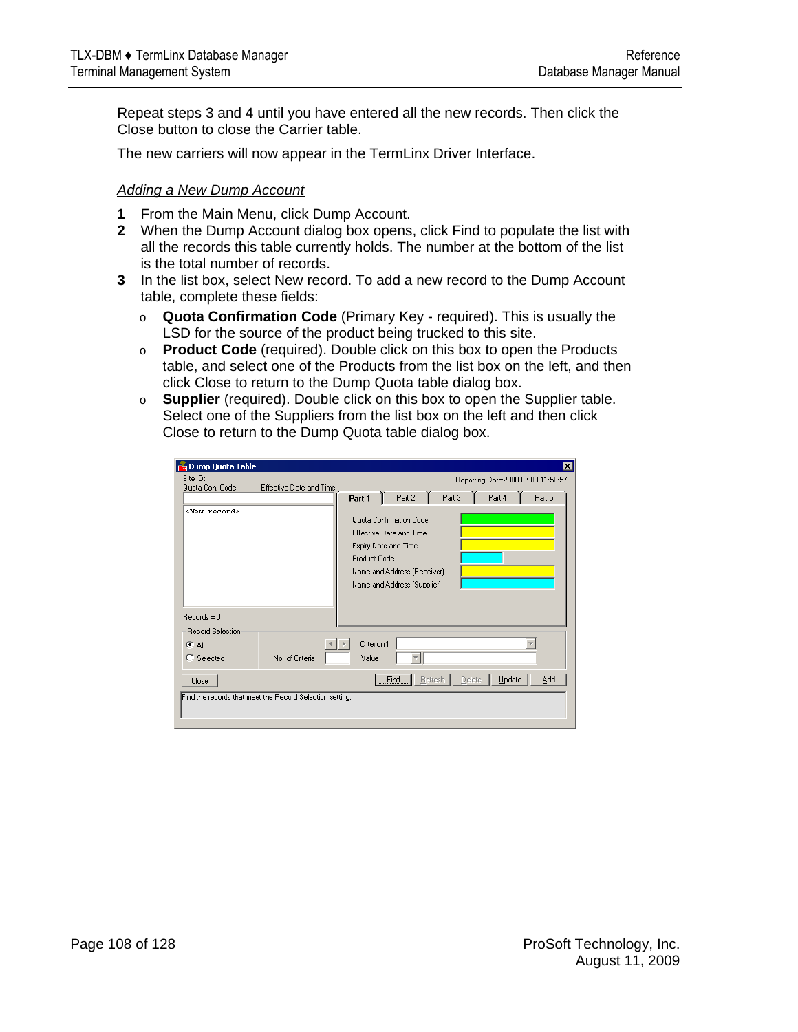Repeat steps 3 and 4 until you have entered all the new records. Then click the Close button to close the Carrier table.

The new carriers will now appear in the TermLinx Driver Interface.

*Adding a New Dump Account*

**1** From the Main Menu, click Dump Account.

**2** When the Dump Account dialog box opens, click Find to populate the list with all the records this table currently holds. The number at the bottom of the list is the total number of records.

**3** In the list box, select New record. To add a new record to the Dump Account table, complete these fields:

- **Quota Confirmation Code** (Primary Key - required). This is usually the LSD for the source of the product being trucked to this site.
- **Product Code** (required). Double click on this box to open the Products table, and select one of the Products from the list box on the left, and then click Close to return to the Dump Quota table dialog box.
- **Supplier** (required). Double click on this box to open the Supplier table. Select one of the Suppliers from the list box on the left and then click Close to return to the Dump Quota table dialog box.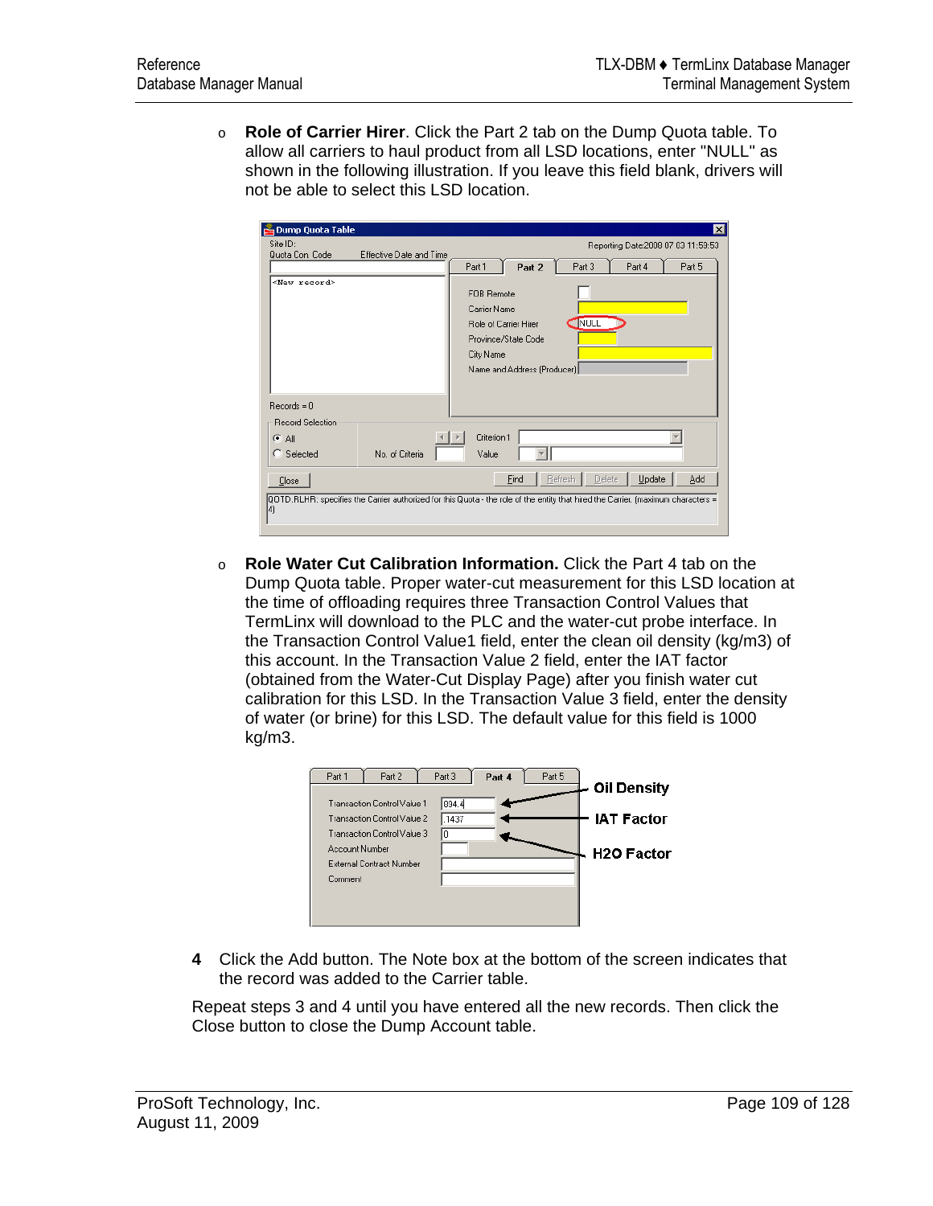- **Role of Carrier Hirer**. Click the Part 2 tab on the Dump Quota table. To allow all carriers to haul product from all LSD locations, enter "NULL" as shown in the following illustration. If you leave this field blank, drivers will not be able to select this LSD location.

- **Role Water Cut Calibration Information.** Click the Part 4 tab on the Dump Quota table. Proper water-cut measurement for this LSD location at the time of offloading requires three Transaction Control Values that TermLinx will download to the PLC and the water-cut probe interface. In the Transaction Control Value1 field, enter the clean oil density (kg/m3) of this account. In the Transaction Value 2 field, enter the IAT factor (obtained from the Water-Cut Display Page) after you finish water cut calibration for this LSD. In the Transaction Value 3 field, enter the density of water (or brine) for this LSD. The default value for this field is 1000 kg/m3.

**4** Click the Add button. The Note box at the bottom of the screen indicates that the record was added to the Carrier table.

Repeat steps 3 and 4 until you have entered all the new records. Then click the Close button to close the Dump Account table.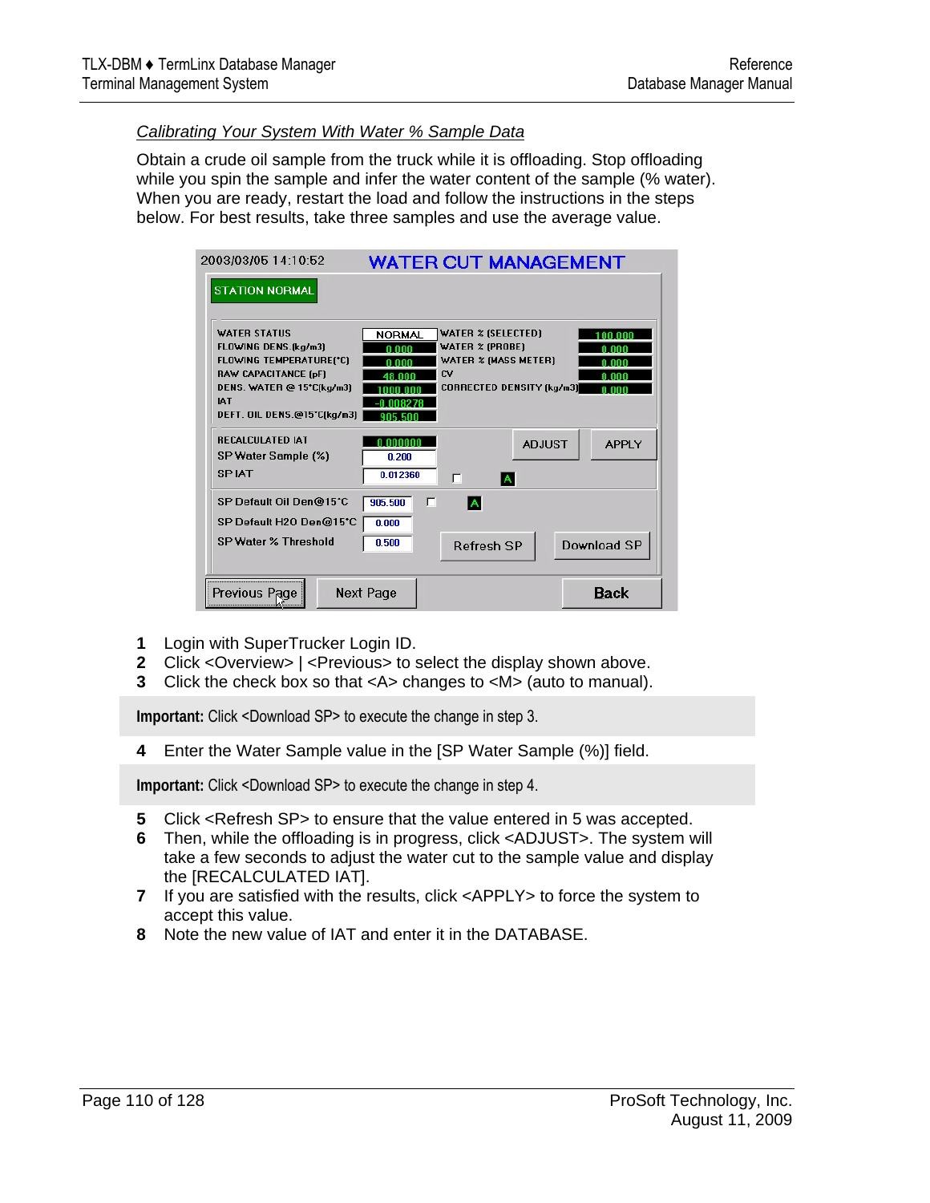*Calibrating Your System With Water % Sample Data*

Obtain a crude oil sample from the truck while it is offloading. Stop offloading while you spin the sample and infer the water content of the sample (% water). When you are ready, restart the load and follow the instructions in the steps below. For best results, take three samples and use the average value.

1 Login with SuperTrucker Login ID.
2 Click <Overview> | <Previous> to select the display shown above.
3 Click the check box so that <A> changes to <M> (auto to manual).

**Important:** Click <Download SP> to execute the change in step 3.

4 Enter the Water Sample value in the [SP Water Sample (%)] field.

**Important:** Click <Download SP> to execute the change in step 4.

5 Click <Refresh SP> to ensure that the value entered in 5 was accepted.
6 Then, while the offloading is in progress, click <ADJUST>. The system will take a few seconds to adjust the water cut to the sample value and display the [RECALCULATED IAT].
7 If you are satisfied with the results, click <APPLY> to force the system to accept this value.
8 Note the new value of IAT and enter it in the DATABASE.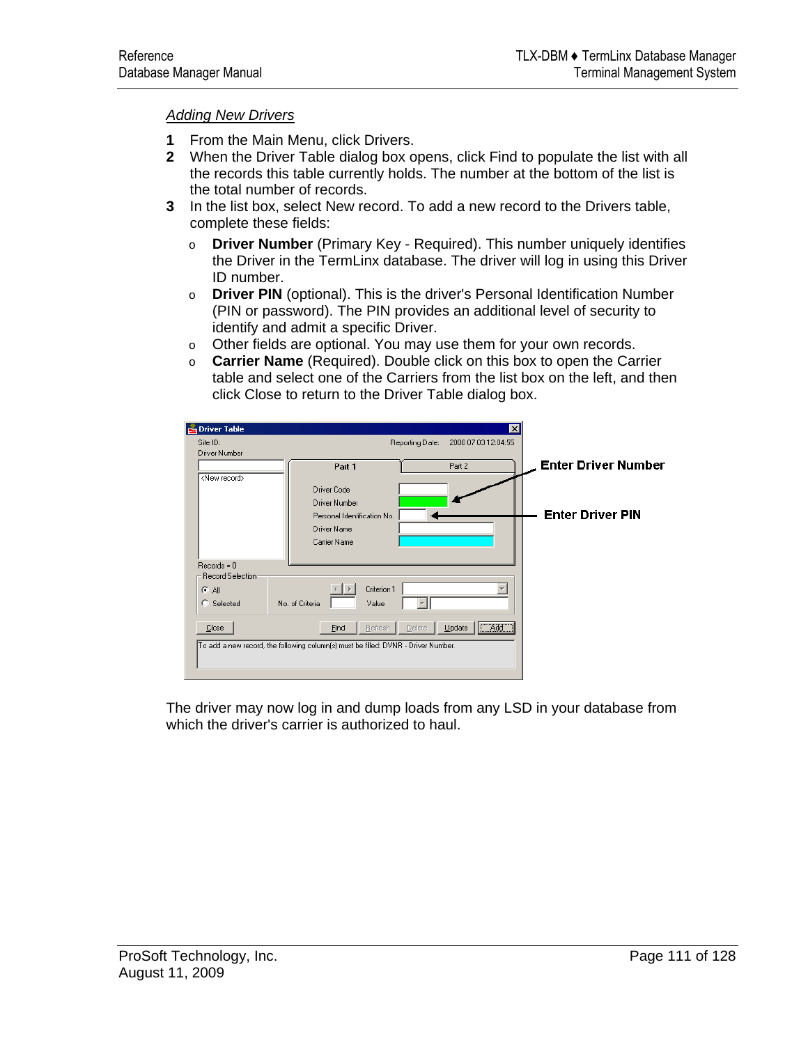*Adding New Drivers*

1. From the Main Menu, click Drivers.
2. When the Driver Table dialog box opens, click Find to populate the list with all the records this table currently holds. The number at the bottom of the list is the total number of records.
3. In the list box, select New record. To add a new record to the Drivers table, complete these fields:
   - **Driver Number** (Primary Key - Required). This number uniquely identifies the Driver in the TermLinx database. The driver will log in using this Driver ID number.
   - **Driver PIN** (optional). This is the driver's Personal Identification Number (PIN or password). The PIN provides an additional level of security to identify and admit a specific Driver.
   - Other fields are optional. You may use them for your own records.
   - **Carrier Name** (Required). Double click on this box to open the Carrier table and select one of the Carriers from the list box on the left, and then click Close to return to the Driver Table dialog box.

The driver may now log in and dump loads from any LSD in your database from which the driver's carrier is authorized to haul.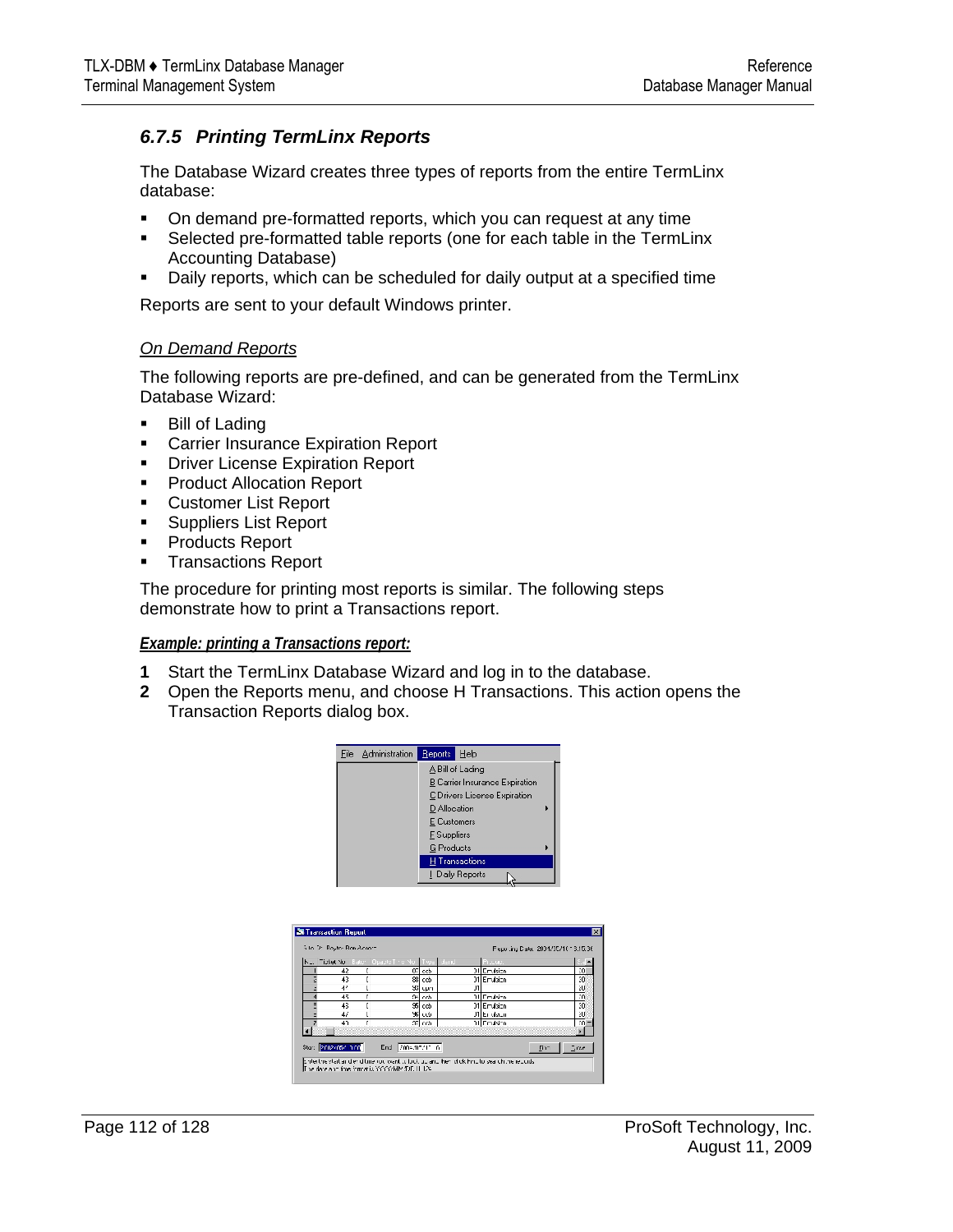### 6.7.5 Printing TermLinx Reports

The Database Wizard creates three types of reports from the entire TermLinx database:

- On demand pre-formatted reports, which you can request at any time
- Selected pre-formatted table reports (one for each table in the TermLinx Accounting Database)
- Daily reports, which can be scheduled for daily output at a specified time

Reports are sent to your default Windows printer.

*On Demand Reports*

The following reports are pre-defined, and can be generated from the TermLinx Database Wizard:

- Bill of Lading
- Carrier Insurance Expiration Report
- Driver License Expiration Report
- Product Allocation Report
- Customer List Report
- Suppliers List Report
- Products Report
- Transactions Report

The procedure for printing most reports is similar. The following steps demonstrate how to print a Transactions report.

***Example: printing a Transactions report:***

1. Start the TermLinx Database Wizard and log in to the database.
2. Open the Reports menu, and choose H Transactions. This action opens the Transaction Reports dialog box.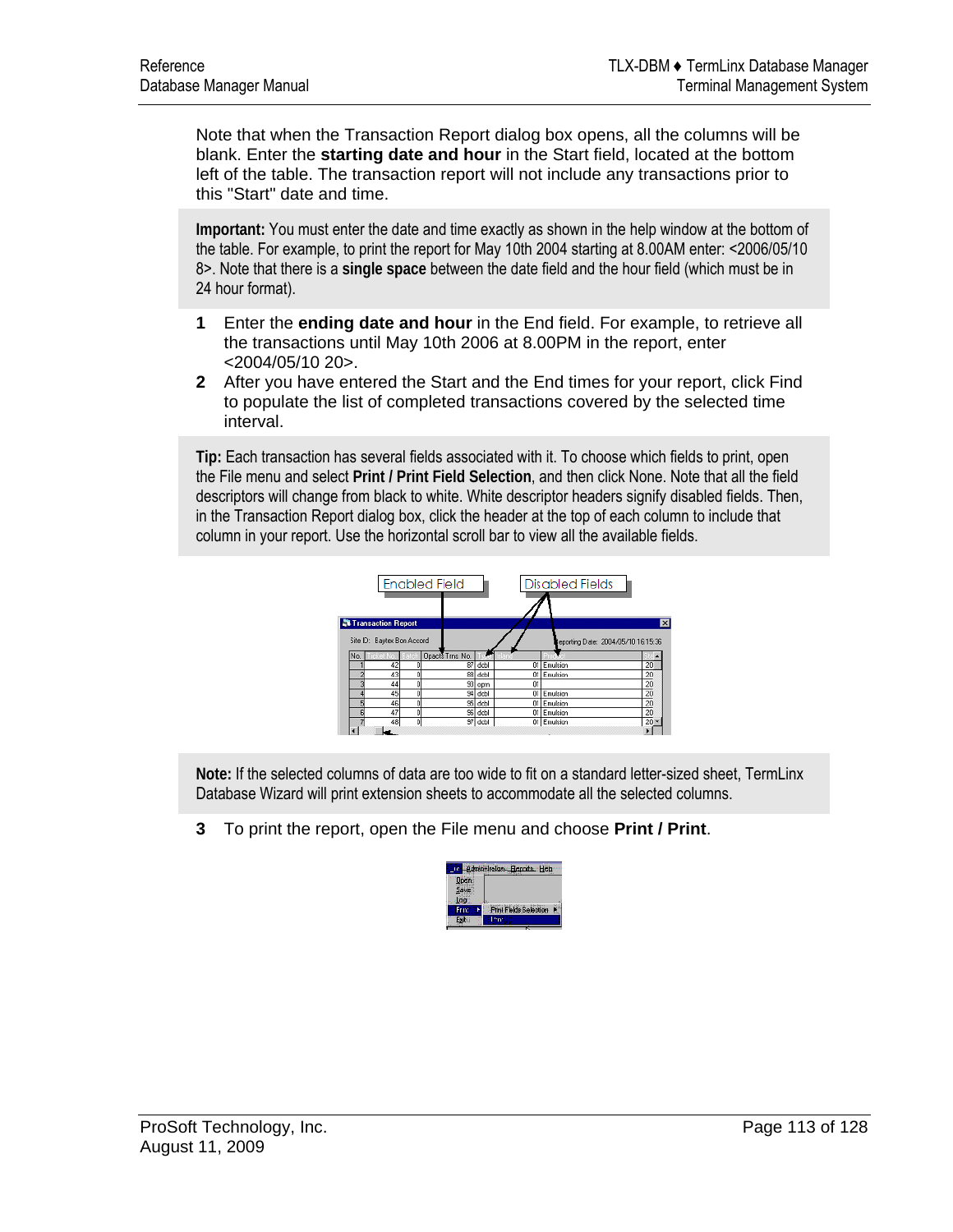Note that when the Transaction Report dialog box opens, all the columns will be blank. Enter the **starting date and hour** in the Start field, located at the bottom left of the table. The transaction report will not include any transactions prior to this "Start" date and time.

**Important:** You must enter the date and time exactly as shown in the help window at the bottom of the table. For example, to print the report for May 10th 2004 starting at 8.00AM enter: <2006/05/10 8>. Note that there is a **single space** between the date field and the hour field (which must be in 24 hour format).

1. Enter the **ending date and hour** in the End field. For example, to retrieve all the transactions until May 10th 2006 at 8.00PM in the report, enter <2004/05/10 20>.
2. After you have entered the Start and the End times for your report, click Find to populate the list of completed transactions covered by the selected time interval.

**Tip:** Each transaction has several fields associated with it. To choose which fields to print, open the File menu and select **Print / Print Field Selection**, and then click None. Note that all the field descriptors will change from black to white. White descriptor headers signify disabled fields. Then, in the Transaction Report dialog box, click the header at the top of each column to include that column in your report. Use the horizontal scroll bar to view all the available fields.

**Note:** If the selected columns of data are too wide to fit on a standard letter-sized sheet, TermLinx Database Wizard will print extension sheets to accommodate all the selected columns.

3. To print the report, open the File menu and choose **Print / Print**.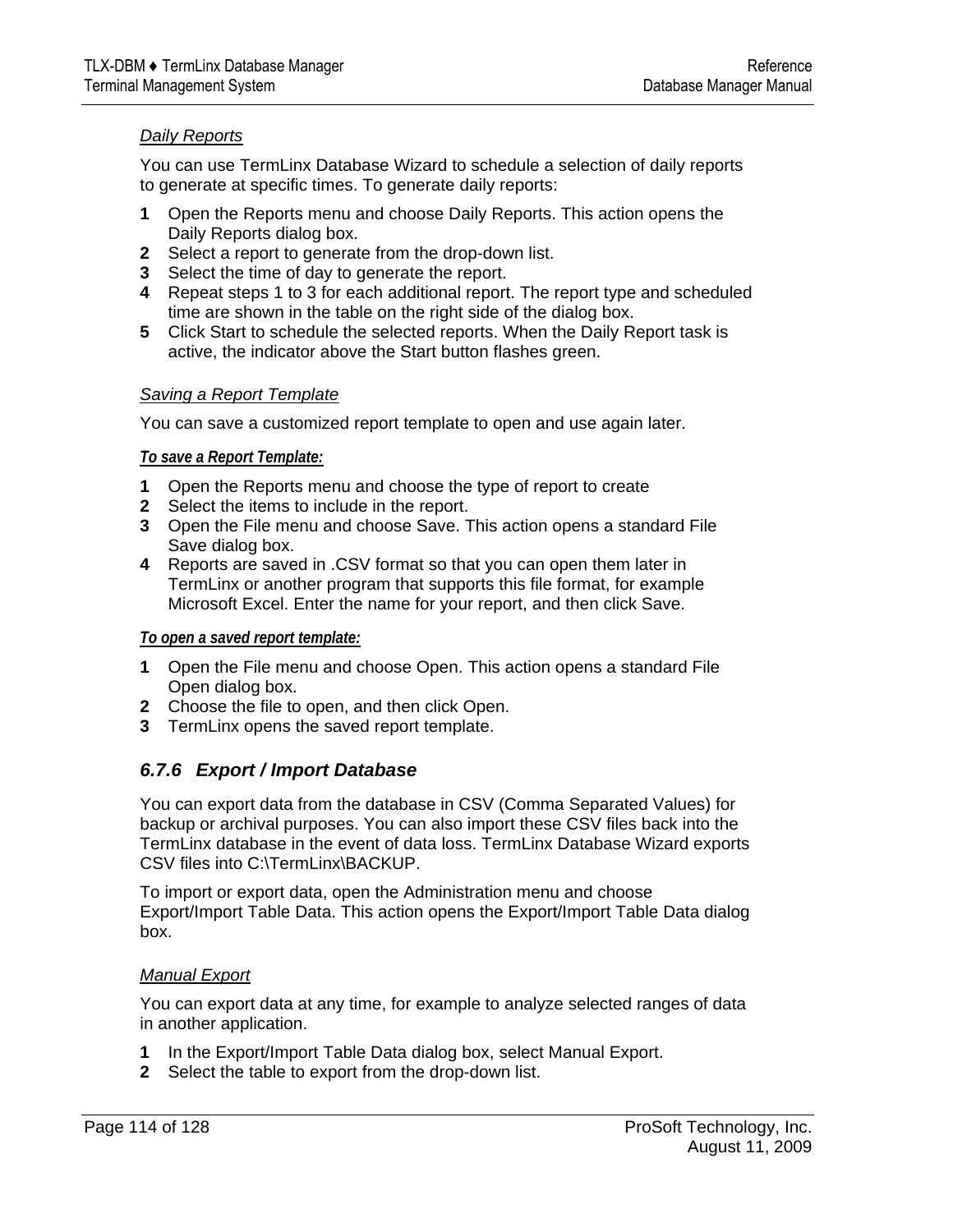*Daily Reports*

You can use TermLinx Database Wizard to schedule a selection of daily reports to generate at specific times. To generate daily reports:

1. Open the Reports menu and choose Daily Reports. This action opens the Daily Reports dialog box.
2. Select a report to generate from the drop-down list.
3. Select the time of day to generate the report.
4. Repeat steps 1 to 3 for each additional report. The report type and scheduled time are shown in the table on the right side of the dialog box.
5. Click Start to schedule the selected reports. When the Daily Report task is active, the indicator above the Start button flashes green.

*Saving a Report Template*

You can save a customized report template to open and use again later.

***To save a Report Template:***

1. Open the Reports menu and choose the type of report to create
2. Select the items to include in the report.
3. Open the File menu and choose Save. This action opens a standard File Save dialog box.
4. Reports are saved in .CSV format so that you can open them later in TermLinx or another program that supports this file format, for example Microsoft Excel. Enter the name for your report, and then click Save.

***To open a saved report template:***

1. Open the File menu and choose Open. This action opens a standard File Open dialog box.
2. Choose the file to open, and then click Open.
3. TermLinx opens the saved report template.

### 6.7.6 Export / Import Database

You can export data from the database in CSV (Comma Separated Values) for backup or archival purposes. You can also import these CSV files back into the TermLinx database in the event of data loss. TermLinx Database Wizard exports CSV files into C:\TermLinx\BACKUP.

To import or export data, open the Administration menu and choose Export/Import Table Data. This action opens the Export/Import Table Data dialog box.

*Manual Export*

You can export data at any time, for example to analyze selected ranges of data in another application.

1. In the Export/Import Table Data dialog box, select Manual Export.
2. Select the table to export from the drop-down list.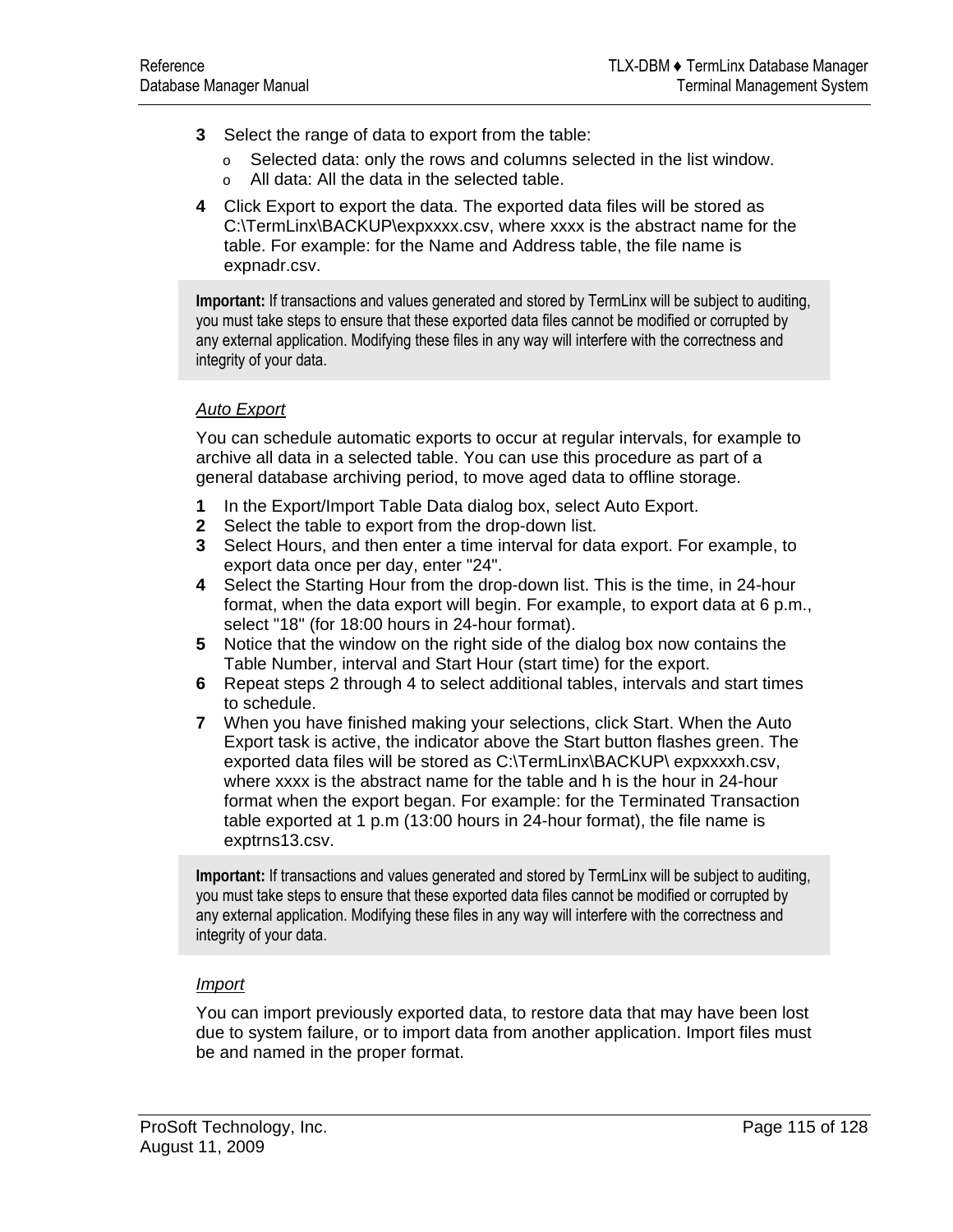3. Select the range of data to export from the table:
   - Selected data: only the rows and columns selected in the list window.
   - All data: All the data in the selected table.
4. Click Export to export the data. The exported data files will be stored as C:\TermLinx\BACKUP\expxxxx.csv, where xxxx is the abstract name for the table. For example: for the Name and Address table, the file name is expnadr.csv.

> **Important:** If transactions and values generated and stored by TermLinx will be subject to auditing, you must take steps to ensure that these exported data files cannot be modified or corrupted by any external application. Modifying these files in any way will interfere with the correctness and integrity of your data.

*Auto Export*

You can schedule automatic exports to occur at regular intervals, for example to archive all data in a selected table. You can use this procedure as part of a general database archiving period, to move aged data to offline storage.

1. In the Export/Import Table Data dialog box, select Auto Export.
2. Select the table to export from the drop-down list.
3. Select Hours, and then enter a time interval for data export. For example, to export data once per day, enter "24".
4. Select the Starting Hour from the drop-down list. This is the time, in 24-hour format, when the data export will begin. For example, to export data at 6 p.m., select "18" (for 18:00 hours in 24-hour format).
5. Notice that the window on the right side of the dialog box now contains the Table Number, interval and Start Hour (start time) for the export.
6. Repeat steps 2 through 4 to select additional tables, intervals and start times to schedule.
7. When you have finished making your selections, click Start. When the Auto Export task is active, the indicator above the Start button flashes green. The exported data files will be stored as C:\TermLinx\BACKUP\ expxxxxh.csv, where xxxx is the abstract name for the table and h is the hour in 24-hour format when the export began. For example: for the Terminated Transaction table exported at 1 p.m (13:00 hours in 24-hour format), the file name is exptrns13.csv.

> **Important:** If transactions and values generated and stored by TermLinx will be subject to auditing, you must take steps to ensure that these exported data files cannot be modified or corrupted by any external application. Modifying these files in any way will interfere with the correctness and integrity of your data.

*Import*

You can import previously exported data, to restore data that may have been lost due to system failure, or to import data from another application. Import files must be and named in the proper format.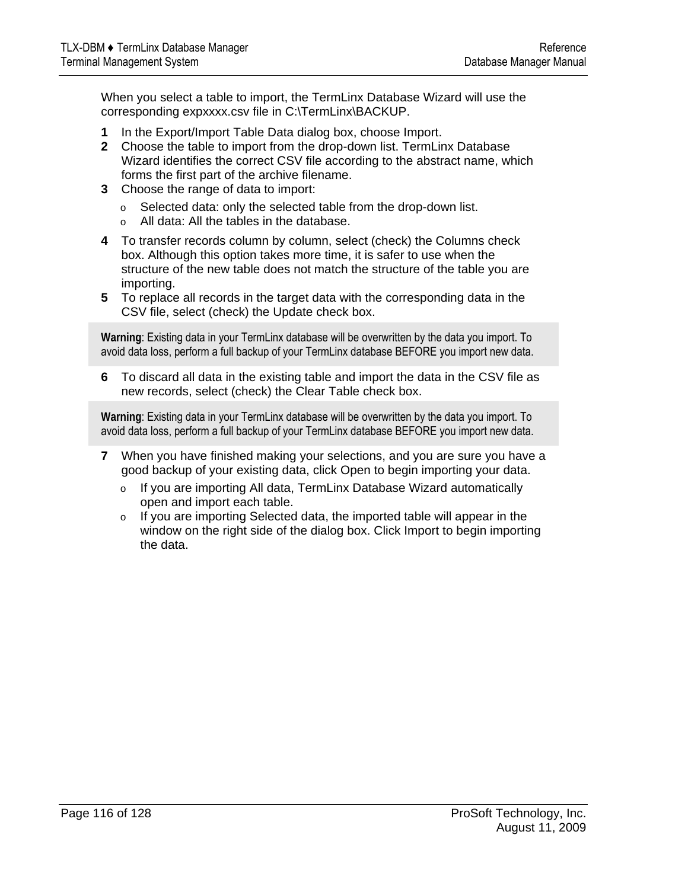When you select a table to import, the TermLinx Database Wizard will use the corresponding expxxxx.csv file in C:\TermLinx\BACKUP.

1. In the Export/Import Table Data dialog box, choose Import.
2. Choose the table to import from the drop-down list. TermLinx Database Wizard identifies the correct CSV file according to the abstract name, which forms the first part of the archive filename.
3. Choose the range of data to import:
   - Selected data: only the selected table from the drop-down list.
   - All data: All the tables in the database.
4. To transfer records column by column, select (check) the Columns check box. Although this option takes more time, it is safer to use when the structure of the new table does not match the structure of the table you are importing.
5. To replace all records in the target data with the corresponding data in the CSV file, select (check) the Update check box.

> **Warning**: Existing data in your TermLinx database will be overwritten by the data you import. To avoid data loss, perform a full backup of your TermLinx database BEFORE you import new data.

6. To discard all data in the existing table and import the data in the CSV file as new records, select (check) the Clear Table check box.

> **Warning**: Existing data in your TermLinx database will be overwritten by the data you import. To avoid data loss, perform a full backup of your TermLinx database BEFORE you import new data.

7. When you have finished making your selections, and you are sure you have a good backup of your existing data, click Open to begin importing your data.
   - If you are importing All data, TermLinx Database Wizard automatically open and import each table.
   - If you are importing Selected data, the imported table will appear in the window on the right side of the dialog box. Click Import to begin importing the data.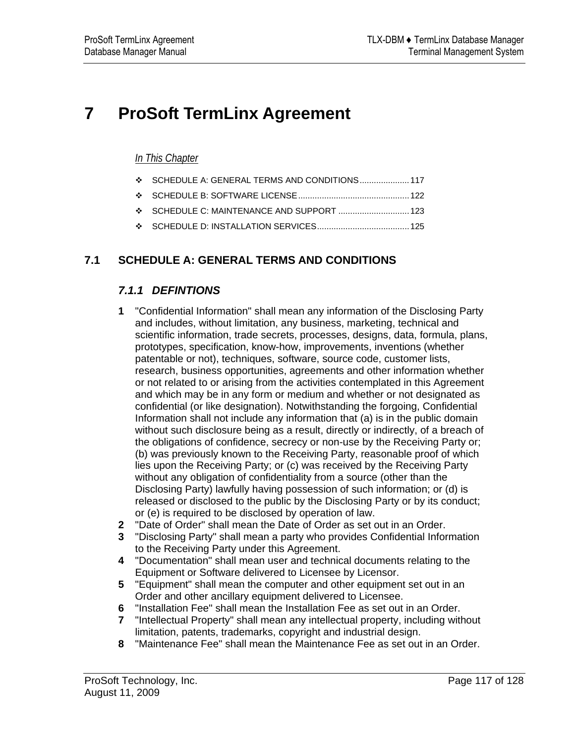# 7 ProSoft TermLinx Agreement

*In This Chapter*

- SCHEDULE A: GENERAL TERMS AND CONDITIONS..................... 117
- SCHEDULE B: SOFTWARE LICENSE............................................... 122
- SCHEDULE C: MAINTENANCE AND SUPPORT .............................. 123
- SCHEDULE D: INSTALLATION SERVICES....................................... 125

## 7.1 SCHEDULE A: GENERAL TERMS AND CONDITIONS

### *7.1.1 DEFINTIONS*

**1** "Confidential Information" shall mean any information of the Disclosing Party and includes, without limitation, any business, marketing, technical and scientific information, trade secrets, processes, designs, data, formula, plans, prototypes, specification, know-how, improvements, inventions (whether patentable or not), techniques, software, source code, customer lists, research, business opportunities, agreements and other information whether or not related to or arising from the activities contemplated in this Agreement and which may be in any form or medium and whether or not designated as confidential (or like designation). Notwithstanding the forgoing, Confidential Information shall not include any information that (a) is in the public domain without such disclosure being as a result, directly or indirectly, of a breach of the obligations of confidence, secrecy or non-use by the Receiving Party or; (b) was previously known to the Receiving Party, reasonable proof of which lies upon the Receiving Party; or (c) was received by the Receiving Party without any obligation of confidentiality from a source (other than the Disclosing Party) lawfully having possession of such information; or (d) is released or disclosed to the public by the Disclosing Party or by its conduct; or (e) is required to be disclosed by operation of law.

**2** "Date of Order" shall mean the Date of Order as set out in an Order.

**3** "Disclosing Party" shall mean a party who provides Confidential Information to the Receiving Party under this Agreement.

**4** "Documentation" shall mean user and technical documents relating to the Equipment or Software delivered to Licensee by Licensor.

**5** "Equipment" shall mean the computer and other equipment set out in an Order and other ancillary equipment delivered to Licensee.

**6** "Installation Fee" shall mean the Installation Fee as set out in an Order.

**7** "Intellectual Property" shall mean any intellectual property, including without limitation, patents, trademarks, copyright and industrial design.

**8** "Maintenance Fee" shall mean the Maintenance Fee as set out in an Order.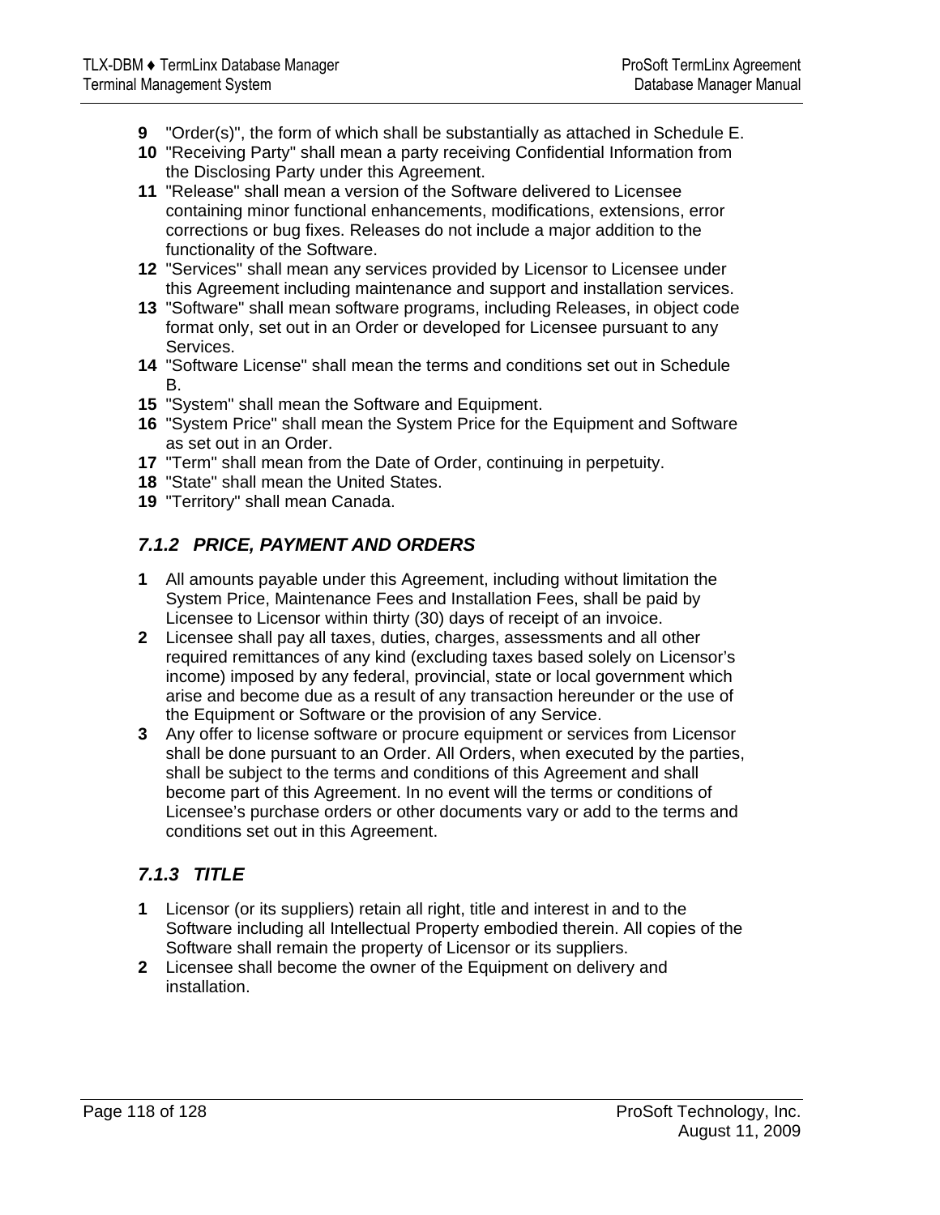9. "Order(s)", the form of which shall be substantially as attached in Schedule E.
10. "Receiving Party" shall mean a party receiving Confidential Information from the Disclosing Party under this Agreement.
11. "Release" shall mean a version of the Software delivered to Licensee containing minor functional enhancements, modifications, extensions, error corrections or bug fixes. Releases do not include a major addition to the functionality of the Software.
12. "Services" shall mean any services provided by Licensor to Licensee under this Agreement including maintenance and support and installation services.
13. "Software" shall mean software programs, including Releases, in object code format only, set out in an Order or developed for Licensee pursuant to any Services.
14. "Software License" shall mean the terms and conditions set out in Schedule B.
15. "System" shall mean the Software and Equipment.
16. "System Price" shall mean the System Price for the Equipment and Software as set out in an Order.
17. "Term" shall mean from the Date of Order, continuing in perpetuity.
18. "State" shall mean the United States.
19. "Territory" shall mean Canada.

### *7.1.2 PRICE, PAYMENT AND ORDERS*

1. All amounts payable under this Agreement, including without limitation the System Price, Maintenance Fees and Installation Fees, shall be paid by Licensee to Licensor within thirty (30) days of receipt of an invoice.
2. Licensee shall pay all taxes, duties, charges, assessments and all other required remittances of any kind (excluding taxes based solely on Licensor's income) imposed by any federal, provincial, state or local government which arise and become due as a result of any transaction hereunder or the use of the Equipment or Software or the provision of any Service.
3. Any offer to license software or procure equipment or services from Licensor shall be done pursuant to an Order. All Orders, when executed by the parties, shall be subject to the terms and conditions of this Agreement and shall become part of this Agreement. In no event will the terms or conditions of Licensee's purchase orders or other documents vary or add to the terms and conditions set out in this Agreement.

### *7.1.3 TITLE*

1. Licensor (or its suppliers) retain all right, title and interest in and to the Software including all Intellectual Property embodied therein. All copies of the Software shall remain the property of Licensor or its suppliers.
2. Licensee shall become the owner of the Equipment on delivery and installation.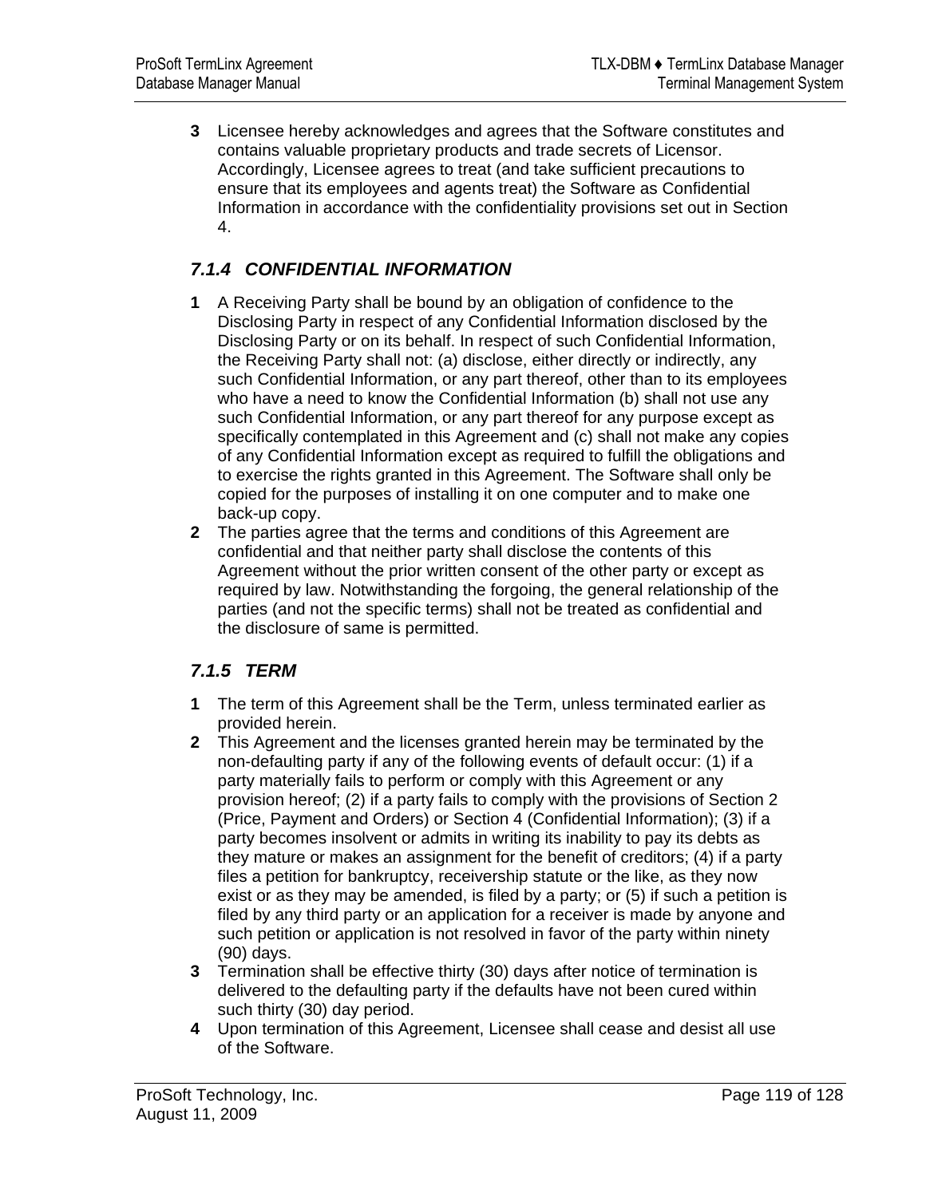**3** Licensee hereby acknowledges and agrees that the Software constitutes and contains valuable proprietary products and trade secrets of Licensor. Accordingly, Licensee agrees to treat (and take sufficient precautions to ensure that its employees and agents treat) the Software as Confidential Information in accordance with the confidentiality provisions set out in Section 4.

### *7.1.4 CONFIDENTIAL INFORMATION*

**1** A Receiving Party shall be bound by an obligation of confidence to the Disclosing Party in respect of any Confidential Information disclosed by the Disclosing Party or on its behalf. In respect of such Confidential Information, the Receiving Party shall not: (a) disclose, either directly or indirectly, any such Confidential Information, or any part thereof, other than to its employees who have a need to know the Confidential Information (b) shall not use any such Confidential Information, or any part thereof for any purpose except as specifically contemplated in this Agreement and (c) shall not make any copies of any Confidential Information except as required to fulfill the obligations and to exercise the rights granted in this Agreement. The Software shall only be copied for the purposes of installing it on one computer and to make one back-up copy.

**2** The parties agree that the terms and conditions of this Agreement are confidential and that neither party shall disclose the contents of this Agreement without the prior written consent of the other party or except as required by law. Notwithstanding the forgoing, the general relationship of the parties (and not the specific terms) shall not be treated as confidential and the disclosure of same is permitted.

### *7.1.5 TERM*

**1** The term of this Agreement shall be the Term, unless terminated earlier as provided herein.

**2** This Agreement and the licenses granted herein may be terminated by the non-defaulting party if any of the following events of default occur: (1) if a party materially fails to perform or comply with this Agreement or any provision hereof; (2) if a party fails to comply with the provisions of Section 2 (Price, Payment and Orders) or Section 4 (Confidential Information); (3) if a party becomes insolvent or admits in writing its inability to pay its debts as they mature or makes an assignment for the benefit of creditors; (4) if a party files a petition for bankruptcy, receivership statute or the like, as they now exist or as they may be amended, is filed by a party; or (5) if such a petition is filed by any third party or an application for a receiver is made by anyone and such petition or application is not resolved in favor of the party within ninety (90) days.

**3** Termination shall be effective thirty (30) days after notice of termination is delivered to the defaulting party if the defaults have not been cured within such thirty (30) day period.

**4** Upon termination of this Agreement, Licensee shall cease and desist all use of the Software.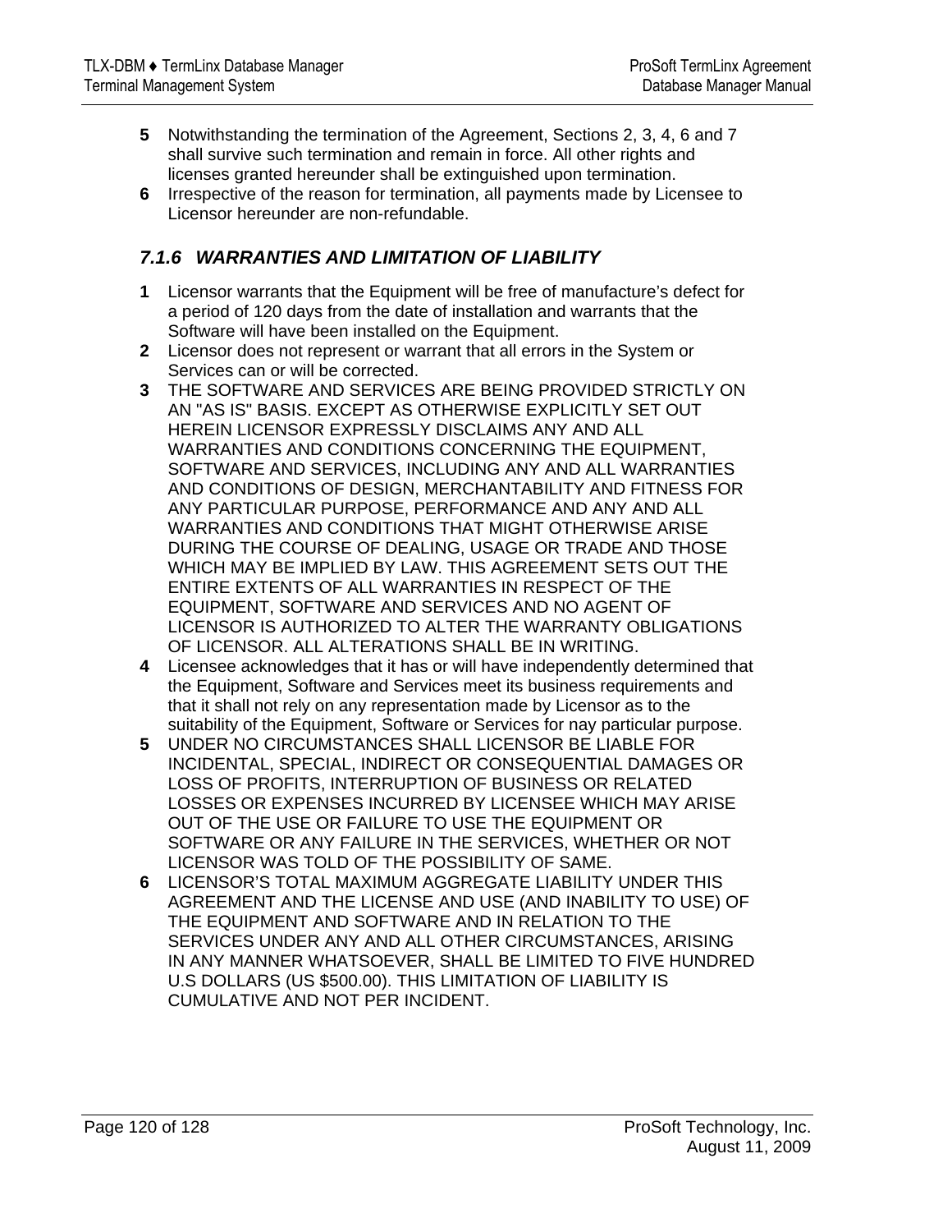**5** Notwithstanding the termination of the Agreement, Sections 2, 3, 4, 6 and 7 shall survive such termination and remain in force. All other rights and licenses granted hereunder shall be extinguished upon termination.

**6** Irrespective of the reason for termination, all payments made by Licensee to Licensor hereunder are non-refundable.

### *7.1.6 WARRANTIES AND LIMITATION OF LIABILITY*

**1** Licensor warrants that the Equipment will be free of manufacture's defect for a period of 120 days from the date of installation and warrants that the Software will have been installed on the Equipment.

**2** Licensor does not represent or warrant that all errors in the System or Services can or will be corrected.

**3** THE SOFTWARE AND SERVICES ARE BEING PROVIDED STRICTLY ON AN "AS IS" BASIS. EXCEPT AS OTHERWISE EXPLICITLY SET OUT HEREIN LICENSOR EXPRESSLY DISCLAIMS ANY AND ALL WARRANTIES AND CONDITIONS CONCERNING THE EQUIPMENT, SOFTWARE AND SERVICES, INCLUDING ANY AND ALL WARRANTIES AND CONDITIONS OF DESIGN, MERCHANTABILITY AND FITNESS FOR ANY PARTICULAR PURPOSE, PERFORMANCE AND ANY AND ALL WARRANTIES AND CONDITIONS THAT MIGHT OTHERWISE ARISE DURING THE COURSE OF DEALING, USAGE OR TRADE AND THOSE WHICH MAY BE IMPLIED BY LAW. THIS AGREEMENT SETS OUT THE ENTIRE EXTENTS OF ALL WARRANTIES IN RESPECT OF THE EQUIPMENT, SOFTWARE AND SERVICES AND NO AGENT OF LICENSOR IS AUTHORIZED TO ALTER THE WARRANTY OBLIGATIONS OF LICENSOR. ALL ALTERATIONS SHALL BE IN WRITING.

**4** Licensee acknowledges that it has or will have independently determined that the Equipment, Software and Services meet its business requirements and that it shall not rely on any representation made by Licensor as to the suitability of the Equipment, Software or Services for nay particular purpose.

**5** UNDER NO CIRCUMSTANCES SHALL LICENSOR BE LIABLE FOR INCIDENTAL, SPECIAL, INDIRECT OR CONSEQUENTIAL DAMAGES OR LOSS OF PROFITS, INTERRUPTION OF BUSINESS OR RELATED LOSSES OR EXPENSES INCURRED BY LICENSEE WHICH MAY ARISE OUT OF THE USE OR FAILURE TO USE THE EQUIPMENT OR SOFTWARE OR ANY FAILURE IN THE SERVICES, WHETHER OR NOT LICENSOR WAS TOLD OF THE POSSIBILITY OF SAME.

**6** LICENSOR'S TOTAL MAXIMUM AGGREGATE LIABILITY UNDER THIS AGREEMENT AND THE LICENSE AND USE (AND INABILITY TO USE) OF THE EQUIPMENT AND SOFTWARE AND IN RELATION TO THE SERVICES UNDER ANY AND ALL OTHER CIRCUMSTANCES, ARISING IN ANY MANNER WHATSOEVER, SHALL BE LIMITED TO FIVE HUNDRED U.S DOLLARS (US $500.00). THIS LIMITATION OF LIABILITY IS CUMULATIVE AND NOT PER INCIDENT.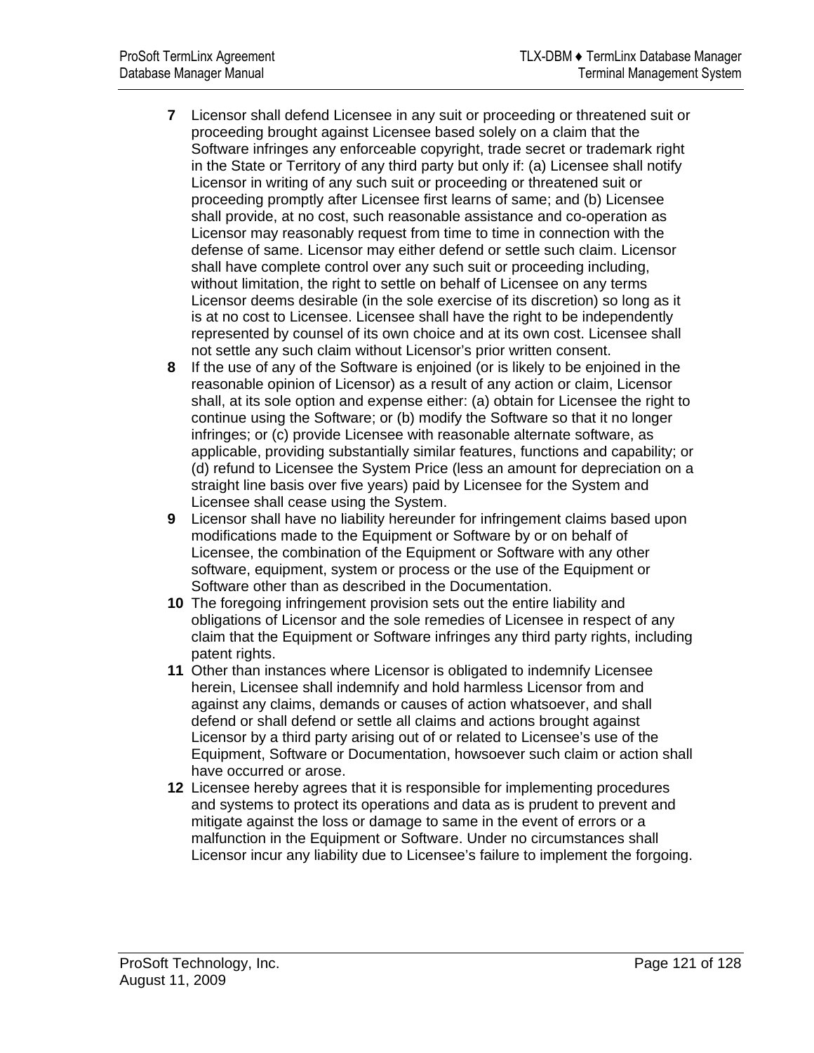**7** Licensor shall defend Licensee in any suit or proceeding or threatened suit or proceeding brought against Licensee based solely on a claim that the Software infringes any enforceable copyright, trade secret or trademark right in the State or Territory of any third party but only if: (a) Licensee shall notify Licensor in writing of any such suit or proceeding or threatened suit or proceeding promptly after Licensee first learns of same; and (b) Licensee shall provide, at no cost, such reasonable assistance and co-operation as Licensor may reasonably request from time to time in connection with the defense of same. Licensor may either defend or settle such claim. Licensor shall have complete control over any such suit or proceeding including, without limitation, the right to settle on behalf of Licensee on any terms Licensor deems desirable (in the sole exercise of its discretion) so long as it is at no cost to Licensee. Licensee shall have the right to be independently represented by counsel of its own choice and at its own cost. Licensee shall not settle any such claim without Licensor's prior written consent.

**8** If the use of any of the Software is enjoined (or is likely to be enjoined in the reasonable opinion of Licensor) as a result of any action or claim, Licensor shall, at its sole option and expense either: (a) obtain for Licensee the right to continue using the Software; or (b) modify the Software so that it no longer infringes; or (c) provide Licensee with reasonable alternate software, as applicable, providing substantially similar features, functions and capability; or (d) refund to Licensee the System Price (less an amount for depreciation on a straight line basis over five years) paid by Licensee for the System and Licensee shall cease using the System.

**9** Licensor shall have no liability hereunder for infringement claims based upon modifications made to the Equipment or Software by or on behalf of Licensee, the combination of the Equipment or Software with any other software, equipment, system or process or the use of the Equipment or Software other than as described in the Documentation.

**10** The foregoing infringement provision sets out the entire liability and obligations of Licensor and the sole remedies of Licensee in respect of any claim that the Equipment or Software infringes any third party rights, including patent rights.

**11** Other than instances where Licensor is obligated to indemnify Licensee herein, Licensee shall indemnify and hold harmless Licensor from and against any claims, demands or causes of action whatsoever, and shall defend or shall defend or settle all claims and actions brought against Licensor by a third party arising out of or related to Licensee's use of the Equipment, Software or Documentation, howsoever such claim or action shall have occurred or arose.

**12** Licensee hereby agrees that it is responsible for implementing procedures and systems to protect its operations and data as is prudent to prevent and mitigate against the loss or damage to same in the event of errors or a malfunction in the Equipment or Software. Under no circumstances shall Licensor incur any liability due to Licensee's failure to implement the forgoing.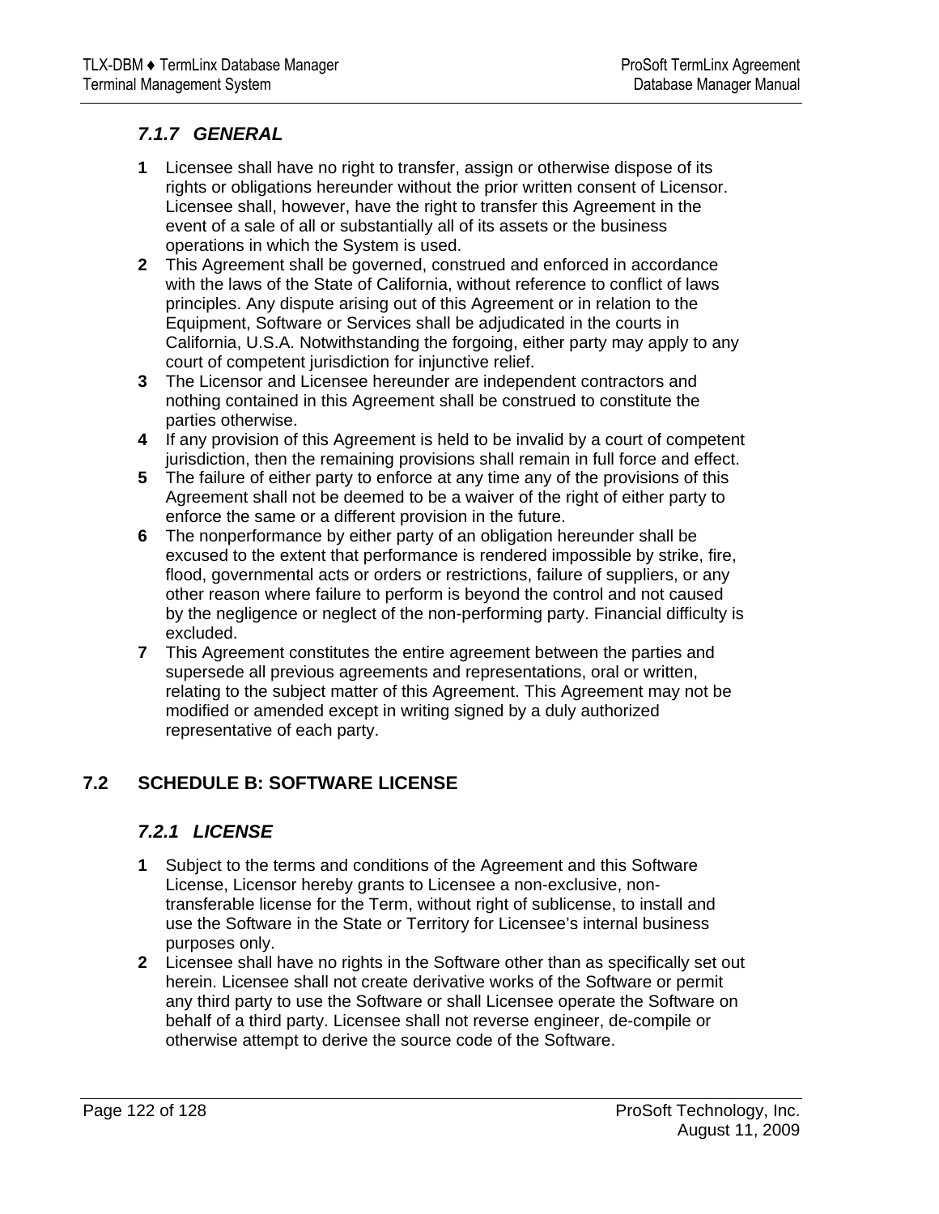### 7.1.7 GENERAL

**1** Licensee shall have no right to transfer, assign or otherwise dispose of its rights or obligations hereunder without the prior written consent of Licensor. Licensee shall, however, have the right to transfer this Agreement in the event of a sale of all or substantially all of its assets or the business operations in which the System is used.

**2** This Agreement shall be governed, construed and enforced in accordance with the laws of the State of California, without reference to conflict of laws principles. Any dispute arising out of this Agreement or in relation to the Equipment, Software or Services shall be adjudicated in the courts in California, U.S.A. Notwithstanding the forgoing, either party may apply to any court of competent jurisdiction for injunctive relief.

**3** The Licensor and Licensee hereunder are independent contractors and nothing contained in this Agreement shall be construed to constitute the parties otherwise.

**4** If any provision of this Agreement is held to be invalid by a court of competent jurisdiction, then the remaining provisions shall remain in full force and effect.

**5** The failure of either party to enforce at any time any of the provisions of this Agreement shall not be deemed to be a waiver of the right of either party to enforce the same or a different provision in the future.

**6** The nonperformance by either party of an obligation hereunder shall be excused to the extent that performance is rendered impossible by strike, fire, flood, governmental acts or orders or restrictions, failure of suppliers, or any other reason where failure to perform is beyond the control and not caused by the negligence or neglect of the non-performing party. Financial difficulty is excluded.

**7** This Agreement constitutes the entire agreement between the parties and supersede all previous agreements and representations, oral or written, relating to the subject matter of this Agreement. This Agreement may not be modified or amended except in writing signed by a duly authorized representative of each party.

## 7.2 SCHEDULE B: SOFTWARE LICENSE

### 7.2.1 LICENSE

**1** Subject to the terms and conditions of the Agreement and this Software License, Licensor hereby grants to Licensee a non-exclusive, non-transferable license for the Term, without right of sublicense, to install and use the Software in the State or Territory for Licensee's internal business purposes only.

**2** Licensee shall have no rights in the Software other than as specifically set out herein. Licensee shall not create derivative works of the Software or permit any third party to use the Software or shall Licensee operate the Software on behalf of a third party. Licensee shall not reverse engineer, de-compile or otherwise attempt to derive the source code of the Software.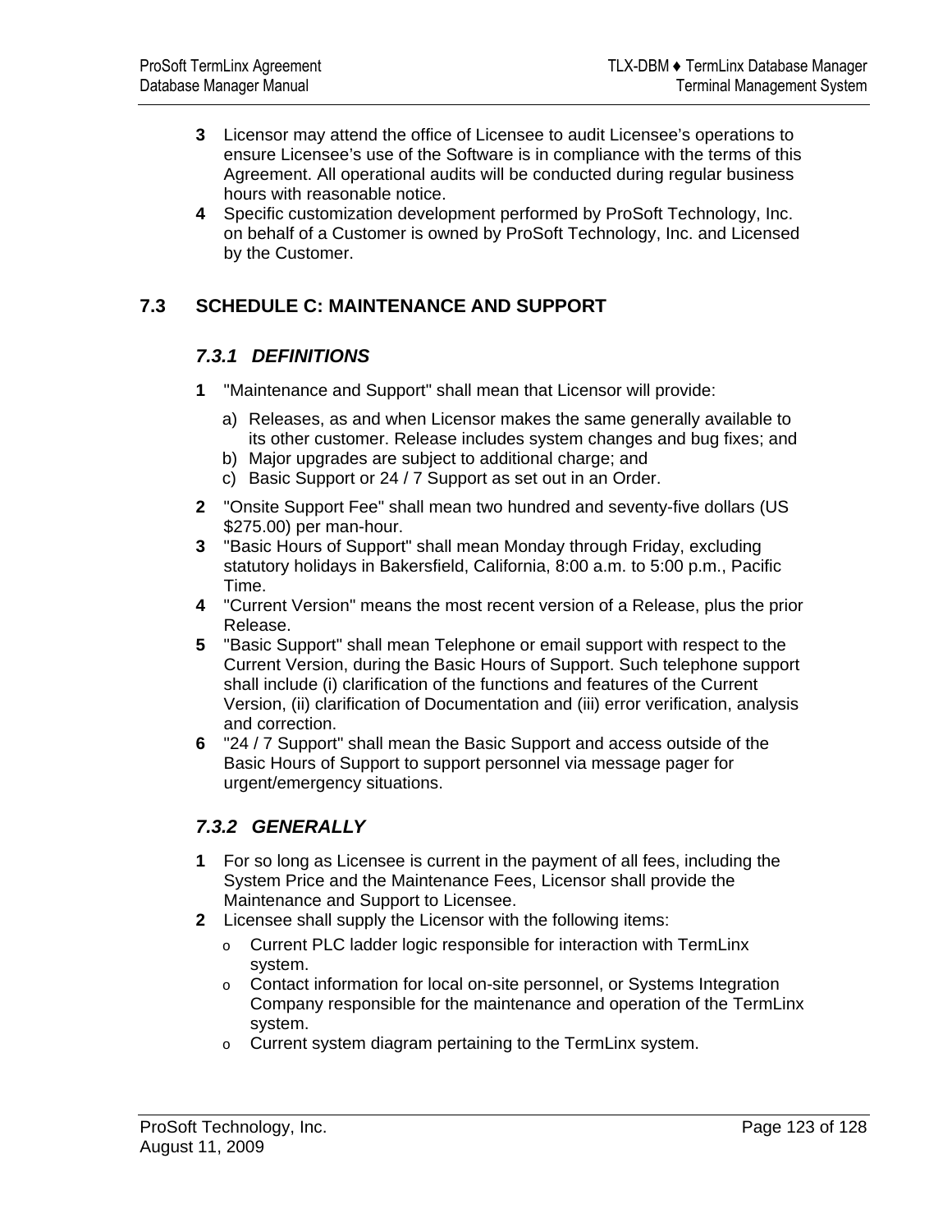**3** Licensor may attend the office of Licensee to audit Licensee's operations to ensure Licensee's use of the Software is in compliance with the terms of this Agreement. All operational audits will be conducted during regular business hours with reasonable notice.

**4** Specific customization development performed by ProSoft Technology, Inc. on behalf of a Customer is owned by ProSoft Technology, Inc. and Licensed by the Customer.

## 7.3 SCHEDULE C: MAINTENANCE AND SUPPORT

### *7.3.1 DEFINITIONS*

**1** "Maintenance and Support" shall mean that Licensor will provide:

a) Releases, as and when Licensor makes the same generally available to its other customer. Release includes system changes and bug fixes; and
b) Major upgrades are subject to additional charge; and
c) Basic Support or 24 / 7 Support as set out in an Order.

**2** "Onsite Support Fee" shall mean two hundred and seventy-five dollars (US $275.00) per man-hour.

**3** "Basic Hours of Support" shall mean Monday through Friday, excluding statutory holidays in Bakersfield, California, 8:00 a.m. to 5:00 p.m., Pacific Time.

**4** "Current Version" means the most recent version of a Release, plus the prior Release.

**5** "Basic Support" shall mean Telephone or email support with respect to the Current Version, during the Basic Hours of Support. Such telephone support shall include (i) clarification of the functions and features of the Current Version, (ii) clarification of Documentation and (iii) error verification, analysis and correction.

**6** "24 / 7 Support" shall mean the Basic Support and access outside of the Basic Hours of Support to support personnel via message pager for urgent/emergency situations.

### *7.3.2 GENERALLY*

**1** For so long as Licensee is current in the payment of all fees, including the System Price and the Maintenance Fees, Licensor shall provide the Maintenance and Support to Licensee.

**2** Licensee shall supply the Licensor with the following items:

- Current PLC ladder logic responsible for interaction with TermLinx system.
- Contact information for local on-site personnel, or Systems Integration Company responsible for the maintenance and operation of the TermLinx system.
- Current system diagram pertaining to the TermLinx system.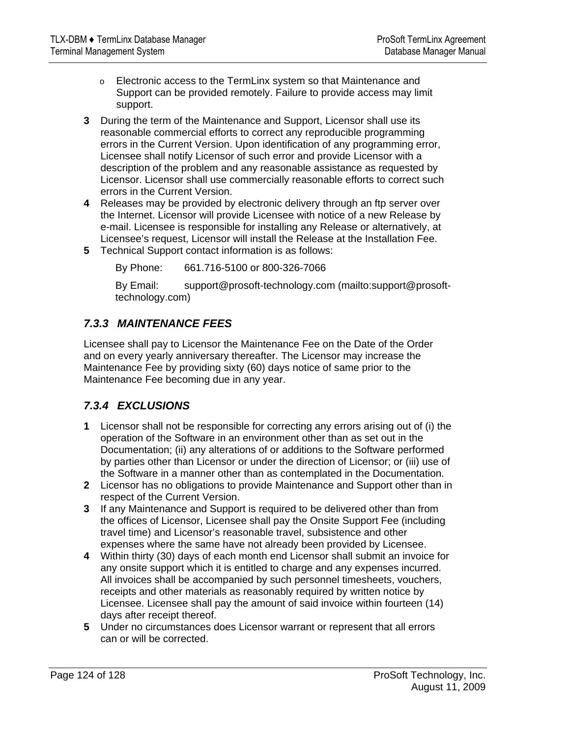- Electronic access to the TermLinx system so that Maintenance and Support can be provided remotely. Failure to provide access may limit support.

**3** During the term of the Maintenance and Support, Licensor shall use its reasonable commercial efforts to correct any reproducible programming errors in the Current Version. Upon identification of any programming error, Licensee shall notify Licensor of such error and provide Licensor with a description of the problem and any reasonable assistance as requested by Licensor. Licensor shall use commercially reasonable efforts to correct such errors in the Current Version.

**4** Releases may be provided by electronic delivery through an ftp server over the Internet. Licensor will provide Licensee with notice of a new Release by e-mail. Licensee is responsible for installing any Release or alternatively, at Licensee's request, Licensor will install the Release at the Installation Fee.

**5** Technical Support contact information is as follows:

By Phone: 661.716-5100 or 800-326-7066

By Email: support@prosoft-technology.com (mailto:support@prosoft-technology.com)

### *7.3.3 MAINTENANCE FEES*

Licensee shall pay to Licensor the Maintenance Fee on the Date of the Order and on every yearly anniversary thereafter. The Licensor may increase the Maintenance Fee by providing sixty (60) days notice of same prior to the Maintenance Fee becoming due in any year.

### *7.3.4 EXCLUSIONS*

**1** Licensor shall not be responsible for correcting any errors arising out of (i) the operation of the Software in an environment other than as set out in the Documentation; (ii) any alterations of or additions to the Software performed by parties other than Licensor or under the direction of Licensor; or (iii) use of the Software in a manner other than as contemplated in the Documentation.

**2** Licensor has no obligations to provide Maintenance and Support other than in respect of the Current Version.

**3** If any Maintenance and Support is required to be delivered other than from the offices of Licensor, Licensee shall pay the Onsite Support Fee (including travel time) and Licensor's reasonable travel, subsistence and other expenses where the same have not already been provided by Licensee.

**4** Within thirty (30) days of each month end Licensor shall submit an invoice for any onsite support which it is entitled to charge and any expenses incurred. All invoices shall be accompanied by such personnel timesheets, vouchers, receipts and other materials as reasonably required by written notice by Licensee. Licensee shall pay the amount of said invoice within fourteen (14) days after receipt thereof.

**5** Under no circumstances does Licensor warrant or represent that all errors can or will be corrected.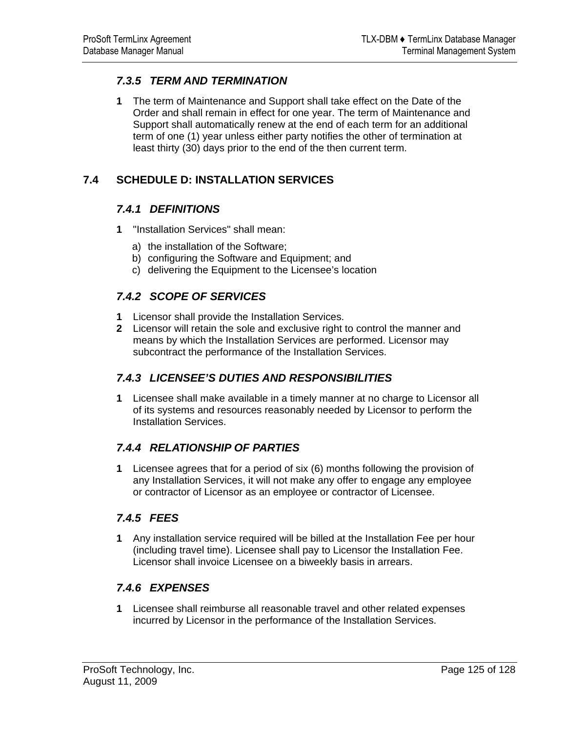### *7.3.5 TERM AND TERMINATION*

**1** The term of Maintenance and Support shall take effect on the Date of the Order and shall remain in effect for one year. The term of Maintenance and Support shall automatically renew at the end of each term for an additional term of one (1) year unless either party notifies the other of termination at least thirty (30) days prior to the end of the then current term.

## 7.4 SCHEDULE D: INSTALLATION SERVICES

### *7.4.1 DEFINITIONS*

**1** "Installation Services" shall mean:

a) the installation of the Software;
b) configuring the Software and Equipment; and
c) delivering the Equipment to the Licensee's location

### *7.4.2 SCOPE OF SERVICES*

**1** Licensor shall provide the Installation Services.

**2** Licensor will retain the sole and exclusive right to control the manner and means by which the Installation Services are performed. Licensor may subcontract the performance of the Installation Services.

### *7.4.3 LICENSEE'S DUTIES AND RESPONSIBILITIES*

**1** Licensee shall make available in a timely manner at no charge to Licensor all of its systems and resources reasonably needed by Licensor to perform the Installation Services.

### *7.4.4 RELATIONSHIP OF PARTIES*

**1** Licensee agrees that for a period of six (6) months following the provision of any Installation Services, it will not make any offer to engage any employee or contractor of Licensor as an employee or contractor of Licensee.

### *7.4.5 FEES*

**1** Any installation service required will be billed at the Installation Fee per hour (including travel time). Licensee shall pay to Licensor the Installation Fee. Licensor shall invoice Licensee on a biweekly basis in arrears.

### *7.4.6 EXPENSES*

**1** Licensee shall reimburse all reasonable travel and other related expenses incurred by Licensor in the performance of the Installation Services.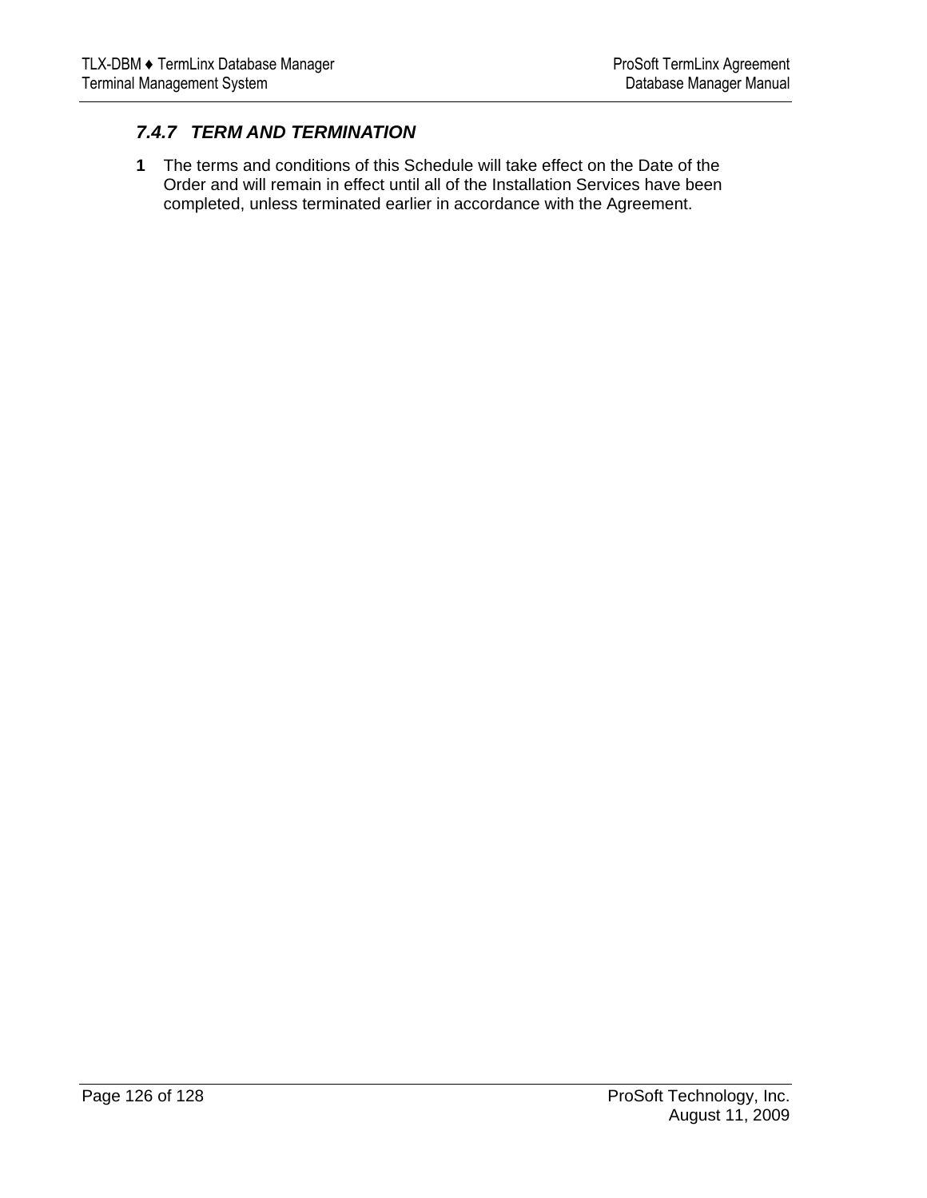### *7.4.7 TERM AND TERMINATION*

**1** The terms and conditions of this Schedule will take effect on the Date of the Order and will remain in effect until all of the Installation Services have been completed, unless terminated earlier in accordance with the Agreement.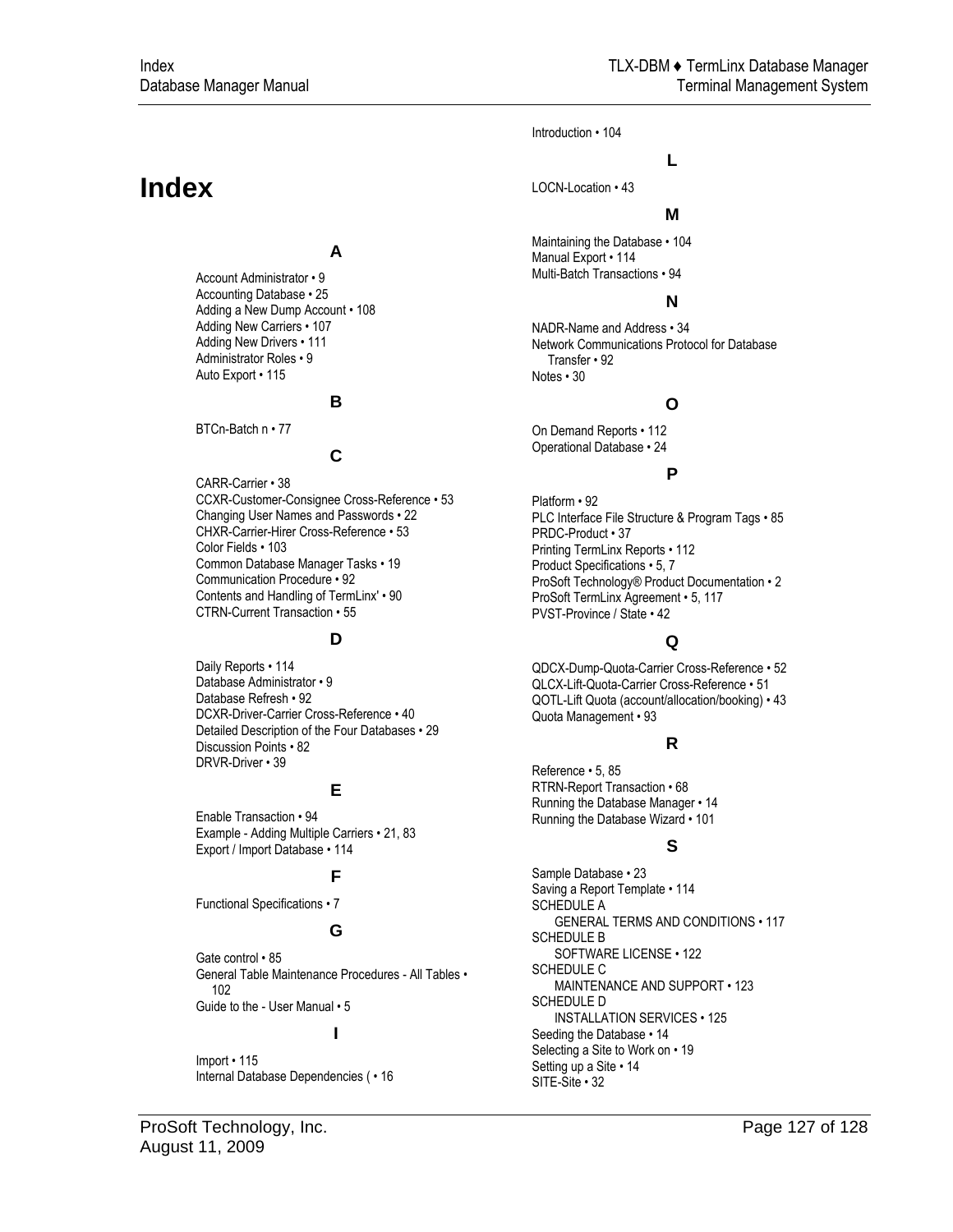# Index

## A

Account Administrator • 9
Accounting Database • 25
Adding a New Dump Account • 108
Adding New Carriers • 107
Adding New Drivers • 111
Administrator Roles • 9
Auto Export • 115

## B

BTCn-Batch n • 77

## C

CARR-Carrier • 38
CCXR-Customer-Consignee Cross-Reference • 53
Changing User Names and Passwords • 22
CHXR-Carrier-Hirer Cross-Reference • 53
Color Fields • 103
Common Database Manager Tasks • 19
Communication Procedure • 92
Contents and Handling of TermLinx' • 90
CTRN-Current Transaction • 55

## D

Daily Reports • 114
Database Administrator • 9
Database Refresh • 92
DCXR-Driver-Carrier Cross-Reference • 40
Detailed Description of the Four Databases • 29
Discussion Points • 82
DRVR-Driver • 39

## E

Enable Transaction • 94
Example - Adding Multiple Carriers • 21, 83
Export / Import Database • 114

## F

Functional Specifications • 7

## G

Gate control • 85
General Table Maintenance Procedures - All Tables • 102
Guide to the - User Manual • 5

## I

Import • 115
Internal Database Dependencies ( • 16
Introduction • 104

## L

LOCN-Location • 43

## M

Maintaining the Database • 104
Manual Export • 114
Multi-Batch Transactions • 94

## N

NADR-Name and Address • 34
Network Communications Protocol for Database Transfer • 92
Notes • 30

## O

On Demand Reports • 112
Operational Database • 24

## P

Platform • 92
PLC Interface File Structure & Program Tags • 85
PRDC-Product • 37
Printing TermLinx Reports • 112
Product Specifications • 5, 7
ProSoft Technology® Product Documentation • 2
ProSoft TermLinx Agreement • 5, 117
PVST-Province / State • 42

## Q

QDCX-Dump-Quota-Carrier Cross-Reference • 52
QLCX-Lift-Quota-Carrier Cross-Reference • 51
QOTL-Lift Quota (account/allocation/booking) • 43
Quota Management • 93

## R

Reference • 5, 85
RTRN-Report Transaction • 68
Running the Database Manager • 14
Running the Database Wizard • 101

## S

Sample Database • 23
Saving a Report Template • 114
SCHEDULE A
GENERAL TERMS AND CONDITIONS • 117
SCHEDULE B
SOFTWARE LICENSE • 122
SCHEDULE C
MAINTENANCE AND SUPPORT • 123
SCHEDULE D
INSTALLATION SERVICES • 125
Seeding the Database • 14
Selecting a Site to Work on • 19
Setting up a Site • 14
SITE-Site • 32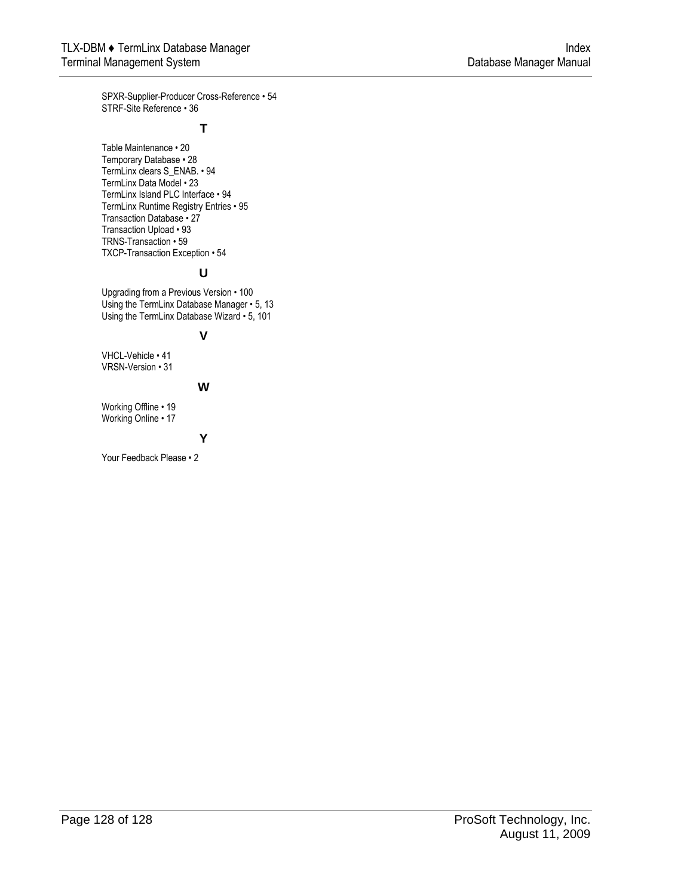SPXR-Supplier-Producer Cross-Reference • 54
STRF-Site Reference • 36

## T

Table Maintenance • 20
Temporary Database • 28
TermLinx clears S_ENAB. • 94
TermLinx Data Model • 23
TermLinx Island PLC Interface • 94
TermLinx Runtime Registry Entries • 95
Transaction Database • 27
Transaction Upload • 93
TRNS-Transaction • 59
TXCP-Transaction Exception • 54

## U

Upgrading from a Previous Version • 100
Using the TermLinx Database Manager • 5, 13
Using the TermLinx Database Wizard • 5, 101

## V

VHCL-Vehicle • 41
VRSN-Version • 31

## W

Working Offline • 19
Working Online • 17

## Y

Your Feedback Please • 2